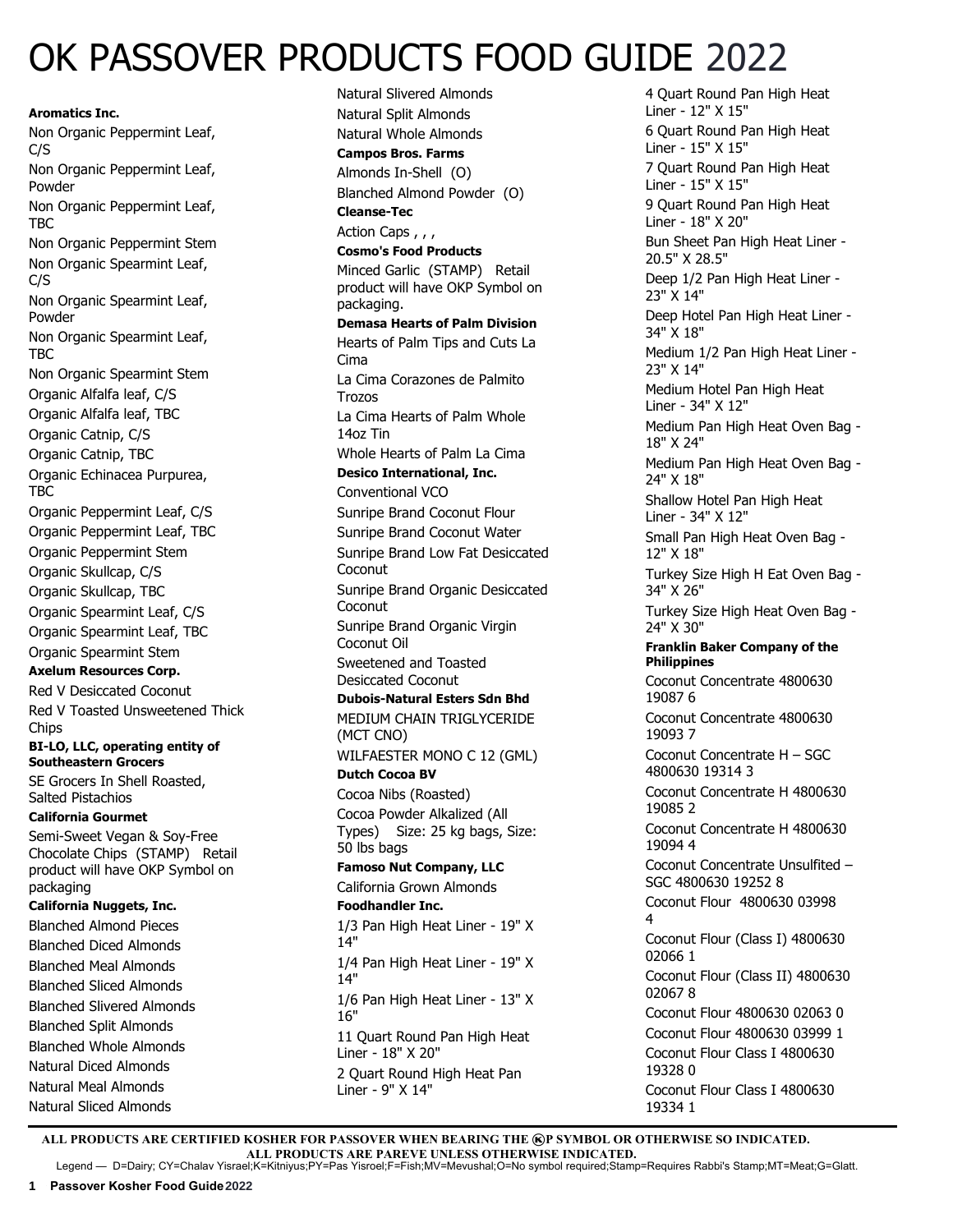# OK PASSOVER PRODUCTS FOOD GUIDE 2022

**Aromatics Inc.**

Non Organic Peppermint Leaf, C/S

Non Organic Peppermint Leaf, Powder

Non Organic Peppermint Leaf, TBC

Non Organic Peppermint Stem

Non Organic Spearmint Leaf, C/S

Non Organic Spearmint Leaf, Powder

Non Organic Spearmint Leaf, TBC

Non Organic Spearmint Stem

Organic Alfalfa leaf, C/S

Organic Alfalfa leaf, TBC

Organic Catnip, C/S

Organic Catnip, TBC

Organic Echinacea Purpurea, TBC

Organic Peppermint Leaf, C/S

Organic Peppermint Leaf, TBC

Organic Peppermint Stem

Organic Skullcap, C/S

Organic Skullcap, TBC

Organic Spearmint Leaf, C/S

Organic Spearmint Leaf, TBC

Organic Spearmint Stem

**Axelum Resources Corp.**

Red V Desiccated Coconut

Red V Toasted Unsweetened Thick Chips

**BI-LO, LLC, operating entity of Southeastern Grocers**

SE Grocers In Shell Roasted, Salted Pistachios

**California Gourmet**

Semi-Sweet Vegan & Soy-Free Chocolate Chips (STAMP) Retail product will have OKP Symbol on packaging

**California Nuggets, Inc.**

Blanched Almond Pieces

Blanched Diced Almonds

Blanched Meal Almonds

Blanched Sliced Almonds

Blanched Slivered Almonds

Blanched Split Almonds

Blanched Whole Almonds

Natural Diced Almonds

Natural Meal Almonds

Natural Sliced Almonds

Natural Slivered Almonds

Natural Split Almonds

Natural Whole Almonds

**Campos Bros. Farms**

Almonds In-Shell (O)

Blanched Almond Powder (O)

**Cleanse-Tec**

Action Caps , , ,

**Cosmo's Food Products**

Minced Garlic (STAMP) Retail product will have OKP Symbol on packaging.

**Demasa Hearts of Palm Division**

Hearts of Palm Tips and Cuts La Cima

La Cima Corazones de Palmito Trozos

La Cima Hearts of Palm Whole 14oz Tin

Whole Hearts of Palm La Cima

**Desico International, Inc.**

Conventional VCO

Sunripe Brand Coconut Flour

Sunripe Brand Coconut Water

Sunripe Brand Low Fat Desiccated Coconut

Sunripe Brand Organic Desiccated Coconut

Sunripe Brand Organic Virgin Coconut Oil

Sweetened and Toasted Desiccated Coconut

**Dubois-Natural Esters Sdn Bhd**

MEDIUM CHAIN TRIGLYCERIDE (MCT CNO)

WILFAESTER MONO C 12 (GML)

**Dutch Cocoa BV**

Cocoa Nibs (Roasted)

Cocoa Powder Alkalized (All Types) Size: 25 kg bags, Size: 50 lbs bags

**Famoso Nut Company, LLC**

California Grown Almonds

**Foodhandler Inc.**

1/3 Pan High Heat Liner - 19" X 14"

1/4 Pan High Heat Liner - 19" X 14"

1/6 Pan High Heat Liner - 13" X 16"

11 Quart Round Pan High Heat Liner - 18" X 20"

2 Quart Round High Heat Pan Liner - 9" X 14"

4 Quart Round Pan High Heat Liner - 12" X 15"

6 Quart Round Pan High Heat Liner - 15" X 15"

7 Quart Round Pan High Heat Liner - 15" X 15"

9 Quart Round Pan High Heat Liner - 18" X 20"

Bun Sheet Pan High Heat Liner - 20.5" X 28.5"

Deep 1/2 Pan High Heat Liner - 23" X 14"

Deep Hotel Pan High Heat Liner - 34" X 18"

Medium 1/2 Pan High Heat Liner - 23" X 14"

Medium Hotel Pan High Heat Liner - 34" X 12"

Medium Pan High Heat Oven Bag - 18" X 24"

Medium Pan High Heat Oven Bag - 24" X 18"

Shallow Hotel Pan High Heat Liner - 34" X 12"

Small Pan High Heat Oven Bag - 12" X 18"

Turkey Size High H Eat Oven Bag - 34" X 26"

Turkey Size High Heat Oven Bag - 24" X 30"

**Franklin Baker Company of the Philippines**

Coconut Concentrate 4800630 19087 6

Coconut Concentrate 4800630 19093 7

Coconut Concentrate H – SGC 4800630 19314 3

Coconut Concentrate H 4800630 19085 2

Coconut Concentrate H 4800630 19094 4

Coconut Concentrate Unsulfited – SGC 4800630 19252 8

Coconut Flour 4800630 03998 4

Coconut Flour (Class I) 4800630 02066 1

Coconut Flour (Class II) 4800630 02067 8

Coconut Flour 4800630 02063 0

Coconut Flour 4800630 03999 1

Coconut Flour Class I 4800630 19328 0

Coconut Flour Class I 4800630 19334 1

**ALL PRODUCTS ARE CERTIFIED KOSHER FOR PASSOVER WHEN BEARING THE ⓀP SYMBOL OR OTHERWISE SO INDICATED. ALL PRODUCTS ARE PAREVE UNLESS OTHERWISE INDICATED.**

Legend — D=Dairy; CY=Chalav Yisrael;K=Kitniyus;PY=Pas Yisroel;F=Fish;MV=Mevushal;O=No symbol required;Stamp=Requires Rabbi's Stamp;MT=Meat;G=Glatt.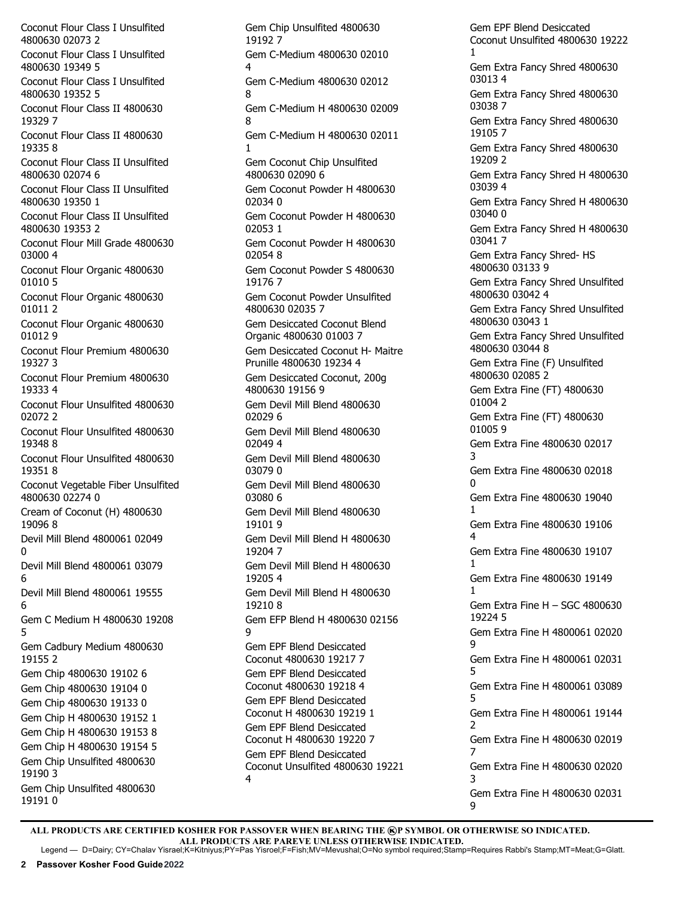Coconut Flour Class I Unsulfited 4800630 02073 2

Coconut Flour Class I Unsulfited 4800630 19349 5

Coconut Flour Class I Unsulfited 4800630 19352 5

Coconut Flour Class II 4800630 19329 7

Coconut Flour Class II 4800630 19335 8

Coconut Flour Class II Unsulfited 4800630 02074 6

Coconut Flour Class II Unsulfited 4800630 19350 1

Coconut Flour Class II Unsulfited 4800630 19353 2

Coconut Flour Mill Grade 4800630 03000 4

Coconut Flour Organic 4800630 01010 5

Coconut Flour Organic 4800630 01011 2

Coconut Flour Organic 4800630 01012 9

Coconut Flour Premium 4800630 19327 3

Coconut Flour Premium 4800630 19333 4

Coconut Flour Unsulfited 4800630 02072 2

Coconut Flour Unsulfited 4800630 19348 8

Coconut Flour Unsulfited 4800630 19351 8

Coconut Vegetable Fiber Unsulfited 4800630 02274 0

Cream of Coconut (H) 4800630 19096 8

Devil Mill Blend 4800061 02049 0

Devil Mill Blend 4800061 03079 6

Devil Mill Blend 4800061 19555 6

Gem C Medium H 4800630 19208 5

Gem Cadbury Medium 4800630 19155 2

Gem Chip 4800630 19102 6

Gem Chip 4800630 19104 0

Gem Chip 4800630 19133 0

Gem Chip H 4800630 19152 1

Gem Chip H 4800630 19153 8

Gem Chip H 4800630 19154 5

Gem Chip Unsulfited 4800630 19190 3

Gem Chip Unsulfited 4800630 19191 0

Gem Chip Unsulfited 4800630 19192 7

Gem C-Medium 4800630 02010 4

Gem C-Medium 4800630 02012 8

Gem C-Medium H 4800630 02009 8

Gem C-Medium H 4800630 02011 1

Gem Coconut Chip Unsulfited 4800630 02090 6

Gem Coconut Powder H 4800630 02034 0

Gem Coconut Powder H 4800630 02053 1

Gem Coconut Powder H 4800630 02054 8

Gem Coconut Powder S 4800630 19176 7

Gem Coconut Powder Unsulfited 4800630 02035 7

Gem Desiccated Coconut Blend Organic 4800630 01003 7

Gem Desiccated Coconut H- Maitre Prunille 4800630 19234 4

Gem Desiccated Coconut, 200g 4800630 19156 9

Gem Devil Mill Blend 4800630 02029 6

Gem Devil Mill Blend 4800630 02049 4

Gem Devil Mill Blend 4800630 03079 0

Gem Devil Mill Blend 4800630 03080 6

Gem Devil Mill Blend 4800630 19101 9

Gem Devil Mill Blend H 4800630 19204 7

Gem Devil Mill Blend H 4800630 19205 4

Gem Devil Mill Blend H 4800630 19210 8

Gem EFP Blend H 4800630 02156 9

Gem EPF Blend Desiccated Coconut 4800630 19217 7

Gem EPF Blend Desiccated Coconut 4800630 19218 4

Gem EPF Blend Desiccated Coconut H 4800630 19219 1

Gem EPF Blend Desiccated Coconut H 4800630 19220 7

Gem EPF Blend Desiccated Coconut Unsulfited 4800630 19221 4

Gem EPF Blend Desiccated Coconut Unsulfited 4800630 19222 1

Gem Extra Fancy Shred 4800630 03013 4

Gem Extra Fancy Shred 4800630 03038 7

Gem Extra Fancy Shred 4800630 19105 7

Gem Extra Fancy Shred 4800630 19209 2

Gem Extra Fancy Shred H 4800630 03039 4

Gem Extra Fancy Shred H 4800630 03040 0

Gem Extra Fancy Shred H 4800630 03041 7

Gem Extra Fancy Shred- HS 4800630 03133 9

Gem Extra Fancy Shred Unsulfited 4800630 03042 4

Gem Extra Fancy Shred Unsulfited 4800630 03043 1

Gem Extra Fancy Shred Unsulfited 4800630 03044 8

Gem Extra Fine (F) Unsulfited 4800630 02085 2

Gem Extra Fine (FT) 4800630 01004 2

Gem Extra Fine (FT) 4800630 01005 9

Gem Extra Fine 4800630 02017 3

Gem Extra Fine 4800630 02018 0

Gem Extra Fine 4800630 19040 1

Gem Extra Fine 4800630 19106 4

Gem Extra Fine 4800630 19107 1

Gem Extra Fine 4800630 19149 1

Gem Extra Fine H – SGC 4800630 19224 5

Gem Extra Fine H 4800061 02020 9

Gem Extra Fine H 4800061 02031 5

Gem Extra Fine H 4800061 03089 5

Gem Extra Fine H 4800061 19144 2

Gem Extra Fine H 4800630 02019 7

Gem Extra Fine H 4800630 02020 3

Gem Extra Fine H 4800630 02031 9

**ALL PRODUCTS ARE CERTIFIED KOSHER FOR PASSOVER WHEN BEARING THE ⓚP SYMBOL OR OTHERWISE SO INDICATED.**
**ALL PRODUCTS ARE PAREVE UNLESS OTHERWISE INDICATED.**
Legend — D=Dairy; CY=Chalav Yisrael;K=Kitniyus;PY=Pas Yisroel;F=Fish;MV=Mevushal;O=No symbol required;Stamp=Requires Rabbi's Stamp;MT=Meat;G=Glatt.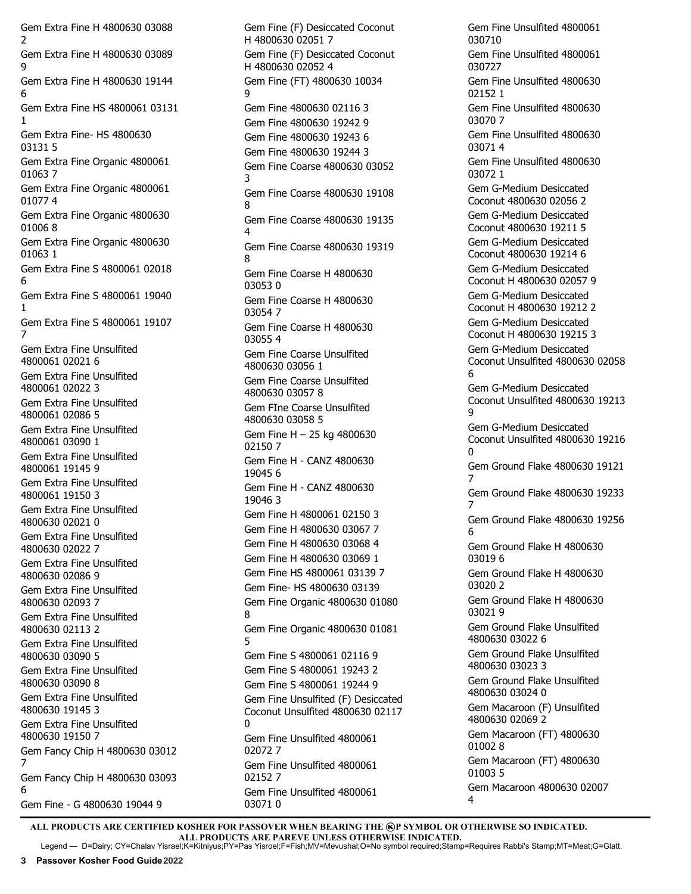Gem Extra Fine H 4800630 03088 2

Gem Extra Fine H 4800630 03089 9

Gem Extra Fine H 4800630 19144 6

Gem Extra Fine HS 4800061 03131 1

Gem Extra Fine- HS 4800630 03131 5

Gem Extra Fine Organic 4800061 01063 7

Gem Extra Fine Organic 4800061 01077 4

Gem Extra Fine Organic 4800630 01006 8

Gem Extra Fine Organic 4800630 01063 1

Gem Extra Fine S 4800061 02018 6

Gem Extra Fine S 4800061 19040 1

Gem Extra Fine S 4800061 19107 7

Gem Extra Fine Unsulfited 4800061 02021 6

Gem Extra Fine Unsulfited 4800061 02022 3

Gem Extra Fine Unsulfited 4800061 02086 5

Gem Extra Fine Unsulfited 4800061 03090 1

Gem Extra Fine Unsulfited 4800061 19145 9

Gem Extra Fine Unsulfited 4800061 19150 3

Gem Extra Fine Unsulfited 4800630 02021 0

Gem Extra Fine Unsulfited 4800630 02022 7

Gem Extra Fine Unsulfited 4800630 02086 9

Gem Extra Fine Unsulfited 4800630 02093 7

Gem Extra Fine Unsulfited 4800630 02113 2

Gem Extra Fine Unsulfited 4800630 03090 5

Gem Extra Fine Unsulfited 4800630 03090 8

Gem Extra Fine Unsulfited 4800630 19145 3

Gem Extra Fine Unsulfited 4800630 19150 7

Gem Fancy Chip H 4800630 03012 7

Gem Fancy Chip H 4800630 03093 6

Gem Fine - G 4800630 19044 9

Gem Fine (F) Desiccated Coconut H 4800630 02051 7

Gem Fine (F) Desiccated Coconut H 4800630 02052 4

Gem Fine (FT) 4800630 10034 9

Gem Fine 4800630 02116 3

Gem Fine 4800630 19242 9

Gem Fine 4800630 19243 6

Gem Fine 4800630 19244 3

Gem Fine Coarse 4800630 03052 3

Gem Fine Coarse 4800630 19108 8

Gem Fine Coarse 4800630 19135 4

Gem Fine Coarse 4800630 19319 8

Gem Fine Coarse H 4800630 03053 0

Gem Fine Coarse H 4800630 03054 7

Gem Fine Coarse H 4800630 03055 4

Gem Fine Coarse Unsulfited 4800630 03056 1

Gem Fine Coarse Unsulfited 4800630 03057 8

Gem FIne Coarse Unsulfited 4800630 03058 5

Gem Fine H – 25 kg 4800630 02150 7

Gem Fine H - CANZ 4800630 19045 6

Gem Fine H - CANZ 4800630 19046 3

Gem Fine H 4800061 02150 3

Gem Fine H 4800630 03067 7

Gem Fine H 4800630 03068 4

Gem Fine H 4800630 03069 1

Gem Fine HS 4800061 03139 7

Gem Fine- HS 4800630 03139

Gem Fine Organic 4800630 01080 8

Gem Fine Organic 4800630 01081 5

Gem Fine S 4800061 02116 9

Gem Fine S 4800061 19243 2

Gem Fine S 4800061 19244 9

Gem Fine Unsulfited (F) Desiccated Coconut Unsulfited 4800630 02117 0

Gem Fine Unsulfited 4800061 02072 7

Gem Fine Unsulfited 4800061 02152 7

Gem Fine Unsulfited 4800061 03071 0

Gem Fine Unsulfited 4800061 030710

Gem Fine Unsulfited 4800061 030727

Gem Fine Unsulfited 4800630 02152 1

Gem Fine Unsulfited 4800630 03070 7

Gem Fine Unsulfited 4800630 03071 4

Gem Fine Unsulfited 4800630 03072 1

Gem G-Medium Desiccated Coconut 4800630 02056 2

Gem G-Medium Desiccated Coconut 4800630 19211 5

Gem G-Medium Desiccated Coconut 4800630 19214 6

Gem G-Medium Desiccated Coconut H 4800630 02057 9

Gem G-Medium Desiccated Coconut H 4800630 19212 2

Gem G-Medium Desiccated Coconut H 4800630 19215 3

Gem G-Medium Desiccated Coconut Unsulfited 4800630 02058 6

Gem G-Medium Desiccated Coconut Unsulfited 4800630 19213 9

Gem G-Medium Desiccated Coconut Unsulfited 4800630 19216 0

Gem Ground Flake 4800630 19121 7

Gem Ground Flake 4800630 19233 7

Gem Ground Flake 4800630 19256 6

Gem Ground Flake H 4800630 03019 6

Gem Ground Flake H 4800630 03020 2

Gem Ground Flake H 4800630 03021 9

Gem Ground Flake Unsulfited 4800630 03022 6

Gem Ground Flake Unsulfited 4800630 03023 3

Gem Ground Flake Unsulfited 4800630 03024 0

Gem Macaroon (F) Unsulfited 4800630 02069 2

Gem Macaroon (FT) 4800630 01002 8

Gem Macaroon (FT) 4800630 01003 5

Gem Macaroon 4800630 02007 4

**ALL PRODUCTS ARE CERTIFIED KOSHER FOR PASSOVER WHEN BEARING THE ⓀP SYMBOL OR OTHERWISE SO INDICATED.**
**ALL PRODUCTS ARE PAREVE UNLESS OTHERWISE INDICATED.**

Legend — D=Dairy; CY=Chalav Yisrael;K=Kitniyus;PY=Pas Yisroel;F=Fish;MV=Mevushal;O=No symbol required;Stamp=Requires Rabbi's Stamp;MT=Meat;G=Glatt.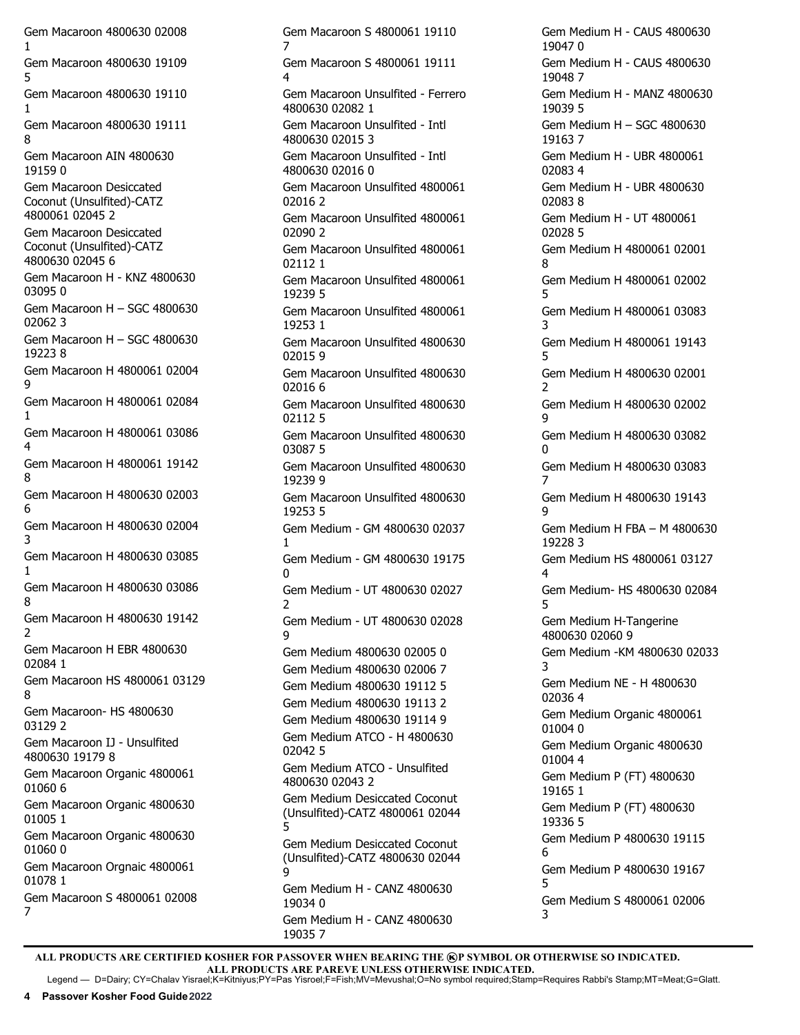Gem Macaroon 4800630 02008 1

Gem Macaroon 4800630 19109 5

Gem Macaroon 4800630 19110 1

Gem Macaroon 4800630 19111 8

Gem Macaroon AIN 4800630 19159 0

Gem Macaroon Desiccated Coconut (Unsulfited)-CATZ 4800061 02045 2

Gem Macaroon Desiccated Coconut (Unsulfited)-CATZ 4800630 02045 6

Gem Macaroon H - KNZ 4800630 03095 0

Gem Macaroon H – SGC 4800630 02062 3

Gem Macaroon H – SGC 4800630 19223 8

Gem Macaroon H 4800061 02004 9

Gem Macaroon H 4800061 02084 1

Gem Macaroon H 4800061 03086 4

Gem Macaroon H 4800061 19142 8

Gem Macaroon H 4800630 02003 6

Gem Macaroon H 4800630 02004 3

Gem Macaroon H 4800630 03085 1

Gem Macaroon H 4800630 03086 8

Gem Macaroon H 4800630 19142 2

Gem Macaroon H EBR 4800630 02084 1

Gem Macaroon HS 4800061 03129 8

Gem Macaroon- HS 4800630 03129 2

Gem Macaroon IJ - Unsulfited 4800630 19179 8

Gem Macaroon Organic 4800061 01060 6

Gem Macaroon Organic 4800630 01005 1

Gem Macaroon Organic 4800630 01060 0

Gem Macaroon Orgnaic 4800061 01078 1

Gem Macaroon S 4800061 02008 7

Gem Macaroon S 4800061 19110 7

Gem Macaroon S 4800061 19111 4

Gem Macaroon Unsulfited - Ferrero 4800630 02082 1

Gem Macaroon Unsulfited - Intl 4800630 02015 3

Gem Macaroon Unsulfited - Intl 4800630 02016 0

Gem Macaroon Unsulfited 4800061 02016 2

Gem Macaroon Unsulfited 4800061 02090 2

Gem Macaroon Unsulfited 4800061 02112 1

Gem Macaroon Unsulfited 4800061 19239 5

Gem Macaroon Unsulfited 4800061 19253 1

Gem Macaroon Unsulfited 4800630 02015 9

Gem Macaroon Unsulfited 4800630 02016 6

Gem Macaroon Unsulfited 4800630 02112 5

Gem Macaroon Unsulfited 4800630 03087 5

Gem Macaroon Unsulfited 4800630 19239 9

Gem Macaroon Unsulfited 4800630 19253 5

Gem Medium - GM 4800630 02037 1

Gem Medium - GM 4800630 19175 0

Gem Medium - UT 4800630 02027 2

Gem Medium - UT 4800630 02028 9

Gem Medium 4800630 02005 0

Gem Medium 4800630 02006 7

Gem Medium 4800630 19112 5

Gem Medium 4800630 19113 2

Gem Medium 4800630 19114 9

Gem Medium ATCO - H 4800630 02042 5

Gem Medium ATCO - Unsulfited 4800630 02043 2

Gem Medium Desiccated Coconut (Unsulfited)-CATZ 4800061 02044 5

Gem Medium Desiccated Coconut (Unsulfited)-CATZ 4800630 02044 9

Gem Medium H - CANZ 4800630 19034 0

Gem Medium H - CANZ 4800630 19035 7

Gem Medium H - CAUS 4800630 19047 0

Gem Medium H - CAUS 4800630 19048 7

Gem Medium H - MANZ 4800630 19039 5

Gem Medium H – SGC 4800630 19163 7

Gem Medium H - UBR 4800061 02083 4

Gem Medium H - UBR 4800630 02083 8

Gem Medium H - UT 4800061 02028 5

Gem Medium H 4800061 02001 8

Gem Medium H 4800061 02002 5

Gem Medium H 4800061 03083 3

Gem Medium H 4800061 19143 5

Gem Medium H 4800630 02001 2

Gem Medium H 4800630 02002 9

Gem Medium H 4800630 03082 0

Gem Medium H 4800630 03083 7

Gem Medium H 4800630 19143 9

Gem Medium H FBA – M 4800630 19228 3

Gem Medium HS 4800061 03127 4

Gem Medium- HS 4800630 02084 5

Gem Medium H-Tangerine 4800630 02060 9

Gem Medium -KM 4800630 02033 3

Gem Medium NE - H 4800630 02036 4

Gem Medium Organic 4800061 01004 0

Gem Medium Organic 4800630 01004 4

Gem Medium P (FT) 4800630 19165 1

Gem Medium P (FT) 4800630 19336 5

Gem Medium P 4800630 19115 6

Gem Medium P 4800630 19167 5

Gem Medium S 4800061 02006 3

**ALL PRODUCTS ARE CERTIFIED KOSHER FOR PASSOVER WHEN BEARING THE ⓀP SYMBOL OR OTHERWISE SO INDICATED.**
**ALL PRODUCTS ARE PAREVE UNLESS OTHERWISE INDICATED.**
Legend — D=Dairy; CY=Chalav Yisrael;K=Kitniyus;PY=Pas Yisroel;F=Fish;MV=Mevushal;O=No symbol required;Stamp=Requires Rabbi's Stamp;MT=Meat;G=Glatt.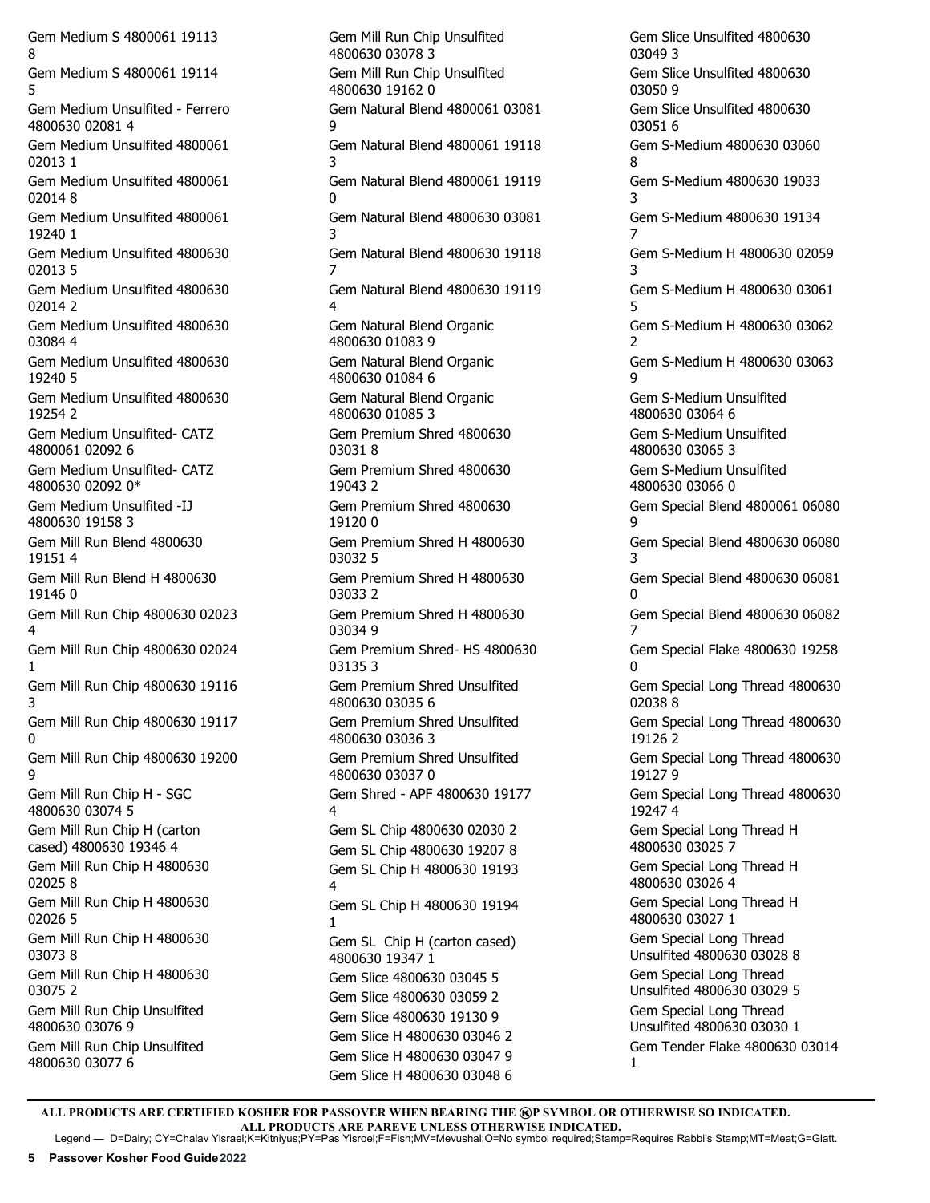Gem Medium S 4800061 19113 8

Gem Medium S 4800061 19114 5

Gem Medium Unsulfited - Ferrero 4800630 02081 4

Gem Medium Unsulfited 4800061 02013 1

Gem Medium Unsulfited 4800061 02014 8

Gem Medium Unsulfited 4800061 19240 1

Gem Medium Unsulfited 4800630 02013 5

Gem Medium Unsulfited 4800630 02014 2

Gem Medium Unsulfited 4800630 03084 4

Gem Medium Unsulfited 4800630 19240 5

Gem Medium Unsulfited 4800630 19254 2

Gem Medium Unsulfited- CATZ 4800061 02092 6

Gem Medium Unsulfited- CATZ 4800630 02092 0*

Gem Medium Unsulfited -IJ 4800630 19158 3

Gem Mill Run Blend 4800630 19151 4

Gem Mill Run Blend H 4800630 19146 0

Gem Mill Run Chip 4800630 02023 4

Gem Mill Run Chip 4800630 02024 1

Gem Mill Run Chip 4800630 19116 3

Gem Mill Run Chip 4800630 19117 0

Gem Mill Run Chip 4800630 19200 9

Gem Mill Run Chip H - SGC 4800630 03074 5

Gem Mill Run Chip H (carton cased) 4800630 19346 4

Gem Mill Run Chip H 4800630 02025 8

Gem Mill Run Chip H 4800630 02026 5

Gem Mill Run Chip H 4800630 03073 8

Gem Mill Run Chip H 4800630 03075 2

Gem Mill Run Chip Unsulfited 4800630 03076 9

Gem Mill Run Chip Unsulfited 4800630 03077 6

Gem Mill Run Chip Unsulfited 4800630 03078 3

Gem Mill Run Chip Unsulfited 4800630 19162 0

Gem Natural Blend 4800061 03081 9

Gem Natural Blend 4800061 19118 3

Gem Natural Blend 4800061 19119 0

Gem Natural Blend 4800630 03081 3

Gem Natural Blend 4800630 19118 7

Gem Natural Blend 4800630 19119 4

Gem Natural Blend Organic 4800630 01083 9

Gem Natural Blend Organic 4800630 01084 6

Gem Natural Blend Organic 4800630 01085 3

Gem Premium Shred 4800630 03031 8

Gem Premium Shred 4800630 19043 2

Gem Premium Shred 4800630 19120 0

Gem Premium Shred H 4800630 03032 5

Gem Premium Shred H 4800630 03033 2

Gem Premium Shred H 4800630 03034 9

Gem Premium Shred- HS 4800630 03135 3

Gem Premium Shred Unsulfited 4800630 03035 6

Gem Premium Shred Unsulfited 4800630 03036 3

Gem Premium Shred Unsulfited 4800630 03037 0

Gem Shred - APF 4800630 19177 4

Gem SL Chip 4800630 02030 2

Gem SL Chip 4800630 19207 8

Gem SL Chip H 4800630 19193 4

Gem SL Chip H 4800630 19194 1

Gem SL Chip H (carton cased) 4800630 19347 1

Gem Slice 4800630 03045 5

Gem Slice 4800630 03059 2

Gem Slice 4800630 19130 9

Gem Slice H 4800630 03046 2

Gem Slice H 4800630 03047 9

Gem Slice H 4800630 03048 6

Gem Slice Unsulfited 4800630 03049 3

Gem Slice Unsulfited 4800630 03050 9

Gem Slice Unsulfited 4800630 03051 6

Gem S-Medium 4800630 03060 8

Gem S-Medium 4800630 19033 3

Gem S-Medium 4800630 19134 7

Gem S-Medium H 4800630 02059 3

Gem S-Medium H 4800630 03061 5

Gem S-Medium H 4800630 03062 2

Gem S-Medium H 4800630 03063 9

Gem S-Medium Unsulfited 4800630 03064 6

Gem S-Medium Unsulfited 4800630 03065 3

Gem S-Medium Unsulfited 4800630 03066 0

Gem Special Blend 4800061 06080 9

Gem Special Blend 4800630 06080 3

Gem Special Blend 4800630 06081 0

Gem Special Blend 4800630 06082 7

Gem Special Flake 4800630 19258 0

Gem Special Long Thread 4800630 02038 8

Gem Special Long Thread 4800630 19126 2

Gem Special Long Thread 4800630 19127 9

Gem Special Long Thread 4800630 19247 4

Gem Special Long Thread H 4800630 03025 7

Gem Special Long Thread H 4800630 03026 4

Gem Special Long Thread H 4800630 03027 1

Gem Special Long Thread Unsulfited 4800630 03028 8

Gem Special Long Thread Unsulfited 4800630 03029 5

Gem Special Long Thread Unsulfited 4800630 03030 1

Gem Tender Flake 4800630 03014 1

---

**ALL PRODUCTS ARE CERTIFIED KOSHER FOR PASSOVER WHEN BEARING THE ⓀP SYMBOL OR OTHERWISE SO INDICATED.**
**ALL PRODUCTS ARE PAREVE UNLESS OTHERWISE INDICATED.**

Legend — D=Dairy; CY=Chalav Yisrael;K=Kitniyus;PY=Pas Yisroel;F=Fish;MV=Mevushal;O=No symbol required;Stamp=Requires Rabbi's Stamp;MT=Meat;G=Glatt.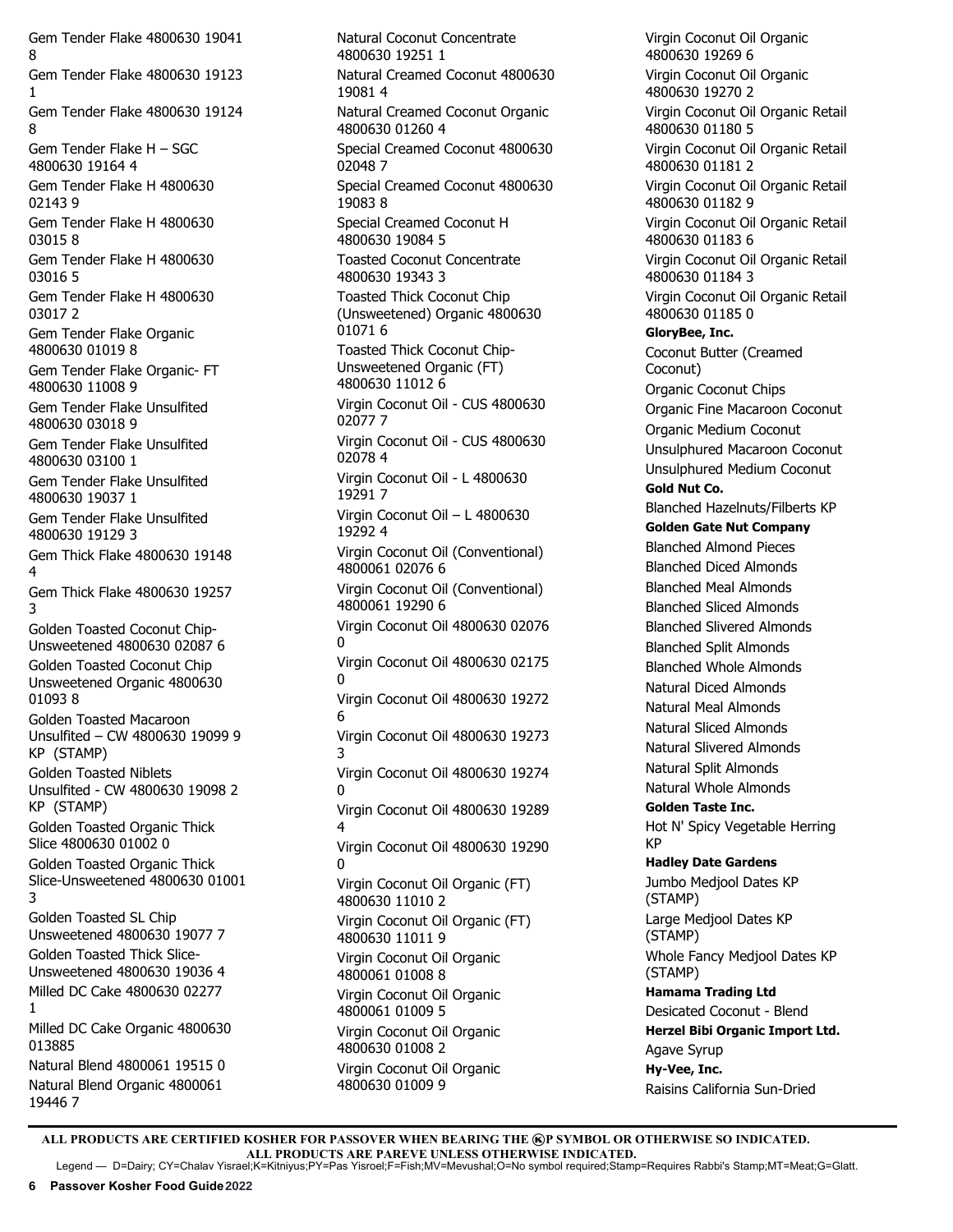Gem Tender Flake 4800630 19041 8

Gem Tender Flake 4800630 19123 1

Gem Tender Flake 4800630 19124 8

Gem Tender Flake H – SGC 4800630 19164 4

Gem Tender Flake H 4800630 02143 9

Gem Tender Flake H 4800630 03015 8

Gem Tender Flake H 4800630 03016 5

Gem Tender Flake H 4800630 03017 2

Gem Tender Flake Organic 4800630 01019 8

Gem Tender Flake Organic- FT 4800630 11008 9

Gem Tender Flake Unsulfited 4800630 03018 9

Gem Tender Flake Unsulfited 4800630 03100 1

Gem Tender Flake Unsulfited 4800630 19037 1

Gem Tender Flake Unsulfited 4800630 19129 3

Gem Thick Flake 4800630 19148 4

Gem Thick Flake 4800630 19257 3

Golden Toasted Coconut Chip-Unsweetened 4800630 02087 6

Golden Toasted Coconut Chip Unsweetened Organic 4800630 01093 8

Golden Toasted Macaroon Unsulfited – CW 4800630 19099 9 KP (STAMP)

Golden Toasted Niblets Unsulfited - CW 4800630 19098 2 KP (STAMP)

Golden Toasted Organic Thick Slice 4800630 01002 0

Golden Toasted Organic Thick Slice-Unsweetened 4800630 01001 3

Golden Toasted SL Chip Unsweetened 4800630 19077 7

Golden Toasted Thick Slice-Unsweetened 4800630 19036 4

Milled DC Cake 4800630 02277 1

Milled DC Cake Organic 4800630 013885

Natural Blend 4800061 19515 0

Natural Blend Organic 4800061 19446 7

Natural Coconut Concentrate 4800630 19251 1

Natural Creamed Coconut 4800630 19081 4

Natural Creamed Coconut Organic 4800630 01260 4

Special Creamed Coconut 4800630 02048 7

Special Creamed Coconut 4800630 19083 8

Special Creamed Coconut H 4800630 19084 5

Toasted Coconut Concentrate 4800630 19343 3

Toasted Thick Coconut Chip (Unsweetened) Organic 4800630 01071 6

Toasted Thick Coconut Chip-Unsweetened Organic (FT) 4800630 11012 6

Virgin Coconut Oil - CUS 4800630 02077 7

Virgin Coconut Oil - CUS 4800630 02078 4

Virgin Coconut Oil - L 4800630 19291 7

Virgin Coconut Oil – L 4800630 19292 4

Virgin Coconut Oil (Conventional) 4800061 02076 6

Virgin Coconut Oil (Conventional) 4800061 19290 6

Virgin Coconut Oil 4800630 02076 0

Virgin Coconut Oil 4800630 02175 0

Virgin Coconut Oil 4800630 19272 6

Virgin Coconut Oil 4800630 19273 3

Virgin Coconut Oil 4800630 19274 0

Virgin Coconut Oil 4800630 19289 4

Virgin Coconut Oil 4800630 19290 0

Virgin Coconut Oil Organic (FT) 4800630 11010 2

Virgin Coconut Oil Organic (FT) 4800630 11011 9

Virgin Coconut Oil Organic 4800061 01008 8

Virgin Coconut Oil Organic 4800061 01009 5

Virgin Coconut Oil Organic 4800630 01008 2

Virgin Coconut Oil Organic 4800630 01009 9

Virgin Coconut Oil Organic 4800630 19269 6

Virgin Coconut Oil Organic 4800630 19270 2

Virgin Coconut Oil Organic Retail 4800630 01180 5

Virgin Coconut Oil Organic Retail 4800630 01181 2

Virgin Coconut Oil Organic Retail 4800630 01182 9

Virgin Coconut Oil Organic Retail 4800630 01183 6

Virgin Coconut Oil Organic Retail 4800630 01184 3

Virgin Coconut Oil Organic Retail 4800630 01185 0

**GloryBee, Inc.**

Coconut Butter (Creamed Coconut)

Organic Coconut Chips

Organic Fine Macaroon Coconut

Organic Medium Coconut

Unsulphured Macaroon Coconut

Unsulphured Medium Coconut

**Gold Nut Co.**

Blanched Hazelnuts/Filberts KP

**Golden Gate Nut Company**

Blanched Almond Pieces

Blanched Diced Almonds

Blanched Meal Almonds

Blanched Sliced Almonds

Blanched Slivered Almonds

Blanched Split Almonds

Blanched Whole Almonds

Natural Diced Almonds

Natural Meal Almonds

Natural Sliced Almonds

Natural Slivered Almonds

Natural Split Almonds

Natural Whole Almonds

**Golden Taste Inc.**

Hot N' Spicy Vegetable Herring KP

**Hadley Date Gardens**

Jumbo Medjool Dates KP (STAMP)

Large Medjool Dates KP (STAMP)

Whole Fancy Medjool Dates KP (STAMP)

**Hamama Trading Ltd**

Desicated Coconut - Blend

**Herzel Bibi Organic Import Ltd.**

Agave Syrup

**Hy-Vee, Inc.**

Raisins California Sun-Dried

**ALL PRODUCTS ARE CERTIFIED KOSHER FOR PASSOVER WHEN BEARING THE ⓀP SYMBOL OR OTHERWISE SO INDICATED.**
**ALL PRODUCTS ARE PAREVE UNLESS OTHERWISE INDICATED.**

Legend — D=Dairy; CY=Chalav Yisrael;K=Kitniyus;PY=Pas Yisroel;F=Fish;MV=Mevushal;O=No symbol required;Stamp=Requires Rabbi's Stamp;MT=Meat;G=Glatt.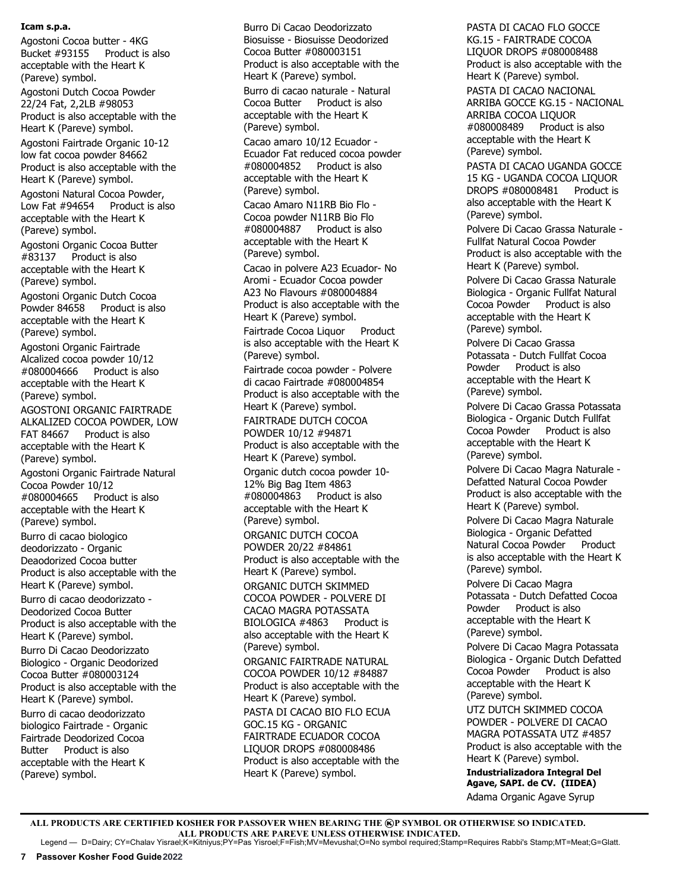**Icam s.p.a.**

Agostoni Cocoa butter - 4KG Bucket #93155 Product is also acceptable with the Heart K (Pareve) symbol.

Agostoni Dutch Cocoa Powder 22/24 Fat, 2,2LB #98053 Product is also acceptable with the Heart K (Pareve) symbol.

Agostoni Fairtrade Organic 10-12 low fat cocoa powder 84662 Product is also acceptable with the Heart K (Pareve) symbol.

Agostoni Natural Cocoa Powder, Low Fat #94654 Product is also acceptable with the Heart K (Pareve) symbol.

Agostoni Organic Cocoa Butter #83137 Product is also acceptable with the Heart K (Pareve) symbol.

Agostoni Organic Dutch Cocoa Powder 84658 Product is also acceptable with the Heart K (Pareve) symbol.

Agostoni Organic Fairtrade Alcalized cocoa powder 10/12 #080004666 Product is also acceptable with the Heart K (Pareve) symbol.

AGOSTONI ORGANIC FAIRTRADE ALKALIZED COCOA POWDER, LOW FAT 84667 Product is also acceptable with the Heart K (Pareve) symbol.

Agostoni Organic Fairtrade Natural Cocoa Powder 10/12 #080004665 Product is also acceptable with the Heart K (Pareve) symbol.

Burro di cacao biologico deodorizzato - Organic Deaodorized Cocoa butter Product is also acceptable with the Heart K (Pareve) symbol.

Burro di cacao deodorizzato - Deodorized Cocoa Butter Product is also acceptable with the Heart K (Pareve) symbol.

Burro Di Cacao Deodorizzato Biologico - Organic Deodorized Cocoa Butter #080003124 Product is also acceptable with the Heart K (Pareve) symbol.

Burro di cacao deodorizzato biologico Fairtrade - Organic Fairtrade Deodorized Cocoa Butter Product is also acceptable with the Heart K (Pareve) symbol.

Burro Di Cacao Deodorizzato Biosuisse - Biosuisse Deodorized Cocoa Butter #080003151 Product is also acceptable with the Heart K (Pareve) symbol.

Burro di cacao naturale - Natural Cocoa Butter Product is also acceptable with the Heart K (Pareve) symbol.

Cacao amaro 10/12 Ecuador - Ecuador Fat reduced cocoa powder #080004852 Product is also acceptable with the Heart K (Pareve) symbol.

Cacao Amaro N11RB Bio Flo - Cocoa powder N11RB Bio Flo #080004887 Product is also acceptable with the Heart K (Pareve) symbol.

Cacao in polvere A23 Ecuador- No Aromi - Ecuador Cocoa powder A23 No Flavours #080004884 Product is also acceptable with the Heart K (Pareve) symbol.

Fairtrade Cocoa Liquor Product is also acceptable with the Heart K (Pareve) symbol.

Fairtrade cocoa powder - Polvere di cacao Fairtrade #080004854 Product is also acceptable with the Heart K (Pareve) symbol.

FAIRTRADE DUTCH COCOA POWDER 10/12 #94871 Product is also acceptable with the Heart K (Pareve) symbol.

Organic dutch cocoa powder 10-12% Big Bag Item 4863 #080004863 Product is also acceptable with the Heart K (Pareve) symbol.

ORGANIC DUTCH COCOA POWDER 20/22 #84861 Product is also acceptable with the Heart K (Pareve) symbol.

ORGANIC DUTCH SKIMMED COCOA POWDER - POLVERE DI CACAO MAGRA POTASSATA BIOLOGICA #4863 Product is also acceptable with the Heart K (Pareve) symbol.

ORGANIC FAIRTRADE NATURAL COCOA POWDER 10/12 #84887 Product is also acceptable with the Heart K (Pareve) symbol.

PASTA DI CACAO BIO FLO ECUA GOC.15 KG - ORGANIC FAIRTRADE ECUADOR COCOA LIQUOR DROPS #080008486 Product is also acceptable with the Heart K (Pareve) symbol.

PASTA DI CACAO FLO GOCCE KG.15 - FAIRTRADE COCOA LIQUOR DROPS #080008488 Product is also acceptable with the Heart K (Pareve) symbol.

PASTA DI CACAO NACIONAL ARRIBA GOCCE KG.15 - NACIONAL ARRIBA COCOA LIQUOR #080008489 Product is also acceptable with the Heart K (Pareve) symbol.

PASTA DI CACAO UGANDA GOCCE 15 KG - UGANDA COCOA LIQUOR DROPS #080008481 Product is also acceptable with the Heart K (Pareve) symbol.

Polvere Di Cacao Grassa Naturale - Fullfat Natural Cocoa Powder Product is also acceptable with the Heart K (Pareve) symbol.

Polvere Di Cacao Grassa Naturale Biologica - Organic Fullfat Natural Cocoa Powder Product is also acceptable with the Heart K (Pareve) symbol.

Polvere Di Cacao Grassa Potassata - Dutch Fullfat Cocoa Powder Product is also acceptable with the Heart K (Pareve) symbol.

Polvere Di Cacao Grassa Potassata Biologica - Organic Dutch Fullfat Cocoa Powder Product is also acceptable with the Heart K (Pareve) symbol.

Polvere Di Cacao Magra Naturale - Defatted Natural Cocoa Powder Product is also acceptable with the Heart K (Pareve) symbol.

Polvere Di Cacao Magra Naturale Biologica - Organic Defatted Natural Cocoa Powder Product is also acceptable with the Heart K (Pareve) symbol.

Polvere Di Cacao Magra Potassata - Dutch Defatted Cocoa Powder Product is also acceptable with the Heart K (Pareve) symbol.

Polvere Di Cacao Magra Potassata Biologica - Organic Dutch Defatted Cocoa Powder Product is also acceptable with the Heart K (Pareve) symbol.

UTZ DUTCH SKIMMED COCOA POWDER - POLVERE DI CACAO MAGRA POTASSATA UTZ #4857 Product is also acceptable with the Heart K (Pareve) symbol.

**Industrializadora Integral Del Agave, SAPI. de CV. (IIDEA)**

Adama Organic Agave Syrup

**ALL PRODUCTS ARE CERTIFIED KOSHER FOR PASSOVER WHEN BEARING THE ⓀP SYMBOL OR OTHERWISE SO INDICATED.**
**ALL PRODUCTS ARE PAREVE UNLESS OTHERWISE INDICATED.**
Legend — D=Dairy; CY=Chalav Yisrael;K=Kitniyus;PY=Pas Yisroel;F=Fish;MV=Mevushal;O=No symbol required;Stamp=Requires Rabbi's Stamp;MT=Meat;G=Glatt.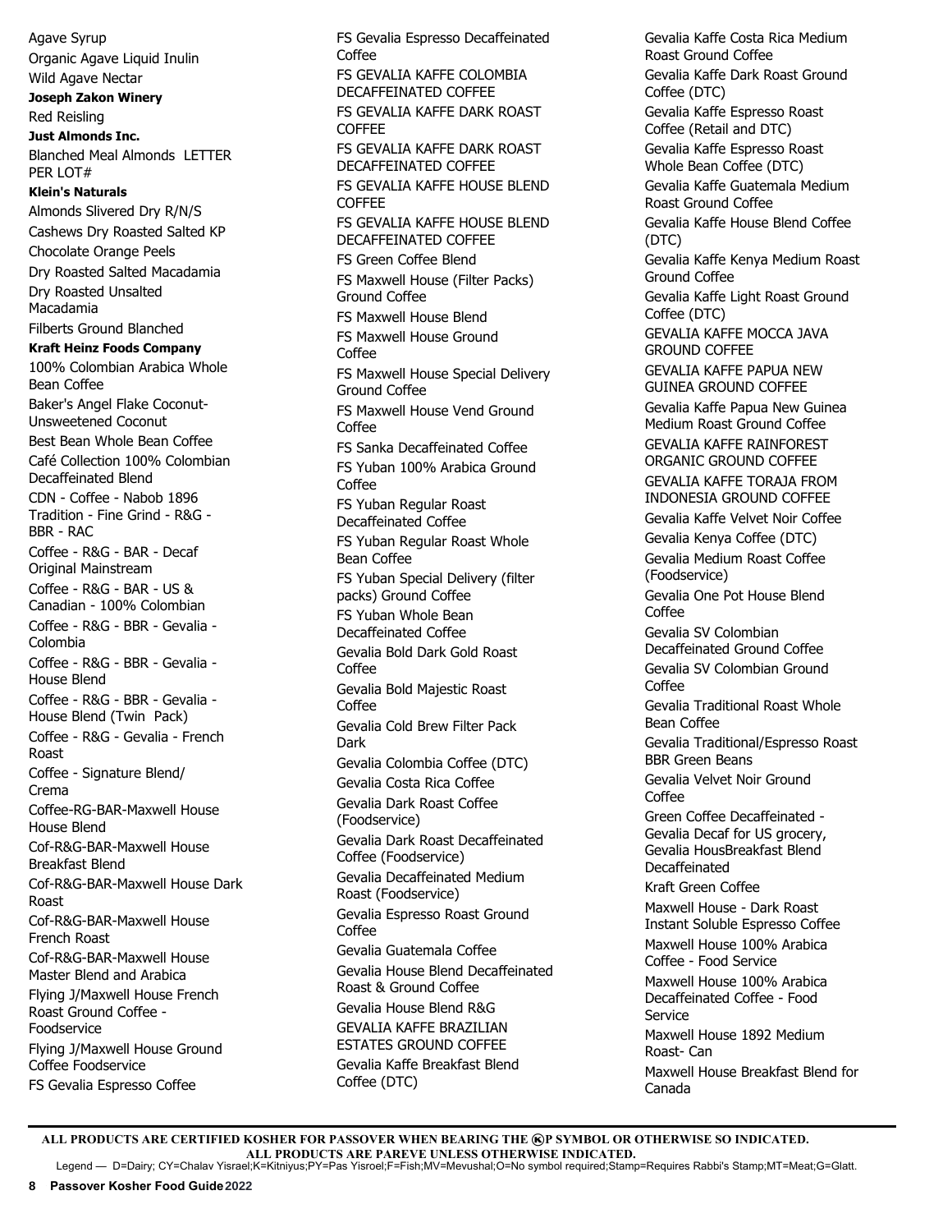Agave Syrup

Organic Agave Liquid Inulin

Wild Agave Nectar

**Joseph Zakon Winery**

Red Reisling

**Just Almonds Inc.**

Blanched Meal Almonds LETTER PER LOT#

**Klein's Naturals**

Almonds Slivered Dry R/N/S

Cashews Dry Roasted Salted KP

Chocolate Orange Peels

Dry Roasted Salted Macadamia

Dry Roasted Unsalted Macadamia

Filberts Ground Blanched

**Kraft Heinz Foods Company**

100% Colombian Arabica Whole Bean Coffee

Baker's Angel Flake Coconut-Unsweetened Coconut

Best Bean Whole Bean Coffee

Café Collection 100% Colombian Decaffeinated Blend

CDN - Coffee - Nabob 1896 Tradition - Fine Grind - R&G - BBR - RAC

Coffee - R&G - BAR - Decaf Original Mainstream

Coffee - R&G - BAR - US & Canadian - 100% Colombian

Coffee - R&G - BBR - Gevalia - Colombia

Coffee - R&G - BBR - Gevalia - House Blend

Coffee - R&G - BBR - Gevalia - House Blend (Twin Pack)

Coffee - R&G - Gevalia - French Roast

Coffee - Signature Blend/ Crema

Coffee-RG-BAR-Maxwell House House Blend

Cof-R&G-BAR-Maxwell House Breakfast Blend

Cof-R&G-BAR-Maxwell House Dark Roast

Cof-R&G-BAR-Maxwell House French Roast

Cof-R&G-BAR-Maxwell House Master Blend and Arabica

Flying J/Maxwell House French Roast Ground Coffee - Foodservice

Flying J/Maxwell House Ground Coffee Foodservice

FS Gevalia Espresso Coffee

FS Gevalia Espresso Decaffeinated Coffee

FS GEVALIA KAFFE COLOMBIA DECAFFEINATED COFFEE

FS GEVALIA KAFFE DARK ROAST COFFEE

FS GEVALIA KAFFE DARK ROAST DECAFFEINATED COFFEE

FS GEVALIA KAFFE HOUSE BLEND COFFEE

FS GEVALIA KAFFE HOUSE BLEND DECAFFEINATED COFFEE

FS Green Coffee Blend

FS Maxwell House (Filter Packs) Ground Coffee

FS Maxwell House Blend

FS Maxwell House Ground Coffee

FS Maxwell House Special Delivery Ground Coffee

FS Maxwell House Vend Ground Coffee

FS Sanka Decaffeinated Coffee

FS Yuban 100% Arabica Ground Coffee

FS Yuban Regular Roast Decaffeinated Coffee

FS Yuban Regular Roast Whole Bean Coffee

FS Yuban Special Delivery (filter packs) Ground Coffee

FS Yuban Whole Bean Decaffeinated Coffee

Gevalia Bold Dark Gold Roast Coffee

Gevalia Bold Majestic Roast Coffee

Gevalia Cold Brew Filter Pack Dark

Gevalia Colombia Coffee (DTC)

Gevalia Costa Rica Coffee

Gevalia Dark Roast Coffee (Foodservice)

Gevalia Dark Roast Decaffeinated Coffee (Foodservice)

Gevalia Decaffeinated Medium Roast (Foodservice)

Gevalia Espresso Roast Ground Coffee

Gevalia Guatemala Coffee

Gevalia House Blend Decaffeinated Roast & Ground Coffee

Gevalia House Blend R&G

GEVALIA KAFFE BRAZILIAN ESTATES GROUND COFFEE

Gevalia Kaffe Breakfast Blend Coffee (DTC)

Gevalia Kaffe Costa Rica Medium Roast Ground Coffee

Gevalia Kaffe Dark Roast Ground Coffee (DTC)

Gevalia Kaffe Espresso Roast Coffee (Retail and DTC)

Gevalia Kaffe Espresso Roast Whole Bean Coffee (DTC)

Gevalia Kaffe Guatemala Medium Roast Ground Coffee

Gevalia Kaffe House Blend Coffee (DTC)

Gevalia Kaffe Kenya Medium Roast Ground Coffee

Gevalia Kaffe Light Roast Ground Coffee (DTC)

GEVALIA KAFFE MOCCA JAVA GROUND COFFEE

GEVALIA KAFFE PAPUA NEW GUINEA GROUND COFFEE

Gevalia Kaffe Papua New Guinea Medium Roast Ground Coffee

GEVALIA KAFFE RAINFOREST ORGANIC GROUND COFFEE

GEVALIA KAFFE TORAJA FROM INDONESIA GROUND COFFEE

Gevalia Kaffe Velvet Noir Coffee

Gevalia Kenya Coffee (DTC)

Gevalia Medium Roast Coffee (Foodservice)

Gevalia One Pot House Blend Coffee

Gevalia SV Colombian Decaffeinated Ground Coffee

Gevalia SV Colombian Ground Coffee

Gevalia Traditional Roast Whole Bean Coffee

Gevalia Traditional/Espresso Roast BBR Green Beans

Gevalia Velvet Noir Ground Coffee

Green Coffee Decaffeinated - Gevalia Decaf for US grocery, Gevalia HousBreakfast Blend Decaffeinated

Kraft Green Coffee

Maxwell House - Dark Roast Instant Soluble Espresso Coffee

Maxwell House 100% Arabica Coffee - Food Service

Maxwell House 100% Arabica Decaffeinated Coffee - Food Service

Maxwell House 1892 Medium Roast- Can

Maxwell House Breakfast Blend for Canada

---

**ALL PRODUCTS ARE CERTIFIED KOSHER FOR PASSOVER WHEN BEARING THE ⓀP SYMBOL OR OTHERWISE SO INDICATED. ALL PRODUCTS ARE PAREVE UNLESS OTHERWISE INDICATED.**

Legend — D=Dairy; CY=Chalav Yisrael;K=Kitniyus;PY=Pas Yisroel;F=Fish;MV=Mevushal;O=No symbol required;Stamp=Requires Rabbi's Stamp;MT=Meat;G=Glatt.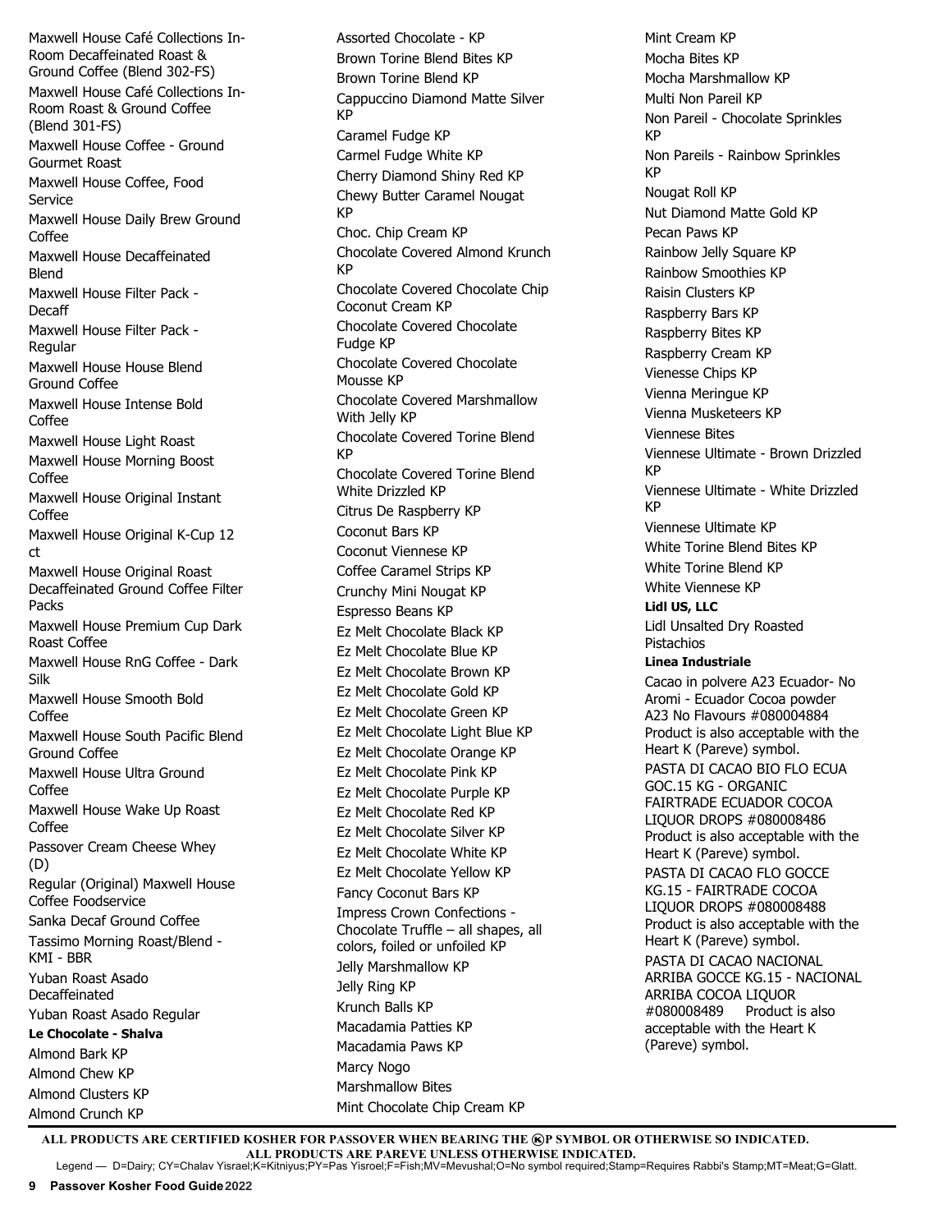Maxwell House Café Collections In-Room Decaffeinated Roast & Ground Coffee (Blend 302-FS)

Maxwell House Café Collections In-Room Roast & Ground Coffee (Blend 301-FS)

Maxwell House Coffee - Ground Gourmet Roast

Maxwell House Coffee, Food Service

Maxwell House Daily Brew Ground Coffee

Maxwell House Decaffeinated Blend

Maxwell House Filter Pack - Decaff

Maxwell House Filter Pack - Regular

Maxwell House House Blend Ground Coffee

Maxwell House Intense Bold Coffee

Maxwell House Light Roast

Maxwell House Morning Boost Coffee

Maxwell House Original Instant Coffee

Maxwell House Original K-Cup 12 ct

Maxwell House Original Roast Decaffeinated Ground Coffee Filter Packs

Maxwell House Premium Cup Dark Roast Coffee

Maxwell House RnG Coffee - Dark Silk

Maxwell House Smooth Bold Coffee

Maxwell House South Pacific Blend Ground Coffee

Maxwell House Ultra Ground Coffee

Maxwell House Wake Up Roast Coffee

Passover Cream Cheese Whey (D)

Regular (Original) Maxwell House Coffee Foodservice

Sanka Decaf Ground Coffee

Tassimo Morning Roast/Blend - KMI - BBR

Yuban Roast Asado Decaffeinated

Yuban Roast Asado Regular

**Le Chocolate - Shalva**

Almond Bark KP

Almond Chew KP

Almond Clusters KP

Almond Crunch KP

Assorted Chocolate - KP

Brown Torine Blend Bites KP

Brown Torine Blend KP

Cappuccino Diamond Matte Silver KP

Caramel Fudge KP

Carmel Fudge White KP

Cherry Diamond Shiny Red KP

Chewy Butter Caramel Nougat KP

Choc. Chip Cream KP

Chocolate Covered Almond Krunch KP

Chocolate Covered Chocolate Chip Coconut Cream KP

Chocolate Covered Chocolate Fudge KP

Chocolate Covered Chocolate Mousse KP

Chocolate Covered Marshmallow With Jelly KP

Chocolate Covered Torine Blend KP

Chocolate Covered Torine Blend White Drizzled KP

Citrus De Raspberry KP

Coconut Bars KP

Coconut Viennese KP

Coffee Caramel Strips KP

Crunchy Mini Nougat KP

Espresso Beans KP

Ez Melt Chocolate Black KP

Ez Melt Chocolate Blue KP

Ez Melt Chocolate Brown KP

Ez Melt Chocolate Gold KP

Ez Melt Chocolate Green KP

Ez Melt Chocolate Light Blue KP

Ez Melt Chocolate Orange KP

Ez Melt Chocolate Pink KP

Ez Melt Chocolate Purple KP

Ez Melt Chocolate Red KP

Ez Melt Chocolate Silver KP

Ez Melt Chocolate White KP

Ez Melt Chocolate Yellow KP

Fancy Coconut Bars KP

Impress Crown Confections - Chocolate Truffle – all shapes, all colors, foiled or unfoiled KP

Jelly Marshmallow KP

Jelly Ring KP

Krunch Balls KP

Macadamia Patties KP

Macadamia Paws KP

Marcy Nogo

Marshmallow Bites

Mint Chocolate Chip Cream KP

Mint Cream KP

Mocha Bites KP

Mocha Marshmallow KP

Multi Non Pareil KP

Non Pareil - Chocolate Sprinkles KP

Non Pareils - Rainbow Sprinkles KP

Nougat Roll KP

Nut Diamond Matte Gold KP

Pecan Paws KP

Rainbow Jelly Square KP

Rainbow Smoothies KP

Raisin Clusters KP

Raspberry Bars KP

Raspberry Bites KP

Raspberry Cream KP

Vienesse Chips KP

Vienna Meringue KP

Vienna Musketeers KP

Viennese Bites

Viennese Ultimate - Brown Drizzled KP

Viennese Ultimate - White Drizzled KP

Viennese Ultimate KP

White Torine Blend Bites KP

White Torine Blend KP

White Viennese KP

**Lidl US, LLC**

Lidl Unsalted Dry Roasted Pistachios

**Linea Industriale**

Cacao in polvere A23 Ecuador- No Aromi - Ecuador Cocoa powder A23 No Flavours #080004884 Product is also acceptable with the Heart K (Pareve) symbol.

PASTA DI CACAO BIO FLO ECUA GOC.15 KG - ORGANIC FAIRTRADE ECUADOR COCOA LIQUOR DROPS #080008486 Product is also acceptable with the Heart K (Pareve) symbol.

PASTA DI CACAO FLO GOCCE KG.15 - FAIRTRADE COCOA LIQUOR DROPS #080008488 Product is also acceptable with the Heart K (Pareve) symbol.

PASTA DI CACAO NACIONAL ARRIBA GOCCE KG.15 - NACIONAL ARRIBA COCOA LIQUOR #080008489 Product is also acceptable with the Heart K (Pareve) symbol.

**ALL PRODUCTS ARE CERTIFIED KOSHER FOR PASSOVER WHEN BEARING THE ⓀP SYMBOL OR OTHERWISE SO INDICATED.**
**ALL PRODUCTS ARE PAREVE UNLESS OTHERWISE INDICATED.**

Legend — D=Dairy; CY=Chalav Yisrael;K=Kitniyus;PY=Pas Yisroel;F=Fish;MV=Mevushal;O=No symbol required;Stamp=Requires Rabbi's Stamp;MT=Meat;G=Glatt.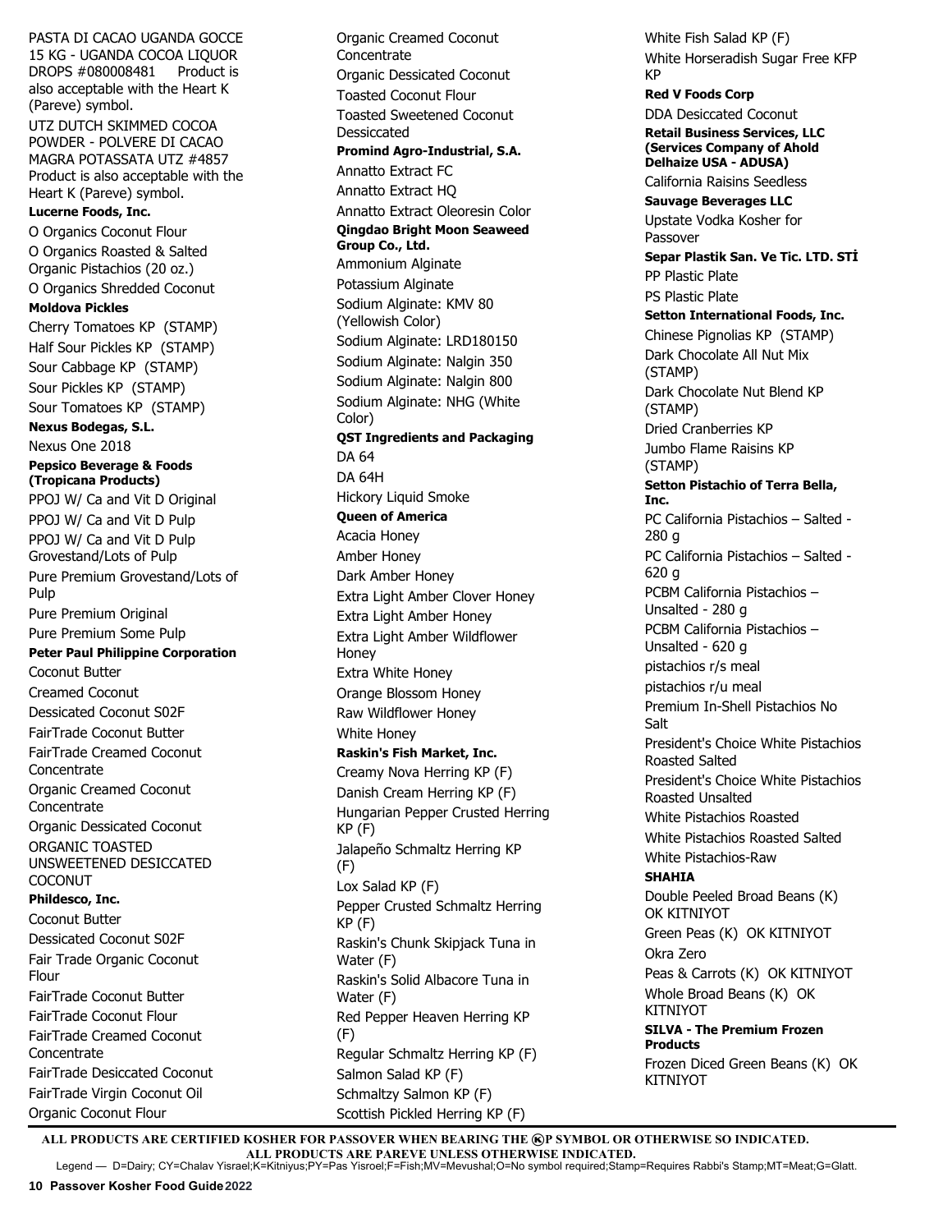PASTA DI CACAO UGANDA GOCCE 15 KG - UGANDA COCOA LIQUOR DROPS #080008481 Product is also acceptable with the Heart K (Pareve) symbol.

UTZ DUTCH SKIMMED COCOA POWDER - POLVERE DI CACAO MAGRA POTASSATA UTZ #4857 Product is also acceptable with the Heart K (Pareve) symbol.

**Lucerne Foods, Inc.**

O Organics Coconut Flour

O Organics Roasted & Salted Organic Pistachios (20 oz.)

O Organics Shredded Coconut

**Moldova Pickles**

Cherry Tomatoes KP (STAMP)

Half Sour Pickles KP (STAMP)

Sour Cabbage KP (STAMP)

Sour Pickles KP (STAMP)

Sour Tomatoes KP (STAMP)

**Nexus Bodegas, S.L.**

Nexus One 2018

**Pepsico Beverage & Foods (Tropicana Products)**

PPOJ W/ Ca and Vit D Original

PPOJ W/ Ca and Vit D Pulp

PPOJ W/ Ca and Vit D Pulp Grovestand/Lots of Pulp

Pure Premium Grovestand/Lots of Pulp

Pure Premium Original

Pure Premium Some Pulp

**Peter Paul Philippine Corporation**

Coconut Butter

Creamed Coconut

Dessicated Coconut S02F

FairTrade Coconut Butter

FairTrade Creamed Coconut Concentrate

Organic Creamed Coconut Concentrate

Organic Dessicated Coconut

ORGANIC TOASTED UNSWEETENED DESICCATED COCONUT

**Phildesco, Inc.**

Coconut Butter

Dessicated Coconut S02F

Fair Trade Organic Coconut Flour

FairTrade Coconut Butter

FairTrade Coconut Flour

FairTrade Creamed Coconut Concentrate

FairTrade Desiccated Coconut

FairTrade Virgin Coconut Oil

Organic Coconut Flour

Organic Creamed Coconut Concentrate

Organic Dessicated Coconut

Toasted Coconut Flour

Toasted Sweetened Coconut Dessiccated

**Promind Agro-Industrial, S.A.**

Annatto Extract FC

Annatto Extract HQ

Annatto Extract Oleoresin Color

**Qingdao Bright Moon Seaweed Group Co., Ltd.**

Ammonium Alginate

Potassium Alginate

Sodium Alginate: KMV 80 (Yellowish Color)

Sodium Alginate: LRD180150

Sodium Alginate: Nalgin 350

Sodium Alginate: Nalgin 800

Sodium Alginate: NHG (White Color)

**QST Ingredients and Packaging**

DA 64

DA 64H

Hickory Liquid Smoke

**Queen of America**

Acacia Honey

Amber Honey

Dark Amber Honey

Extra Light Amber Clover Honey

Extra Light Amber Honey

Extra Light Amber Wildflower Honey

Extra White Honey

Orange Blossom Honey

Raw Wildflower Honey

White Honey

**Raskin's Fish Market, Inc.**

Creamy Nova Herring KP (F)

Danish Cream Herring KP (F)

Hungarian Pepper Crusted Herring KP (F)

Jalapeño Schmaltz Herring KP (F)

Lox Salad KP (F)

Pepper Crusted Schmaltz Herring KP (F)

Raskin's Chunk Skipjack Tuna in Water (F)

Raskin's Solid Albacore Tuna in Water (F)

Red Pepper Heaven Herring KP (F)

Regular Schmaltz Herring KP (F)

Salmon Salad KP (F)

Schmaltzy Salmon KP (F)

Scottish Pickled Herring KP (F)

White Fish Salad KP (F)

White Horseradish Sugar Free KFP KP

**Red V Foods Corp**

DDA Desiccated Coconut

**Retail Business Services, LLC (Services Company of Ahold Delhaize USA - ADUSA)**

California Raisins Seedless

**Sauvage Beverages LLC**

Upstate Vodka Kosher for Passover

**Separ Plastik San. Ve Tic. LTD. STİ**

PP Plastic Plate

PS Plastic Plate

**Setton International Foods, Inc.**

Chinese Pignolias KP (STAMP)

Dark Chocolate All Nut Mix (STAMP)

Dark Chocolate Nut Blend KP (STAMP)

Dried Cranberries KP

Jumbo Flame Raisins KP (STAMP)

**Setton Pistachio of Terra Bella, Inc.**

PC California Pistachios – Salted - 280 g

PC California Pistachios – Salted - 620 g

PCBM California Pistachios – Unsalted - 280 g

PCBM California Pistachios – Unsalted - 620 g

pistachios r/s meal

pistachios r/u meal

Premium In-Shell Pistachios No Salt

President's Choice White Pistachios Roasted Salted

President's Choice White Pistachios Roasted Unsalted

White Pistachios Roasted

White Pistachios Roasted Salted

White Pistachios-Raw

**SHAHIA**

Double Peeled Broad Beans (K) OK KITNIYOT

Green Peas (K) OK KITNIYOT

Okra Zero

Peas & Carrots (K) OK KITNIYOT

Whole Broad Beans (K) OK KITNIYOT

**SILVA - The Premium Frozen Products**

Frozen Diced Green Beans (K) OK KITNIYOT

**ALL PRODUCTS ARE CERTIFIED KOSHER FOR PASSOVER WHEN BEARING THE ⓀP SYMBOL OR OTHERWISE SO INDICATED.**
**ALL PRODUCTS ARE PAREVE UNLESS OTHERWISE INDICATED.**

Legend — D=Dairy; CY=Chalav Yisrael;K=Kitniyus;PY=Pas Yisroel;F=Fish;MV=Mevushal;O=No symbol required;Stamp=Requires Rabbi's Stamp;MT=Meat;G=Glatt.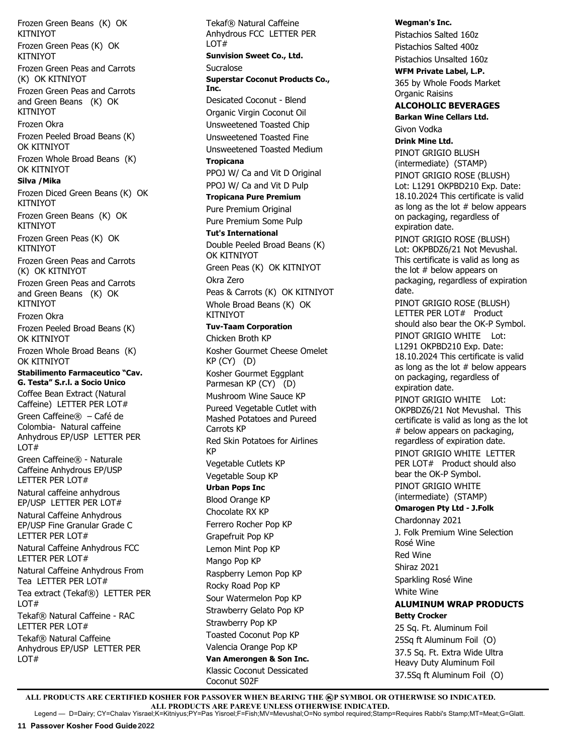Frozen Green Beans (K) OK KITNIYOT

Frozen Green Peas (K) OK KITNIYOT

Frozen Green Peas and Carrots (K) OK KITNIYOT

Frozen Green Peas and Carrots and Green Beans (K) OK KITNIYOT

Frozen Okra

Frozen Peeled Broad Beans (K) OK KITNIYOT

Frozen Whole Broad Beans (K) OK KITNIYOT

**Silva /Mika**

Frozen Diced Green Beans (K) OK KITNIYOT

Frozen Green Beans (K) OK KITNIYOT

Frozen Green Peas (K) OK KITNIYOT

Frozen Green Peas and Carrots (K) OK KITNIYOT

Frozen Green Peas and Carrots and Green Beans (K) OK KITNIYOT

Frozen Okra

Frozen Peeled Broad Beans (K) OK KITNIYOT

Frozen Whole Broad Beans (K) OK KITNIYOT

**Stabilimento Farmaceutico "Cav. G. Testa" S.r.l. a Socio Unico**

Coffee Bean Extract (Natural Caffeine) LETTER PER LOT#

Green Caffeine® – Café de Colombia- Natural caffeine Anhydrous EP/USP LETTER PER LOT#

Green Caffeine® - Naturale Caffeine Anhydrous EP/USP LETTER PER LOT#

Natural caffeine anhydrous EP/USP LETTER PER LOT#

Natural Caffeine Anhydrous EP/USP Fine Granular Grade C LETTER PER LOT#

Natural Caffeine Anhydrous FCC LETTER PER LOT#

Natural Caffeine Anhydrous From Tea LETTER PER LOT#

Tea extract (Tekaf®) LETTER PER LOT#

Tekaf® Natural Caffeine - RAC LETTER PER LOT#

Tekaf® Natural Caffeine Anhydrous EP/USP LETTER PER LOT#

Tekaf® Natural Caffeine Anhydrous FCC LETTER PER LOT#

**Sunvision Sweet Co., Ltd.**

Sucralose

**Superstar Coconut Products Co., Inc.**

Desicated Coconut - Blend

Organic Virgin Coconut Oil

Unsweetened Toasted Chip

Unsweetened Toasted Fine

Unsweetened Toasted Medium

**Tropicana**

PPOJ W/ Ca and Vit D Original

PPOJ W/ Ca and Vit D Pulp

**Tropicana Pure Premium**

Pure Premium Original

Pure Premium Some Pulp

**Tut's International**

Double Peeled Broad Beans (K) OK KITNIYOT

Green Peas (K) OK KITNIYOT

Okra Zero

Peas & Carrots (K) OK KITNIYOT

Whole Broad Beans (K) OK KITNIYOT

**Tuv-Taam Corporation**

Chicken Broth KP

Kosher Gourmet Cheese Omelet KP (CY) (D)

Kosher Gourmet Eggplant Parmesan KP (CY) (D)

Mushroom Wine Sauce KP

Pureed Vegetable Cutlet with Mashed Potatoes and Pureed Carrots KP

Red Skin Potatoes for Airlines KP

Vegetable Cutlets KP

Vegetable Soup KP

**Urban Pops Inc**

Blood Orange KP

Chocolate RX KP

Ferrero Rocher Pop KP

Grapefruit Pop KP

Lemon Mint Pop KP

Mango Pop KP

Raspberry Lemon Pop KP

Rocky Road Pop KP

Sour Watermelon Pop KP

Strawberry Gelato Pop KP

Strawberry Pop KP

Toasted Coconut Pop KP

Valencia Orange Pop KP

**Van Amerongen & Son Inc.**

Klassic Coconut Dessicated Coconut S02F

**Wegman's Inc.**

Pistachios Salted 16oz

Pistachios Salted 40oz

Pistachios Unsalted 16oz

**WFM Private Label, L.P.**

365 by Whole Foods Market Organic Raisins

## ALCOHOLIC BEVERAGES

**Barkan Wine Cellars Ltd.**

Givon Vodka

**Drink Mine Ltd.**

PINOT GRIGIO BLUSH (intermediate) (STAMP)

PINOT GRIGIO ROSE (BLUSH) Lot: L1291 OKPBD210 Exp. Date: 18.10.2024 This certificate is valid as long as the lot # below appears on packaging, regardless of expiration date.

PINOT GRIGIO ROSE (BLUSH) Lot: OKPBDZ6/21 Not Mevushal. This certificate is valid as long as the lot # below appears on packaging, regardless of expiration date.

PINOT GRIGIO ROSE (BLUSH) LETTER PER LOT# Product should also bear the OK-P Symbol.

PINOT GRIGIO WHITE Lot: L1291 OKPBD210 Exp. Date: 18.10.2024 This certificate is valid as long as the lot # below appears on packaging, regardless of expiration date.

PINOT GRIGIO WHITE Lot: OKPBDZ6/21 Not Mevushal. This certificate is valid as long as the lot # below appears on packaging, regardless of expiration date.

PINOT GRIGIO WHITE LETTER PER LOT# Product should also bear the OK-P Symbol.

PINOT GRIGIO WHITE (intermediate) (STAMP)

**Omarogen Pty Ltd - J.Folk**

Chardonnay 2021

J. Folk Premium Wine Selection Rosé Wine

Red Wine

Shiraz 2021

Sparkling Rosé Wine

White Wine

## ALUMINUM WRAP PRODUCTS

**Betty Crocker**

25 Sq. Ft. Aluminum Foil

25Sq ft Aluminum Foil (O)

37.5 Sq. Ft. Extra Wide Ultra Heavy Duty Aluminum Foil

37.5Sq ft Aluminum Foil (O)

---

**ALL PRODUCTS ARE CERTIFIED KOSHER FOR PASSOVER WHEN BEARING THE ⓀP SYMBOL OR OTHERWISE SO INDICATED. ALL PRODUCTS ARE PAREVE UNLESS OTHERWISE INDICATED.**

Legend — D=Dairy; CY=Chalav Yisrael;K=Kitniyus;PY=Pas Yisroel;F=Fish;MV=Mevushal;O=No symbol required;Stamp=Requires Rabbi's Stamp;MT=Meat;G=Glatt.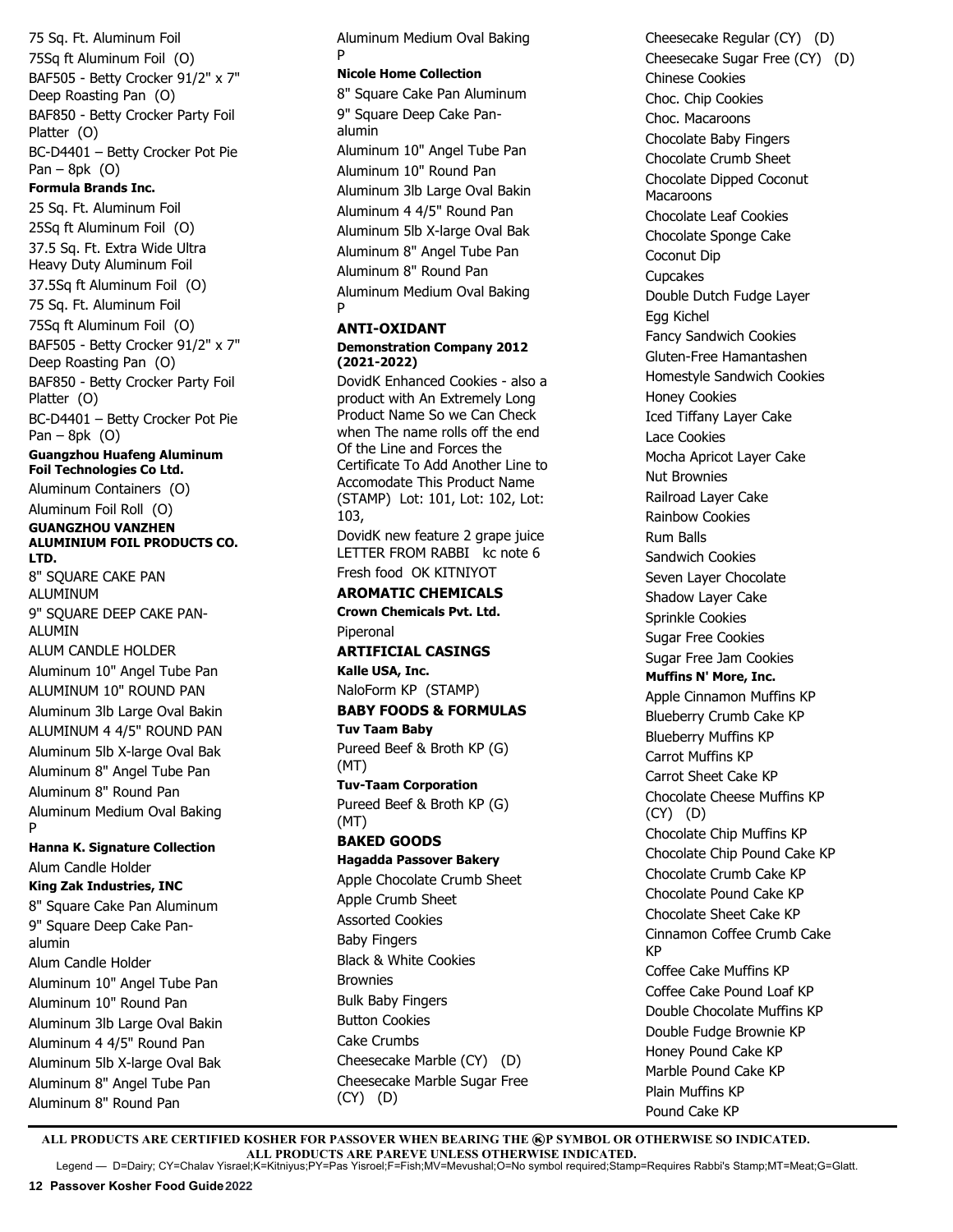75 Sq. Ft. Aluminum Foil

75Sq ft Aluminum Foil (O)

BAF505 - Betty Crocker 91/2" x 7" Deep Roasting Pan (O)

BAF850 - Betty Crocker Party Foil Platter (O)

BC-D4401 – Betty Crocker Pot Pie Pan – 8pk (O)

**Formula Brands Inc.**

25 Sq. Ft. Aluminum Foil

25Sq ft Aluminum Foil (O)

37.5 Sq. Ft. Extra Wide Ultra Heavy Duty Aluminum Foil

37.5Sq ft Aluminum Foil (O)

75 Sq. Ft. Aluminum Foil

75Sq ft Aluminum Foil (O)

BAF505 - Betty Crocker 91/2" x 7" Deep Roasting Pan (O)

BAF850 - Betty Crocker Party Foil Platter (O)

BC-D4401 – Betty Crocker Pot Pie Pan – 8pk (O)

**Guangzhou Huafeng Aluminum Foil Technologies Co Ltd.**

Aluminum Containers (O)

Aluminum Foil Roll (O)

**GUANGZHOU VANZHEN ALUMINIUM FOIL PRODUCTS CO. LTD.**

8" SQUARE CAKE PAN ALUMINUM

9" SQUARE DEEP CAKE PAN-ALUMIN

ALUM CANDLE HOLDER

Aluminum 10" Angel Tube Pan

ALUMINUM 10" ROUND PAN

Aluminum 3lb Large Oval Bakin

ALUMINUM 4 4/5" ROUND PAN

Aluminum 5lb X-large Oval Bak

Aluminum 8" Angel Tube Pan

Aluminum 8" Round Pan

Aluminum Medium Oval Baking P

**Hanna K. Signature Collection**

Alum Candle Holder

**King Zak Industries, INC**

8" Square Cake Pan Aluminum

9" Square Deep Cake Pan-alumin

Alum Candle Holder

Aluminum 10" Angel Tube Pan

Aluminum 10" Round Pan

Aluminum 3lb Large Oval Bakin

Aluminum 4 4/5" Round Pan

Aluminum 5lb X-large Oval Bak

Aluminum 8" Angel Tube Pan

Aluminum 8" Round Pan

Aluminum Medium Oval Baking P

**Nicole Home Collection**

8" Square Cake Pan Aluminum

9" Square Deep Cake Pan-alumin

Aluminum 10" Angel Tube Pan

Aluminum 10" Round Pan

Aluminum 3lb Large Oval Bakin

Aluminum 4 4/5" Round Pan

Aluminum 5lb X-large Oval Bak

Aluminum 8" Angel Tube Pan

Aluminum 8" Round Pan

Aluminum Medium Oval Baking P

## ANTI-OXIDANT

**Demonstration Company 2012 (2021-2022)**

DovidK Enhanced Cookies - also a product with An Extremely Long Product Name So we Can Check when The name rolls off the end Of the Line and Forces the Certificate To Add Another Line to Accomodate This Product Name (STAMP) Lot: 101, Lot: 102, Lot: 103,

DovidK new feature 2 grape juice LETTER FROM RABBI kc note 6

Fresh food OK KITNIYOT

## AROMATIC CHEMICALS

**Crown Chemicals Pvt. Ltd.**

Piperonal

## ARTIFICIAL CASINGS

**Kalle USA, Inc.**

NaloForm KP (STAMP)

## BABY FOODS & FORMULAS

**Tuv Taam Baby**

Pureed Beef & Broth KP (G) (MT)

**Tuv-Taam Corporation**

Pureed Beef & Broth KP (G) (MT)

## BAKED GOODS

**Hagadda Passover Bakery**

Apple Chocolate Crumb Sheet

Apple Crumb Sheet

Assorted Cookies

Baby Fingers

Black & White Cookies

Brownies

Bulk Baby Fingers

Button Cookies

Cake Crumbs

Cheesecake Marble (CY) (D)

Cheesecake Marble Sugar Free (CY) (D)

Cheesecake Regular (CY) (D)

Cheesecake Sugar Free (CY) (D)

Chinese Cookies

Choc. Chip Cookies

Choc. Macaroons

Chocolate Baby Fingers

Chocolate Crumb Sheet

Chocolate Dipped Coconut Macaroons

Chocolate Leaf Cookies

Chocolate Sponge Cake

Coconut Dip

Cupcakes

Double Dutch Fudge Layer

Egg Kichel

Fancy Sandwich Cookies

Gluten-Free Hamantashen

Homestyle Sandwich Cookies

Honey Cookies

Iced Tiffany Layer Cake

Lace Cookies

Mocha Apricot Layer Cake

Nut Brownies

Railroad Layer Cake

Rainbow Cookies

Rum Balls

Sandwich Cookies

Seven Layer Chocolate

Shadow Layer Cake

Sprinkle Cookies

Sugar Free Cookies

Sugar Free Jam Cookies

**Muffins N' More, Inc.**

Apple Cinnamon Muffins KP

Blueberry Crumb Cake KP

Blueberry Muffins KP

Carrot Muffins KP

Carrot Sheet Cake KP

Chocolate Cheese Muffins KP (CY) (D)

Chocolate Chip Muffins KP

Chocolate Chip Pound Cake KP

Chocolate Crumb Cake KP

Chocolate Pound Cake KP

Chocolate Sheet Cake KP

Cinnamon Coffee Crumb Cake KP

Coffee Cake Muffins KP

Coffee Cake Pound Loaf KP

Double Chocolate Muffins KP

Double Fudge Brownie KP

Honey Pound Cake KP

Marble Pound Cake KP

Plain Muffins KP

Pound Cake KP

**ALL PRODUCTS ARE CERTIFIED KOSHER FOR PASSOVER WHEN BEARING THE ⓚP SYMBOL OR OTHERWISE SO INDICATED.**
**ALL PRODUCTS ARE PAREVE UNLESS OTHERWISE INDICATED.**

Legend — D=Dairy; CY=Chalav Yisrael;K=Kitniyus;PY=Pas Yisroel;F=Fish;MV=Mevushal;O=No symbol required;Stamp=Requires Rabbi's Stamp;MT=Meat;G=Glatt.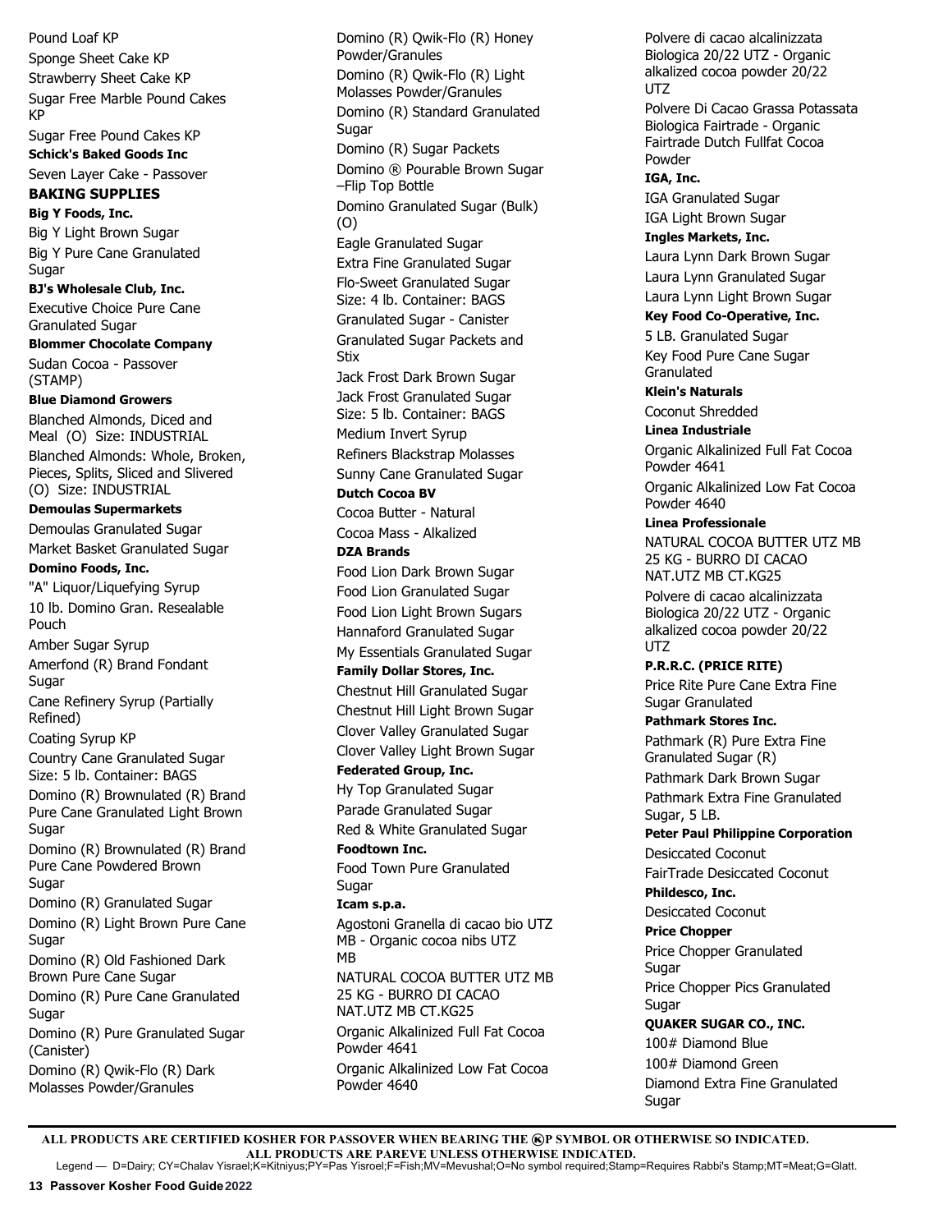Pound Loaf KP

Sponge Sheet Cake KP

Strawberry Sheet Cake KP

Sugar Free Marble Pound Cakes KP

Sugar Free Pound Cakes KP

**Schick's Baked Goods Inc**

Seven Layer Cake - Passover

## BAKING SUPPLIES

**Big Y Foods, Inc.**

Big Y Light Brown Sugar

Big Y Pure Cane Granulated Sugar

**BJ's Wholesale Club, Inc.**

Executive Choice Pure Cane Granulated Sugar

**Blommer Chocolate Company**

Sudan Cocoa - Passover (STAMP)

**Blue Diamond Growers**

Blanched Almonds, Diced and Meal (O) Size: INDUSTRIAL

Blanched Almonds: Whole, Broken, Pieces, Splits, Sliced and Slivered (O) Size: INDUSTRIAL

**Demoulas Supermarkets**

Demoulas Granulated Sugar

Market Basket Granulated Sugar

**Domino Foods, Inc.**

"A" Liquor/Liquefying Syrup

10 lb. Domino Gran. Resealable Pouch

Amber Sugar Syrup

Amerfond (R) Brand Fondant Sugar

Cane Refinery Syrup (Partially Refined)

Coating Syrup KP

Country Cane Granulated Sugar Size: 5 lb. Container: BAGS

Domino (R) Brownulated (R) Brand Pure Cane Granulated Light Brown Sugar

Domino (R) Brownulated (R) Brand Pure Cane Powdered Brown Sugar

Domino (R) Granulated Sugar

Domino (R) Light Brown Pure Cane Sugar

Domino (R) Old Fashioned Dark Brown Pure Cane Sugar

Domino (R) Pure Cane Granulated Sugar

Domino (R) Pure Granulated Sugar (Canister)

Domino (R) Qwik-Flo (R) Dark Molasses Powder/Granules

Domino (R) Qwik-Flo (R) Honey Powder/Granules

Domino (R) Qwik-Flo (R) Light Molasses Powder/Granules

Domino (R) Standard Granulated Sugar

Domino (R) Sugar Packets

Domino ® Pourable Brown Sugar –Flip Top Bottle

Domino Granulated Sugar (Bulk) (O)

Eagle Granulated Sugar

Extra Fine Granulated Sugar

Flo-Sweet Granulated Sugar Size: 4 lb. Container: BAGS

Granulated Sugar - Canister

Granulated Sugar Packets and Stix

Jack Frost Dark Brown Sugar

Jack Frost Granulated Sugar Size: 5 lb. Container: BAGS

Medium Invert Syrup

Refiners Blackstrap Molasses

Sunny Cane Granulated Sugar

**Dutch Cocoa BV**

Cocoa Butter - Natural

Cocoa Mass - Alkalized

**DZA Brands**

Food Lion Dark Brown Sugar

Food Lion Granulated Sugar

Food Lion Light Brown Sugars

Hannaford Granulated Sugar

My Essentials Granulated Sugar

**Family Dollar Stores, Inc.**

Chestnut Hill Granulated Sugar

Chestnut Hill Light Brown Sugar

Clover Valley Granulated Sugar

Clover Valley Light Brown Sugar

**Federated Group, Inc.**

Hy Top Granulated Sugar

Parade Granulated Sugar

Red & White Granulated Sugar

**Foodtown Inc.**

Food Town Pure Granulated Sugar

**Icam s.p.a.**

Agostoni Granella di cacao bio UTZ MB - Organic cocoa nibs UTZ MB

NATURAL COCOA BUTTER UTZ MB 25 KG - BURRO DI CACAO NAT.UTZ MB CT.KG25

Organic Alkalinized Full Fat Cocoa Powder 4641

Organic Alkalinized Low Fat Cocoa Powder 4640

Polvere di cacao alcalinizzata Biologica 20/22 UTZ - Organic alkalized cocoa powder 20/22 UTZ

Polvere Di Cacao Grassa Potassata Biologica Fairtrade - Organic Fairtrade Dutch Fullfat Cocoa Powder

**IGA, Inc.**

IGA Granulated Sugar

IGA Light Brown Sugar

**Ingles Markets, Inc.**

Laura Lynn Dark Brown Sugar

Laura Lynn Granulated Sugar

Laura Lynn Light Brown Sugar

**Key Food Co-Operative, Inc.**

5 LB. Granulated Sugar

Key Food Pure Cane Sugar Granulated

**Klein's Naturals**

Coconut Shredded

**Linea Industriale**

Organic Alkalinized Full Fat Cocoa Powder 4641

Organic Alkalinized Low Fat Cocoa Powder 4640

**Linea Professionale**

NATURAL COCOA BUTTER UTZ MB 25 KG - BURRO DI CACAO NAT.UTZ MB CT.KG25

Polvere di cacao alcalinizzata Biologica 20/22 UTZ - Organic alkalized cocoa powder 20/22 UTZ

**P.R.R.C. (PRICE RITE)**

Price Rite Pure Cane Extra Fine Sugar Granulated

**Pathmark Stores Inc.**

Pathmark (R) Pure Extra Fine Granulated Sugar (R)

Pathmark Dark Brown Sugar

Pathmark Extra Fine Granulated Sugar, 5 LB.

**Peter Paul Philippine Corporation**

Desiccated Coconut

FairTrade Desiccated Coconut

**Phildesco, Inc.**

Desiccated Coconut

**Price Chopper**

Price Chopper Granulated Sugar

Price Chopper Pics Granulated Sugar

**QUAKER SUGAR CO., INC.**

100# Diamond Blue

100# Diamond Green

Diamond Extra Fine Granulated Sugar

**ALL PRODUCTS ARE CERTIFIED KOSHER FOR PASSOVER WHEN BEARING THE ⓀP SYMBOL OR OTHERWISE SO INDICATED.**
**ALL PRODUCTS ARE PAREVE UNLESS OTHERWISE INDICATED.**

Legend — D=Dairy; CY=Chalav Yisrael;K=Kitniyus;PY=Pas Yisroel;F=Fish;MV=Mevushal;O=No symbol required;Stamp=Requires Rabbi's Stamp;MT=Meat;G=Glatt.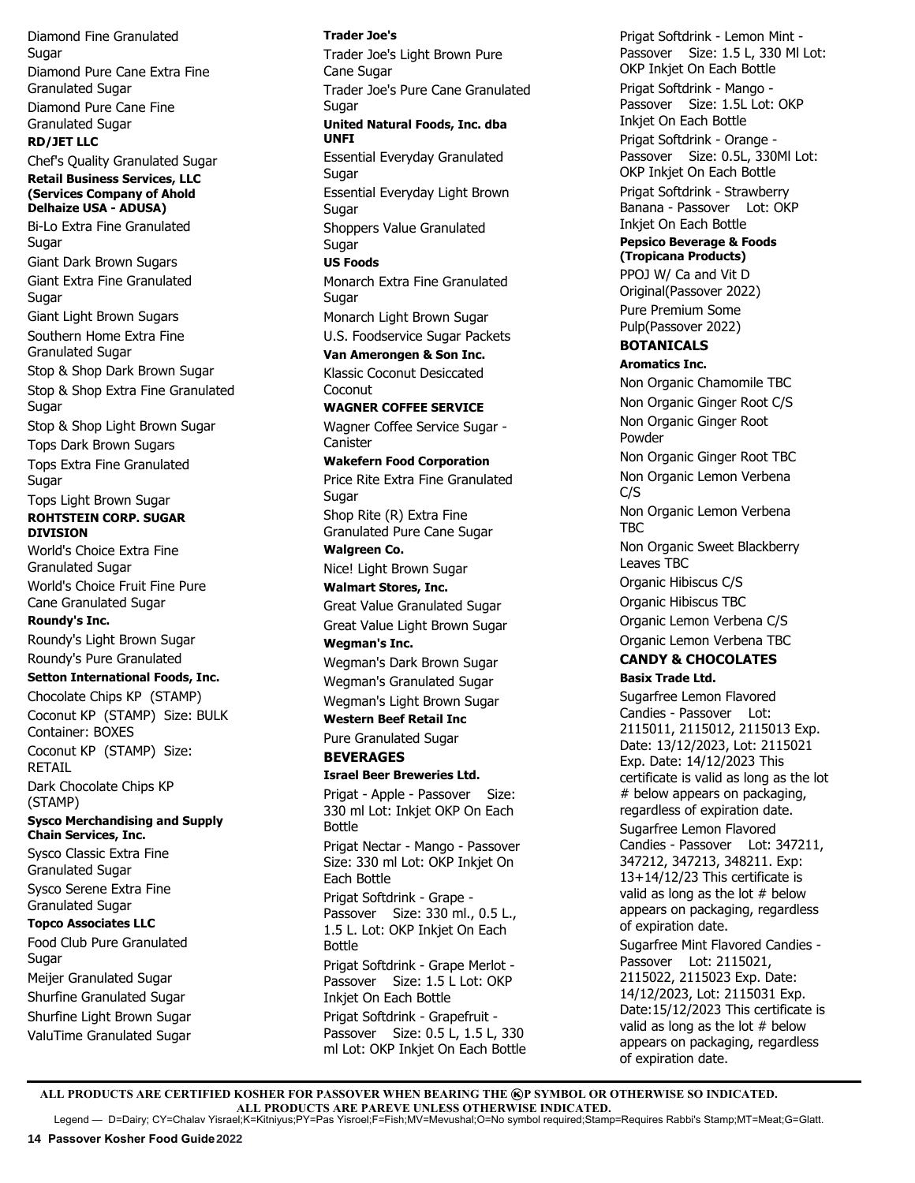Diamond Fine Granulated Sugar

Diamond Pure Cane Extra Fine Granulated Sugar

Diamond Pure Cane Fine Granulated Sugar

**RD/JET LLC**

Chef's Quality Granulated Sugar

**Retail Business Services, LLC (Services Company of Ahold Delhaize USA - ADUSA)**

Bi-Lo Extra Fine Granulated Sugar

Giant Dark Brown Sugars

Giant Extra Fine Granulated Sugar

Giant Light Brown Sugars

Southern Home Extra Fine Granulated Sugar

Stop & Shop Dark Brown Sugar

Stop & Shop Extra Fine Granulated Sugar

Stop & Shop Light Brown Sugar

Tops Dark Brown Sugars

Tops Extra Fine Granulated Sugar

Tops Light Brown Sugar

**ROHTSTEIN CORP. SUGAR DIVISION**

World's Choice Extra Fine Granulated Sugar

World's Choice Fruit Fine Pure Cane Granulated Sugar

**Roundy's Inc.**

Roundy's Light Brown Sugar

Roundy's Pure Granulated

**Setton International Foods, Inc.**

Chocolate Chips KP (STAMP)

Coconut KP (STAMP) Size: BULK Container: BOXES

Coconut KP (STAMP) Size: RETAIL

Dark Chocolate Chips KP (STAMP)

**Sysco Merchandising and Supply Chain Services, Inc.**

Sysco Classic Extra Fine Granulated Sugar

Sysco Serene Extra Fine Granulated Sugar

**Topco Associates LLC**

Food Club Pure Granulated Sugar

Meijer Granulated Sugar

Shurfine Granulated Sugar

Shurfine Light Brown Sugar

ValuTime Granulated Sugar

**Trader Joe's**

Trader Joe's Light Brown Pure Cane Sugar

Trader Joe's Pure Cane Granulated Sugar

**United Natural Foods, Inc. dba UNFI**

Essential Everyday Granulated Sugar

Essential Everyday Light Brown Sugar

Shoppers Value Granulated Sugar

**US Foods**

Monarch Extra Fine Granulated Sugar

Monarch Light Brown Sugar

U.S. Foodservice Sugar Packets

**Van Amerongen & Son Inc.**

Klassic Coconut Desiccated Coconut

**WAGNER COFFEE SERVICE**

Wagner Coffee Service Sugar - Canister

**Wakefern Food Corporation**

Price Rite Extra Fine Granulated Sugar

Shop Rite (R) Extra Fine Granulated Pure Cane Sugar

**Walgreen Co.**

Nice! Light Brown Sugar

**Walmart Stores, Inc.**

Great Value Granulated Sugar

Great Value Light Brown Sugar

**Wegman's Inc.**

Wegman's Dark Brown Sugar

Wegman's Granulated Sugar

Wegman's Light Brown Sugar

**Western Beef Retail Inc**

Pure Granulated Sugar

## BEVERAGES

**Israel Beer Breweries Ltd.**

Prigat - Apple - Passover Size: 330 ml Lot: Inkjet OKP On Each Bottle

Prigat Nectar - Mango - Passover Size: 330 ml Lot: OKP Inkjet On Each Bottle

Prigat Softdrink - Grape - Passover Size: 330 ml., 0.5 L., 1.5 L. Lot: OKP Inkjet On Each Bottle

Prigat Softdrink - Grape Merlot - Passover Size: 1.5 L Lot: OKP Inkjet On Each Bottle

Prigat Softdrink - Grapefruit - Passover Size: 0.5 L, 1.5 L, 330 ml Lot: OKP Inkjet On Each Bottle

Prigat Softdrink - Lemon Mint - Passover Size: 1.5 L, 330 Ml Lot: OKP Inkjet On Each Bottle

Prigat Softdrink - Mango - Passover Size: 1.5L Lot: OKP Inkjet On Each Bottle

Prigat Softdrink - Orange - Passover Size: 0.5L, 330Ml Lot: OKP Inkjet On Each Bottle

Prigat Softdrink - Strawberry Banana - Passover Lot: OKP Inkjet On Each Bottle

**Pepsico Beverage & Foods (Tropicana Products)**

PPOJ W/ Ca and Vit D Original(Passover 2022)

Pure Premium Some Pulp(Passover 2022)

## BOTANICALS

**Aromatics Inc.**

Non Organic Chamomile TBC

Non Organic Ginger Root C/S

Non Organic Ginger Root Powder

Non Organic Ginger Root TBC

Non Organic Lemon Verbena C/S

Non Organic Lemon Verbena TBC

Non Organic Sweet Blackberry Leaves TBC

Organic Hibiscus C/S

Organic Hibiscus TBC

Organic Lemon Verbena C/S

Organic Lemon Verbena TBC

## CANDY & CHOCOLATES

**Basix Trade Ltd.**

Sugarfree Lemon Flavored Candies - Passover Lot: 2115011, 2115012, 2115013 Exp. Date: 13/12/2023, Lot: 2115021 Exp. Date: 14/12/2023 This certificate is valid as long as the lot # below appears on packaging, regardless of expiration date.

Sugarfree Lemon Flavored Candies - Passover Lot: 347211, 347212, 347213, 348211. Exp: 13+14/12/23 This certificate is valid as long as the lot # below appears on packaging, regardless of expiration date.

Sugarfree Mint Flavored Candies - Passover Lot: 2115021, 2115022, 2115023 Exp. Date: 14/12/2023, Lot: 2115031 Exp. Date:15/12/2023 This certificate is valid as long as the lot # below appears on packaging, regardless of expiration date.

**ALL PRODUCTS ARE CERTIFIED KOSHER FOR PASSOVER WHEN BEARING THE ⓀP SYMBOL OR OTHERWISE SO INDICATED.**
**ALL PRODUCTS ARE PAREVE UNLESS OTHERWISE INDICATED.**

Legend — D=Dairy; CY=Chalav Yisrael;K=Kitniyus;PY=Pas Yisroel;F=Fish;MV=Mevushal;O=No symbol required;Stamp=Requires Rabbi's Stamp;MT=Meat;G=Glatt.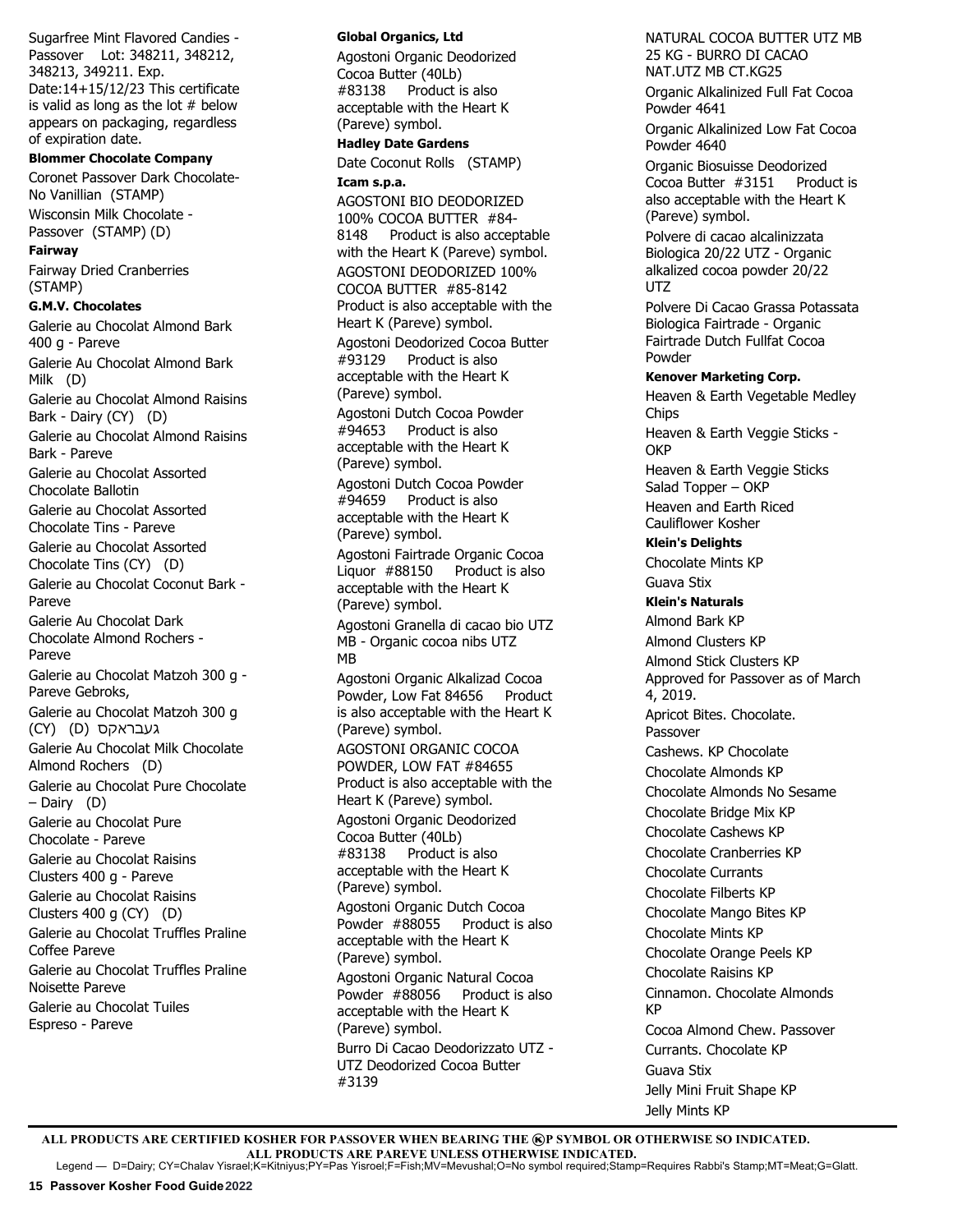Sugarfree Mint Flavored Candies - Passover Lot: 348211, 348212, 348213, 349211. Exp. Date:14+15/12/23 This certificate is valid as long as the lot # below appears on packaging, regardless of expiration date.

**Blommer Chocolate Company**

Coronet Passover Dark Chocolate- No Vanillian (STAMP)

Wisconsin Milk Chocolate - Passover (STAMP) (D)

**Fairway**

Fairway Dried Cranberries (STAMP)

**G.M.V. Chocolates**

Galerie au Chocolat Almond Bark 400 g - Pareve

Galerie Au Chocolat Almond Bark Milk (D)

Galerie au Chocolat Almond Raisins Bark - Dairy (CY) (D)

Galerie au Chocolat Almond Raisins Bark - Pareve

Galerie au Chocolat Assorted Chocolate Ballotin

Galerie au Chocolat Assorted Chocolate Tins - Pareve

Galerie au Chocolat Assorted Chocolate Tins (CY) (D)

Galerie au Chocolat Coconut Bark - Pareve

Galerie Au Chocolat Dark Chocolate Almond Rochers - Pareve

Galerie au Chocolat Matzoh 300 g - Pareve Gebroks,

Galerie au Chocolat Matzoh 300 g (CY) (D) געבראקס

Galerie Au Chocolat Milk Chocolate Almond Rochers (D)

Galerie au Chocolat Pure Chocolate – Dairy (D)

Galerie au Chocolat Pure Chocolate - Pareve

Galerie au Chocolat Raisins Clusters 400 g - Pareve

Galerie au Chocolat Raisins Clusters 400 g (CY) (D)

Galerie au Chocolat Truffles Praline Coffee Pareve

Galerie au Chocolat Truffles Praline Noisette Pareve

Galerie au Chocolat Tuiles Espreso - Pareve

**Global Organics, Ltd**

Agostoni Organic Deodorized Cocoa Butter (40Lb) #83138 Product is also acceptable with the Heart K (Pareve) symbol.

**Hadley Date Gardens**

Date Coconut Rolls (STAMP)

**Icam s.p.a.**

AGOSTONI BIO DEODORIZED 100% COCOA BUTTER #84-8148 Product is also acceptable with the Heart K (Pareve) symbol.

AGOSTONI DEODORIZED 100% COCOA BUTTER #85-8142 Product is also acceptable with the Heart K (Pareve) symbol.

Agostoni Deodorized Cocoa Butter #93129 Product is also acceptable with the Heart K (Pareve) symbol.

Agostoni Dutch Cocoa Powder #94653 Product is also acceptable with the Heart K (Pareve) symbol.

Agostoni Dutch Cocoa Powder #94659 Product is also acceptable with the Heart K (Pareve) symbol.

Agostoni Fairtrade Organic Cocoa Liquor #88150 Product is also acceptable with the Heart K (Pareve) symbol.

Agostoni Granella di cacao bio UTZ MB - Organic cocoa nibs UTZ MB

Agostoni Organic Alkalizad Cocoa Powder, Low Fat 84656 Product is also acceptable with the Heart K (Pareve) symbol.

AGOSTONI ORGANIC COCOA POWDER, LOW FAT #84655 Product is also acceptable with the Heart K (Pareve) symbol.

Agostoni Organic Deodorized Cocoa Butter (40Lb) #83138 Product is also acceptable with the Heart K (Pareve) symbol.

Agostoni Organic Dutch Cocoa Powder #88055 Product is also acceptable with the Heart K (Pareve) symbol.

Agostoni Organic Natural Cocoa Powder #88056 Product is also acceptable with the Heart K (Pareve) symbol.

Burro Di Cacao Deodorizzato UTZ - UTZ Deodorized Cocoa Butter #3139

NATURAL COCOA BUTTER UTZ MB 25 KG - BURRO DI CACAO NAT.UTZ MB CT.KG25

Organic Alkalinized Full Fat Cocoa Powder 4641

Organic Alkalinized Low Fat Cocoa Powder 4640

Organic Biosuisse Deodorized Cocoa Butter #3151 Product is also acceptable with the Heart K (Pareve) symbol.

Polvere di cacao alcalinizzata Biologica 20/22 UTZ - Organic alkalized cocoa powder 20/22 UTZ

Polvere Di Cacao Grassa Potassata Biologica Fairtrade - Organic Fairtrade Dutch Fullfat Cocoa Powder

**Kenover Marketing Corp.**

Heaven & Earth Vegetable Medley Chips

Heaven & Earth Veggie Sticks - OKP

Heaven & Earth Veggie Sticks Salad Topper – OKP

Heaven and Earth Riced Cauliflower Kosher

**Klein's Delights**

Chocolate Mints KP

Guava Stix

**Klein's Naturals**

Almond Bark KP

Almond Clusters KP

Almond Stick Clusters KP Approved for Passover as of March 4, 2019.

Apricot Bites. Chocolate. Passover

Cashews. KP Chocolate

Chocolate Almonds KP

Chocolate Almonds No Sesame

Chocolate Bridge Mix KP

Chocolate Cashews KP

Chocolate Cranberries KP

Chocolate Currants

Chocolate Filberts KP

Chocolate Mango Bites KP

Chocolate Mints KP

Chocolate Orange Peels KP

Chocolate Raisins KP

Cinnamon. Chocolate Almonds KP

Cocoa Almond Chew. Passover

Currants. Chocolate KP

Guava Stix

Jelly Mini Fruit Shape KP

Jelly Mints KP

**ALL PRODUCTS ARE CERTIFIED KOSHER FOR PASSOVER WHEN BEARING THE ⓀP SYMBOL OR OTHERWISE SO INDICATED.**
**ALL PRODUCTS ARE PAREVE UNLESS OTHERWISE INDICATED.**

Legend — D=Dairy; CY=Chalav Yisrael;K=Kitniyus;PY=Pas Yisroel;F=Fish;MV=Mevushal;O=No symbol required;Stamp=Requires Rabbi's Stamp;MT=Meat;G=Glatt.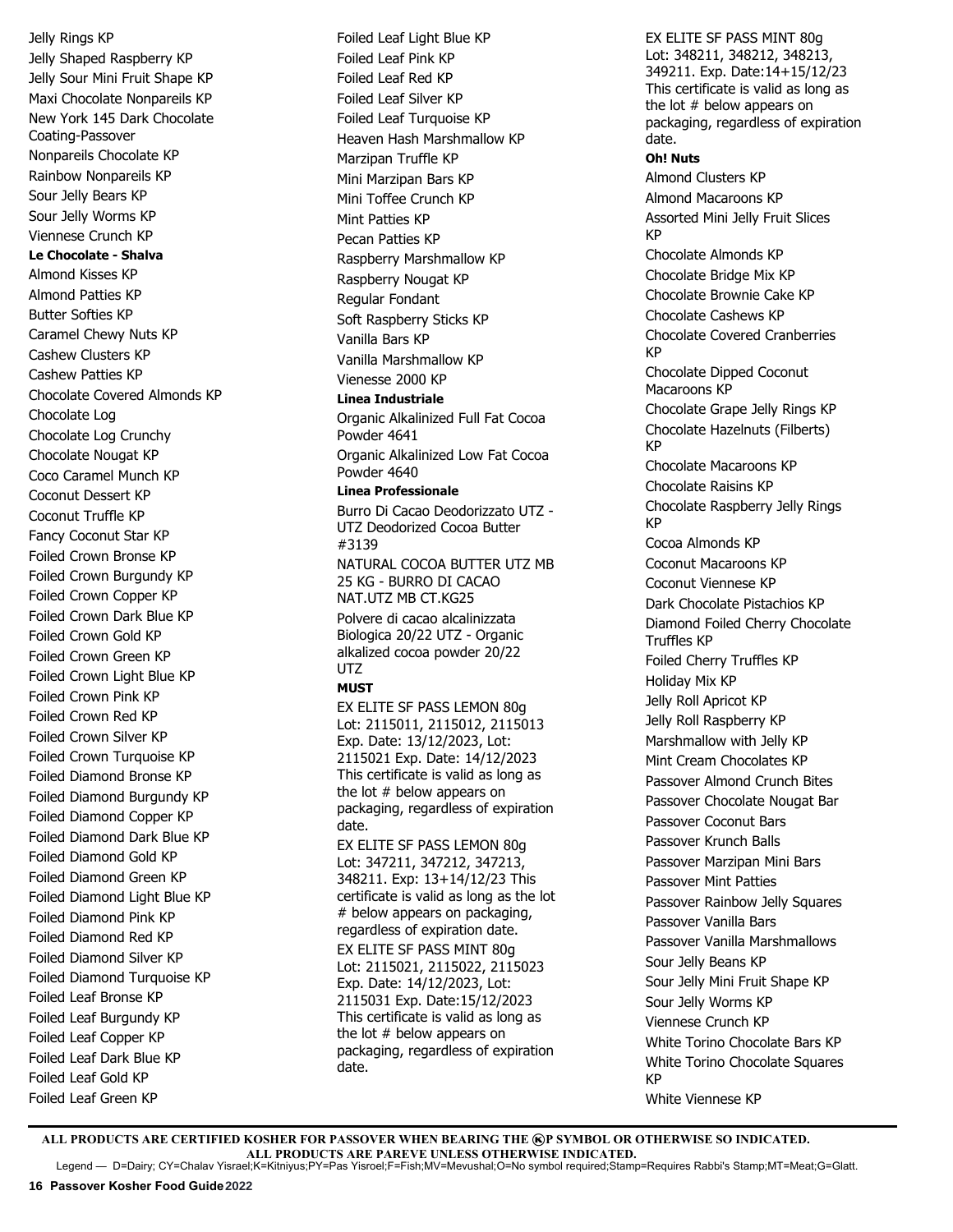Jelly Rings KP
Jelly Shaped Raspberry KP
Jelly Sour Mini Fruit Shape KP
Maxi Chocolate Nonpareils KP
New York 145 Dark Chocolate Coating-Passover
Nonpareils Chocolate KP
Rainbow Nonpareils KP
Sour Jelly Bears KP
Sour Jelly Worms KP
Viennese Crunch KP

**Le Chocolate - Shalva**

Almond Kisses KP
Almond Patties KP
Butter Softies KP
Caramel Chewy Nuts KP
Cashew Clusters KP
Cashew Patties KP
Chocolate Covered Almonds KP
Chocolate Log
Chocolate Log Crunchy
Chocolate Nougat KP
Coco Caramel Munch KP
Coconut Dessert KP
Coconut Truffle KP
Fancy Coconut Star KP
Foiled Crown Bronse KP
Foiled Crown Burgundy KP
Foiled Crown Copper KP
Foiled Crown Dark Blue KP
Foiled Crown Gold KP
Foiled Crown Green KP
Foiled Crown Light Blue KP
Foiled Crown Pink KP
Foiled Crown Red KP
Foiled Crown Silver KP
Foiled Crown Turquoise KP
Foiled Diamond Bronse KP
Foiled Diamond Burgundy KP
Foiled Diamond Copper KP
Foiled Diamond Dark Blue KP
Foiled Diamond Gold KP
Foiled Diamond Green KP
Foiled Diamond Light Blue KP
Foiled Diamond Pink KP
Foiled Diamond Red KP
Foiled Diamond Silver KP
Foiled Diamond Turquoise KP
Foiled Leaf Bronse KP
Foiled Leaf Burgundy KP
Foiled Leaf Copper KP
Foiled Leaf Dark Blue KP
Foiled Leaf Gold KP
Foiled Leaf Green KP
Foiled Leaf Light Blue KP
Foiled Leaf Pink KP
Foiled Leaf Red KP
Foiled Leaf Silver KP
Foiled Leaf Turquoise KP
Heaven Hash Marshmallow KP
Marzipan Truffle KP
Mini Marzipan Bars KP
Mini Toffee Crunch KP
Mint Patties KP
Pecan Patties KP
Raspberry Marshmallow KP
Raspberry Nougat KP
Regular Fondant
Soft Raspberry Sticks KP
Vanilla Bars KP
Vanilla Marshmallow KP
Vienesse 2000 KP

**Linea Industriale**

Organic Alkalinized Full Fat Cocoa Powder 4641
Organic Alkalinized Low Fat Cocoa Powder 4640

**Linea Professionale**

Burro Di Cacao Deodorizzato UTZ - UTZ Deodorized Cocoa Butter #3139
NATURAL COCOA BUTTER UTZ MB 25 KG - BURRO DI CACAO NAT.UTZ MB CT.KG25
Polvere di cacao alcalinizzata Biologica 20/22 UTZ - Organic alkalized cocoa powder 20/22 UTZ

**MUST**

EX ELITE SF PASS LEMON 80g Lot: 2115011, 2115012, 2115013 Exp. Date: 13/12/2023, Lot: 2115021 Exp. Date: 14/12/2023 This certificate is valid as long as the lot # below appears on packaging, regardless of expiration date.

EX ELITE SF PASS LEMON 80g Lot: 347211, 347212, 347213, 348211. Exp: 13+14/12/23 This certificate is valid as long as the lot # below appears on packaging, regardless of expiration date.

EX ELITE SF PASS MINT 80g Lot: 2115021, 2115022, 2115023 Exp. Date: 14/12/2023, Lot: 2115031 Exp. Date:15/12/2023 This certificate is valid as long as the lot # below appears on packaging, regardless of expiration date.

EX ELITE SF PASS MINT 80g Lot: 348211, 348212, 348213, 349211. Exp. Date:14+15/12/23 This certificate is valid as long as the lot # below appears on packaging, regardless of expiration date.

**Oh! Nuts**

Almond Clusters KP
Almond Macaroons KP
Assorted Mini Jelly Fruit Slices KP
Chocolate Almonds KP
Chocolate Bridge Mix KP
Chocolate Brownie Cake KP
Chocolate Cashews KP
Chocolate Covered Cranberries KP
Chocolate Dipped Coconut Macaroons KP
Chocolate Grape Jelly Rings KP
Chocolate Hazelnuts (Filberts) KP
Chocolate Macaroons KP
Chocolate Raisins KP
Chocolate Raspberry Jelly Rings KP
Cocoa Almonds KP
Coconut Macaroons KP
Coconut Viennese KP
Dark Chocolate Pistachios KP
Diamond Foiled Cherry Chocolate Truffles KP
Foiled Cherry Truffles KP
Holiday Mix KP
Jelly Roll Apricot KP
Jelly Roll Raspberry KP
Marshmallow with Jelly KP
Mint Cream Chocolates KP
Passover Almond Crunch Bites
Passover Chocolate Nougat Bar
Passover Coconut Bars
Passover Krunch Balls
Passover Marzipan Mini Bars
Passover Mint Patties
Passover Rainbow Jelly Squares
Passover Vanilla Bars
Passover Vanilla Marshmallows
Sour Jelly Beans KP
Sour Jelly Mini Fruit Shape KP
Sour Jelly Worms KP
Viennese Crunch KP
White Torino Chocolate Bars KP
White Torino Chocolate Squares KP
White Viennese KP

**ALL PRODUCTS ARE CERTIFIED KOSHER FOR PASSOVER WHEN BEARING THE ⓀP SYMBOL OR OTHERWISE SO INDICATED. ALL PRODUCTS ARE PAREVE UNLESS OTHERWISE INDICATED.**

Legend — D=Dairy; CY=Chalav Yisrael;K=Kitniyus;PY=Pas Yisroel;F=Fish;MV=Mevushal;O=No symbol required;Stamp=Requires Rabbi's Stamp;MT=Meat;G=Glatt.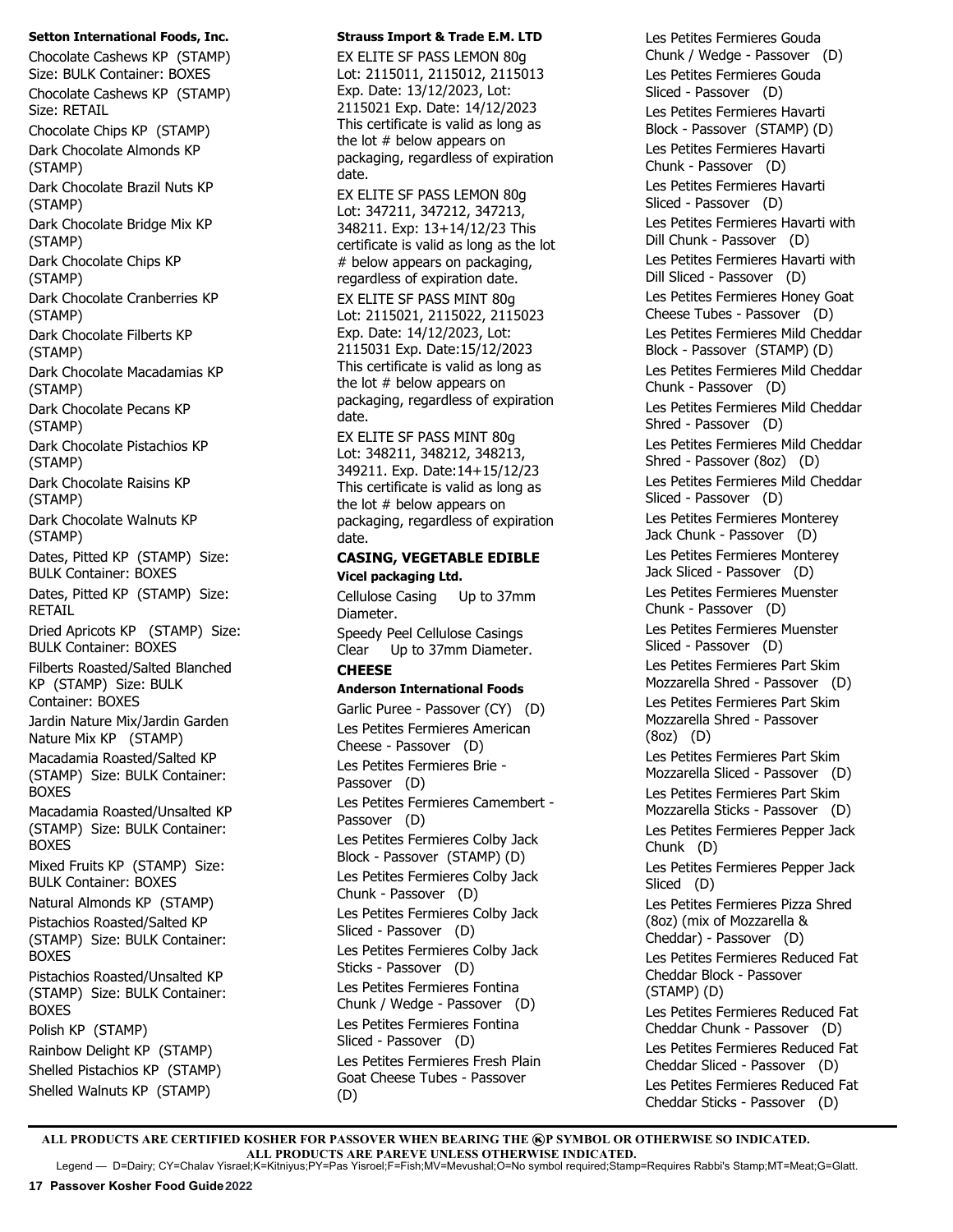**Setton International Foods, Inc.**

Chocolate Cashews KP (STAMP) Size: BULK Container: BOXES

Chocolate Cashews KP (STAMP) Size: RETAIL

Chocolate Chips KP (STAMP)

Dark Chocolate Almonds KP (STAMP)

Dark Chocolate Brazil Nuts KP (STAMP)

Dark Chocolate Bridge Mix KP (STAMP)

Dark Chocolate Chips KP (STAMP)

Dark Chocolate Cranberries KP (STAMP)

Dark Chocolate Filberts KP (STAMP)

Dark Chocolate Macadamias KP (STAMP)

Dark Chocolate Pecans KP (STAMP)

Dark Chocolate Pistachios KP (STAMP)

Dark Chocolate Raisins KP (STAMP)

Dark Chocolate Walnuts KP (STAMP)

Dates, Pitted KP (STAMP) Size: BULK Container: BOXES

Dates, Pitted KP (STAMP) Size: RETAIL

Dried Apricots KP (STAMP) Size: BULK Container: BOXES

Filberts Roasted/Salted Blanched KP (STAMP) Size: BULK Container: BOXES

Jardin Nature Mix/Jardin Garden Nature Mix KP (STAMP)

Macadamia Roasted/Salted KP (STAMP) Size: BULK Container: BOXES

Macadamia Roasted/Unsalted KP (STAMP) Size: BULK Container: BOXES

Mixed Fruits KP (STAMP) Size: BULK Container: BOXES

Natural Almonds KP (STAMP)

Pistachios Roasted/Salted KP (STAMP) Size: BULK Container: BOXES

Pistachios Roasted/Unsalted KP (STAMP) Size: BULK Container: BOXES

Polish KP (STAMP)

Rainbow Delight KP (STAMP)

Shelled Pistachios KP (STAMP)

Shelled Walnuts KP (STAMP)

**Strauss Import & Trade E.M. LTD**

EX ELITE SF PASS LEMON 80g Lot: 2115011, 2115012, 2115013 Exp. Date: 13/12/2023, Lot: 2115021 Exp. Date: 14/12/2023 This certificate is valid as long as the lot # below appears on packaging, regardless of expiration date.

EX ELITE SF PASS LEMON 80g Lot: 347211, 347212, 347213, 348211. Exp: 13+14/12/23 This certificate is valid as long as the lot # below appears on packaging, regardless of expiration date.

EX ELITE SF PASS MINT 80g Lot: 2115021, 2115022, 2115023 Exp. Date: 14/12/2023, Lot: 2115031 Exp. Date:15/12/2023 This certificate is valid as long as the lot # below appears on packaging, regardless of expiration date.

EX ELITE SF PASS MINT 80g Lot: 348211, 348212, 348213, 349211. Exp. Date:14+15/12/23 This certificate is valid as long as the lot # below appears on packaging, regardless of expiration date.

## CASING, VEGETABLE EDIBLE

**Vicel packaging Ltd.**

Cellulose Casing Up to 37mm Diameter.

Speedy Peel Cellulose Casings Clear Up to 37mm Diameter.

## CHEESE

**Anderson International Foods**

Garlic Puree - Passover (CY) (D)

Les Petites Fermieres American Cheese - Passover (D)

Les Petites Fermieres Brie - Passover (D)

Les Petites Fermieres Camembert - Passover (D)

Les Petites Fermieres Colby Jack Block - Passover (STAMP) (D)

Les Petites Fermieres Colby Jack Chunk - Passover (D)

Les Petites Fermieres Colby Jack Sliced - Passover (D)

Les Petites Fermieres Colby Jack Sticks - Passover (D)

Les Petites Fermieres Fontina Chunk / Wedge - Passover (D)

Les Petites Fermieres Fontina Sliced - Passover (D)

Les Petites Fermieres Fresh Plain Goat Cheese Tubes - Passover (D)

Les Petites Fermieres Gouda Chunk / Wedge - Passover (D)

Les Petites Fermieres Gouda Sliced - Passover (D)

Les Petites Fermieres Havarti Block - Passover (STAMP) (D)

Les Petites Fermieres Havarti Chunk - Passover (D)

Les Petites Fermieres Havarti Sliced - Passover (D)

Les Petites Fermieres Havarti with Dill Chunk - Passover (D)

Les Petites Fermieres Havarti with Dill Sliced - Passover (D)

Les Petites Fermieres Honey Goat Cheese Tubes - Passover (D)

Les Petites Fermieres Mild Cheddar Block - Passover (STAMP) (D)

Les Petites Fermieres Mild Cheddar Chunk - Passover (D)

Les Petites Fermieres Mild Cheddar Shred - Passover (D)

Les Petites Fermieres Mild Cheddar Shred - Passover (8oz) (D)

Les Petites Fermieres Mild Cheddar Sliced - Passover (D)

Les Petites Fermieres Monterey Jack Chunk - Passover (D)

Les Petites Fermieres Monterey Jack Sliced - Passover (D)

Les Petites Fermieres Muenster Chunk - Passover (D)

Les Petites Fermieres Muenster Sliced - Passover (D)

Les Petites Fermieres Part Skim Mozzarella Shred - Passover (D)

Les Petites Fermieres Part Skim Mozzarella Shred - Passover (8oz) (D)

Les Petites Fermieres Part Skim Mozzarella Sliced - Passover (D)

Les Petites Fermieres Part Skim Mozzarella Sticks - Passover (D)

Les Petites Fermieres Pepper Jack Chunk (D)

Les Petites Fermieres Pepper Jack Sliced (D)

Les Petites Fermieres Pizza Shred (8oz) (mix of Mozzarella & Cheddar) - Passover (D)

Les Petites Fermieres Reduced Fat Cheddar Block - Passover (STAMP) (D)

Les Petites Fermieres Reduced Fat Cheddar Chunk - Passover (D)

Les Petites Fermieres Reduced Fat Cheddar Sliced - Passover (D)

Les Petites Fermieres Reduced Fat Cheddar Sticks - Passover (D)

**ALL PRODUCTS ARE CERTIFIED KOSHER FOR PASSOVER WHEN BEARING THE ⓚP SYMBOL OR OTHERWISE SO INDICATED.**
**ALL PRODUCTS ARE PAREVE UNLESS OTHERWISE INDICATED.**

Legend — D=Dairy; CY=Chalav Yisrael;K=Kitniyus;PY=Pas Yisroel;F=Fish;MV=Mevushal;O=No symbol required;Stamp=Requires Rabbi's Stamp;MT=Meat;G=Glatt.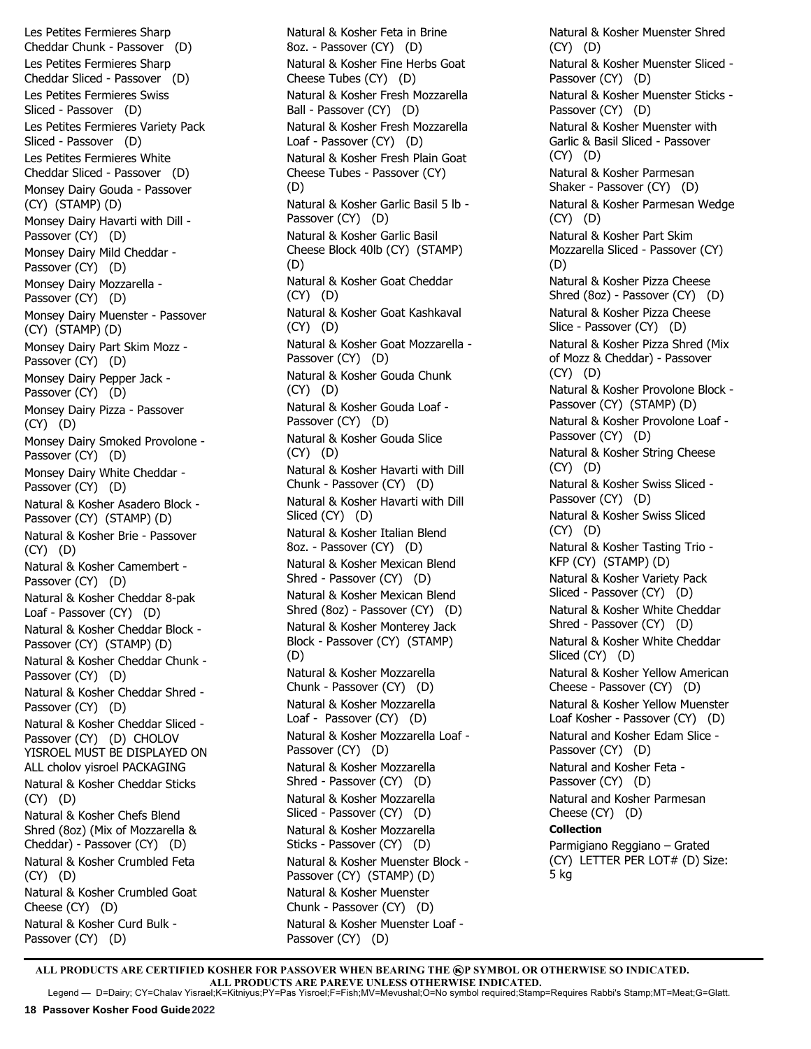Les Petites Fermieres Sharp Cheddar Chunk - Passover (D)

Les Petites Fermieres Sharp Cheddar Sliced - Passover (D)

Les Petites Fermieres Swiss Sliced - Passover (D)

Les Petites Fermieres Variety Pack Sliced - Passover (D)

Les Petites Fermieres White Cheddar Sliced - Passover (D)

Monsey Dairy Gouda - Passover (CY) (STAMP) (D)

Monsey Dairy Havarti with Dill - Passover (CY) (D)

Monsey Dairy Mild Cheddar - Passover (CY) (D)

Monsey Dairy Mozzarella - Passover (CY) (D)

Monsey Dairy Muenster - Passover (CY) (STAMP) (D)

Monsey Dairy Part Skim Mozz - Passover (CY) (D)

Monsey Dairy Pepper Jack - Passover (CY) (D)

Monsey Dairy Pizza - Passover (CY) (D)

Monsey Dairy Smoked Provolone - Passover (CY) (D)

Monsey Dairy White Cheddar - Passover (CY) (D)

Natural & Kosher Asadero Block - Passover (CY) (STAMP) (D)

Natural & Kosher Brie - Passover (CY) (D)

Natural & Kosher Camembert - Passover (CY) (D)

Natural & Kosher Cheddar 8-pak Loaf - Passover (CY) (D)

Natural & Kosher Cheddar Block - Passover (CY) (STAMP) (D)

Natural & Kosher Cheddar Chunk - Passover (CY) (D)

Natural & Kosher Cheddar Shred - Passover (CY) (D)

Natural & Kosher Cheddar Sliced - Passover (CY) (D) CHOLOV YISROEL MUST BE DISPLAYED ON ALL cholov yisroel PACKAGING

Natural & Kosher Cheddar Sticks (CY) (D)

Natural & Kosher Chefs Blend Shred (8oz) (Mix of Mozzarella & Cheddar) - Passover (CY) (D)

Natural & Kosher Crumbled Feta (CY) (D)

Natural & Kosher Crumbled Goat Cheese (CY) (D)

Natural & Kosher Curd Bulk - Passover (CY) (D)

Natural & Kosher Feta in Brine 8oz. - Passover (CY) (D)

Natural & Kosher Fine Herbs Goat Cheese Tubes (CY) (D)

Natural & Kosher Fresh Mozzarella Ball - Passover (CY) (D)

Natural & Kosher Fresh Mozzarella Loaf - Passover (CY) (D)

Natural & Kosher Fresh Plain Goat Cheese Tubes - Passover (CY) (D)

Natural & Kosher Garlic Basil 5 lb - Passover (CY) (D)

Natural & Kosher Garlic Basil Cheese Block 40lb (CY) (STAMP) (D)

Natural & Kosher Goat Cheddar (CY) (D)

Natural & Kosher Goat Kashkaval (CY) (D)

Natural & Kosher Goat Mozzarella - Passover (CY) (D)

Natural & Kosher Gouda Chunk (CY) (D)

Natural & Kosher Gouda Loaf - Passover (CY) (D)

Natural & Kosher Gouda Slice (CY) (D)

Natural & Kosher Havarti with Dill Chunk - Passover (CY) (D)

Natural & Kosher Havarti with Dill Sliced (CY) (D)

Natural & Kosher Italian Blend 8oz. - Passover (CY) (D)

Natural & Kosher Mexican Blend Shred - Passover (CY) (D)

Natural & Kosher Mexican Blend Shred (8oz) - Passover (CY) (D)

Natural & Kosher Monterey Jack Block - Passover (CY) (STAMP) (D)

Natural & Kosher Mozzarella Chunk - Passover (CY) (D)

Natural & Kosher Mozzarella Loaf - Passover (CY) (D)

Natural & Kosher Mozzarella Loaf - Passover (CY) (D)

Natural & Kosher Mozzarella Shred - Passover (CY) (D)

Natural & Kosher Mozzarella Sliced - Passover (CY) (D)

Natural & Kosher Mozzarella Sticks - Passover (CY) (D)

Natural & Kosher Muenster Block - Passover (CY) (STAMP) (D)

Natural & Kosher Muenster Chunk - Passover (CY) (D)

Natural & Kosher Muenster Loaf - Passover (CY) (D)

Natural & Kosher Muenster Shred (CY) (D)

Natural & Kosher Muenster Sliced - Passover (CY) (D)

Natural & Kosher Muenster Sticks - Passover (CY) (D)

Natural & Kosher Muenster with Garlic & Basil Sliced - Passover (CY) (D)

Natural & Kosher Parmesan Shaker - Passover (CY) (D)

Natural & Kosher Parmesan Wedge (CY) (D)

Natural & Kosher Part Skim Mozzarella Sliced - Passover (CY) (D)

Natural & Kosher Pizza Cheese Shred (8oz) - Passover (CY) (D)

Natural & Kosher Pizza Cheese Slice - Passover (CY) (D)

Natural & Kosher Pizza Shred (Mix of Mozz & Cheddar) - Passover (CY) (D)

Natural & Kosher Provolone Block - Passover (CY) (STAMP) (D)

Natural & Kosher Provolone Loaf - Passover (CY) (D)

Natural & Kosher String Cheese (CY) (D)

Natural & Kosher Swiss Sliced - Passover (CY) (D)

Natural & Kosher Swiss Sliced (CY) (D)

Natural & Kosher Tasting Trio - KFP (CY) (STAMP) (D)

Natural & Kosher Variety Pack Sliced - Passover (CY) (D)

Natural & Kosher White Cheddar Shred - Passover (CY) (D)

Natural & Kosher White Cheddar Sliced (CY) (D)

Natural & Kosher Yellow American Cheese - Passover (CY) (D)

Natural & Kosher Yellow Muenster Loaf Kosher - Passover (CY) (D)

Natural and Kosher Edam Slice - Passover (CY) (D)

Natural and Kosher Feta - Passover (CY) (D)

Natural and Kosher Parmesan Cheese (CY) (D)

**Collection**

Parmigiano Reggiano – Grated (CY) LETTER PER LOT# (D) Size: 5 kg

**ALL PRODUCTS ARE CERTIFIED KOSHER FOR PASSOVER WHEN BEARING THE ⓚP SYMBOL OR OTHERWISE SO INDICATED.**
**ALL PRODUCTS ARE PAREVE UNLESS OTHERWISE INDICATED.**

Legend — D=Dairy; CY=Chalav Yisrael;K=Kitniyus;PY=Pas Yisroel;F=Fish;MV=Mevushal;O=No symbol required;Stamp=Requires Rabbi's Stamp;MT=Meat;G=Glatt.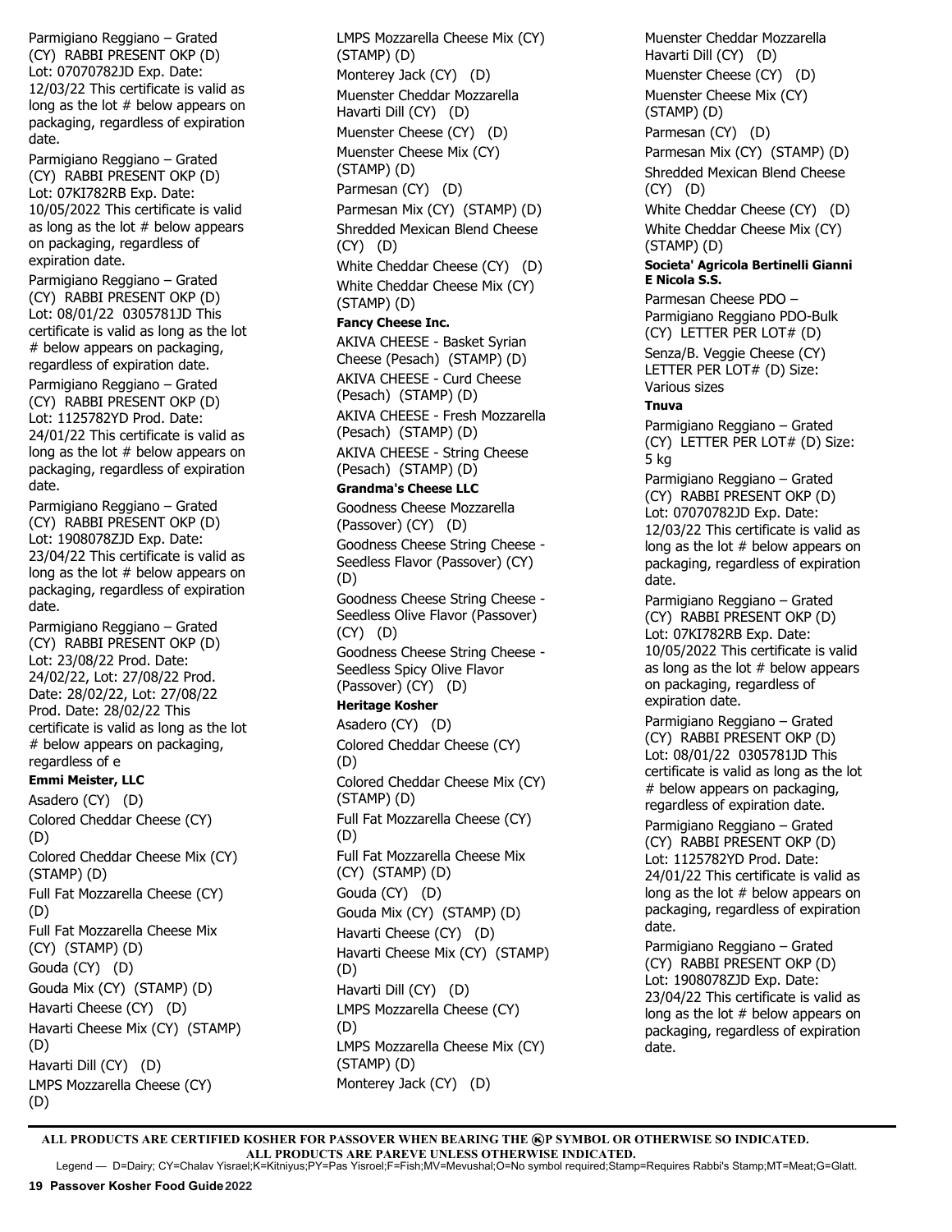Parmigiano Reggiano – Grated (CY) RABBI PRESENT OKP (D) Lot: 07070782JD Exp. Date: 12/03/22 This certificate is valid as long as the lot # below appears on packaging, regardless of expiration date.

Parmigiano Reggiano – Grated (CY) RABBI PRESENT OKP (D) Lot: 07KI782RB Exp. Date: 10/05/2022 This certificate is valid as long as the lot # below appears on packaging, regardless of expiration date.

Parmigiano Reggiano – Grated (CY) RABBI PRESENT OKP (D) Lot: 08/01/22 0305781JD This certificate is valid as long as the lot # below appears on packaging, regardless of expiration date.

Parmigiano Reggiano – Grated (CY) RABBI PRESENT OKP (D) Lot: 1125782YD Prod. Date: 24/01/22 This certificate is valid as long as the lot # below appears on packaging, regardless of expiration date.

Parmigiano Reggiano – Grated (CY) RABBI PRESENT OKP (D) Lot: 1908078ZJD Exp. Date: 23/04/22 This certificate is valid as long as the lot # below appears on packaging, regardless of expiration date.

Parmigiano Reggiano – Grated (CY) RABBI PRESENT OKP (D) Lot: 23/08/22 Prod. Date: 24/02/22, Lot: 27/08/22 Prod. Date: 28/02/22, Lot: 27/08/22 Prod. Date: 28/02/22 This certificate is valid as long as the lot # below appears on packaging, regardless of e

**Emmi Meister, LLC**

Asadero (CY) (D)

Colored Cheddar Cheese (CY) (D)

Colored Cheddar Cheese Mix (CY) (STAMP) (D)

Full Fat Mozzarella Cheese (CY) (D)

Full Fat Mozzarella Cheese Mix (CY) (STAMP) (D)

Gouda (CY) (D)

Gouda Mix (CY) (STAMP) (D)

Havarti Cheese (CY) (D)

Havarti Cheese Mix (CY) (STAMP) (D)

Havarti Dill (CY) (D)

LMPS Mozzarella Cheese (CY) (D)

LMPS Mozzarella Cheese Mix (CY) (STAMP) (D)

Monterey Jack (CY) (D)

Muenster Cheddar Mozzarella Havarti Dill (CY) (D)

Muenster Cheese (CY) (D)

Muenster Cheese Mix (CY) (STAMP) (D)

Parmesan (CY) (D)

Parmesan Mix (CY) (STAMP) (D)

Shredded Mexican Blend Cheese (CY) (D)

White Cheddar Cheese (CY) (D)

White Cheddar Cheese Mix (CY) (STAMP) (D)

**Fancy Cheese Inc.**

AKIVA CHEESE - Basket Syrian Cheese (Pesach) (STAMP) (D)

AKIVA CHEESE - Curd Cheese (Pesach) (STAMP) (D)

AKIVA CHEESE - Fresh Mozzarella (Pesach) (STAMP) (D)

AKIVA CHEESE - String Cheese (Pesach) (STAMP) (D)

**Grandma's Cheese LLC**

Goodness Cheese Mozzarella (Passover) (CY) (D)

Goodness Cheese String Cheese - Seedless Flavor (Passover) (CY) (D)

Goodness Cheese String Cheese - Seedless Olive Flavor (Passover) (CY) (D)

Goodness Cheese String Cheese - Seedless Spicy Olive Flavor (Passover) (CY) (D)

**Heritage Kosher**

Asadero (CY) (D)

Colored Cheddar Cheese (CY) (D)

Colored Cheddar Cheese Mix (CY) (STAMP) (D)

Full Fat Mozzarella Cheese (CY) (D)

Full Fat Mozzarella Cheese Mix (CY) (STAMP) (D)

Gouda (CY) (D)

Gouda Mix (CY) (STAMP) (D)

Havarti Cheese (CY) (D)

Havarti Cheese Mix (CY) (STAMP) (D)

Havarti Dill (CY) (D)

LMPS Mozzarella Cheese (CY) (D)

LMPS Mozzarella Cheese Mix (CY) (STAMP) (D)

Monterey Jack (CY) (D)

Muenster Cheddar Mozzarella Havarti Dill (CY) (D)

Muenster Cheese (CY) (D)

Muenster Cheese Mix (CY) (STAMP) (D)

Parmesan (CY) (D)

Parmesan Mix (CY) (STAMP) (D)

Shredded Mexican Blend Cheese (CY) (D)

White Cheddar Cheese (CY) (D)

White Cheddar Cheese Mix (CY) (STAMP) (D)

**Societa' Agricola Bertinelli Gianni E Nicola S.S.**

Parmesan Cheese PDO – Parmigiano Reggiano PDO-Bulk (CY) LETTER PER LOT# (D)

Senza/B. Veggie Cheese (CY) LETTER PER LOT# (D) Size: Various sizes

**Tnuva**

Parmigiano Reggiano – Grated (CY) LETTER PER LOT# (D) Size: 5 kg

Parmigiano Reggiano – Grated (CY) RABBI PRESENT OKP (D) Lot: 07070782JD Exp. Date: 12/03/22 This certificate is valid as long as the lot # below appears on packaging, regardless of expiration date.

Parmigiano Reggiano – Grated (CY) RABBI PRESENT OKP (D) Lot: 07KI782RB Exp. Date: 10/05/2022 This certificate is valid as long as the lot # below appears on packaging, regardless of expiration date.

Parmigiano Reggiano – Grated (CY) RABBI PRESENT OKP (D) Lot: 08/01/22 0305781JD This certificate is valid as long as the lot # below appears on packaging, regardless of expiration date.

Parmigiano Reggiano – Grated (CY) RABBI PRESENT OKP (D) Lot: 1125782YD Prod. Date: 24/01/22 This certificate is valid as long as the lot # below appears on packaging, regardless of expiration date.

Parmigiano Reggiano – Grated (CY) RABBI PRESENT OKP (D) Lot: 1908078ZJD Exp. Date: 23/04/22 This certificate is valid as long as the lot # below appears on packaging, regardless of expiration date.

**ALL PRODUCTS ARE CERTIFIED KOSHER FOR PASSOVER WHEN BEARING THE ⓚP SYMBOL OR OTHERWISE SO INDICATED. ALL PRODUCTS ARE PAREVE UNLESS OTHERWISE INDICATED.**

Legend — D=Dairy; CY=Chalav Yisrael;K=Kitniyus;PY=Pas Yisroel;F=Fish;MV=Mevushal;O=No symbol required;Stamp=Requires Rabbi's Stamp;MT=Meat;G=Glatt.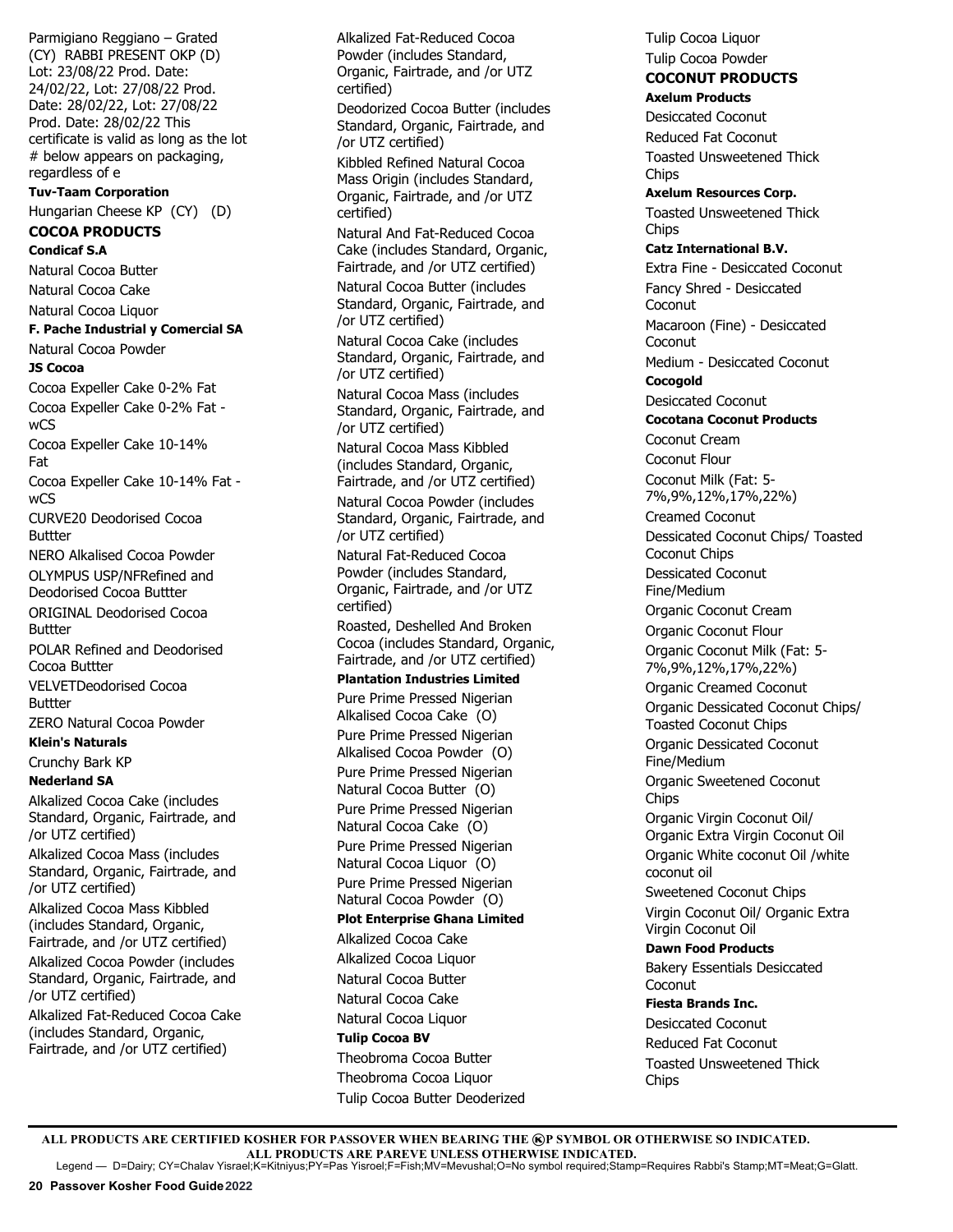Parmigiano Reggiano – Grated (CY) RABBI PRESENT OKP (D) Lot: 23/08/22 Prod. Date: 24/02/22, Lot: 27/08/22 Prod. Date: 28/02/22, Lot: 27/08/22 Prod. Date: 28/02/22 This certificate is valid as long as the lot # below appears on packaging, regardless of e

**Tuv-Taam Corporation**

Hungarian Cheese KP (CY) (D)

## COCOA PRODUCTS

**Condicaf S.A**

Natural Cocoa Butter

Natural Cocoa Cake

Natural Cocoa Liquor

**F. Pache Industrial y Comercial SA**

Natural Cocoa Powder

**JS Cocoa**

Cocoa Expeller Cake 0-2% Fat

Cocoa Expeller Cake 0-2% Fat - wCS

Cocoa Expeller Cake 10-14% Fat

Cocoa Expeller Cake 10-14% Fat - wCS

CURVE20 Deodorised Cocoa Buttter

NERO Alkalised Cocoa Powder

OLYMPUS USP/NFRefined and Deodorised Cocoa Buttter

ORIGINAL Deodorised Cocoa Buttter

POLAR Refined and Deodorised Cocoa Buttter

VELVETDeodorised Cocoa Buttter

ZERO Natural Cocoa Powder

**Klein's Naturals**

Crunchy Bark KP

**Nederland SA**

Alkalized Cocoa Cake (includes Standard, Organic, Fairtrade, and /or UTZ certified)

Alkalized Cocoa Mass (includes Standard, Organic, Fairtrade, and /or UTZ certified)

Alkalized Cocoa Mass Kibbled (includes Standard, Organic, Fairtrade, and /or UTZ certified)

Alkalized Cocoa Powder (includes Standard, Organic, Fairtrade, and /or UTZ certified)

Alkalized Fat-Reduced Cocoa Cake (includes Standard, Organic, Fairtrade, and /or UTZ certified)

Alkalized Fat-Reduced Cocoa Powder (includes Standard, Organic, Fairtrade, and /or UTZ certified)

Deodorized Cocoa Butter (includes Standard, Organic, Fairtrade, and /or UTZ certified)

Kibbled Refined Natural Cocoa Mass Origin (includes Standard, Organic, Fairtrade, and /or UTZ certified)

Natural And Fat-Reduced Cocoa Cake (includes Standard, Organic, Fairtrade, and /or UTZ certified)

Natural Cocoa Butter (includes Standard, Organic, Fairtrade, and /or UTZ certified)

Natural Cocoa Cake (includes Standard, Organic, Fairtrade, and /or UTZ certified)

Natural Cocoa Mass (includes Standard, Organic, Fairtrade, and /or UTZ certified)

Natural Cocoa Mass Kibbled (includes Standard, Organic, Fairtrade, and /or UTZ certified)

Natural Cocoa Powder (includes Standard, Organic, Fairtrade, and /or UTZ certified)

Natural Fat-Reduced Cocoa Powder (includes Standard, Organic, Fairtrade, and /or UTZ certified)

Roasted, Deshelled And Broken Cocoa (includes Standard, Organic, Fairtrade, and /or UTZ certified)

**Plantation Industries Limited**

Pure Prime Pressed Nigerian Alkalised Cocoa Cake (O)

Pure Prime Pressed Nigerian Alkalised Cocoa Powder (O)

Pure Prime Pressed Nigerian Natural Cocoa Butter (O)

Pure Prime Pressed Nigerian Natural Cocoa Cake (O)

Pure Prime Pressed Nigerian Natural Cocoa Liquor (O)

Pure Prime Pressed Nigerian Natural Cocoa Powder (O)

**Plot Enterprise Ghana Limited**

Alkalized Cocoa Cake

Alkalized Cocoa Liquor

Natural Cocoa Butter

Natural Cocoa Cake

Natural Cocoa Liquor

**Tulip Cocoa BV**

Theobroma Cocoa Butter

Theobroma Cocoa Liquor

Tulip Cocoa Butter Deoderized

Tulip Cocoa Liquor

Tulip Cocoa Powder

## COCONUT PRODUCTS

**Axelum Products**

Desiccated Coconut

Reduced Fat Coconut

Toasted Unsweetened Thick Chips

**Axelum Resources Corp.**

Toasted Unsweetened Thick Chips

**Catz International B.V.**

Extra Fine - Desiccated Coconut

Fancy Shred - Desiccated Coconut

Macaroon (Fine) - Desiccated Coconut

Medium - Desiccated Coconut

**Cocogold**

Desiccated Coconut

**Cocotana Coconut Products**

Coconut Cream

Coconut Flour

Coconut Milk (Fat: 5-7%,9%,12%,17%,22%)

Creamed Coconut

Dessicated Coconut Chips/ Toasted Coconut Chips

Dessicated Coconut Fine/Medium

Organic Coconut Cream

Organic Coconut Flour

Organic Coconut Milk (Fat: 5-7%,9%,12%,17%,22%)

Organic Creamed Coconut

Organic Dessicated Coconut Chips/ Toasted Coconut Chips

Organic Dessicated Coconut Fine/Medium

Organic Sweetened Coconut Chips

Organic Virgin Coconut Oil/ Organic Extra Virgin Coconut Oil

Organic White coconut Oil /white coconut oil

Sweetened Coconut Chips

Virgin Coconut Oil/ Organic Extra Virgin Coconut Oil

**Dawn Food Products**

Bakery Essentials Desiccated Coconut

**Fiesta Brands Inc.**

Desiccated Coconut

Reduced Fat Coconut

Toasted Unsweetened Thick Chips

---

**ALL PRODUCTS ARE CERTIFIED KOSHER FOR PASSOVER WHEN BEARING THE ⓀP SYMBOL OR OTHERWISE SO INDICATED.**
**ALL PRODUCTS ARE PAREVE UNLESS OTHERWISE INDICATED.**

Legend — D=Dairy; CY=Chalav Yisrael;K=Kitniyus;PY=Pas Yisroel;F=Fish;MV=Mevushal;O=No symbol required;Stamp=Requires Rabbi's Stamp;MT=Meat;G=Glatt.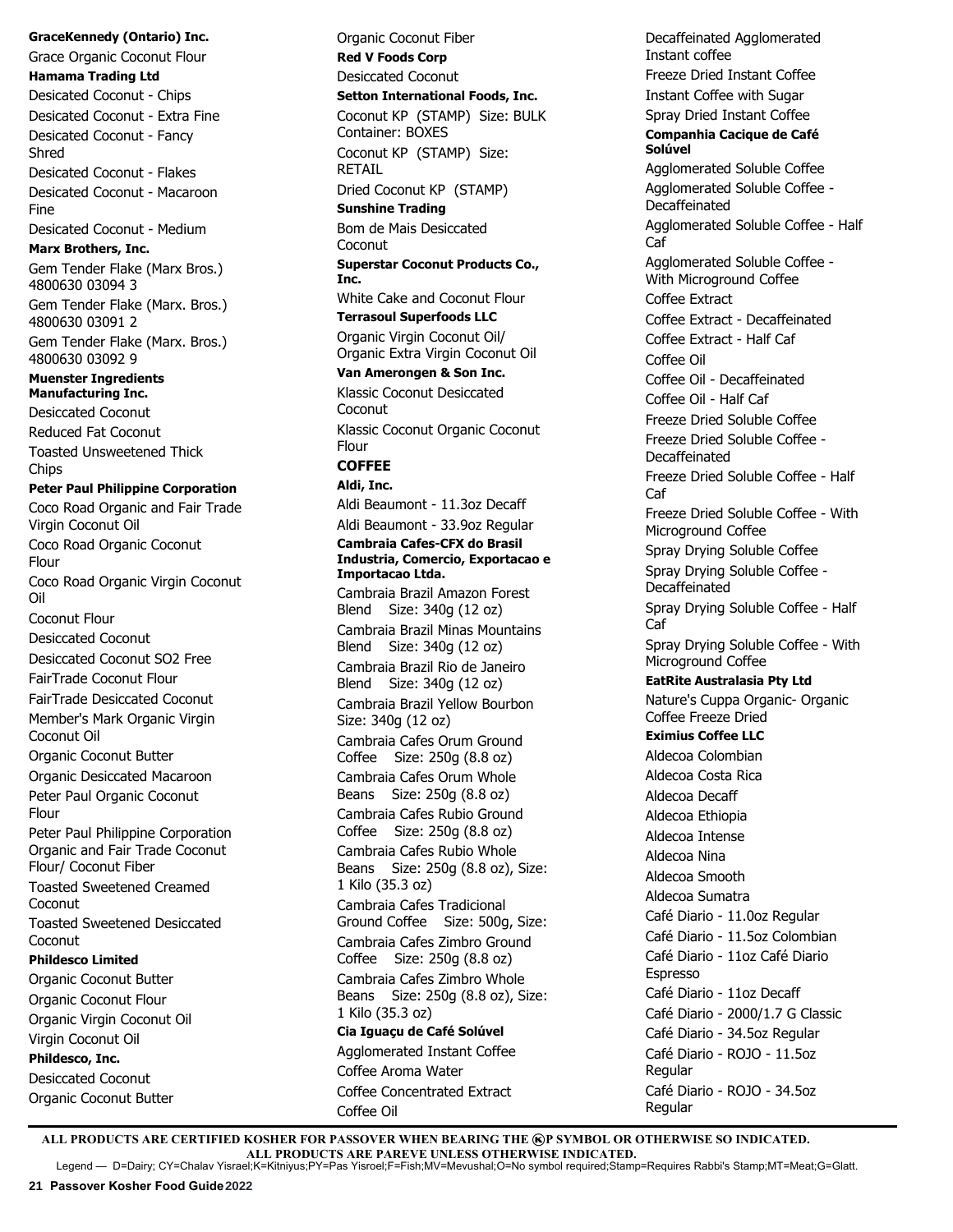**GraceKennedy (Ontario) Inc.**

Grace Organic Coconut Flour

**Hamama Trading Ltd**

Desicated Coconut - Chips

Desicated Coconut - Extra Fine

Desicated Coconut - Fancy Shred

Desicated Coconut - Flakes

Desicated Coconut - Macaroon Fine

Desicated Coconut - Medium

**Marx Brothers, Inc.**

Gem Tender Flake (Marx Bros.) 4800630 03094 3

Gem Tender Flake (Marx. Bros.) 4800630 03091 2

Gem Tender Flake (Marx. Bros.) 4800630 03092 9

**Muenster Ingredients Manufacturing Inc.**

Desiccated Coconut

Reduced Fat Coconut

Toasted Unsweetened Thick Chips

**Peter Paul Philippine Corporation**

Coco Road Organic and Fair Trade Virgin Coconut Oil

Coco Road Organic Coconut Flour

Coco Road Organic Virgin Coconut Oil

Coconut Flour

Desiccated Coconut

Desiccated Coconut SO2 Free

FairTrade Coconut Flour

FairTrade Desiccated Coconut

Member's Mark Organic Virgin Coconut Oil

Organic Coconut Butter

Organic Desiccated Macaroon

Peter Paul Organic Coconut Flour

Peter Paul Philippine Corporation Organic and Fair Trade Coconut Flour/ Coconut Fiber

Toasted Sweetened Creamed Coconut

Toasted Sweetened Desiccated Coconut

**Phildesco Limited**

Organic Coconut Butter

Organic Coconut Flour

Organic Virgin Coconut Oil

Virgin Coconut Oil

**Phildesco, Inc.**

Desiccated Coconut

Organic Coconut Butter

Organic Coconut Fiber

**Red V Foods Corp**

Desiccated Coconut

**Setton International Foods, Inc.**

Coconut KP (STAMP) Size: BULK Container: BOXES

Coconut KP (STAMP) Size: RETAIL

Dried Coconut KP (STAMP)

**Sunshine Trading**

Bom de Mais Desiccated Coconut

**Superstar Coconut Products Co., Inc.**

White Cake and Coconut Flour

**Terrasoul Superfoods LLC**

Organic Virgin Coconut Oil/ Organic Extra Virgin Coconut Oil

**Van Amerongen & Son Inc.**

Klassic Coconut Desiccated Coconut

Klassic Coconut Organic Coconut Flour

## COFFEE

**Aldi, Inc.**

Aldi Beaumont - 11.3oz Decaff

Aldi Beaumont - 33.9oz Regular

**Cambraia Cafes-CFX do Brasil Industria, Comercio, Exportacao e Importacao Ltda.**

Cambraia Brazil Amazon Forest Blend Size: 340g (12 oz)

Cambraia Brazil Minas Mountains Blend Size: 340g (12 oz)

Cambraia Brazil Rio de Janeiro Blend Size: 340g (12 oz)

Cambraia Brazil Yellow Bourbon Size: 340g (12 oz)

Cambraia Cafes Orum Ground Coffee Size: 250g (8.8 oz)

Cambraia Cafes Orum Whole Beans Size: 250g (8.8 oz)

Cambraia Cafes Rubio Ground Coffee Size: 250g (8.8 oz)

Cambraia Cafes Rubio Whole Beans Size: 250g (8.8 oz), Size: 1 Kilo (35.3 oz)

Cambraia Cafes Tradicional Ground Coffee Size: 500g, Size:

Cambraia Cafes Zimbro Ground Coffee Size: 250g (8.8 oz)

Cambraia Cafes Zimbro Whole Beans Size: 250g (8.8 oz), Size: 1 Kilo (35.3 oz)

**Cia Iguaçu de Café Solúvel**

Agglomerated Instant Coffee

Coffee Aroma Water

Coffee Concentrated Extract

Coffee Oil

Decaffeinated Agglomerated Instant coffee

Freeze Dried Instant Coffee

Instant Coffee with Sugar

Spray Dried Instant Coffee

**Companhia Cacique de Café Solúvel**

Agglomerated Soluble Coffee

Agglomerated Soluble Coffee - Decaffeinated

Agglomerated Soluble Coffee - Half Caf

Agglomerated Soluble Coffee - With Microground Coffee

Coffee Extract

Coffee Extract - Decaffeinated

Coffee Extract - Half Caf

Coffee Oil

Coffee Oil - Decaffeinated

Coffee Oil - Half Caf

Freeze Dried Soluble Coffee

Freeze Dried Soluble Coffee - Decaffeinated

Freeze Dried Soluble Coffee - Half Caf

Freeze Dried Soluble Coffee - With Microground Coffee

Spray Drying Soluble Coffee

Spray Drying Soluble Coffee - Decaffeinated

Spray Drying Soluble Coffee - Half Caf

Spray Drying Soluble Coffee - With Microground Coffee

**EatRite Australasia Pty Ltd**

Nature's Cuppa Organic- Organic Coffee Freeze Dried

**Eximius Coffee LLC**

Aldecoa Colombian

Aldecoa Costa Rica

Aldecoa Decaff

Aldecoa Ethiopia

Aldecoa Intense

Aldecoa Nina

Aldecoa Smooth

Aldecoa Sumatra

Café Diario - 11.0oz Regular

Café Diario - 11.5oz Colombian

Café Diario - 11oz Café Diario Espresso

Café Diario - 11oz Decaff

Café Diario - 2000/1.7 G Classic

Café Diario - 34.5oz Regular

Café Diario - ROJO - 11.5oz Regular

Café Diario - ROJO - 34.5oz Regular

**ALL PRODUCTS ARE CERTIFIED KOSHER FOR PASSOVER WHEN BEARING THE ⓀP SYMBOL OR OTHERWISE SO INDICATED.**
**ALL PRODUCTS ARE PAREVE UNLESS OTHERWISE INDICATED.**

Legend — D=Dairy; CY=Chalav Yisrael;K=Kitniyus;PY=Pas Yisroel;F=Fish;MV=Mevushal;O=No symbol required;Stamp=Requires Rabbi's Stamp;MT=Meat;G=Glatt.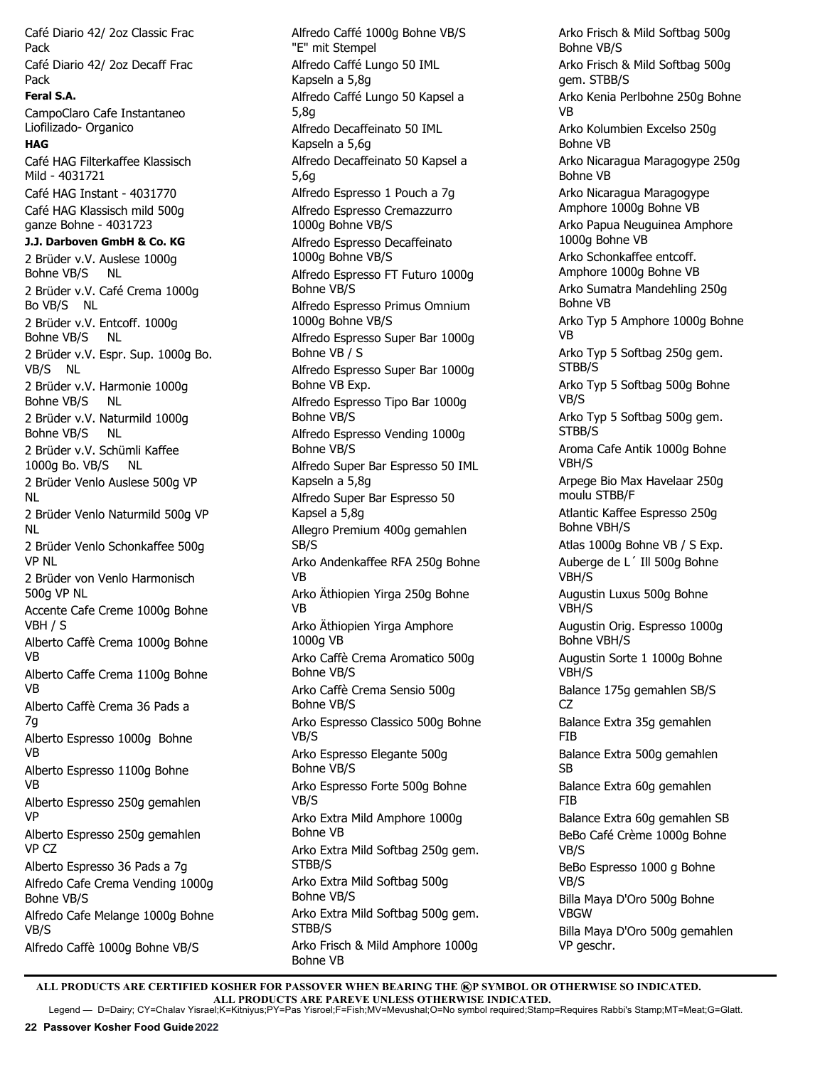Café Diario 42/ 2oz Classic Frac Pack

Café Diario 42/ 2oz Decaff Frac Pack

**Feral S.A.**

CampoClaro Cafe Instantaneo Liofilizado- Organico

**HAG**

Café HAG Filterkaffee Klassisch Mild - 4031721

Café HAG Instant - 4031770

Café HAG Klassisch mild 500g ganze Bohne - 4031723

**J.J. Darboven GmbH & Co. KG**

2 Brüder v.V. Auslese 1000g Bohne VB/S NL

2 Brüder v.V. Café Crema 1000g Bo VB/S NL

2 Brüder v.V. Entcoff. 1000g Bohne VB/S NL

2 Brüder v.V. Espr. Sup. 1000g Bo. VB/S NL

2 Brüder v.V. Harmonie 1000g Bohne VB/S NL

2 Brüder v.V. Naturmild 1000g Bohne VB/S NL

2 Brüder v.V. Schümli Kaffee 1000g Bo. VB/S NL

2 Brüder Venlo Auslese 500g VP NL

2 Brüder Venlo Naturmild 500g VP NL

2 Brüder Venlo Schonkaffee 500g VP NL

2 Brüder von Venlo Harmonisch 500g VP NL

Accente Cafe Creme 1000g Bohne VBH / S

Alberto Caffè Crema 1000g Bohne VB

Alberto Caffe Crema 1100g Bohne VB

Alberto Caffè Crema 36 Pads a 7g

Alberto Espresso 1000g Bohne VB

Alberto Espresso 1100g Bohne VB

Alberto Espresso 250g gemahlen VP

Alberto Espresso 250g gemahlen VP CZ

Alberto Espresso 36 Pads a 7g

Alfredo Cafe Crema Vending 1000g Bohne VB/S

Alfredo Cafe Melange 1000g Bohne VB/S

Alfredo Caffè 1000g Bohne VB/S

Alfredo Caffé 1000g Bohne VB/S "E" mit Stempel

Alfredo Caffé Lungo 50 IML Kapseln a 5,8g

Alfredo Caffé Lungo 50 Kapsel a 5,8g

Alfredo Decaffeinato 50 IML Kapseln a 5,6g

Alfredo Decaffeinato 50 Kapsel a 5,6g

Alfredo Espresso 1 Pouch a 7g

Alfredo Espresso Cremazzurro 1000g Bohne VB/S

Alfredo Espresso Decaffeinato 1000g Bohne VB/S

Alfredo Espresso FT Futuro 1000g Bohne VB/S

Alfredo Espresso Primus Omnium 1000g Bohne VB/S

Alfredo Espresso Super Bar 1000g Bohne VB / S

Alfredo Espresso Super Bar 1000g Bohne VB Exp.

Alfredo Espresso Tipo Bar 1000g Bohne VB/S

Alfredo Espresso Vending 1000g Bohne VB/S

Alfredo Super Bar Espresso 50 IML Kapseln a 5,8g

Alfredo Super Bar Espresso 50 Kapsel a 5,8g

Allegro Premium 400g gemahlen SB/S

Arko Andenkaffee RFA 250g Bohne VB

Arko Äthiopien Yirga 250g Bohne VB

Arko Äthiopien Yirga Amphore 1000g VB

Arko Caffè Crema Aromatico 500g Bohne VB/S

Arko Caffè Crema Sensio 500g Bohne VB/S

Arko Espresso Classico 500g Bohne VB/S

Arko Espresso Elegante 500g Bohne VB/S

Arko Espresso Forte 500g Bohne VB/S

Arko Extra Mild Amphore 1000g Bohne VB

Arko Extra Mild Softbag 250g gem. STBB/S

Arko Extra Mild Softbag 500g Bohne VB/S

Arko Extra Mild Softbag 500g gem. STBB/S

Arko Frisch & Mild Amphore 1000g Bohne VB

Arko Frisch & Mild Softbag 500g Bohne VB/S

Arko Frisch & Mild Softbag 500g gem. STBB/S

Arko Kenia Perlbohne 250g Bohne VB

Arko Kolumbien Excelso 250g Bohne VB

Arko Nicaragua Maragogype 250g Bohne VB

Arko Nicaragua Maragogype Amphore 1000g Bohne VB

Arko Papua Neuguinea Amphore 1000g Bohne VB

Arko Schonkaffee entcoff. Amphore 1000g Bohne VB

Arko Sumatra Mandehling 250g Bohne VB

Arko Typ 5 Amphore 1000g Bohne VB

Arko Typ 5 Softbag 250g gem. STBB/S

Arko Typ 5 Softbag 500g Bohne VB/S

Arko Typ 5 Softbag 500g gem. STBB/S

Aroma Cafe Antik 1000g Bohne VBH/S

Arpege Bio Max Havelaar 250g moulu STBB/F

Atlantic Kaffee Espresso 250g Bohne VBH/S

Atlas 1000g Bohne VB / S Exp.

Auberge de L´ Ill 500g Bohne VBH/S

Augustin Luxus 500g Bohne VBH/S

Augustin Orig. Espresso 1000g Bohne VBH/S

Augustin Sorte 1 1000g Bohne VBH/S

Balance 175g gemahlen SB/S CZ

Balance Extra 35g gemahlen FIB

Balance Extra 500g gemahlen SB

Balance Extra 60g gemahlen FIB

Balance Extra 60g gemahlen SB

BeBo Café Crème 1000g Bohne VB/S

BeBo Espresso 1000 g Bohne VB/S

Billa Maya D'Oro 500g Bohne VBGW

Billa Maya D'Oro 500g gemahlen VP geschr.

ALL PRODUCTS ARE CERTIFIED KOSHER FOR PASSOVER WHEN BEARING THE ⓀP SYMBOL OR OTHERWISE SO INDICATED.
ALL PRODUCTS ARE PAREVE UNLESS OTHERWISE INDICATED.
Legend — D=Dairy; CY=Chalav Yisrael;K=Kitniyus;PY=Pas Yisroel;F=Fish;MV=Mevushal;O=No symbol required;Stamp=Requires Rabbi's Stamp;MT=Meat;G=Glatt.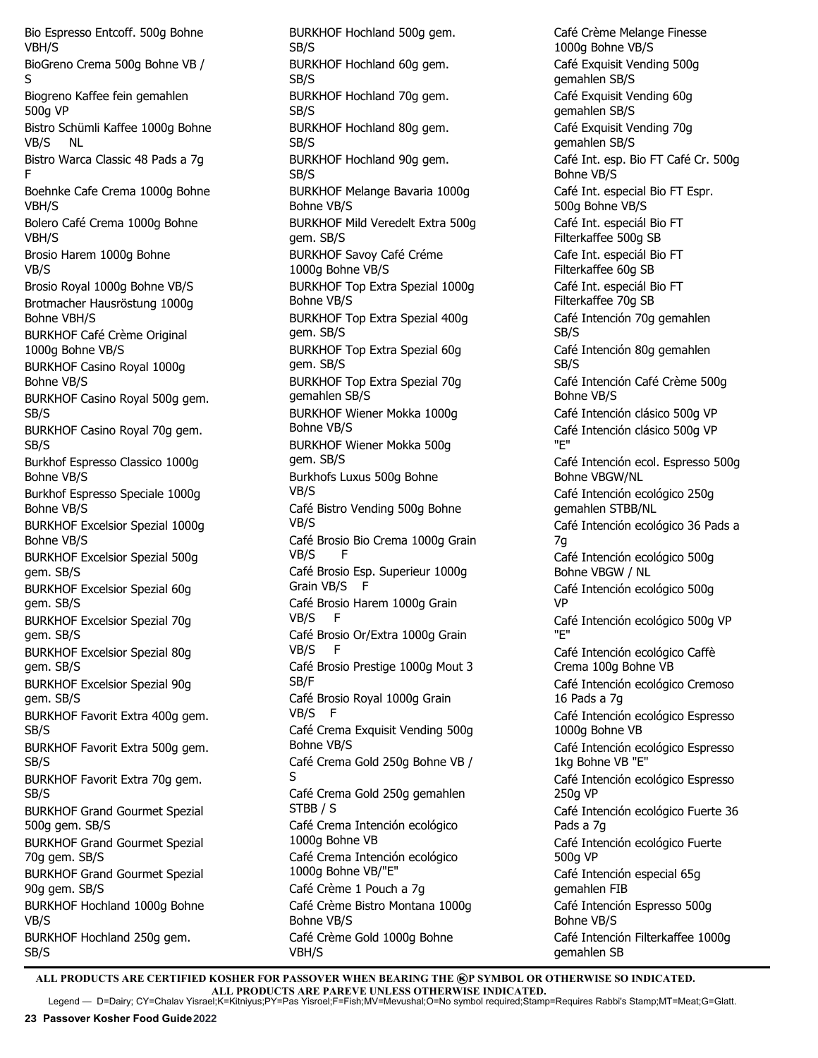Bio Espresso Entcoff. 500g Bohne VBH/S
BioGreno Crema 500g Bohne VB / S
Biogreno Kaffee fein gemahlen 500g VP
Bistro Schümli Kaffee 1000g Bohne VB/S NL
Bistro Warca Classic 48 Pads a 7g F
Boehnke Cafe Crema 1000g Bohne VBH/S
Bolero Café Crema 1000g Bohne VBH/S
Brosio Harem 1000g Bohne VB/S
Brosio Royal 1000g Bohne VB/S
Brotmacher Hausröstung 1000g Bohne VBH/S
BURKHOF Café Crème Original 1000g Bohne VB/S
BURKHOF Casino Royal 1000g Bohne VB/S
BURKHOF Casino Royal 500g gem. SB/S
BURKHOF Casino Royal 70g gem. SB/S
Burkhof Espresso Classico 1000g Bohne VB/S
Burkhof Espresso Speciale 1000g Bohne VB/S
BURKHOF Excelsior Spezial 1000g Bohne VB/S
BURKHOF Excelsior Spezial 500g gem. SB/S
BURKHOF Excelsior Spezial 60g gem. SB/S
BURKHOF Excelsior Spezial 70g gem. SB/S
BURKHOF Excelsior Spezial 80g gem. SB/S
BURKHOF Excelsior Spezial 90g gem. SB/S
BURKHOF Favorit Extra 400g gem. SB/S
BURKHOF Favorit Extra 500g gem. SB/S
BURKHOF Favorit Extra 70g gem. SB/S
BURKHOF Grand Gourmet Spezial 500g gem. SB/S
BURKHOF Grand Gourmet Spezial 70g gem. SB/S
BURKHOF Grand Gourmet Spezial 90g gem. SB/S
BURKHOF Hochland 1000g Bohne VB/S
BURKHOF Hochland 250g gem. SB/S
BURKHOF Hochland 500g gem. SB/S
BURKHOF Hochland 60g gem. SB/S
BURKHOF Hochland 70g gem. SB/S
BURKHOF Hochland 80g gem. SB/S
BURKHOF Hochland 90g gem. SB/S
BURKHOF Melange Bavaria 1000g Bohne VB/S
BURKHOF Mild Veredelt Extra 500g gem. SB/S
BURKHOF Savoy Café Créme 1000g Bohne VB/S
BURKHOF Top Extra Spezial 1000g Bohne VB/S
BURKHOF Top Extra Spezial 400g gem. SB/S
BURKHOF Top Extra Spezial 60g gem. SB/S
BURKHOF Top Extra Spezial 70g gemahlen SB/S
BURKHOF Wiener Mokka 1000g Bohne VB/S
BURKHOF Wiener Mokka 500g gem. SB/S
Burkhofs Luxus 500g Bohne VB/S
Café Bistro Vending 500g Bohne VB/S
Café Brosio Bio Crema 1000g Grain VB/S F
Café Brosio Esp. Superieur 1000g Grain VB/S F
Café Brosio Harem 1000g Grain VB/S F
Café Brosio Or/Extra 1000g Grain VB/S F
Café Brosio Prestige 1000g Mout 3 SB/F
Café Brosio Royal 1000g Grain VB/S F
Café Crema Exquisit Vending 500g Bohne VB/S
Café Crema Gold 250g Bohne VB / S
Café Crema Gold 250g gemahlen STBB / S
Café Crema Intención ecológico 1000g Bohne VB
Café Crema Intención ecológico 1000g Bohne VB/"E"
Café Crème 1 Pouch a 7g
Café Crème Bistro Montana 1000g Bohne VB/S
Café Crème Gold 1000g Bohne VBH/S
Café Crème Melange Finesse 1000g Bohne VB/S
Café Exquisit Vending 500g gemahlen SB/S
Café Exquisit Vending 60g gemahlen SB/S
Café Exquisit Vending 70g gemahlen SB/S
Café Int. esp. Bio FT Café Cr. 500g Bohne VB/S
Café Int. especial Bio FT Espr. 500g Bohne VB/S
Café Int. especiál Bio FT Filterkaffee 500g SB
Cafe Int. especiál Bio FT Filterkaffee 60g SB
Café Int. especiál Bio FT Filterkaffee 70g SB
Café Intención 70g gemahlen SB/S
Café Intención 80g gemahlen SB/S
Café Intención Café Crème 500g Bohne VB/S
Café Intención clásico 500g VP
Café Intención clásico 500g VP "E"
Café Intención ecol. Espresso 500g Bohne VBGW/NL
Café Intención ecológico 250g gemahlen STBB/NL
Café Intención ecológico 36 Pads a 7g
Café Intención ecológico 500g Bohne VBGW / NL
Café Intención ecológico 500g VP
Café Intención ecológico 500g VP "E"
Café Intención ecológico Caffè Crema 100g Bohne VB
Café Intención ecológico Cremoso 16 Pads a 7g
Café Intención ecológico Espresso 1000g Bohne VB
Café Intención ecológico Espresso 1kg Bohne VB "E"
Café Intención ecológico Espresso 250g VP
Café Intención ecológico Fuerte 36 Pads a 7g
Café Intención ecológico Fuerte 500g VP
Café Intención especial 65g gemahlen FIB
Café Intención Espresso 500g Bohne VB/S
Café Intención Filterkaffee 1000g gemahlen SB

**ALL PRODUCTS ARE CERTIFIED KOSHER FOR PASSOVER WHEN BEARING THE ⓀP SYMBOL OR OTHERWISE SO INDICATED.**
**ALL PRODUCTS ARE PAREVE UNLESS OTHERWISE INDICATED.**
Legend — D=Dairy; CY=Chalav Yisrael;K=Kitniyus;PY=Pas Yisroel;F=Fish;MV=Mevushal;O=No symbol required;Stamp=Requires Rabbi's Stamp;MT=Meat;G=Glatt.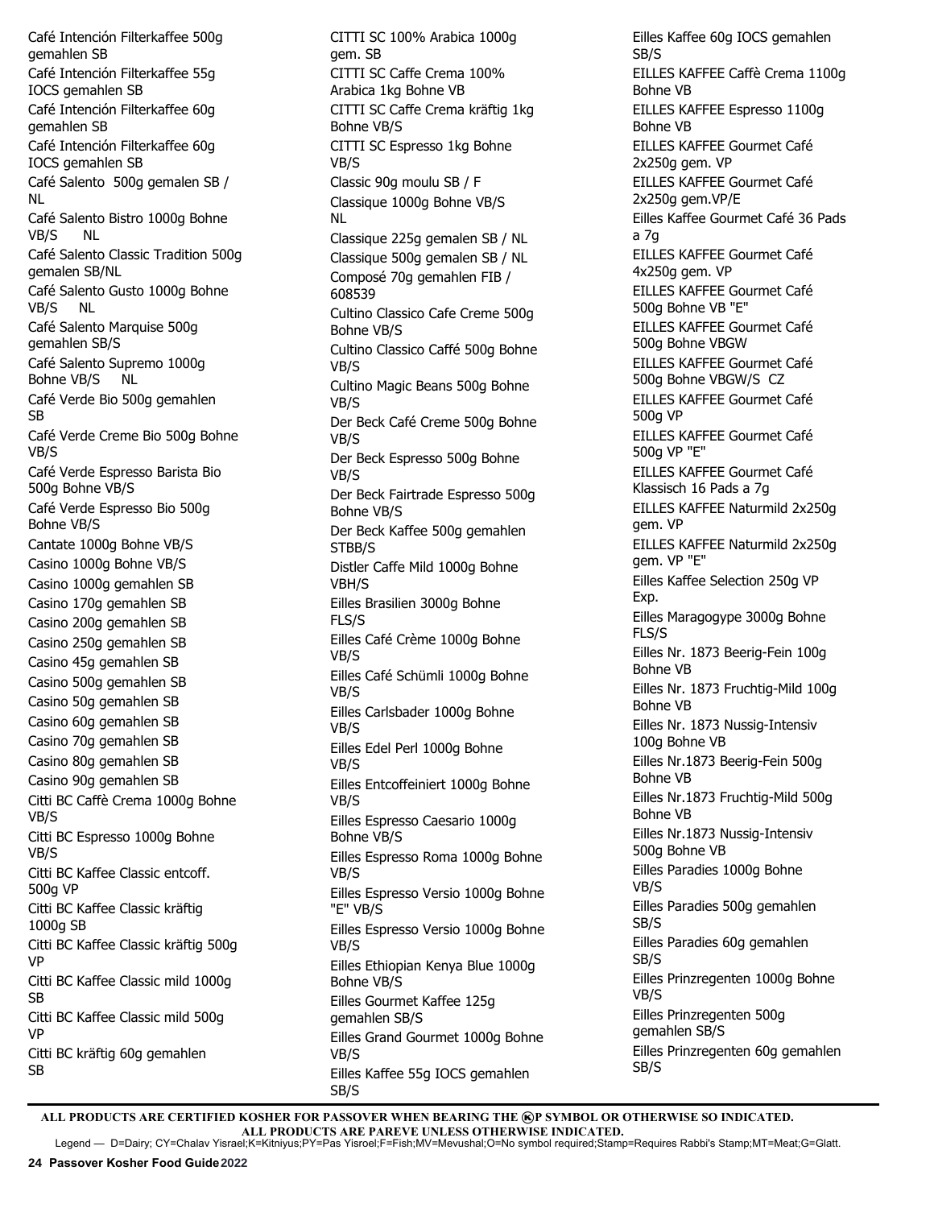Café Intención Filterkaffee 500g gemahlen SB
Café Intención Filterkaffee 55g IOCS gemahlen SB
Café Intención Filterkaffee 60g gemahlen SB
Café Intención Filterkaffee 60g IOCS gemahlen SB
Café Salento 500g gemalen SB / NL
Café Salento Bistro 1000g Bohne VB/S NL
Café Salento Classic Tradition 500g gemalen SB/NL
Café Salento Gusto 1000g Bohne VB/S NL
Café Salento Marquise 500g gemahlen SB/S
Café Salento Supremo 1000g Bohne VB/S NL
Café Verde Bio 500g gemahlen SB
Café Verde Creme Bio 500g Bohne VB/S
Café Verde Espresso Barista Bio 500g Bohne VB/S
Café Verde Espresso Bio 500g Bohne VB/S
Cantate 1000g Bohne VB/S
Casino 1000g Bohne VB/S
Casino 1000g gemahlen SB
Casino 170g gemahlen SB
Casino 200g gemahlen SB
Casino 250g gemahlen SB
Casino 45g gemahlen SB
Casino 500g gemahlen SB
Casino 50g gemahlen SB
Casino 60g gemahlen SB
Casino 70g gemahlen SB
Casino 80g gemahlen SB
Casino 90g gemahlen SB
Citti BC Caffè Crema 1000g Bohne VB/S
Citti BC Espresso 1000g Bohne VB/S
Citti BC Kaffee Classic entcoff. 500g VP
Citti BC Kaffee Classic kräftig 1000g SB
Citti BC Kaffee Classic kräftig 500g VP
Citti BC Kaffee Classic mild 1000g SB
Citti BC Kaffee Classic mild 500g VP
Citti BC kräftig 60g gemahlen SB
CITTI SC 100% Arabica 1000g gem. SB
CITTI SC Caffe Crema 100% Arabica 1kg Bohne VB
CITTI SC Caffe Crema kräftig 1kg Bohne VB/S
CITTI SC Espresso 1kg Bohne VB/S
Classic 90g moulu SB / F
Classique 1000g Bohne VB/S NL
Classique 225g gemalen SB / NL
Classique 500g gemalen SB / NL
Composé 70g gemahlen FIB / 608539
Cultino Classico Cafe Creme 500g Bohne VB/S
Cultino Classico Caffé 500g Bohne VB/S
Cultino Magic Beans 500g Bohne VB/S
Der Beck Café Creme 500g Bohne VB/S
Der Beck Espresso 500g Bohne VB/S
Der Beck Fairtrade Espresso 500g Bohne VB/S
Der Beck Kaffee 500g gemahlen STBB/S
Distler Caffe Mild 1000g Bohne VBH/S
Eilles Brasilien 3000g Bohne FLS/S
Eilles Café Crème 1000g Bohne VB/S
Eilles Café Schümli 1000g Bohne VB/S
Eilles Carlsbader 1000g Bohne VB/S
Eilles Edel Perl 1000g Bohne VB/S
Eilles Entcoffeiniert 1000g Bohne VB/S
Eilles Espresso Caesario 1000g Bohne VB/S
Eilles Espresso Roma 1000g Bohne VB/S
Eilles Espresso Versio 1000g Bohne "E" VB/S
Eilles Espresso Versio 1000g Bohne VB/S
Eilles Ethiopian Kenya Blue 1000g Bohne VB/S
Eilles Gourmet Kaffee 125g gemahlen SB/S
Eilles Grand Gourmet 1000g Bohne VB/S
Eilles Kaffee 55g IOCS gemahlen SB/S
Eilles Kaffee 60g IOCS gemahlen SB/S
EILLES KAFFEE Caffè Crema 1100g Bohne VB
EILLES KAFFEE Espresso 1100g Bohne VB
EILLES KAFFEE Gourmet Café 2x250g gem. VP
EILLES KAFFEE Gourmet Café 2x250g gem.VP/E
Eilles Kaffee Gourmet Café 36 Pads a 7g
EILLES KAFFEE Gourmet Café 4x250g gem. VP
EILLES KAFFEE Gourmet Café 500g Bohne VB "E"
EILLES KAFFEE Gourmet Café 500g Bohne VBGW
EILLES KAFFEE Gourmet Café 500g Bohne VBGW/S CZ
EILLES KAFFEE Gourmet Café 500g VP
EILLES KAFFEE Gourmet Café 500g VP "E"
EILLES KAFFEE Gourmet Café Klassisch 16 Pads a 7g
EILLES KAFFEE Naturmild 2x250g gem. VP
EILLES KAFFEE Naturmild 2x250g gem. VP "E"
Eilles Kaffee Selection 250g VP Exp.
Eilles Maragogype 3000g Bohne FLS/S
Eilles Nr. 1873 Beerig-Fein 100g Bohne VB
Eilles Nr. 1873 Fruchtig-Mild 100g Bohne VB
Eilles Nr. 1873 Nussig-Intensiv 100g Bohne VB
Eilles Nr.1873 Beerig-Fein 500g Bohne VB
Eilles Nr.1873 Fruchtig-Mild 500g Bohne VB
Eilles Nr.1873 Nussig-Intensiv 500g Bohne VB
Eilles Paradies 1000g Bohne VB/S
Eilles Paradies 500g gemahlen SB/S
Eilles Paradies 60g gemahlen SB/S
Eilles Prinzregenten 1000g Bohne VB/S
Eilles Prinzregenten 500g gemahlen SB/S
Eilles Prinzregenten 60g gemahlen SB/S

**ALL PRODUCTS ARE CERTIFIED KOSHER FOR PASSOVER WHEN BEARING THE ⓀP SYMBOL OR OTHERWISE SO INDICATED.**
**ALL PRODUCTS ARE PAREVE UNLESS OTHERWISE INDICATED.**
Legend — D=Dairy; CY=Chalav Yisrael;K=Kitniyus;PY=Pas Yisroel;F=Fish;MV=Mevushal;O=No symbol required;Stamp=Requires Rabbi's Stamp;MT=Meat;G=Glatt.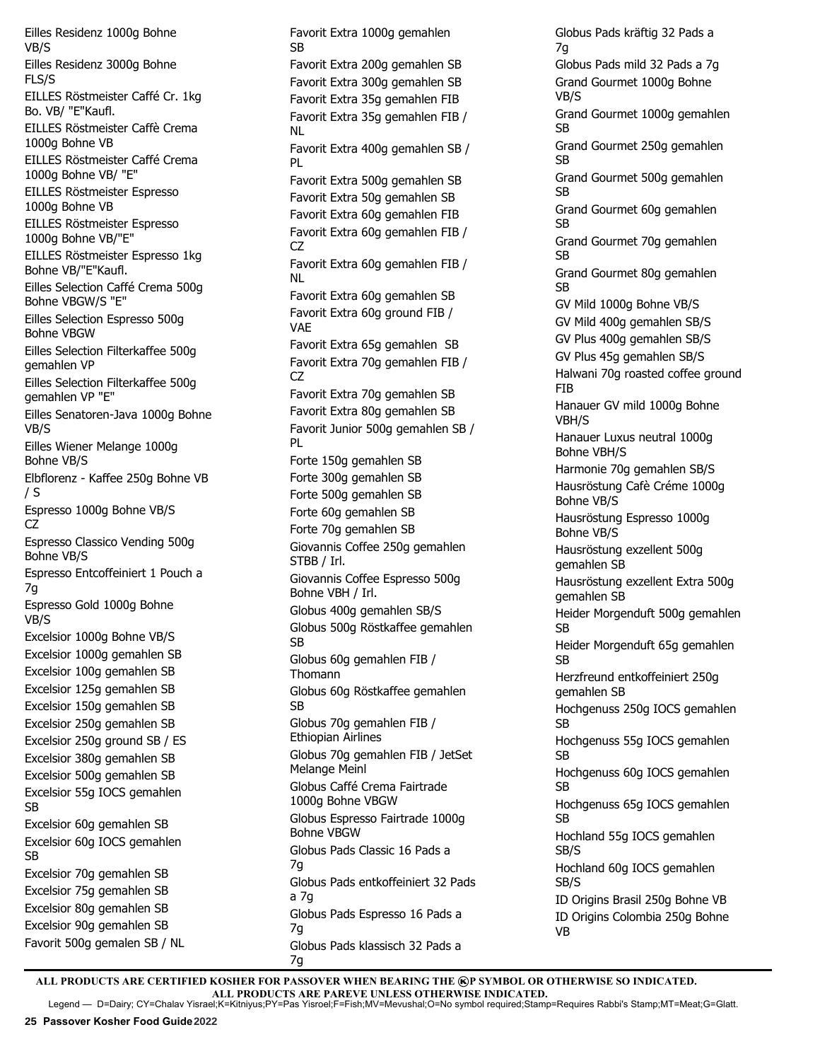Eilles Residenz 1000g Bohne VB/S
Eilles Residenz 3000g Bohne FLS/S
EILLES Röstmeister Caffé Cr. 1kg Bo. VB/ "E"Kaufl.
EILLES Röstmeister Caffè Crema 1000g Bohne VB
EILLES Röstmeister Caffé Crema 1000g Bohne VB/ "E"
EILLES Röstmeister Espresso 1000g Bohne VB
EILLES Röstmeister Espresso 1000g Bohne VB/"E"
EILLES Röstmeister Espresso 1kg Bohne VB/"E"Kaufl.
Eilles Selection Caffé Crema 500g Bohne VBGW/S "E"
Eilles Selection Espresso 500g Bohne VBGW
Eilles Selection Filterkaffee 500g gemahlen VP
Eilles Selection Filterkaffee 500g gemahlen VP "E"
Eilles Senatoren-Java 1000g Bohne VB/S
Eilles Wiener Melange 1000g Bohne VB/S
Elbflorenz - Kaffee 250g Bohne VB / S
Espresso 1000g Bohne VB/S CZ
Espresso Classico Vending 500g Bohne VB/S
Espresso Entcoffeiniert 1 Pouch a 7g
Espresso Gold 1000g Bohne VB/S
Excelsior 1000g Bohne VB/S
Excelsior 1000g gemahlen SB
Excelsior 100g gemahlen SB
Excelsior 125g gemahlen SB
Excelsior 150g gemahlen SB
Excelsior 250g gemahlen SB
Excelsior 250g ground SB / ES
Excelsior 380g gemahlen SB
Excelsior 500g gemahlen SB
Excelsior 55g IOCS gemahlen SB
Excelsior 60g gemahlen SB
Excelsior 60g IOCS gemahlen SB
Excelsior 70g gemahlen SB
Excelsior 75g gemahlen SB
Excelsior 80g gemahlen SB
Excelsior 90g gemahlen SB
Favorit 500g gemalen SB / NL
Favorit Extra 1000g gemahlen SB
Favorit Extra 200g gemahlen SB
Favorit Extra 300g gemahlen SB
Favorit Extra 35g gemahlen FIB
Favorit Extra 35g gemahlen FIB / NL
Favorit Extra 400g gemahlen SB / PL
Favorit Extra 500g gemahlen SB
Favorit Extra 50g gemahlen SB
Favorit Extra 60g gemahlen FIB
Favorit Extra 60g gemahlen FIB / CZ
Favorit Extra 60g gemahlen FIB / NL
Favorit Extra 60g gemahlen SB
Favorit Extra 60g ground FIB / VAE
Favorit Extra 65g gemahlen SB
Favorit Extra 70g gemahlen FIB / CZ
Favorit Extra 70g gemahlen SB
Favorit Extra 80g gemahlen SB
Favorit Junior 500g gemahlen SB / PL
Forte 150g gemahlen SB
Forte 300g gemahlen SB
Forte 500g gemahlen SB
Forte 60g gemahlen SB
Forte 70g gemahlen SB
Giovannis Coffee 250g gemahlen STBB / Irl.
Giovannis Coffee Espresso 500g Bohne VBH / Irl.
Globus 400g gemahlen SB/S
Globus 500g Röstkaffee gemahlen SB
Globus 60g gemahlen FIB / Thomann
Globus 60g Röstkaffee gemahlen SB
Globus 70g gemahlen FIB / Ethiopian Airlines
Globus 70g gemahlen FIB / JetSet Melange Meinl
Globus Caffé Crema Fairtrade 1000g Bohne VBGW
Globus Espresso Fairtrade 1000g Bohne VBGW
Globus Pads Classic 16 Pads a 7g
Globus Pads entkoffeiniert 32 Pads a 7g
Globus Pads Espresso 16 Pads a 7g
Globus Pads klassisch 32 Pads a 7g
Globus Pads kräftig 32 Pads a 7g
Globus Pads mild 32 Pads a 7g
Grand Gourmet 1000g Bohne VB/S
Grand Gourmet 1000g gemahlen SB
Grand Gourmet 250g gemahlen SB
Grand Gourmet 500g gemahlen SB
Grand Gourmet 60g gemahlen SB
Grand Gourmet 70g gemahlen SB
Grand Gourmet 80g gemahlen SB
GV Mild 1000g Bohne VB/S
GV Mild 400g gemahlen SB/S
GV Plus 400g gemahlen SB/S
GV Plus 45g gemahlen SB/S
Halwani 70g roasted coffee ground FIB
Hanauer GV mild 1000g Bohne VBH/S
Hanauer Luxus neutral 1000g Bohne VBH/S
Harmonie 70g gemahlen SB/S
Hausröstung Cafè Créme 1000g Bohne VB/S
Hausröstung Espresso 1000g Bohne VB/S
Hausröstung exzellent 500g gemahlen SB
Hausröstung exzellent Extra 500g gemahlen SB
Heider Morgenduft 500g gemahlen SB
Heider Morgenduft 65g gemahlen SB
Herzfreund entkoffeiniert 250g gemahlen SB
Hochgenuss 250g IOCS gemahlen SB
Hochgenuss 55g IOCS gemahlen SB
Hochgenuss 60g IOCS gemahlen SB
Hochgenuss 65g IOCS gemahlen SB
Hochland 55g IOCS gemahlen SB/S
Hochland 60g IOCS gemahlen SB/S
ID Origins Brasil 250g Bohne VB
ID Origins Colombia 250g Bohne VB

**ALL PRODUCTS ARE CERTIFIED KOSHER FOR PASSOVER WHEN BEARING THE ⓀP SYMBOL OR OTHERWISE SO INDICATED.**
**ALL PRODUCTS ARE PAREVE UNLESS OTHERWISE INDICATED.**
Legend — D=Dairy; CY=Chalav Yisrael;K=Kitniyus;PY=Pas Yisroel;F=Fish;MV=Mevushal;O=No symbol required;Stamp=Requires Rabbi's Stamp;MT=Meat;G=Glatt.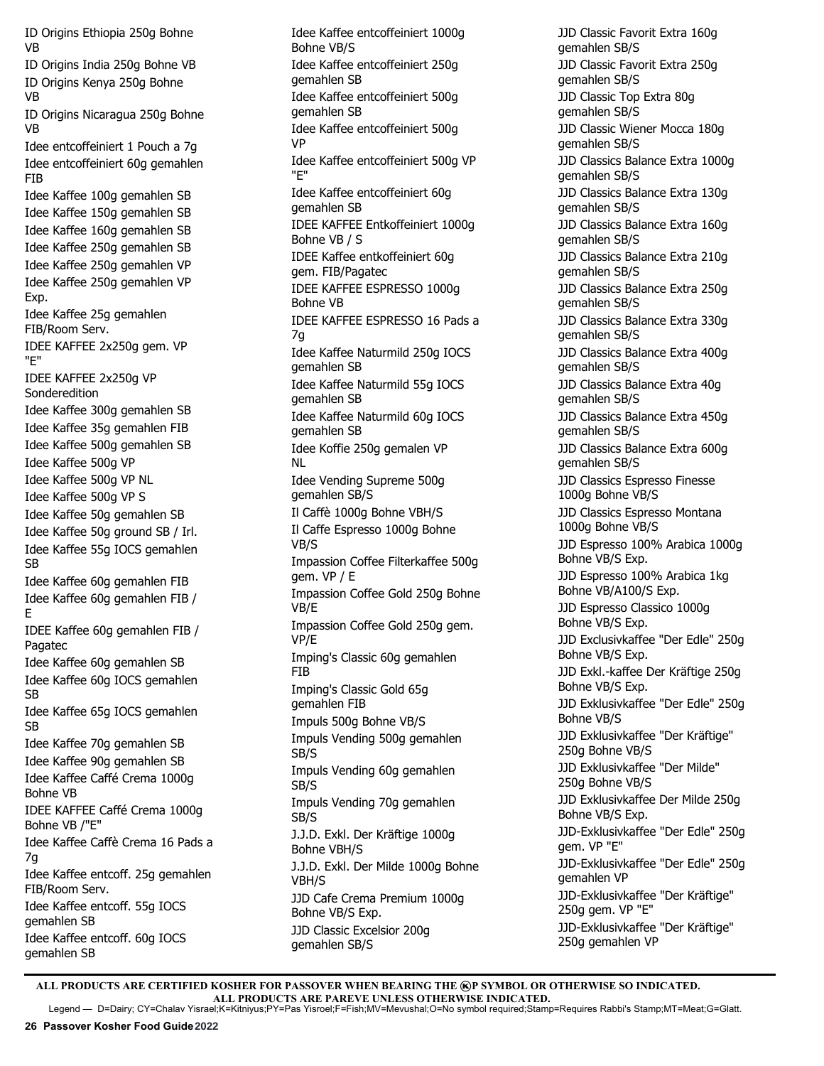ID Origins Ethiopia 250g Bohne VB
ID Origins India 250g Bohne VB
ID Origins Kenya 250g Bohne VB
ID Origins Nicaragua 250g Bohne VB
Idee entcoffeiniert 1 Pouch a 7g
Idee entcoffeiniert 60g gemahlen FIB
Idee Kaffee 100g gemahlen SB
Idee Kaffee 150g gemahlen SB
Idee Kaffee 160g gemahlen SB
Idee Kaffee 250g gemahlen SB
Idee Kaffee 250g gemahlen VP
Idee Kaffee 250g gemahlen VP Exp.
Idee Kaffee 25g gemahlen FIB/Room Serv.
IDEE KAFFEE 2x250g gem. VP "E"
IDEE KAFFEE 2x250g VP Sonderedition
Idee Kaffee 300g gemahlen SB
Idee Kaffee 35g gemahlen FIB
Idee Kaffee 500g gemahlen SB
Idee Kaffee 500g VP
Idee Kaffee 500g VP NL
Idee Kaffee 500g VP S
Idee Kaffee 50g gemahlen SB
Idee Kaffee 50g ground SB / Irl.
Idee Kaffee 55g IOCS gemahlen SB
Idee Kaffee 60g gemahlen FIB
Idee Kaffee 60g gemahlen FIB / E
IDEE Kaffee 60g gemahlen FIB / Pagatec
Idee Kaffee 60g gemahlen SB
Idee Kaffee 60g IOCS gemahlen SB
Idee Kaffee 65g IOCS gemahlen SB
Idee Kaffee 70g gemahlen SB
Idee Kaffee 90g gemahlen SB
Idee Kaffee Caffé Crema 1000g Bohne VB
IDEE KAFFEE Caffé Crema 1000g Bohne VB /"E"
Idee Kaffee Caffè Crema 16 Pads a 7g
Idee Kaffee entcoff. 25g gemahlen FIB/Room Serv.
Idee Kaffee entcoff. 55g IOCS gemahlen SB
Idee Kaffee entcoff. 60g IOCS gemahlen SB
Idee Kaffee entcoffeiniert 1000g Bohne VB/S
Idee Kaffee entcoffeiniert 250g gemahlen SB
Idee Kaffee entcoffeiniert 500g gemahlen SB
Idee Kaffee entcoffeiniert 500g VP
Idee Kaffee entcoffeiniert 500g VP "E"
Idee Kaffee entcoffeiniert 60g gemahlen SB
IDEE KAFFEE Entkoffeiniert 1000g Bohne VB / S
IDEE Kaffee entkoffeiniert 60g gem. FIB/Pagatec
IDEE KAFFEE ESPRESSO 1000g Bohne VB
IDEE KAFFEE ESPRESSO 16 Pads a 7g
Idee Kaffee Naturmild 250g IOCS gemahlen SB
Idee Kaffee Naturmild 55g IOCS gemahlen SB
Idee Kaffee Naturmild 60g IOCS gemahlen SB
Idee Koffie 250g gemalen VP NL
Idee Vending Supreme 500g gemahlen SB/S
Il Caffè 1000g Bohne VBH/S
Il Caffe Espresso 1000g Bohne VB/S
Impassion Coffee Filterkaffee 500g gem. VP / E
Impassion Coffee Gold 250g Bohne VB/E
Impassion Coffee Gold 250g gem. VP/E
Imping's Classic 60g gemahlen FIB
Imping's Classic Gold 65g gemahlen FIB
Impuls 500g Bohne VB/S
Impuls Vending 500g gemahlen SB/S
Impuls Vending 60g gemahlen SB/S
Impuls Vending 70g gemahlen SB/S
J.J.D. Exkl. Der Kräftige 1000g Bohne VBH/S
J.J.D. Exkl. Der Milde 1000g Bohne VBH/S
JJD Cafe Crema Premium 1000g Bohne VB/S Exp.
JJD Classic Excelsior 200g gemahlen SB/S
JJD Classic Favorit Extra 160g gemahlen SB/S
JJD Classic Favorit Extra 250g gemahlen SB/S
JJD Classic Top Extra 80g gemahlen SB/S
JJD Classic Wiener Mocca 180g gemahlen SB/S
JJD Classics Balance Extra 1000g gemahlen SB/S
JJD Classics Balance Extra 130g gemahlen SB/S
JJD Classics Balance Extra 160g gemahlen SB/S
JJD Classics Balance Extra 210g gemahlen SB/S
JJD Classics Balance Extra 250g gemahlen SB/S
JJD Classics Balance Extra 330g gemahlen SB/S
JJD Classics Balance Extra 400g gemahlen SB/S
JJD Classics Balance Extra 40g gemahlen SB/S
JJD Classics Balance Extra 450g gemahlen SB/S
JJD Classics Balance Extra 600g gemahlen SB/S
JJD Classics Espresso Finesse 1000g Bohne VB/S
JJD Classics Espresso Montana 1000g Bohne VB/S
JJD Espresso 100% Arabica 1000g Bohne VB/S Exp.
JJD Espresso 100% Arabica 1kg Bohne VB/A100/S Exp.
JJD Espresso Classico 1000g Bohne VB/S Exp.
JJD Exclusivkaffee "Der Edle" 250g Bohne VB/S Exp.
JJD Exkl.-kaffee Der Kräftige 250g Bohne VB/S Exp.
JJD Exklusivkaffee "Der Edle" 250g Bohne VB/S
JJD Exklusivkaffee "Der Kräftige" 250g Bohne VB/S
JJD Exklusivkaffee "Der Milde" 250g Bohne VB/S
JJD Exklusivkaffee Der Milde 250g Bohne VB/S Exp.
JJD-Exklusivkaffee "Der Edle" 250g gem. VP "E"
JJD-Exklusivkaffee "Der Edle" 250g gemahlen VP
JJD-Exklusivkaffee "Der Kräftige" 250g gem. VP "E"
JJD-Exklusivkaffee "Der Kräftige" 250g gemahlen VP

**ALL PRODUCTS ARE CERTIFIED KOSHER FOR PASSOVER WHEN BEARING THE ⓀP SYMBOL OR OTHERWISE SO INDICATED.**
**ALL PRODUCTS ARE PAREVE UNLESS OTHERWISE INDICATED.**
Legend — D=Dairy; CY=Chalav Yisrael;K=Kitniyus;PY=Pas Yisroel;F=Fish;MV=Mevushal;O=No symbol required;Stamp=Requires Rabbi's Stamp;MT=Meat;G=Glatt.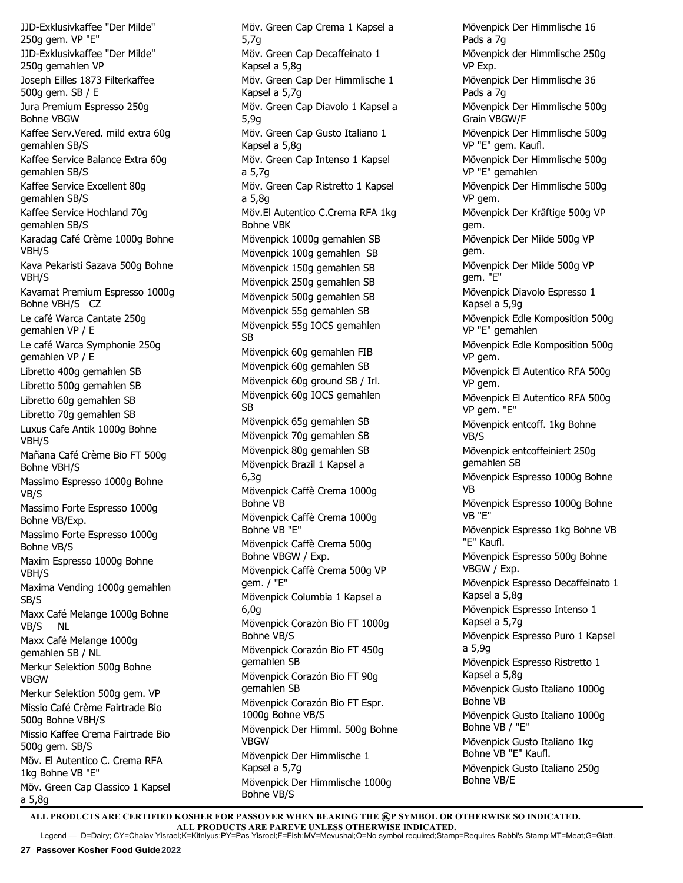JJD-Exklusivkaffee "Der Milde" 250g gem. VP "E"
JJD-Exklusivkaffee "Der Milde" 250g gemahlen VP
Joseph Eilles 1873 Filterkaffee 500g gem. SB / E
Jura Premium Espresso 250g Bohne VBGW
Kaffee Serv.Vered. mild extra 60g gemahlen SB/S
Kaffee Service Balance Extra 60g gemahlen SB/S
Kaffee Service Excellent 80g gemahlen SB/S
Kaffee Service Hochland 70g gemahlen SB/S
Karadag Café Crème 1000g Bohne VBH/S
Kava Pekaristi Sazava 500g Bohne VBH/S
Kavamat Premium Espresso 1000g Bohne VBH/S CZ
Le café Warca Cantate 250g gemahlen VP / E
Le café Warca Symphonie 250g gemahlen VP / E
Libretto 400g gemahlen SB
Libretto 500g gemahlen SB
Libretto 60g gemahlen SB
Libretto 70g gemahlen SB
Luxus Cafe Antik 1000g Bohne VBH/S
Mañana Café Crème Bio FT 500g Bohne VBH/S
Massimo Espresso 1000g Bohne VB/S
Massimo Forte Espresso 1000g Bohne VB/Exp.
Massimo Forte Espresso 1000g Bohne VB/S
Maxim Espresso 1000g Bohne VBH/S
Maxima Vending 1000g gemahlen SB/S
Maxx Café Melange 1000g Bohne VB/S NL
Maxx Café Melange 1000g gemahlen SB / NL
Merkur Selektion 500g Bohne VBGW
Merkur Selektion 500g gem. VP
Missio Café Crème Fairtrade Bio 500g Bohne VBH/S
Missio Kaffee Crema Fairtrade Bio 500g gem. SB/S
Möv. El Autentico C. Crema RFA 1kg Bohne VB "E"
Möv. Green Cap Classico 1 Kapsel a 5,8g
Möv. Green Cap Crema 1 Kapsel a 5,7g
Möv. Green Cap Decaffeinato 1 Kapsel a 5,8g
Möv. Green Cap Der Himmlische 1 Kapsel a 5,7g
Möv. Green Cap Diavolo 1 Kapsel a 5,9g
Möv. Green Cap Gusto Italiano 1 Kapsel a 5,8g
Möv. Green Cap Intenso 1 Kapsel a 5,7g
Möv. Green Cap Ristretto 1 Kapsel a 5,8g
Möv.El Autentico C.Crema RFA 1kg Bohne VBK
Mövenpick 1000g gemahlen SB
Mövenpick 100g gemahlen SB
Mövenpick 150g gemahlen SB
Mövenpick 250g gemahlen SB
Mövenpick 500g gemahlen SB
Mövenpick 55g gemahlen SB
Mövenpick 55g IOCS gemahlen SB
Mövenpick 60g gemahlen FIB
Mövenpick 60g gemahlen SB
Mövenpick 60g ground SB / Irl.
Mövenpick 60g IOCS gemahlen SB
Mövenpick 65g gemahlen SB
Mövenpick 70g gemahlen SB
Mövenpick 80g gemahlen SB
Mövenpick Brazil 1 Kapsel a 6,3g
Mövenpick Caffè Crema 1000g Bohne VB
Mövenpick Caffè Crema 1000g Bohne VB "E"
Mövenpick Caffè Crema 500g Bohne VBGW / Exp.
Mövenpick Caffè Crema 500g VP gem. / "E"
Mövenpick Columbia 1 Kapsel a 6,0g
Mövenpick Corazòn Bio FT 1000g Bohne VB/S
Mövenpick Corazón Bio FT 450g gemahlen SB
Mövenpick Corazón Bio FT 90g gemahlen SB
Mövenpick Corazón Bio FT Espr. 1000g Bohne VB/S
Mövenpick Der Himml. 500g Bohne VBGW
Mövenpick Der Himmlische 1 Kapsel a 5,7g
Mövenpick Der Himmlische 1000g Bohne VB/S
Mövenpick Der Himmlische 16 Pads a 7g
Mövenpick der Himmlische 250g VP Exp.
Mövenpick Der Himmlische 36 Pads a 7g
Mövenpick Der Himmlische 500g Grain VBGW/F
Mövenpick Der Himmlische 500g VP "E" gem. Kaufl.
Mövenpick Der Himmlische 500g VP "E" gemahlen
Mövenpick Der Himmlische 500g VP gem.
Mövenpick Der Kräftige 500g VP gem.
Mövenpick Der Milde 500g VP gem.
Mövenpick Der Milde 500g VP gem. "E"
Mövenpick Diavolo Espresso 1 Kapsel a 5,9g
Mövenpick Edle Komposition 500g VP "E" gemahlen
Mövenpick Edle Komposition 500g VP gem.
Mövenpick El Autentico RFA 500g VP gem.
Mövenpick El Autentico RFA 500g VP gem. "E"
Mövenpick entcoff. 1kg Bohne VB/S
Mövenpick entcoffeiniert 250g gemahlen SB
Mövenpick Espresso 1000g Bohne VB
Mövenpick Espresso 1000g Bohne VB "E"
Mövenpick Espresso 1kg Bohne VB "E" Kaufl.
Mövenpick Espresso 500g Bohne VBGW / Exp.
Mövenpick Espresso Decaffeinato 1 Kapsel a 5,8g
Mövenpick Espresso Intenso 1 Kapsel a 5,7g
Mövenpick Espresso Puro 1 Kapsel a 5,9g
Mövenpick Espresso Ristretto 1 Kapsel a 5,8g
Mövenpick Gusto Italiano 1000g Bohne VB
Mövenpick Gusto Italiano 1000g Bohne VB / "E"
Mövenpick Gusto Italiano 1kg Bohne VB "E" Kaufl.
Mövenpick Gusto Italiano 250g Bohne VB/E

**ALL PRODUCTS ARE CERTIFIED KOSHER FOR PASSOVER WHEN BEARING THE ⓀP SYMBOL OR OTHERWISE SO INDICATED.**
**ALL PRODUCTS ARE PAREVE UNLESS OTHERWISE INDICATED.**
Legend — D=Dairy; CY=Chalav Yisrael;K=Kitniyus;PY=Pas Yisroel;F=Fish;MV=Mevushal;O=No symbol required;Stamp=Requires Rabbi's Stamp;MT=Meat;G=Glatt.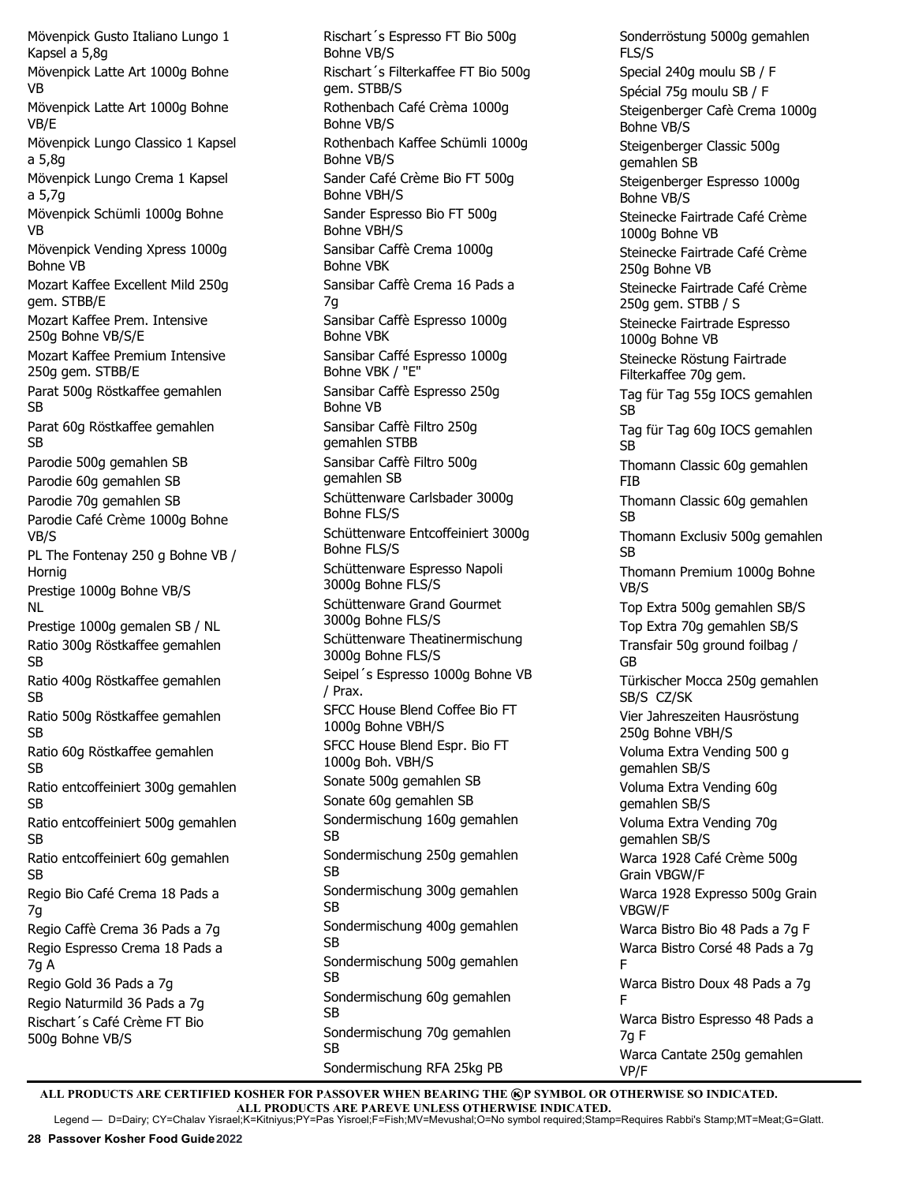Mövenpick Gusto Italiano Lungo 1 Kapsel a 5,8g
Mövenpick Latte Art 1000g Bohne VB
Mövenpick Latte Art 1000g Bohne VB/E
Mövenpick Lungo Classico 1 Kapsel a 5,8g
Mövenpick Lungo Crema 1 Kapsel a 5,7g
Mövenpick Schümli 1000g Bohne VB
Mövenpick Vending Xpress 1000g Bohne VB
Mozart Kaffee Excellent Mild 250g gem. STBB/E
Mozart Kaffee Prem. Intensive 250g Bohne VB/S/E
Mozart Kaffee Premium Intensive 250g gem. STBB/E
Parat 500g Röstkaffee gemahlen SB
Parat 60g Röstkaffee gemahlen SB
Parodie 500g gemahlen SB
Parodie 60g gemahlen SB
Parodie 70g gemahlen SB
Parodie Café Crème 1000g Bohne VB/S
PL The Fontenay 250 g Bohne VB / Hornig
Prestige 1000g Bohne VB/S NL
Prestige 1000g gemalen SB / NL
Ratio 300g Röstkaffee gemahlen SB
Ratio 400g Röstkaffee gemahlen SB
Ratio 500g Röstkaffee gemahlen SB
Ratio 60g Röstkaffee gemahlen SB
Ratio entcoffeiniert 300g gemahlen SB
Ratio entcoffeiniert 500g gemahlen SB
Ratio entcoffeiniert 60g gemahlen SB
Regio Bio Café Crema 18 Pads a 7g
Regio Caffè Crema 36 Pads a 7g
Regio Espresso Crema 18 Pads a 7g A
Regio Gold 36 Pads a 7g
Regio Naturmild 36 Pads a 7g
Rischart´s Café Crème FT Bio 500g Bohne VB/S
Rischart´s Espresso FT Bio 500g Bohne VB/S
Rischart´s Filterkaffee FT Bio 500g gem. STBB/S
Rothenbach Café Crèma 1000g Bohne VB/S
Rothenbach Kaffee Schümli 1000g Bohne VB/S
Sander Café Crème Bio FT 500g Bohne VBH/S
Sander Espresso Bio FT 500g Bohne VBH/S
Sansibar Caffè Crema 1000g Bohne VBK
Sansibar Caffè Crema 16 Pads a 7g
Sansibar Caffè Espresso 1000g Bohne VBK
Sansibar Caffé Espresso 1000g Bohne VBK / "E"
Sansibar Caffè Espresso 250g Bohne VB
Sansibar Caffè Filtro 250g gemahlen STBB
Sansibar Caffè Filtro 500g gemahlen SB
Schüttenware Carlsbader 3000g Bohne FLS/S
Schüttenware Entcoffeiniert 3000g Bohne FLS/S
Schüttenware Espresso Napoli 3000g Bohne FLS/S
Schüttenware Grand Gourmet 3000g Bohne FLS/S
Schüttenware Theatinermischung 3000g Bohne FLS/S
Seipel´s Espresso 1000g Bohne VB / Prax.
SFCC House Blend Coffee Bio FT 1000g Bohne VBH/S
SFCC House Blend Espr. Bio FT 1000g Boh. VBH/S
Sonate 500g gemahlen SB
Sonate 60g gemahlen SB
Sondermischung 160g gemahlen SB
Sondermischung 250g gemahlen SB
Sondermischung 300g gemahlen SB
Sondermischung 400g gemahlen SB
Sondermischung 500g gemahlen SB
Sondermischung 60g gemahlen SB
Sondermischung 70g gemahlen SB
Sondermischung RFA 25kg PB
Sonderröstung 5000g gemahlen FLS/S
Special 240g moulu SB / F
Spécial 75g moulu SB / F
Steigenberger Cafè Crema 1000g Bohne VB/S
Steigenberger Classic 500g gemahlen SB
Steigenberger Espresso 1000g Bohne VB/S
Steinecke Fairtrade Café Crème 1000g Bohne VB
Steinecke Fairtrade Café Crème 250g Bohne VB
Steinecke Fairtrade Café Crème 250g gem. STBB / S
Steinecke Fairtrade Espresso 1000g Bohne VB
Steinecke Röstung Fairtrade Filterkaffee 70g gem.
Tag für Tag 55g IOCS gemahlen SB
Tag für Tag 60g IOCS gemahlen SB
Thomann Classic 60g gemahlen FIB
Thomann Classic 60g gemahlen SB
Thomann Exclusiv 500g gemahlen SB
Thomann Premium 1000g Bohne VB/S
Top Extra 500g gemahlen SB/S
Top Extra 70g gemahlen SB/S
Transfair 50g ground foilbag / GB
Türkischer Mocca 250g gemahlen SB/S CZ/SK
Vier Jahreszeiten Hausröstung 250g Bohne VBH/S
Voluma Extra Vending 500 g gemahlen SB/S
Voluma Extra Vending 60g gemahlen SB/S
Voluma Extra Vending 70g gemahlen SB/S
Warca 1928 Café Crème 500g Grain VBGW/F
Warca 1928 Expresso 500g Grain VBGW/F
Warca Bistro Bio 48 Pads a 7g F
Warca Bistro Corsé 48 Pads a 7g F
Warca Bistro Doux 48 Pads a 7g F
Warca Bistro Espresso 48 Pads a 7g F
Warca Cantate 250g gemahlen VP/F

**ALL PRODUCTS ARE CERTIFIED KOSHER FOR PASSOVER WHEN BEARING THE ⓀP SYMBOL OR OTHERWISE SO INDICATED.**
**ALL PRODUCTS ARE PAREVE UNLESS OTHERWISE INDICATED.**

Legend — D=Dairy; CY=Chalav Yisrael;K=Kitniyus;PY=Pas Yisroel;F=Fish;MV=Mevushal;O=No symbol required;Stamp=Requires Rabbi's Stamp;MT=Meat;G=Glatt.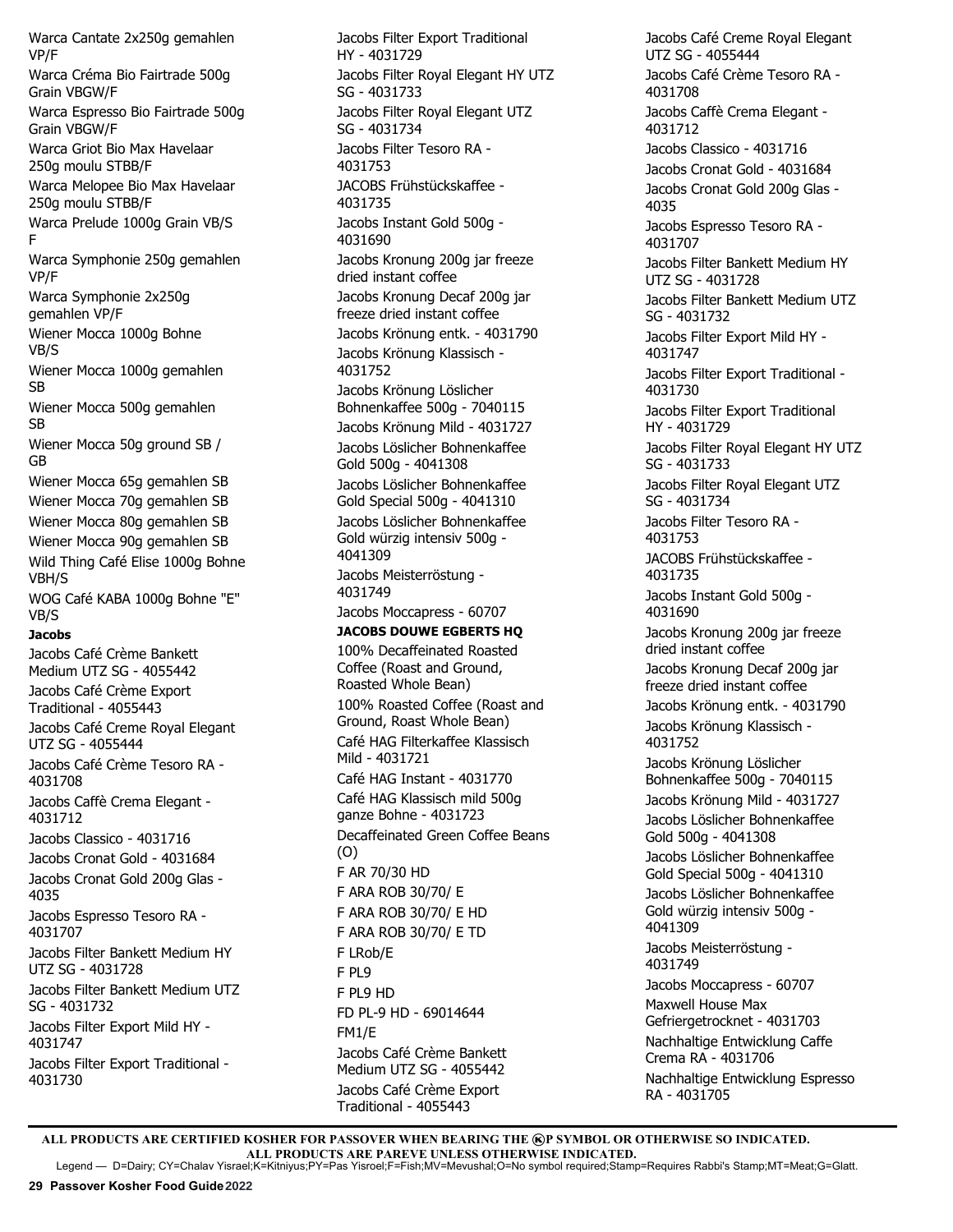Warca Cantate 2x250g gemahlen VP/F

Warca Créma Bio Fairtrade 500g Grain VBGW/F

Warca Espresso Bio Fairtrade 500g Grain VBGW/F

Warca Griot Bio Max Havelaar 250g moulu STBB/F

Warca Melopee Bio Max Havelaar 250g moulu STBB/F

Warca Prelude 1000g Grain VB/S F

Warca Symphonie 250g gemahlen VP/F

Warca Symphonie 2x250g gemahlen VP/F

Wiener Mocca 1000g Bohne VB/S

Wiener Mocca 1000g gemahlen SB

Wiener Mocca 500g gemahlen SB

Wiener Mocca 50g ground SB / GB

Wiener Mocca 65g gemahlen SB

Wiener Mocca 70g gemahlen SB

Wiener Mocca 80g gemahlen SB

Wiener Mocca 90g gemahlen SB

Wild Thing Café Elise 1000g Bohne VBH/S

WOG Café KABA 1000g Bohne "E" VB/S

**Jacobs**

Jacobs Café Crème Bankett Medium UTZ SG - 4055442

Jacobs Café Crème Export Traditional - 4055443

Jacobs Café Creme Royal Elegant UTZ SG - 4055444

Jacobs Café Crème Tesoro RA - 4031708

Jacobs Caffè Crema Elegant - 4031712

Jacobs Classico - 4031716

Jacobs Cronat Gold - 4031684

Jacobs Cronat Gold 200g Glas - 4035

Jacobs Espresso Tesoro RA - 4031707

Jacobs Filter Bankett Medium HY UTZ SG - 4031728

Jacobs Filter Bankett Medium UTZ SG - 4031732

Jacobs Filter Export Mild HY - 4031747

Jacobs Filter Export Traditional - 4031730

Jacobs Filter Export Traditional HY - 4031729

Jacobs Filter Royal Elegant HY UTZ SG - 4031733

Jacobs Filter Royal Elegant UTZ SG - 4031734

Jacobs Filter Tesoro RA - 4031753

JACOBS Frühstückskaffee - 4031735

Jacobs Instant Gold 500g - 4031690

Jacobs Kronung 200g jar freeze dried instant coffee

Jacobs Kronung Decaf 200g jar freeze dried instant coffee

Jacobs Krönung entk. - 4031790

Jacobs Krönung Klassisch - 4031752

Jacobs Krönung Löslicher Bohnenkaffee 500g - 7040115

Jacobs Krönung Mild - 4031727

Jacobs Löslicher Bohnenkaffee Gold 500g - 4041308

Jacobs Löslicher Bohnenkaffee Gold Special 500g - 4041310

Jacobs Löslicher Bohnenkaffee Gold würzig intensiv 500g - 4041309

Jacobs Meisterröstung - 4031749

Jacobs Moccapress - 60707

**JACOBS DOUWE EGBERTS HQ**

100% Decaffeinated Roasted Coffee (Roast and Ground, Roasted Whole Bean)

100% Roasted Coffee (Roast and Ground, Roast Whole Bean)

Café HAG Filterkaffee Klassisch Mild - 4031721

Café HAG Instant - 4031770

Café HAG Klassisch mild 500g ganze Bohne - 4031723

Decaffeinated Green Coffee Beans (O)

F AR 70/30 HD

F ARA ROB 30/70/ E

F ARA ROB 30/70/ E HD

F ARA ROB 30/70/ E TD

F LRob/E

F PL9

F PL9 HD

FD PL-9 HD - 69014644

FM1/E

Jacobs Café Crème Bankett Medium UTZ SG - 4055442

Jacobs Café Crème Export Traditional - 4055443

Jacobs Café Creme Royal Elegant UTZ SG - 4055444

Jacobs Café Crème Tesoro RA - 4031708

Jacobs Caffè Crema Elegant - 4031712

Jacobs Classico - 4031716

Jacobs Cronat Gold - 4031684

Jacobs Cronat Gold 200g Glas - 4035

Jacobs Espresso Tesoro RA - 4031707

Jacobs Filter Bankett Medium HY UTZ SG - 4031728

Jacobs Filter Bankett Medium UTZ SG - 4031732

Jacobs Filter Export Mild HY - 4031747

Jacobs Filter Export Traditional - 4031730

Jacobs Filter Export Traditional HY - 4031729

Jacobs Filter Royal Elegant HY UTZ SG - 4031733

Jacobs Filter Royal Elegant UTZ SG - 4031734

Jacobs Filter Tesoro RA - 4031753

JACOBS Frühstückskaffee - 4031735

Jacobs Instant Gold 500g - 4031690

Jacobs Kronung 200g jar freeze dried instant coffee

Jacobs Kronung Decaf 200g jar freeze dried instant coffee

Jacobs Krönung entk. - 4031790

Jacobs Krönung Klassisch - 4031752

Jacobs Krönung Löslicher Bohnenkaffee 500g - 7040115

Jacobs Krönung Mild - 4031727

Jacobs Löslicher Bohnenkaffee Gold 500g - 4041308

Jacobs Löslicher Bohnenkaffee Gold Special 500g - 4041310

Jacobs Löslicher Bohnenkaffee Gold würzig intensiv 500g - 4041309

Jacobs Meisterröstung - 4031749

Jacobs Moccapress - 60707

Maxwell House Max Gefriergetrocknet - 4031703

Nachhaltige Entwicklung Caffe Crema RA - 4031706

Nachhaltige Entwicklung Espresso RA - 4031705

---

**ALL PRODUCTS ARE CERTIFIED KOSHER FOR PASSOVER WHEN BEARING THE ⓀP SYMBOL OR OTHERWISE SO INDICATED.**
**ALL PRODUCTS ARE PAREVE UNLESS OTHERWISE INDICATED.**

Legend — D=Dairy; CY=Chalav Yisrael;K=Kitniyus;PY=Pas Yisroel;F=Fish;MV=Mevushal;O=No symbol required;Stamp=Requires Rabbi's Stamp;MT=Meat;G=Glatt.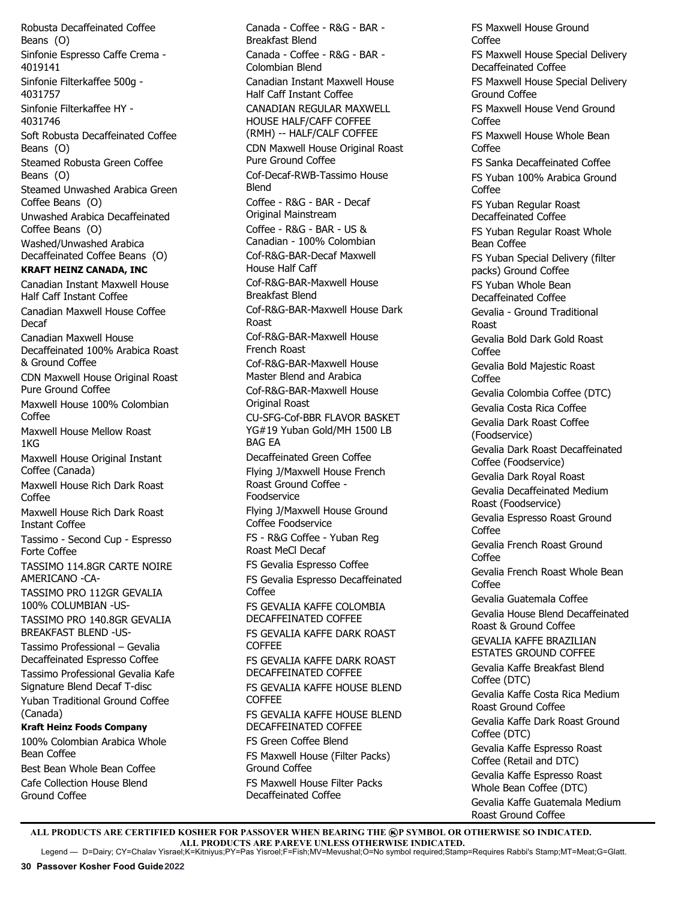Robusta Decaffeinated Coffee Beans (O)

Sinfonie Espresso Caffe Crema - 4019141

Sinfonie Filterkaffee 500g - 4031757

Sinfonie Filterkaffee HY - 4031746

Soft Robusta Decaffeinated Coffee Beans (O)

Steamed Robusta Green Coffee Beans (O)

Steamed Unwashed Arabica Green Coffee Beans (O)

Unwashed Arabica Decaffeinated Coffee Beans (O)

Washed/Unwashed Arabica Decaffeinated Coffee Beans (O)

**KRAFT HEINZ CANADA, INC**

Canadian Instant Maxwell House Half Caff Instant Coffee

Canadian Maxwell House Coffee Decaf

Canadian Maxwell House Decaffeinated 100% Arabica Roast & Ground Coffee

CDN Maxwell House Original Roast Pure Ground Coffee

Maxwell House 100% Colombian Coffee

Maxwell House Mellow Roast 1KG

Maxwell House Original Instant Coffee (Canada)

Maxwell House Rich Dark Roast Coffee

Maxwell House Rich Dark Roast Instant Coffee

Tassimo - Second Cup - Espresso Forte Coffee

TASSIMO 114.8GR CARTE NOIRE AMERICANO -CA-

TASSIMO PRO 112GR GEVALIA 100% COLUMBIAN -US-

TASSIMO PRO 140.8GR GEVALIA BREAKFAST BLEND -US-

Tassimo Professional – Gevalia Decaffeinated Espresso Coffee

Tassimo Professional Gevalia Kafe Signature Blend Decaf T-disc

Yuban Traditional Ground Coffee (Canada)

**Kraft Heinz Foods Company**

100% Colombian Arabica Whole Bean Coffee

Best Bean Whole Bean Coffee

Cafe Collection House Blend Ground Coffee

Canada - Coffee - R&G - BAR - Breakfast Blend

Canada - Coffee - R&G - BAR - Colombian Blend

Canadian Instant Maxwell House Half Caff Instant Coffee

CANADIAN REGULAR MAXWELL HOUSE HALF/CAFF COFFEE (RMH) -- HALF/CALF COFFEE

CDN Maxwell House Original Roast Pure Ground Coffee

Cof-Decaf-RWB-Tassimo House Blend

Coffee - R&G - BAR - Decaf Original Mainstream

Coffee - R&G - BAR - US & Canadian - 100% Colombian

Cof-R&G-BAR-Decaf Maxwell House Half Caff

Cof-R&G-BAR-Maxwell House Breakfast Blend

Cof-R&G-BAR-Maxwell House Dark Roast

Cof-R&G-BAR-Maxwell House French Roast

Cof-R&G-BAR-Maxwell House Master Blend and Arabica

Cof-R&G-BAR-Maxwell House Original Roast

CU-SFG-Cof-BBR FLAVOR BASKET YG#19 Yuban Gold/MH 1500 LB BAG EA

Decaffeinated Green Coffee

Flying J/Maxwell House French Roast Ground Coffee - Foodservice

Flying J/Maxwell House Ground Coffee Foodservice

FS - R&G Coffee - Yuban Reg Roast MeCl Decaf

FS Gevalia Espresso Coffee

FS Gevalia Espresso Decaffeinated Coffee

FS GEVALIA KAFFE COLOMBIA DECAFFEINATED COFFEE

FS GEVALIA KAFFE DARK ROAST COFFEE

FS GEVALIA KAFFE DARK ROAST DECAFFEINATED COFFEE

FS GEVALIA KAFFE HOUSE BLEND COFFEE

FS GEVALIA KAFFE HOUSE BLEND DECAFFEINATED COFFEE

FS Green Coffee Blend

FS Maxwell House (Filter Packs) Ground Coffee

FS Maxwell House Filter Packs Decaffeinated Coffee

FS Maxwell House Ground Coffee

FS Maxwell House Special Delivery Decaffeinated Coffee

FS Maxwell House Special Delivery Ground Coffee

FS Maxwell House Vend Ground Coffee

FS Maxwell House Whole Bean Coffee

FS Sanka Decaffeinated Coffee

FS Yuban 100% Arabica Ground Coffee

FS Yuban Regular Roast Decaffeinated Coffee

FS Yuban Regular Roast Whole Bean Coffee

FS Yuban Special Delivery (filter packs) Ground Coffee

FS Yuban Whole Bean Decaffeinated Coffee

Gevalia - Ground Traditional Roast

Gevalia Bold Dark Gold Roast Coffee

Gevalia Bold Majestic Roast Coffee

Gevalia Colombia Coffee (DTC)

Gevalia Costa Rica Coffee

Gevalia Dark Roast Coffee (Foodservice)

Gevalia Dark Roast Decaffeinated Coffee (Foodservice)

Gevalia Dark Royal Roast

Gevalia Decaffeinated Medium Roast (Foodservice)

Gevalia Espresso Roast Ground Coffee

Gevalia French Roast Ground Coffee

Gevalia French Roast Whole Bean Coffee

Gevalia Guatemala Coffee

Gevalia House Blend Decaffeinated Roast & Ground Coffee

GEVALIA KAFFE BRAZILIAN ESTATES GROUND COFFEE

Gevalia Kaffe Breakfast Blend Coffee (DTC)

Gevalia Kaffe Costa Rica Medium Roast Ground Coffee

Gevalia Kaffe Dark Roast Ground Coffee (DTC)

Gevalia Kaffe Espresso Roast Coffee (Retail and DTC)

Gevalia Kaffe Espresso Roast Whole Bean Coffee (DTC)

Gevalia Kaffe Guatemala Medium Roast Ground Coffee

**ALL PRODUCTS ARE CERTIFIED KOSHER FOR PASSOVER WHEN BEARING THE ⓀP SYMBOL OR OTHERWISE SO INDICATED.**
**ALL PRODUCTS ARE PAREVE UNLESS OTHERWISE INDICATED.**

Legend — D=Dairy; CY=Chalav Yisrael;K=Kitniyus;PY=Pas Yisroel;F=Fish;MV=Mevushal;O=No symbol required;Stamp=Requires Rabbi's Stamp;MT=Meat;G=Glatt.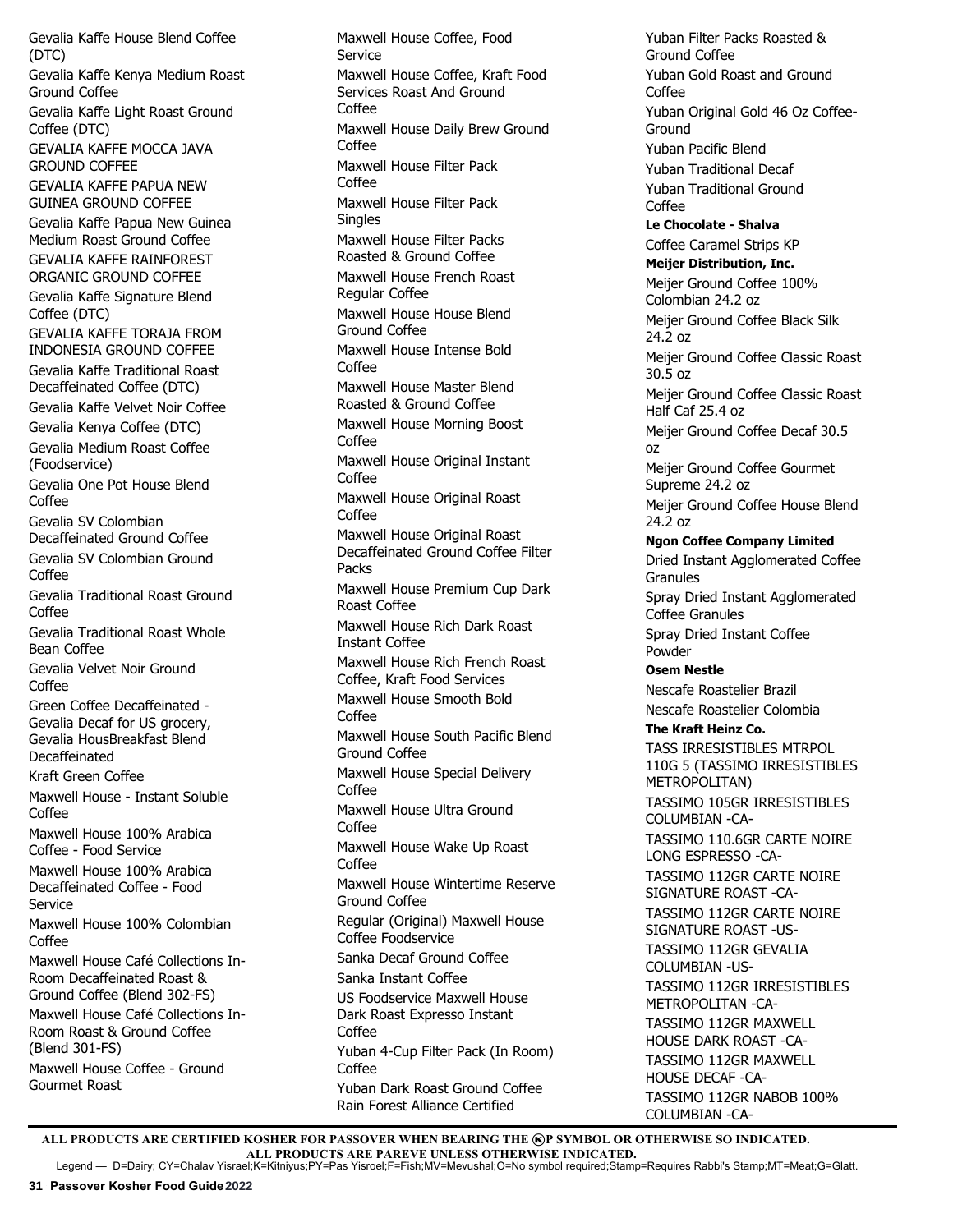Gevalia Kaffe House Blend Coffee (DTC)

Gevalia Kaffe Kenya Medium Roast Ground Coffee

Gevalia Kaffe Light Roast Ground Coffee (DTC)

GEVALIA KAFFE MOCCA JAVA GROUND COFFEE

GEVALIA KAFFE PAPUA NEW GUINEA GROUND COFFEE

Gevalia Kaffe Papua New Guinea Medium Roast Ground Coffee

GEVALIA KAFFE RAINFOREST ORGANIC GROUND COFFEE

Gevalia Kaffe Signature Blend Coffee (DTC)

GEVALIA KAFFE TORAJA FROM INDONESIA GROUND COFFEE

Gevalia Kaffe Traditional Roast Decaffeinated Coffee (DTC)

Gevalia Kaffe Velvet Noir Coffee

Gevalia Kenya Coffee (DTC)

Gevalia Medium Roast Coffee (Foodservice)

Gevalia One Pot House Blend Coffee

Gevalia SV Colombian Decaffeinated Ground Coffee

Gevalia SV Colombian Ground Coffee

Gevalia Traditional Roast Ground Coffee

Gevalia Traditional Roast Whole Bean Coffee

Gevalia Velvet Noir Ground Coffee

Green Coffee Decaffeinated - Gevalia Decaf for US grocery, Gevalia HousBreakfast Blend Decaffeinated

Kraft Green Coffee

Maxwell House - Instant Soluble Coffee

Maxwell House 100% Arabica Coffee - Food Service

Maxwell House 100% Arabica Decaffeinated Coffee - Food Service

Maxwell House 100% Colombian Coffee

Maxwell House Café Collections In-Room Decaffeinated Roast & Ground Coffee (Blend 302-FS)

Maxwell House Café Collections In-Room Roast & Ground Coffee (Blend 301-FS)

Maxwell House Coffee - Ground Gourmet Roast

Maxwell House Coffee, Food Service

Maxwell House Coffee, Kraft Food Services Roast And Ground Coffee

Maxwell House Daily Brew Ground Coffee

Maxwell House Filter Pack Coffee

Maxwell House Filter Pack Singles

Maxwell House Filter Packs Roasted & Ground Coffee

Maxwell House French Roast Regular Coffee

Maxwell House House Blend Ground Coffee

Maxwell House Intense Bold Coffee

Maxwell House Master Blend Roasted & Ground Coffee

Maxwell House Morning Boost Coffee

Maxwell House Original Instant Coffee

Maxwell House Original Roast Coffee

Maxwell House Original Roast Decaffeinated Ground Coffee Filter Packs

Maxwell House Premium Cup Dark Roast Coffee

Maxwell House Rich Dark Roast Instant Coffee

Maxwell House Rich French Roast Coffee, Kraft Food Services

Maxwell House Smooth Bold Coffee

Maxwell House South Pacific Blend Ground Coffee

Maxwell House Special Delivery Coffee

Maxwell House Ultra Ground Coffee

Maxwell House Wake Up Roast Coffee

Maxwell House Wintertime Reserve Ground Coffee

Regular (Original) Maxwell House Coffee Foodservice

Sanka Decaf Ground Coffee

Sanka Instant Coffee

US Foodservice Maxwell House Dark Roast Expresso Instant Coffee

Yuban 4-Cup Filter Pack (In Room) Coffee

Yuban Dark Roast Ground Coffee Rain Forest Alliance Certified

Yuban Filter Packs Roasted & Ground Coffee

Yuban Gold Roast and Ground Coffee

Yuban Original Gold 46 Oz Coffee-Ground

Yuban Pacific Blend

Yuban Traditional Decaf

Yuban Traditional Ground Coffee

**Le Chocolate - Shalva**

Coffee Caramel Strips KP

**Meijer Distribution, Inc.**

Meijer Ground Coffee 100% Colombian 24.2 oz

Meijer Ground Coffee Black Silk 24.2 oz

Meijer Ground Coffee Classic Roast 30.5 oz

Meijer Ground Coffee Classic Roast Half Caf 25.4 oz

Meijer Ground Coffee Decaf 30.5 oz

Meijer Ground Coffee Gourmet Supreme 24.2 oz

Meijer Ground Coffee House Blend 24.2 oz

**Ngon Coffee Company Limited**

Dried Instant Agglomerated Coffee Granules

Spray Dried Instant Agglomerated Coffee Granules

Spray Dried Instant Coffee Powder

**Osem Nestle**

Nescafe Roastelier Brazil

Nescafe Roastelier Colombia

**The Kraft Heinz Co.**

TASS IRRESISTIBLES MTRPOL 110G 5 (TASSIMO IRRESISTIBLES METROPOLITAN)

TASSIMO 105GR IRRESISTIBLES COLUMBIAN -CA-

TASSIMO 110.6GR CARTE NOIRE LONG ESPRESSO -CA-

TASSIMO 112GR CARTE NOIRE SIGNATURE ROAST -CA-

TASSIMO 112GR CARTE NOIRE SIGNATURE ROAST -US-

TASSIMO 112GR GEVALIA COLUMBIAN -US-

TASSIMO 112GR IRRESISTIBLES METROPOLITAN -CA-

TASSIMO 112GR MAXWELL HOUSE DARK ROAST -CA-

TASSIMO 112GR MAXWELL HOUSE DECAF -CA-

TASSIMO 112GR NABOB 100% COLUMBIAN -CA-

**ALL PRODUCTS ARE CERTIFIED KOSHER FOR PASSOVER WHEN BEARING THE ⓀP SYMBOL OR OTHERWISE SO INDICATED.**
**ALL PRODUCTS ARE PAREVE UNLESS OTHERWISE INDICATED.**

Legend — D=Dairy; CY=Chalav Yisrael;K=Kitniyus;PY=Pas Yisroel;F=Fish;MV=Mevushal;O=No symbol required;Stamp=Requires Rabbi's Stamp;MT=Meat;G=Glatt.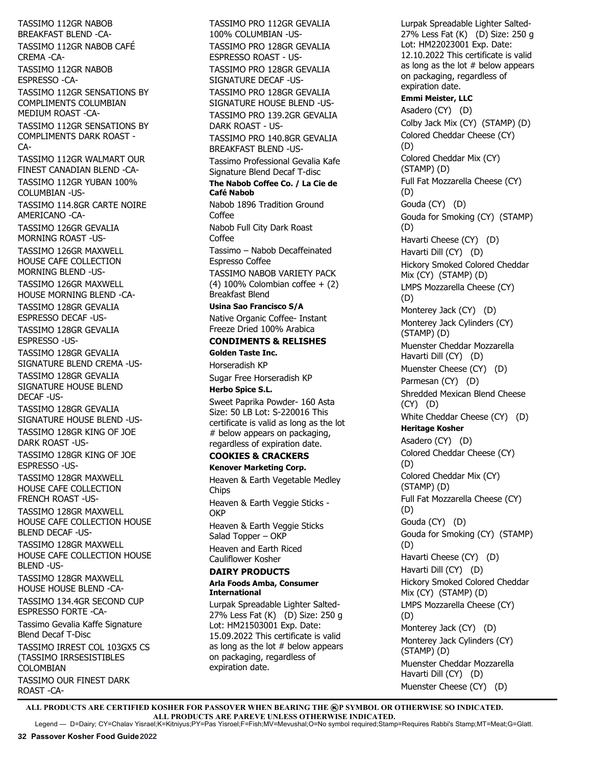TASSIMO 112GR NABOB BREAKFAST BLEND -CA-

TASSIMO 112GR NABOB CAFÉ CREMA -CA-

TASSIMO 112GR NABOB ESPRESSO -CA-

TASSIMO 112GR SENSATIONS BY COMPLIMENTS COLUMBIAN MEDIUM ROAST -CA-

TASSIMO 112GR SENSATIONS BY COMPLIMENTS DARK ROAST -CA-

TASSIMO 112GR WALMART OUR FINEST CANADIAN BLEND -CA-

TASSIMO 112GR YUBAN 100% COLUMBIAN -US-

TASSIMO 114.8GR CARTE NOIRE AMERICANO -CA-

TASSIMO 126GR GEVALIA MORNING ROAST -US-

TASSIMO 126GR MAXWELL HOUSE CAFE COLLECTION MORNING BLEND -US-

TASSIMO 126GR MAXWELL HOUSE MORNING BLEND -CA-

TASSIMO 128GR GEVALIA ESPRESSO DECAF -US-

TASSIMO 128GR GEVALIA ESPRESSO -US-

TASSIMO 128GR GEVALIA SIGNATURE BLEND CREMA -US-

TASSIMO 128GR GEVALIA SIGNATURE HOUSE BLEND DECAF -US-

TASSIMO 128GR GEVALIA SIGNATURE HOUSE BLEND -US-

TASSIMO 128GR KING OF JOE DARK ROAST -US-

TASSIMO 128GR KING OF JOE ESPRESSO -US-

TASSIMO 128GR MAXWELL HOUSE CAFE COLLECTION FRENCH ROAST -US-

TASSIMO 128GR MAXWELL HOUSE CAFE COLLECTION HOUSE BLEND DECAF -US-

TASSIMO 128GR MAXWELL HOUSE CAFE COLLECTION HOUSE BLEND -US-

TASSIMO 128GR MAXWELL HOUSE HOUSE BLEND -CA-

TASSIMO 134.4GR SECOND CUP ESPRESSO FORTE -CA-

Tassimo Gevalia Kaffe Signature Blend Decaf T-Disc

TASSIMO IRREST COL 103GX5 CS (TASSIMO IRRSESISTIBLES COLOMBIAN

TASSIMO OUR FINEST DARK ROAST -CA-

TASSIMO PRO 112GR GEVALIA 100% COLUMBIAN -US-

TASSIMO PRO 128GR GEVALIA ESPRESSO ROAST - US-

TASSIMO PRO 128GR GEVALIA SIGNATURE DECAF -US-

TASSIMO PRO 128GR GEVALIA SIGNATURE HOUSE BLEND -US-

TASSIMO PRO 139.2GR GEVALIA DARK ROAST - US-

TASSIMO PRO 140.8GR GEVALIA BREAKFAST BLEND -US-

Tassimo Professional Gevalia Kafe Signature Blend Decaf T-disc

**The Nabob Coffee Co. / La Cie de Café Nabob**

Nabob 1896 Tradition Ground Coffee

Nabob Full City Dark Roast Coffee

Tassimo – Nabob Decaffeinated Espresso Coffee

TASSIMO NABOB VARIETY PACK (4) 100% Colombian coffee + (2) Breakfast Blend

**Usina Sao Francisco S/A**

Native Organic Coffee- Instant Freeze Dried 100% Arabica

## CONDIMENTS & RELISHES

**Golden Taste Inc.**

Horseradish KP

Sugar Free Horseradish KP

**Herbo Spice S.L.**

Sweet Paprika Powder- 160 Asta Size: 50 LB Lot: S-220016 This certificate is valid as long as the lot # below appears on packaging, regardless of expiration date.

## COOKIES & CRACKERS

**Kenover Marketing Corp.**

Heaven & Earth Vegetable Medley Chips

Heaven & Earth Veggie Sticks - OKP

Heaven & Earth Veggie Sticks Salad Topper – OKP

Heaven and Earth Riced Cauliflower Kosher

## DAIRY PRODUCTS

**Arla Foods Amba, Consumer International**

Lurpak Spreadable Lighter Salted- 27% Less Fat (K) (D) Size: 250 g Lot: HM21503001 Exp. Date: 15.09.2022 This certificate is valid as long as the lot # below appears on packaging, regardless of expiration date.

Lurpak Spreadable Lighter Salted- 27% Less Fat (K) (D) Size: 250 g Lot: HM22023001 Exp. Date: 12.10.2022 This certificate is valid as long as the lot # below appears on packaging, regardless of expiration date.

**Emmi Meister, LLC**

Asadero (CY) (D)

Colby Jack Mix (CY) (STAMP) (D)

Colored Cheddar Cheese (CY) (D)

Colored Cheddar Mix (CY) (STAMP) (D)

Full Fat Mozzarella Cheese (CY) (D)

Gouda (CY) (D)

Gouda for Smoking (CY) (STAMP) (D)

Havarti Cheese (CY) (D)

Havarti Dill (CY) (D)

Hickory Smoked Colored Cheddar Mix (CY) (STAMP) (D)

LMPS Mozzarella Cheese (CY) (D)

Monterey Jack (CY) (D)

Monterey Jack Cylinders (CY) (STAMP) (D)

Muenster Cheddar Mozzarella Havarti Dill (CY) (D)

Muenster Cheese (CY) (D)

Parmesan (CY) (D)

Shredded Mexican Blend Cheese (CY) (D)

White Cheddar Cheese (CY) (D)

**Heritage Kosher**

Asadero (CY) (D)

Colored Cheddar Cheese (CY) (D)

Colored Cheddar Mix (CY) (STAMP) (D)

Full Fat Mozzarella Cheese (CY) (D)

Gouda (CY) (D)

Gouda for Smoking (CY) (STAMP) (D)

Havarti Cheese (CY) (D)

Havarti Dill (CY) (D)

Hickory Smoked Colored Cheddar Mix (CY) (STAMP) (D)

LMPS Mozzarella Cheese (CY) (D)

Monterey Jack (CY) (D)

Monterey Jack Cylinders (CY) (STAMP) (D)

Muenster Cheddar Mozzarella Havarti Dill (CY) (D)

Muenster Cheese (CY) (D)

**ALL PRODUCTS ARE CERTIFIED KOSHER FOR PASSOVER WHEN BEARING THE ⓀP SYMBOL OR OTHERWISE SO INDICATED. ALL PRODUCTS ARE PAREVE UNLESS OTHERWISE INDICATED.**

Legend — D=Dairy; CY=Chalav Yisrael;K=Kitniyus;PY=Pas Yisroel;F=Fish;MV=Mevushal;O=No symbol required;Stamp=Requires Rabbi's Stamp;MT=Meat;G=Glatt.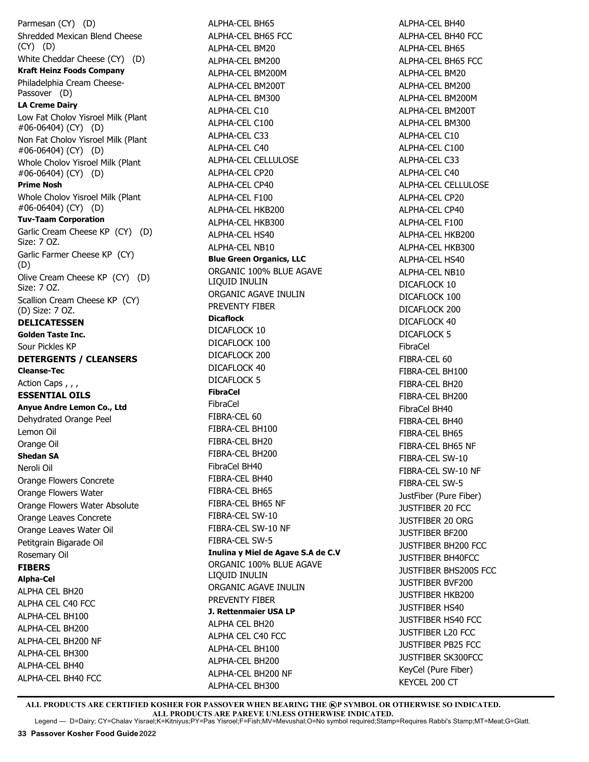Parmesan (CY) (D)

Shredded Mexican Blend Cheese (CY) (D)

White Cheddar Cheese (CY) (D)

**Kraft Heinz Foods Company**

Philadelphia Cream Cheese-Passover (D)

**LA Creme Dairy**

Low Fat Cholov Yisroel Milk (Plant #06-06404) (CY) (D)

Non Fat Cholov Yisroel Milk (Plant #06-06404) (CY) (D)

Whole Cholov Yisroel Milk (Plant #06-06404) (CY) (D)

**Prime Nosh**

Whole Cholov Yisroel Milk (Plant #06-06404) (CY) (D)

**Tuv-Taam Corporation**

Garlic Cream Cheese KP (CY) (D) Size: 7 OZ.

Garlic Farmer Cheese KP (CY) (D)

Olive Cream Cheese KP (CY) (D) Size: 7 OZ.

Scallion Cream Cheese KP (CY) (D) Size: 7 OZ.

## DELICATESSEN

**Golden Taste Inc.**

Sour Pickles KP

## DETERGENTS / CLEANSERS

**Cleanse-Tec**

Action Caps , , ,

## ESSENTIAL OILS

**Anyue Andre Lemon Co., Ltd**

Dehydrated Orange Peel

Lemon Oil

Orange Oil

**Shedan SA**

Neroli Oil

Orange Flowers Concrete

Orange Flowers Water

Orange Flowers Water Absolute

Orange Leaves Concrete

Orange Leaves Water Oil

Petitgrain Bigarade Oil

Rosemary Oil

## FIBERS

**Alpha-Cel**

ALPHA CEL BH20

ALPHA CEL C40 FCC

ALPHA-CEL BH100

ALPHA-CEL BH200

ALPHA-CEL BH200 NF

ALPHA-CEL BH300

ALPHA-CEL BH40

ALPHA-CEL BH40 FCC

ALPHA-CEL BH65

ALPHA-CEL BH65 FCC

ALPHA-CEL BM20

ALPHA-CEL BM200

ALPHA-CEL BM200M

ALPHA-CEL BM200T

ALPHA-CEL BM300

ALPHA-CEL C10

ALPHA-CEL C100

ALPHA-CEL C33

ALPHA-CEL C40

ALPHA-CEL CELLULOSE

ALPHA-CEL CP20

ALPHA-CEL CP40

ALPHA-CEL F100

ALPHA-CEL HKB200

ALPHA-CEL HKB300

ALPHA-CEL HS40

ALPHA-CEL NB10

**Blue Green Organics, LLC**

ORGANIC 100% BLUE AGAVE LIQUID INULIN

ORGANIC AGAVE INULIN

PREVENTY FIBER

**Dicaflock**

DICAFLOCK 10

DICAFLOCK 100

DICAFLOCK 200

DICAFLOCK 40

DICAFLOCK 5

**FibraCel**

FibraCel

FIBRA-CEL 60

FIBRA-CEL BH100

FIBRA-CEL BH20

FIBRA-CEL BH200

FibraCel BH40

FIBRA-CEL BH40

FIBRA-CEL BH65

FIBRA-CEL BH65 NF

FIBRA-CEL SW-10

FIBRA-CEL SW-10 NF

FIBRA-CEL SW-5

**Inulina y Miel de Agave S.A de C.V**

ORGANIC 100% BLUE AGAVE LIQUID INULIN

ORGANIC AGAVE INULIN

PREVENTY FIBER

**J. Rettenmaier USA LP**

ALPHA CEL BH20

ALPHA CEL C40 FCC

ALPHA-CEL BH100

ALPHA-CEL BH200

ALPHA-CEL BH200 NF

ALPHA-CEL BH300

ALPHA-CEL BH40

ALPHA-CEL BH40 FCC

ALPHA-CEL BH65

ALPHA-CEL BH65 FCC

ALPHA-CEL BM20

ALPHA-CEL BM200

ALPHA-CEL BM200M

ALPHA-CEL BM200T

ALPHA-CEL BM300

ALPHA-CEL C10

ALPHA-CEL C100

ALPHA-CEL C33

ALPHA-CEL C40

ALPHA-CEL CELLULOSE

ALPHA-CEL CP20

ALPHA-CEL CP40

ALPHA-CEL F100

ALPHA-CEL HKB200

ALPHA-CEL HKB300

ALPHA-CEL HS40

ALPHA-CEL NB10

DICAFLOCK 10

DICAFLOCK 100

DICAFLOCK 200

DICAFLOCK 40

DICAFLOCK 5

FibraCel

FIBRA-CEL 60

FIBRA-CEL BH100

FIBRA-CEL BH20

FIBRA-CEL BH200

FibraCel BH40

FIBRA-CEL BH40

FIBRA-CEL BH65

FIBRA-CEL BH65 NF

FIBRA-CEL SW-10

FIBRA-CEL SW-10 NF

FIBRA-CEL SW-5

JustFiber (Pure Fiber)

JUSTFIBER 20 FCC

JUSTFIBER 20 ORG

JUSTFIBER BF200

JUSTFIBER BH200 FCC

JUSTFIBER BH40FCC

JUSTFIBER BHS200S FCC

JUSTFIBER BVF200

JUSTFIBER HKB200

JUSTFIBER HS40

JUSTFIBER HS40 FCC

JUSTFIBER L20 FCC

JUSTFIBER PB25 FCC

JUSTFIBER SK300FCC

KeyCel (Pure Fiber)

KEYCEL 200 CT

**ALL PRODUCTS ARE CERTIFIED KOSHER FOR PASSOVER WHEN BEARING THE ⓀP SYMBOL OR OTHERWISE SO INDICATED.**
**ALL PRODUCTS ARE PAREVE UNLESS OTHERWISE INDICATED.**
Legend — D=Dairy; CY=Chalav Yisrael;K=Kitniyus;PY=Pas Yisroel;F=Fish;MV=Mevushal;O=No symbol required;Stamp=Requires Rabbi's Stamp;MT=Meat;G=Glatt.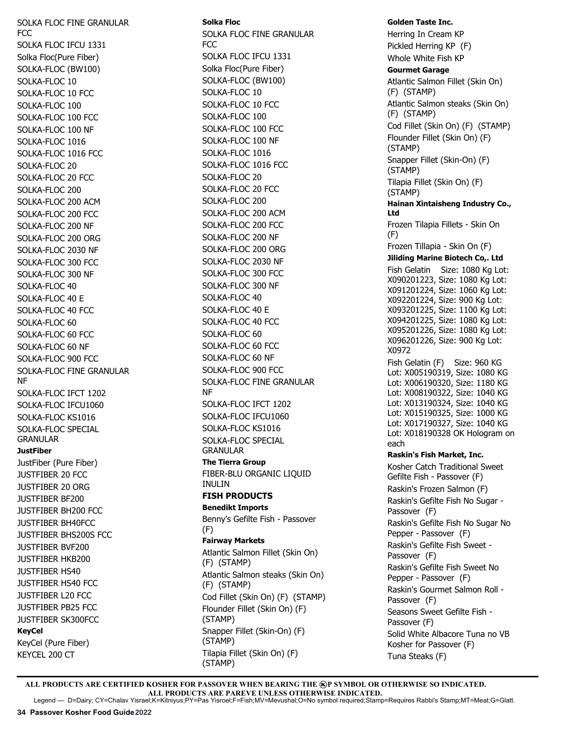SOLKA FLOC FINE GRANULAR FCC
SOLKA FLOC IFCU 1331
Solka Floc(Pure Fiber)
SOLKA-FLOC (BW100)
SOLKA-FLOC 10
SOLKA-FLOC 10 FCC
SOLKA-FLOC 100
SOLKA-FLOC 100 FCC
SOLKA-FLOC 100 NF
SOLKA-FLOC 1016
SOLKA-FLOC 1016 FCC
SOLKA-FLOC 20
SOLKA-FLOC 20 FCC
SOLKA-FLOC 200
SOLKA-FLOC 200 ACM
SOLKA-FLOC 200 FCC
SOLKA-FLOC 200 NF
SOLKA-FLOC 200 ORG
SOLKA-FLOC 2030 NF
SOLKA-FLOC 300 FCC
SOLKA-FLOC 300 NF
SOLKA-FLOC 40
SOLKA-FLOC 40 E
SOLKA-FLOC 40 FCC
SOLKA-FLOC 60
SOLKA-FLOC 60 FCC
SOLKA-FLOC 60 NF
SOLKA-FLOC 900 FCC
SOLKA-FLOC FINE GRANULAR NF
SOLKA-FLOC IFCT 1202
SOLKA-FLOC IFCU1060
SOLKA-FLOC KS1016
SOLKA-FLOC SPECIAL GRANULAR

**JustFiber**

JustFiber (Pure Fiber)
JUSTFIBER 20 FCC
JUSTFIBER 20 ORG
JUSTFIBER BF200
JUSTFIBER BH200 FCC
JUSTFIBER BH40FCC
JUSTFIBER BHS200S FCC
JUSTFIBER BVF200
JUSTFIBER HKB200
JUSTFIBER HS40
JUSTFIBER HS40 FCC
JUSTFIBER L20 FCC
JUSTFIBER PB25 FCC
JUSTFIBER SK300FCC

**KeyCel**

KeyCel (Pure Fiber)
KEYCEL 200 CT

**Solka Floc**

SOLKA FLOC FINE GRANULAR FCC
SOLKA FLOC IFCU 1331
Solka Floc(Pure Fiber)
SOLKA-FLOC (BW100)
SOLKA-FLOC 10
SOLKA-FLOC 10 FCC
SOLKA-FLOC 100
SOLKA-FLOC 100 FCC
SOLKA-FLOC 100 NF
SOLKA-FLOC 1016
SOLKA-FLOC 1016 FCC
SOLKA-FLOC 20
SOLKA-FLOC 20 FCC
SOLKA-FLOC 200
SOLKA-FLOC 200 ACM
SOLKA-FLOC 200 FCC
SOLKA-FLOC 200 NF
SOLKA-FLOC 200 ORG
SOLKA-FLOC 2030 NF
SOLKA-FLOC 300 FCC
SOLKA-FLOC 300 NF
SOLKA-FLOC 40
SOLKA-FLOC 40 E
SOLKA-FLOC 40 FCC
SOLKA-FLOC 60
SOLKA-FLOC 60 FCC
SOLKA-FLOC 60 NF
SOLKA-FLOC 900 FCC
SOLKA-FLOC FINE GRANULAR NF
SOLKA-FLOC IFCT 1202
SOLKA-FLOC IFCU1060
SOLKA-FLOC KS1016
SOLKA-FLOC SPECIAL GRANULAR

**The Tierra Group**

FIBER-BLU ORGANIC LIQUID INULIN

## FISH PRODUCTS

**Benedikt Imports**

Benny's Gefilte Fish - Passover (F)

**Fairway Markets**

Atlantic Salmon Fillet (Skin On) (F) (STAMP)
Atlantic Salmon steaks (Skin On) (F) (STAMP)
Cod Fillet (Skin On) (F) (STAMP)
Flounder Fillet (Skin On) (F) (STAMP)
Snapper Fillet (Skin-On) (F) (STAMP)
Tilapia Fillet (Skin On) (F) (STAMP)

**Golden Taste Inc.**

Herring In Cream KP
Pickled Herring KP (F)
Whole White Fish KP

**Gourmet Garage**

Atlantic Salmon Fillet (Skin On) (F) (STAMP)
Atlantic Salmon steaks (Skin On) (F) (STAMP)
Cod Fillet (Skin On) (F) (STAMP)
Flounder Fillet (Skin On) (F) (STAMP)
Snapper Fillet (Skin-On) (F) (STAMP)
Tilapia Fillet (Skin On) (F) (STAMP)

**Hainan Xintaisheng Industry Co., Ltd**

Frozen Tilapia Fillets - Skin On (F)
Frozen Tillapia - Skin On (F)

**Jiliding Marine Biotech Co,. Ltd**

Fish Gelatin Size: 1080 Kg Lot: X090201223, Size: 1080 Kg Lot: X091201224, Size: 1060 Kg Lot: X092201224, Size: 900 Kg Lot: X093201225, Size: 1100 Kg Lot: X094201225, Size: 1080 Kg Lot: X095201226, Size: 1080 Kg Lot: X096201226, Size: 900 Kg Lot: X0972
Fish Gelatin (F) Size: 960 KG Lot: X005190319, Size: 1080 KG Lot: X006190320, Size: 1180 KG Lot: X008190322, Size: 1040 KG Lot: X013190324, Size: 1040 KG Lot: X015190325, Size: 1000 KG Lot: X017190327, Size: 1040 KG Lot: X018190328 OK Hologram on each

**Raskin's Fish Market, Inc.**

Kosher Catch Traditional Sweet Gefilte Fish - Passover (F)
Raskin's Frozen Salmon (F)
Raskin's Gefilte Fish No Sugar - Passover (F)
Raskin's Gefilte Fish No Sugar No Pepper - Passover (F)
Raskin's Gefilte Fish Sweet - Passover (F)
Raskin's Gefilte Fish Sweet No Pepper - Passover (F)
Raskin's Gourmet Salmon Roll - Passover (F)
Seasons Sweet Gefilte Fish - Passover (F)
Solid White Albacore Tuna no VB Kosher for Passover (F)
Tuna Steaks (F)

**ALL PRODUCTS ARE CERTIFIED KOSHER FOR PASSOVER WHEN BEARING THE ⓚP SYMBOL OR OTHERWISE SO INDICATED.**
**ALL PRODUCTS ARE PAREVE UNLESS OTHERWISE INDICATED.**
Legend — D=Dairy; CY=Chalav Yisrael;K=Kitniyus;PY=Pas Yisroel;F=Fish;MV=Mevushal;O=No symbol required;Stamp=Requires Rabbi's Stamp;MT=Meat;G=Glatt.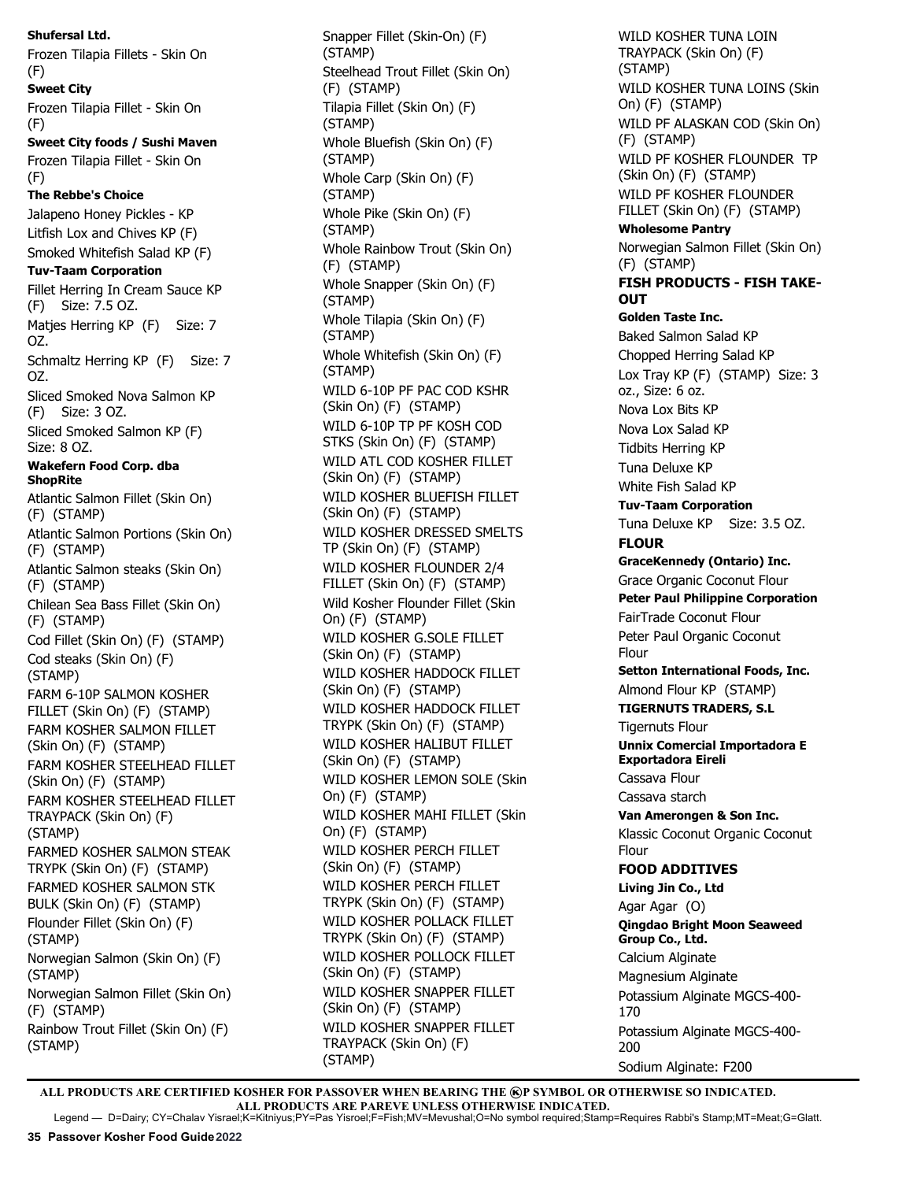**Shufersal Ltd.**

Frozen Tilapia Fillets - Skin On (F)

**Sweet City**

Frozen Tilapia Fillet - Skin On (F)

**Sweet City foods / Sushi Maven**

Frozen Tilapia Fillet - Skin On (F)

**The Rebbe's Choice**

Jalapeno Honey Pickles - KP

Litfish Lox and Chives KP (F)

Smoked Whitefish Salad KP (F)

**Tuv-Taam Corporation**

Fillet Herring In Cream Sauce KP (F) Size: 7.5 OZ.

Matjes Herring KP (F) Size: 7 OZ.

Schmaltz Herring KP (F) Size: 7 OZ.

Sliced Smoked Nova Salmon KP (F) Size: 3 OZ.

Sliced Smoked Salmon KP (F) Size: 8 OZ.

**Wakefern Food Corp. dba ShopRite**

Atlantic Salmon Fillet (Skin On) (F) (STAMP)

Atlantic Salmon Portions (Skin On) (F) (STAMP)

Atlantic Salmon steaks (Skin On) (F) (STAMP)

Chilean Sea Bass Fillet (Skin On) (F) (STAMP)

Cod Fillet (Skin On) (F) (STAMP)

Cod steaks (Skin On) (F) (STAMP)

FARM 6-10P SALMON KOSHER FILLET (Skin On) (F) (STAMP)

FARM KOSHER SALMON FILLET (Skin On) (F) (STAMP)

FARM KOSHER STEELHEAD FILLET (Skin On) (F) (STAMP)

FARM KOSHER STEELHEAD FILLET TRAYPACK (Skin On) (F) (STAMP)

FARMED KOSHER SALMON STEAK TRYPK (Skin On) (F) (STAMP)

FARMED KOSHER SALMON STK BULK (Skin On) (F) (STAMP)

Flounder Fillet (Skin On) (F) (STAMP)

Norwegian Salmon (Skin On) (F) (STAMP)

Norwegian Salmon Fillet (Skin On) (F) (STAMP)

Rainbow Trout Fillet (Skin On) (F) (STAMP)

Snapper Fillet (Skin-On) (F) (STAMP)

Steelhead Trout Fillet (Skin On) (F) (STAMP)

Tilapia Fillet (Skin On) (F) (STAMP)

Whole Bluefish (Skin On) (F) (STAMP)

Whole Carp (Skin On) (F) (STAMP)

Whole Pike (Skin On) (F) (STAMP)

Whole Rainbow Trout (Skin On) (F) (STAMP)

Whole Snapper (Skin On) (F) (STAMP)

Whole Tilapia (Skin On) (F) (STAMP)

Whole Whitefish (Skin On) (F) (STAMP)

WILD 6-10P PF PAC COD KSHR (Skin On) (F) (STAMP)

WILD 6-10P TP PF KOSH COD STKS (Skin On) (F) (STAMP)

WILD ATL COD KOSHER FILLET (Skin On) (F) (STAMP)

WILD KOSHER BLUEFISH FILLET (Skin On) (F) (STAMP)

WILD KOSHER DRESSED SMELTS TP (Skin On) (F) (STAMP)

WILD KOSHER FLOUNDER 2/4 FILLET (Skin On) (F) (STAMP)

Wild Kosher Flounder Fillet (Skin On) (F) (STAMP)

WILD KOSHER G.SOLE FILLET (Skin On) (F) (STAMP)

WILD KOSHER HADDOCK FILLET (Skin On) (F) (STAMP)

WILD KOSHER HADDOCK FILLET TRYPK (Skin On) (F) (STAMP)

WILD KOSHER HALIBUT FILLET (Skin On) (F) (STAMP)

WILD KOSHER LEMON SOLE (Skin On) (F) (STAMP)

WILD KOSHER MAHI FILLET (Skin On) (F) (STAMP)

WILD KOSHER PERCH FILLET (Skin On) (F) (STAMP)

WILD KOSHER PERCH FILLET TRYPK (Skin On) (F) (STAMP)

WILD KOSHER POLLACK FILLET TRYPK (Skin On) (F) (STAMP)

WILD KOSHER POLLOCK FILLET (Skin On) (F) (STAMP)

WILD KOSHER SNAPPER FILLET (Skin On) (F) (STAMP)

WILD KOSHER SNAPPER FILLET TRAYPACK (Skin On) (F) (STAMP)

WILD KOSHER TUNA LOIN TRAYPACK (Skin On) (F) (STAMP)

WILD KOSHER TUNA LOINS (Skin On) (F) (STAMP)

WILD PF ALASKAN COD (Skin On) (F) (STAMP)

WILD PF KOSHER FLOUNDER TP (Skin On) (F) (STAMP)

WILD PF KOSHER FLOUNDER FILLET (Skin On) (F) (STAMP)

**Wholesome Pantry**

Norwegian Salmon Fillet (Skin On) (F) (STAMP)

## FISH PRODUCTS - FISH TAKE-OUT

**Golden Taste Inc.**

Baked Salmon Salad KP

Chopped Herring Salad KP

Lox Tray KP (F) (STAMP) Size: 3 oz., Size: 6 oz.

Nova Lox Bits KP

Nova Lox Salad KP

Tidbits Herring KP

Tuna Deluxe KP

White Fish Salad KP

**Tuv-Taam Corporation**

Tuna Deluxe KP Size: 3.5 OZ.

## FLOUR

**GraceKennedy (Ontario) Inc.**

Grace Organic Coconut Flour

**Peter Paul Philippine Corporation**

FairTrade Coconut Flour

Peter Paul Organic Coconut Flour

**Setton International Foods, Inc.**

Almond Flour KP (STAMP)

**TIGERNUTS TRADERS, S.L**

Tigernuts Flour

**Unnix Comercial Importadora E Exportadora Eireli**

Cassava Flour

Cassava starch

**Van Amerongen & Son Inc.**

Klassic Coconut Organic Coconut Flour

## FOOD ADDITIVES

**Living Jin Co., Ltd**

Agar Agar (O)

**Qingdao Bright Moon Seaweed Group Co., Ltd.**

Calcium Alginate

Magnesium Alginate

Potassium Alginate MGCS-400-170

Potassium Alginate MGCS-400-200

Sodium Alginate: F200

ALL PRODUCTS ARE CERTIFIED KOSHER FOR PASSOVER WHEN BEARING THE ⓀP SYMBOL OR OTHERWISE SO INDICATED.
ALL PRODUCTS ARE PAREVE UNLESS OTHERWISE INDICATED.

Legend — D=Dairy; CY=Chalav Yisrael;K=Kitniyus;PY=Pas Yisroel;F=Fish;MV=Mevushal;O=No symbol required;Stamp=Requires Rabbi's Stamp;MT=Meat;G=Glatt.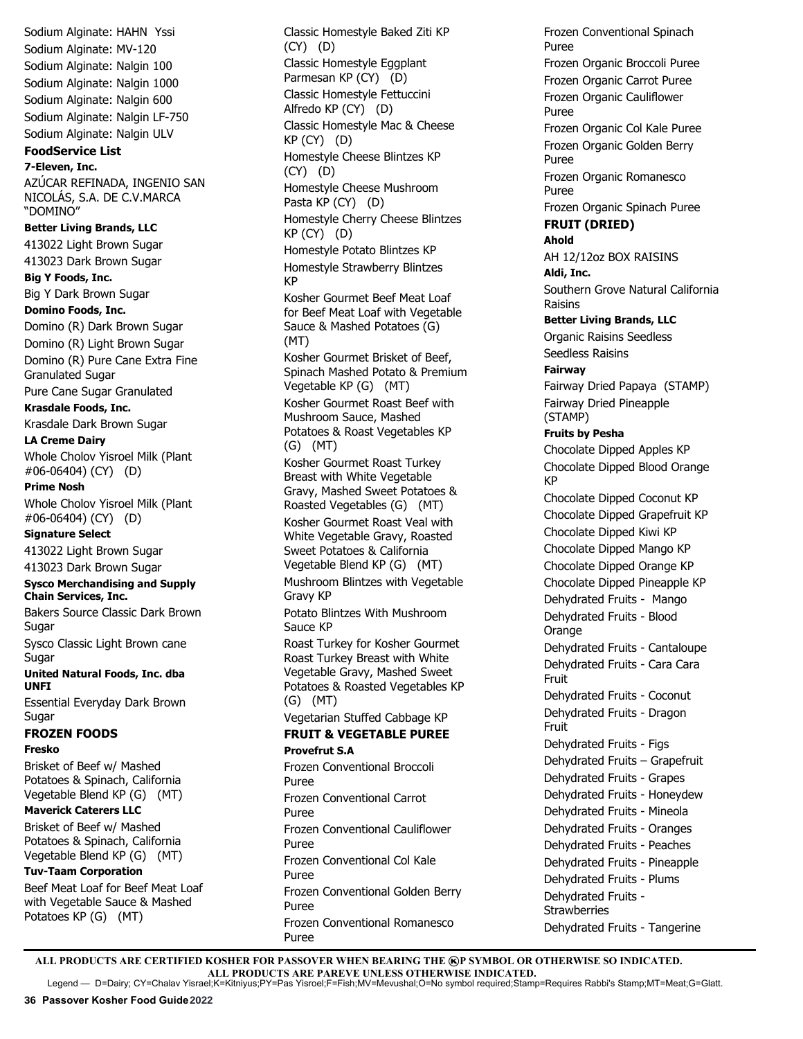Sodium Alginate: HAHN Yssi

Sodium Alginate: MV-120

Sodium Alginate: Nalgin 100

Sodium Alginate: Nalgin 1000

Sodium Alginate: Nalgin 600

Sodium Alginate: Nalgin LF-750

Sodium Alginate: Nalgin ULV

## FoodService List

**7-Eleven, Inc.**

AZÚCAR REFINADA, INGENIO SAN NICOLÁS, S.A. DE C.V.MARCA "DOMINO"

**Better Living Brands, LLC**

413022 Light Brown Sugar

413023 Dark Brown Sugar

**Big Y Foods, Inc.**

Big Y Dark Brown Sugar

**Domino Foods, Inc.**

Domino (R) Dark Brown Sugar

Domino (R) Light Brown Sugar

Domino (R) Pure Cane Extra Fine Granulated Sugar

Pure Cane Sugar Granulated

**Krasdale Foods, Inc.**

Krasdale Dark Brown Sugar

**LA Creme Dairy**

Whole Cholov Yisroel Milk (Plant #06-06404) (CY) (D)

**Prime Nosh**

Whole Cholov Yisroel Milk (Plant #06-06404) (CY) (D)

**Signature Select**

413022 Light Brown Sugar

413023 Dark Brown Sugar

**Sysco Merchandising and Supply Chain Services, Inc.**

Bakers Source Classic Dark Brown Sugar

Sysco Classic Light Brown cane Sugar

**United Natural Foods, Inc. dba UNFI**

Essential Everyday Dark Brown Sugar

## FROZEN FOODS

**Fresko**

Brisket of Beef w/ Mashed Potatoes & Spinach, California Vegetable Blend KP (G) (MT)

**Maverick Caterers LLC**

Brisket of Beef w/ Mashed Potatoes & Spinach, California Vegetable Blend KP (G) (MT)

**Tuv-Taam Corporation**

Beef Meat Loaf for Beef Meat Loaf with Vegetable Sauce & Mashed Potatoes KP (G) (MT)

Classic Homestyle Baked Ziti KP (CY) (D)

Classic Homestyle Eggplant Parmesan KP (CY) (D)

Classic Homestyle Fettuccini Alfredo KP (CY) (D)

Classic Homestyle Mac & Cheese KP (CY) (D)

Homestyle Cheese Blintzes KP (CY) (D)

Homestyle Cheese Mushroom Pasta KP (CY) (D)

Homestyle Cherry Cheese Blintzes KP (CY) (D)

Homestyle Potato Blintzes KP

Homestyle Strawberry Blintzes KP

Kosher Gourmet Beef Meat Loaf for Beef Meat Loaf with Vegetable Sauce & Mashed Potatoes (G) (MT)

Kosher Gourmet Brisket of Beef, Spinach Mashed Potato & Premium Vegetable KP (G) (MT)

Kosher Gourmet Roast Beef with Mushroom Sauce, Mashed Potatoes & Roast Vegetables KP (G) (MT)

Kosher Gourmet Roast Turkey Breast with White Vegetable Gravy, Mashed Sweet Potatoes & Roasted Vegetables (G) (MT)

Kosher Gourmet Roast Veal with White Vegetable Gravy, Roasted Sweet Potatoes & California Vegetable Blend KP (G) (MT)

Mushroom Blintzes with Vegetable Gravy KP

Potato Blintzes With Mushroom Sauce KP

Roast Turkey for Kosher Gourmet Roast Turkey Breast with White Vegetable Gravy, Mashed Sweet Potatoes & Roasted Vegetables KP (G) (MT)

Vegetarian Stuffed Cabbage KP

## FRUIT & VEGETABLE PUREE

**Provefrut S.A**

Frozen Conventional Broccoli Puree

Frozen Conventional Carrot Puree

Frozen Conventional Cauliflower Puree

Frozen Conventional Col Kale Puree

Frozen Conventional Golden Berry Puree

Frozen Conventional Romanesco Puree

Frozen Conventional Spinach Puree

Frozen Organic Broccoli Puree

Frozen Organic Carrot Puree

Frozen Organic Cauliflower Puree

Frozen Organic Col Kale Puree

Frozen Organic Golden Berry Puree

Frozen Organic Romanesco Puree

Frozen Organic Spinach Puree

## FRUIT (DRIED)

**Ahold**

AH 12/12oz BOX RAISINS

**Aldi, Inc.**

Southern Grove Natural California Raisins

**Better Living Brands, LLC**

Organic Raisins Seedless

Seedless Raisins

**Fairway**

Fairway Dried Papaya (STAMP)

Fairway Dried Pineapple (STAMP)

**Fruits by Pesha**

Chocolate Dipped Apples KP

Chocolate Dipped Blood Orange KP

Chocolate Dipped Coconut KP

Chocolate Dipped Grapefruit KP

Chocolate Dipped Kiwi KP

Chocolate Dipped Mango KP

Chocolate Dipped Orange KP

Chocolate Dipped Pineapple KP

Dehydrated Fruits - Mango

Dehydrated Fruits - Blood Orange

Dehydrated Fruits - Cantaloupe

Dehydrated Fruits - Cara Cara Fruit

Dehydrated Fruits - Coconut

Dehydrated Fruits - Dragon Fruit

Dehydrated Fruits - Figs

Dehydrated Fruits – Grapefruit

Dehydrated Fruits - Grapes

Dehydrated Fruits - Honeydew

Dehydrated Fruits - Mineola

Dehydrated Fruits - Oranges

Dehydrated Fruits - Peaches

Dehydrated Fruits - Pineapple

Dehydrated Fruits - Plums

Dehydrated Fruits - Strawberries

Dehydrated Fruits - Tangerine

**ALL PRODUCTS ARE CERTIFIED KOSHER FOR PASSOVER WHEN BEARING THE ⓚP SYMBOL OR OTHERWISE SO INDICATED.**
**ALL PRODUCTS ARE PAREVE UNLESS OTHERWISE INDICATED.**

Legend — D=Dairy; CY=Chalav Yisrael;K=Kitniyus;PY=Pas Yisroel;F=Fish;MV=Mevushal;O=No symbol required;Stamp=Requires Rabbi's Stamp;MT=Meat;G=Glatt.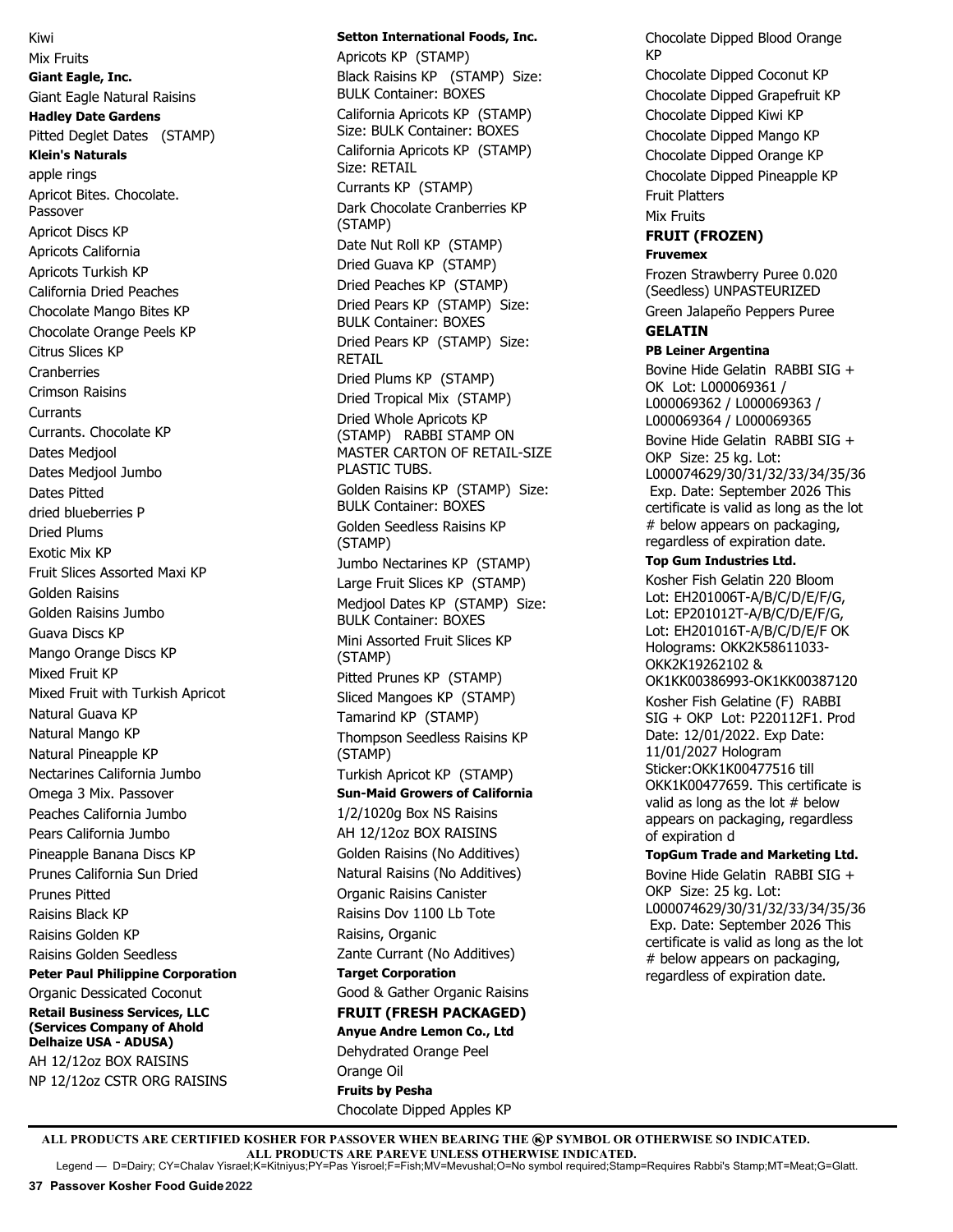Kiwi

Mix Fruits

**Giant Eagle, Inc.**

Giant Eagle Natural Raisins

**Hadley Date Gardens**

Pitted Deglet Dates (STAMP)

**Klein's Naturals**

apple rings

Apricot Bites. Chocolate. Passover

Apricot Discs KP

Apricots California

Apricots Turkish KP

California Dried Peaches

Chocolate Mango Bites KP

Chocolate Orange Peels KP

Citrus Slices KP

Cranberries

Crimson Raisins

Currants

Currants. Chocolate KP

Dates Medjool

Dates Medjool Jumbo

Dates Pitted

dried blueberries P

Dried Plums

Exotic Mix KP

Fruit Slices Assorted Maxi KP

Golden Raisins

Golden Raisins Jumbo

Guava Discs KP

Mango Orange Discs KP

Mixed Fruit KP

Mixed Fruit with Turkish Apricot

Natural Guava KP

Natural Mango KP

Natural Pineapple KP

Nectarines California Jumbo

Omega 3 Mix. Passover

Peaches California Jumbo

Pears California Jumbo

Pineapple Banana Discs KP

Prunes California Sun Dried

Prunes Pitted

Raisins Black KP

Raisins Golden KP

Raisins Golden Seedless

**Peter Paul Philippine Corporation**

Organic Dessicated Coconut

**Retail Business Services, LLC (Services Company of Ahold Delhaize USA - ADUSA)**

AH 12/12oz BOX RAISINS

NP 12/12oz CSTR ORG RAISINS

**Setton International Foods, Inc.**

Apricots KP (STAMP)

Black Raisins KP (STAMP) Size: BULK Container: BOXES

California Apricots KP (STAMP) Size: BULK Container: BOXES

California Apricots KP (STAMP) Size: RETAIL

Currants KP (STAMP)

Dark Chocolate Cranberries KP (STAMP)

Date Nut Roll KP (STAMP)

Dried Guava KP (STAMP)

Dried Peaches KP (STAMP)

Dried Pears KP (STAMP) Size: BULK Container: BOXES

Dried Pears KP (STAMP) Size: RETAIL

Dried Plums KP (STAMP)

Dried Tropical Mix (STAMP)

Dried Whole Apricots KP (STAMP) RABBI STAMP ON MASTER CARTON OF RETAIL-SIZE PLASTIC TUBS.

Golden Raisins KP (STAMP) Size: BULK Container: BOXES

Golden Seedless Raisins KP (STAMP)

Jumbo Nectarines KP (STAMP)

Large Fruit Slices KP (STAMP)

Medjool Dates KP (STAMP) Size: BULK Container: BOXES

Mini Assorted Fruit Slices KP (STAMP)

Pitted Prunes KP (STAMP)

Sliced Mangoes KP (STAMP)

Tamarind KP (STAMP)

Thompson Seedless Raisins KP (STAMP)

Turkish Apricot KP (STAMP)

**Sun-Maid Growers of California**

1/2/1020g Box NS Raisins

AH 12/12oz BOX RAISINS

Golden Raisins (No Additives)

Natural Raisins (No Additives)

Organic Raisins Canister

Raisins Dov 1100 Lb Tote

Raisins, Organic

Zante Currant (No Additives)

**Target Corporation**

Good & Gather Organic Raisins

## FRUIT (FRESH PACKAGED)

**Anyue Andre Lemon Co., Ltd**

Dehydrated Orange Peel

Orange Oil

**Fruits by Pesha**

Chocolate Dipped Apples KP

Chocolate Dipped Blood Orange KP

Chocolate Dipped Coconut KP

Chocolate Dipped Grapefruit KP

Chocolate Dipped Kiwi KP

Chocolate Dipped Mango KP

Chocolate Dipped Orange KP

Chocolate Dipped Pineapple KP

Fruit Platters

Mix Fruits

## FRUIT (FROZEN)

**Fruvemex**

Frozen Strawberry Puree 0.020 (Seedless) UNPASTEURIZED

Green Jalapeño Peppers Puree

## GELATIN

**PB Leiner Argentina**

Bovine Hide Gelatin RABBI SIG + OK Lot: L000069361 / L000069362 / L000069363 / L000069364 / L000069365

Bovine Hide Gelatin RABBI SIG + OKP Size: 25 kg. Lot: L000074629/30/31/32/33/34/35/36 Exp. Date: September 2026 This certificate is valid as long as the lot # below appears on packaging, regardless of expiration date.

**Top Gum Industries Ltd.**

Kosher Fish Gelatin 220 Bloom Lot: EH201006T-A/B/C/D/E/F/G, Lot: EP201012T-A/B/C/D/E/F/G, Lot: EH201016T-A/B/C/D/E/F OK Holograms: OKK2K58611033-OKK2K19262102 & OK1KK00386993-OK1KK00387120

Kosher Fish Gelatine (F) RABBI SIG + OKP Lot: P220112F1. Prod Date: 12/01/2022. Exp Date: 11/01/2027 Hologram Sticker:OKK1K00477516 till OKK1K00477659. This certificate is valid as long as the lot # below appears on packaging, regardless of expiration d

**TopGum Trade and Marketing Ltd.**

Bovine Hide Gelatin RABBI SIG + OKP Size: 25 kg. Lot: L000074629/30/31/32/33/34/35/36 Exp. Date: September 2026 This certificate is valid as long as the lot # below appears on packaging, regardless of expiration date.

---

**ALL PRODUCTS ARE CERTIFIED KOSHER FOR PASSOVER WHEN BEARING THE ⓀP SYMBOL OR OTHERWISE SO INDICATED. ALL PRODUCTS ARE PAREVE UNLESS OTHERWISE INDICATED.**

Legend — D=Dairy; CY=Chalav Yisrael;K=Kitniyus;PY=Pas Yisroel;F=Fish;MV=Mevushal;O=No symbol required;Stamp=Requires Rabbi's Stamp;MT=Meat;G=Glatt.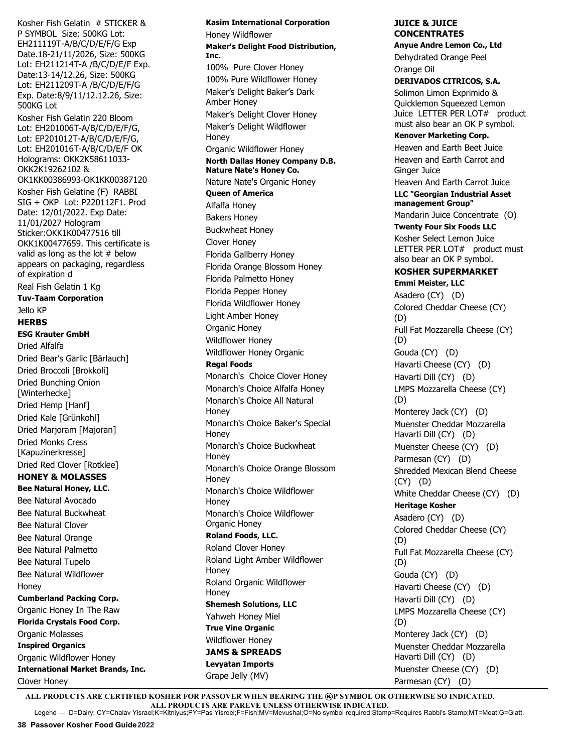Kosher Fish Gelatin # STICKER & P SYMBOL Size: 500KG Lot: EH211119T-A/B/C/D/E/F/G Exp Date.18-21/11/2026, Size: 500KG Lot: EH211214T-A /B/C/D/E/F Exp. Date:13-14/12.26, Size: 500KG Lot: EH211209T-A /B/C/D/E/F/G Exp. Date:8/9/11/12.12.26, Size: 500KG Lot

Kosher Fish Gelatin 220 Bloom Lot: EH201006T-A/B/C/D/E/F/G, Lot: EP201012T-A/B/C/D/E/F/G, Lot: EH201016T-A/B/C/D/E/F OK Holograms: OKK2K58611033-OKK2K19262102 & OK1KK00386993-OK1KK00387120

Kosher Fish Gelatine (F) RABBI SIG + OKP Lot: P220112F1. Prod Date: 12/01/2022. Exp Date: 11/01/2027 Hologram Sticker:OKK1K00477516 till OKK1K00477659. This certificate is valid as long as the lot # below appears on packaging, regardless of expiration d

Real Fish Gelatin 1 Kg

**Tuv-Taam Corporation**

Jello KP

## HERBS

**ESG Krauter GmbH**

Dried Alfalfa

Dried Bear's Garlic [Bärlauch]

Dried Broccoli [Brokkoli]

Dried Bunching Onion [Winterhecke]

Dried Hemp [Hanf]

Dried Kale [Grünkohl]

Dried Marjoram [Majoran]

Dried Monks Cress [Kapuzinerkresse]

Dried Red Clover [Rotklee]

## HONEY & MOLASSES

**Bee Natural Honey, LLC.**

Bee Natural Avocado

Bee Natural Buckwheat

Bee Natural Clover

Bee Natural Orange

Bee Natural Palmetto

Bee Natural Tupelo

Bee Natural Wildflower Honey

**Cumberland Packing Corp.**

Organic Honey In The Raw

**Florida Crystals Food Corp.**

Organic Molasses

**Inspired Organics**

Organic Wildflower Honey

**International Market Brands, Inc.**

Clover Honey

**Kasim International Corporation**

Honey Wildflower

**Maker's Delight Food Distribution, Inc.**

100% Pure Clover Honey

100% Pure Wildflower Honey

Maker's Delight Baker's Dark Amber Honey

Maker's Delight Clover Honey

Maker's Delight Wildflower Honey

Organic Wildflower Honey

**North Dallas Honey Company D.B. Nature Nate's Honey Co.**

Nature Nate's Organic Honey

**Queen of America**

Alfalfa Honey

Bakers Honey

Buckwheat Honey

Clover Honey

Florida Gallberry Honey

Florida Orange Blossom Honey

Florida Palmetto Honey

Florida Pepper Honey

Florida Wildflower Honey

Light Amber Honey

Organic Honey

Wildflower Honey

Wildflower Honey Organic

**Regal Foods**

Monarch's Choice Clover Honey

Monarch's Choice Alfalfa Honey

Monarch's Choice All Natural Honey

Monarch's Choice Baker's Special Honey

Monarch's Choice Buckwheat Honey

Monarch's Choice Orange Blossom Honey

Monarch's Choice Wildflower Honey

Monarch's Choice Wildflower Organic Honey

**Roland Foods, LLC.**

Roland Clover Honey

Roland Light Amber Wildflower Honey

Roland Organic Wildflower Honey

**Shemesh Solutions, LLC**

Yahweh Honey Miel

**True Vine Organic**

Wildflower Honey

## JAMS & SPREADS

**Levyatan Imports**

Grape Jelly (MV)

## JUICE & JUICE CONCENTRATES

**Anyue Andre Lemon Co., Ltd**

Dehydrated Orange Peel

Orange Oil

**DERIVADOS CITRICOS, S.A.**

Solimon Limon Exprimido & Quicklemon Squeezed Lemon Juice LETTER PER LOT# product must also bear an OK P symbol.

**Kenover Marketing Corp.**

Heaven and Earth Beet Juice

Heaven and Earth Carrot and Ginger Juice

Heaven And Earth Carrot Juice

**LLC "Georgian Industrial Asset management Group"**

Mandarin Juice Concentrate (O)

**Twenty Four Six Foods LLC**

Kosher Select Lemon Juice LETTER PER LOT# product must also bear an OK P symbol.

## KOSHER SUPERMARKET

**Emmi Meister, LLC**

Asadero (CY) (D)

Colored Cheddar Cheese (CY) (D)

Full Fat Mozzarella Cheese (CY) (D)

Gouda (CY) (D)

Havarti Cheese (CY) (D)

Havarti Dill (CY) (D)

LMPS Mozzarella Cheese (CY) (D)

Monterey Jack (CY) (D)

Muenster Cheddar Mozzarella Havarti Dill (CY) (D)

Muenster Cheese (CY) (D)

Parmesan (CY) (D)

Shredded Mexican Blend Cheese (CY) (D)

White Cheddar Cheese (CY) (D)

**Heritage Kosher**

Asadero (CY) (D)

Colored Cheddar Cheese (CY) (D)

Full Fat Mozzarella Cheese (CY) (D)

Gouda (CY) (D)

Havarti Cheese (CY) (D)

Havarti Dill (CY) (D)

LMPS Mozzarella Cheese (CY) (D)

Monterey Jack (CY) (D)

Muenster Cheddar Mozzarella Havarti Dill (CY) (D)

Muenster Cheese (CY) (D)

Parmesan (CY) (D)

**ALL PRODUCTS ARE CERTIFIED KOSHER FOR PASSOVER WHEN BEARING THE ⓚP SYMBOL OR OTHERWISE SO INDICATED.**
**ALL PRODUCTS ARE PAREVE UNLESS OTHERWISE INDICATED.**

Legend — D=Dairy; CY=Chalav Yisrael;K=Kitniyus;PY=Pas Yisroel;F=Fish;MV=Mevushal;O=No symbol required;Stamp=Requires Rabbi's Stamp;MT=Meat;G=Glatt.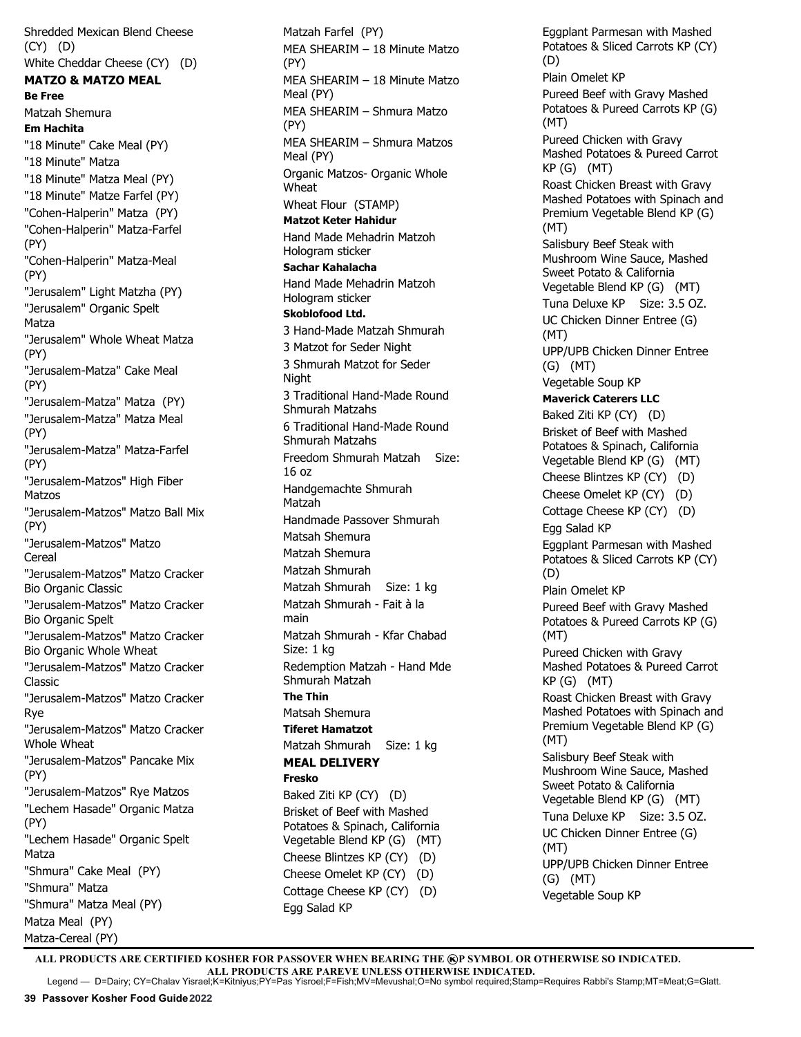Shredded Mexican Blend Cheese (CY) (D)

White Cheddar Cheese (CY) (D)

## MATZO & MATZO MEAL

### Be Free

Matzah Shemura

### Em Hachita

"18 Minute" Cake Meal (PY)

"18 Minute" Matza

"18 Minute" Matza Meal (PY)

"18 Minute" Matze Farfel (PY)

"Cohen-Halperin" Matza (PY)

"Cohen-Halperin" Matza-Farfel (PY)

"Cohen-Halperin" Matza-Meal (PY)

"Jerusalem" Light Matzha (PY)

"Jerusalem" Organic Spelt Matza

"Jerusalem" Whole Wheat Matza (PY)

"Jerusalem-Matza" Cake Meal (PY)

"Jerusalem-Matza" Matza (PY)

"Jerusalem-Matza" Matza Meal (PY)

"Jerusalem-Matza" Matza-Farfel (PY)

"Jerusalem-Matzos" High Fiber Matzos

"Jerusalem-Matzos" Matzo Ball Mix (PY)

"Jerusalem-Matzos" Matzo Cereal

"Jerusalem-Matzos" Matzo Cracker Bio Organic Classic

"Jerusalem-Matzos" Matzo Cracker Bio Organic Spelt

"Jerusalem-Matzos" Matzo Cracker Bio Organic Whole Wheat

"Jerusalem-Matzos" Matzo Cracker Classic

"Jerusalem-Matzos" Matzo Cracker Rye

"Jerusalem-Matzos" Matzo Cracker Whole Wheat

"Jerusalem-Matzos" Pancake Mix (PY)

"Jerusalem-Matzos" Rye Matzos

"Lechem Hasade" Organic Matza (PY)

"Lechem Hasade" Organic Spelt Matza

"Shmura" Cake Meal (PY)

"Shmura" Matza

"Shmura" Matza Meal (PY)

Matza Meal (PY)

Matza-Cereal (PY)

Matzah Farfel (PY)

MEA SHEARIM – 18 Minute Matzo (PY)

MEA SHEARIM – 18 Minute Matzo Meal (PY)

MEA SHEARIM – Shmura Matzo (PY)

MEA SHEARIM – Shmura Matzos Meal (PY)

Organic Matzos- Organic Whole Wheat

Wheat Flour (STAMP)

### Matzot Keter Hahidur

Hand Made Mehadrin Matzoh Hologram sticker

### Sachar Kahalacha

Hand Made Mehadrin Matzoh Hologram sticker

### Skoblofood Ltd.

3 Hand-Made Matzah Shmurah

3 Matzot for Seder Night

3 Shmurah Matzot for Seder Night

3 Traditional Hand-Made Round Shmurah Matzahs

6 Traditional Hand-Made Round Shmurah Matzahs

Freedom Shmurah Matzah Size: 16 oz

Handgemachte Shmurah Matzah

Handmade Passover Shmurah

Matsah Shemura

Matzah Shemura

Matzah Shmurah

Matzah Shmurah Size: 1 kg

Matzah Shmurah - Fait à la main

Matzah Shmurah - Kfar Chabad Size: 1 kg

Redemption Matzah - Hand Mde Shmurah Matzah

### The Thin

Matsah Shemura

### Tiferet Hamatzot

Matzah Shmurah Size: 1 kg

## MEAL DELIVERY

### Fresko

Baked Ziti KP (CY) (D)

Brisket of Beef with Mashed Potatoes & Spinach, California Vegetable Blend KP (G) (MT)

Cheese Blintzes KP (CY) (D)

Cheese Omelet KP (CY) (D)

Cottage Cheese KP (CY) (D)

Egg Salad KP

Eggplant Parmesan with Mashed Potatoes & Sliced Carrots KP (CY) (D)

Plain Omelet KP

Pureed Beef with Gravy Mashed Potatoes & Pureed Carrots KP (G) (MT)

Pureed Chicken with Gravy Mashed Potatoes & Pureed Carrot KP (G) (MT)

Roast Chicken Breast with Gravy Mashed Potatoes with Spinach and Premium Vegetable Blend KP (G) (MT)

Salisbury Beef Steak with Mushroom Wine Sauce, Mashed Sweet Potato & California Vegetable Blend KP (G) (MT)

Tuna Deluxe KP Size: 3.5 OZ.

UC Chicken Dinner Entree (G) (MT)

UPP/UPB Chicken Dinner Entree (G) (MT)

Vegetable Soup KP

### Maverick Caterers LLC

Baked Ziti KP (CY) (D)

Brisket of Beef with Mashed Potatoes & Spinach, California Vegetable Blend KP (G) (MT)

Cheese Blintzes KP (CY) (D)

Cheese Omelet KP (CY) (D)

Cottage Cheese KP (CY) (D)

Egg Salad KP

Eggplant Parmesan with Mashed Potatoes & Sliced Carrots KP (CY) (D)

Plain Omelet KP

Pureed Beef with Gravy Mashed Potatoes & Pureed Carrots KP (G) (MT)

Pureed Chicken with Gravy Mashed Potatoes & Pureed Carrot KP (G) (MT)

Roast Chicken Breast with Gravy Mashed Potatoes with Spinach and Premium Vegetable Blend KP (G) (MT)

Salisbury Beef Steak with Mushroom Wine Sauce, Mashed Sweet Potato & California Vegetable Blend KP (G) (MT)

Tuna Deluxe KP Size: 3.5 OZ.

UC Chicken Dinner Entree (G) (MT)

UPP/UPB Chicken Dinner Entree (G) (MT)

Vegetable Soup KP

**ALL PRODUCTS ARE CERTIFIED KOSHER FOR PASSOVER WHEN BEARING THE ⓀP SYMBOL OR OTHERWISE SO INDICATED. ALL PRODUCTS ARE PAREVE UNLESS OTHERWISE INDICATED.**

Legend — D=Dairy; CY=Chalav Yisrael;K=Kitniyus;PY=Pas Yisroel;F=Fish;MV=Mevushal;O=No symbol required;Stamp=Requires Rabbi's Stamp;MT=Meat;G=Glatt.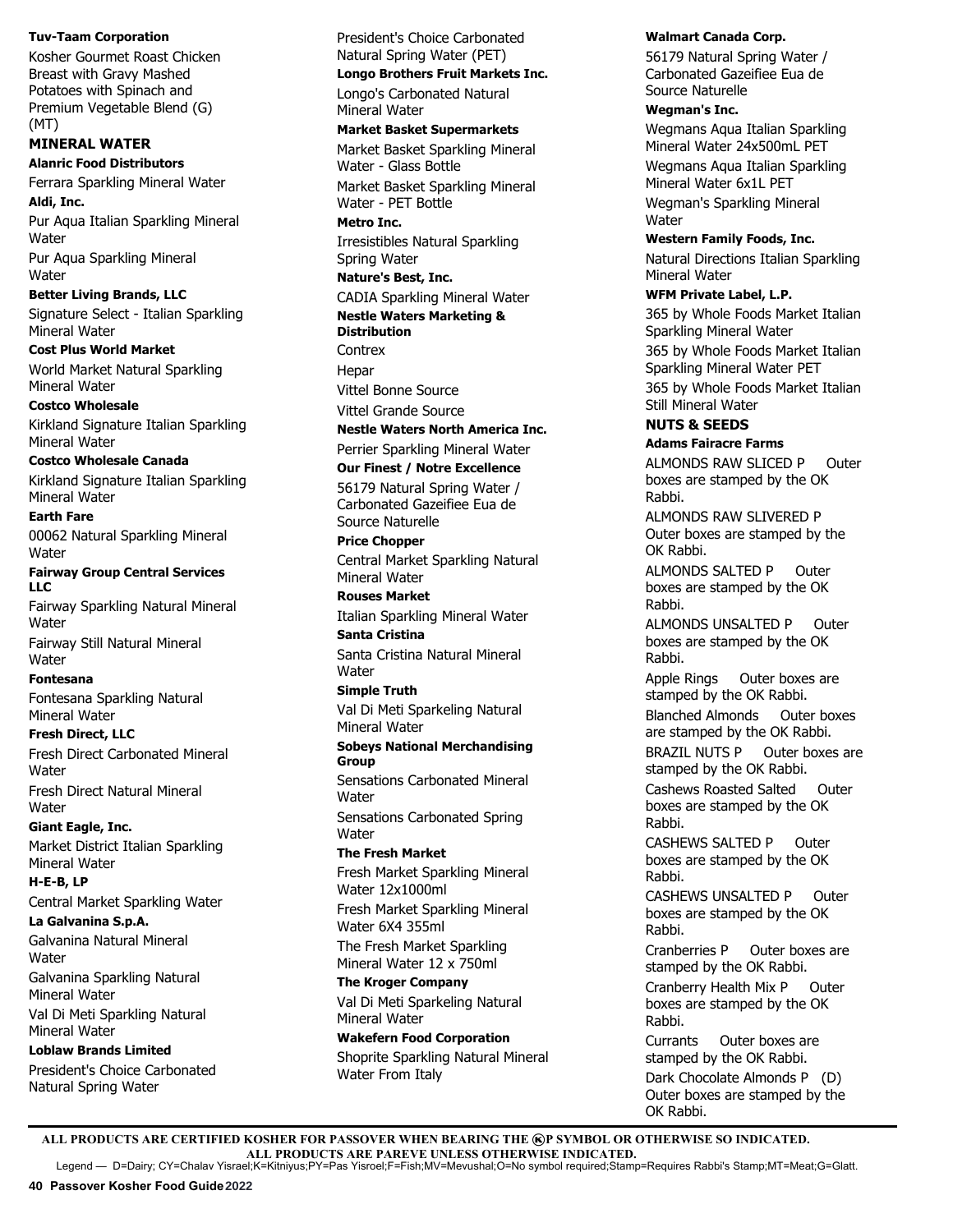**Tuv-Taam Corporation**

Kosher Gourmet Roast Chicken Breast with Gravy Mashed Potatoes with Spinach and Premium Vegetable Blend (G) (MT)

## MINERAL WATER

**Alanric Food Distributors**

Ferrara Sparkling Mineral Water

**Aldi, Inc.**

Pur Aqua Italian Sparkling Mineral Water

Pur Aqua Sparkling Mineral Water

**Better Living Brands, LLC**

Signature Select - Italian Sparkling Mineral Water

**Cost Plus World Market**

World Market Natural Sparkling Mineral Water

**Costco Wholesale**

Kirkland Signature Italian Sparkling Mineral Water

**Costco Wholesale Canada**

Kirkland Signature Italian Sparkling Mineral Water

**Earth Fare**

00062 Natural Sparkling Mineral Water

**Fairway Group Central Services LLC**

Fairway Sparkling Natural Mineral Water

Fairway Still Natural Mineral Water

**Fontesana**

Fontesana Sparkling Natural Mineral Water

**Fresh Direct, LLC**

Fresh Direct Carbonated Mineral Water

Fresh Direct Natural Mineral Water

**Giant Eagle, Inc.**

Market District Italian Sparkling Mineral Water

**H-E-B, LP**

Central Market Sparkling Water

**La Galvanina S.p.A.**

Galvanina Natural Mineral Water

Galvanina Sparkling Natural Mineral Water

Val Di Meti Sparkling Natural Mineral Water

**Loblaw Brands Limited**

President's Choice Carbonated Natural Spring Water

President's Choice Carbonated Natural Spring Water (PET)

**Longo Brothers Fruit Markets Inc.**

Longo's Carbonated Natural Mineral Water

**Market Basket Supermarkets**

Market Basket Sparkling Mineral Water - Glass Bottle

Market Basket Sparkling Mineral Water - PET Bottle

**Metro Inc.**

Irresistibles Natural Sparkling Spring Water

**Nature's Best, Inc.**

CADIA Sparkling Mineral Water

**Nestle Waters Marketing & Distribution**

Contrex

Hepar

Vittel Bonne Source

Vittel Grande Source

**Nestle Waters North America Inc.**

Perrier Sparkling Mineral Water

**Our Finest / Notre Excellence**

56179 Natural Spring Water / Carbonated Gazeifiee Eua de Source Naturelle

**Price Chopper**

Central Market Sparkling Natural Mineral Water

**Rouses Market**

Italian Sparkling Mineral Water

**Santa Cristina**

Santa Cristina Natural Mineral Water

**Simple Truth**

Val Di Meti Sparkeling Natural Mineral Water

**Sobeys National Merchandising Group**

Sensations Carbonated Mineral Water

Sensations Carbonated Spring Water

**The Fresh Market**

Fresh Market Sparkling Mineral Water 12x1000ml

Fresh Market Sparkling Mineral Water 6X4 355ml

The Fresh Market Sparkling Mineral Water 12 x 750ml

**The Kroger Company**

Val Di Meti Sparkeling Natural Mineral Water

**Wakefern Food Corporation**

Shoprite Sparkling Natural Mineral Water From Italy

**Walmart Canada Corp.**

56179 Natural Spring Water / Carbonated Gazeifiee Eua de Source Naturelle

**Wegman's Inc.**

Wegmans Aqua Italian Sparkling Mineral Water 24x500mL PET

Wegmans Aqua Italian Sparkling Mineral Water 6x1L PET

Wegman's Sparkling Mineral Water

**Western Family Foods, Inc.**

Natural Directions Italian Sparkling Mineral Water

**WFM Private Label, L.P.**

365 by Whole Foods Market Italian Sparkling Mineral Water

365 by Whole Foods Market Italian Sparkling Mineral Water PET

365 by Whole Foods Market Italian Still Mineral Water

## NUTS & SEEDS

**Adams Fairacre Farms**

ALMONDS RAW SLICED P Outer boxes are stamped by the OK Rabbi.

ALMONDS RAW SLIVERED P Outer boxes are stamped by the OK Rabbi.

ALMONDS SALTED P Outer boxes are stamped by the OK Rabbi.

ALMONDS UNSALTED P Outer boxes are stamped by the OK Rabbi.

Apple Rings Outer boxes are stamped by the OK Rabbi.

Blanched Almonds Outer boxes are stamped by the OK Rabbi.

BRAZIL NUTS P Outer boxes are stamped by the OK Rabbi.

Cashews Roasted Salted Outer boxes are stamped by the OK Rabbi.

CASHEWS SALTED P Outer boxes are stamped by the OK Rabbi.

CASHEWS UNSALTED P Outer boxes are stamped by the OK Rabbi.

Cranberries P Outer boxes are stamped by the OK Rabbi.

Cranberry Health Mix P Outer boxes are stamped by the OK Rabbi.

Currants Outer boxes are stamped by the OK Rabbi.

Dark Chocolate Almonds P (D) Outer boxes are stamped by the OK Rabbi.

**ALL PRODUCTS ARE CERTIFIED KOSHER FOR PASSOVER WHEN BEARING THE ⓀP SYMBOL OR OTHERWISE SO INDICATED. ALL PRODUCTS ARE PAREVE UNLESS OTHERWISE INDICATED.**

Legend — D=Dairy; CY=Chalav Yisrael;K=Kitniyus;PY=Pas Yisroel;F=Fish;MV=Mevushal;O=No symbol required;Stamp=Requires Rabbi's Stamp;MT=Meat;G=Glatt.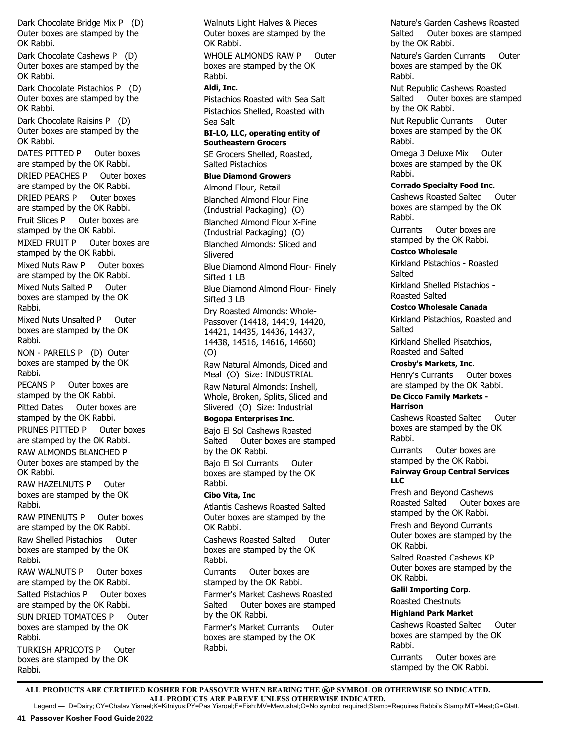Dark Chocolate Bridge Mix P (D) Outer boxes are stamped by the OK Rabbi.

Dark Chocolate Cashews P (D) Outer boxes are stamped by the OK Rabbi.

Dark Chocolate Pistachios P (D) Outer boxes are stamped by the OK Rabbi.

Dark Chocolate Raisins P (D) Outer boxes are stamped by the OK Rabbi.

DATES PITTED P Outer boxes are stamped by the OK Rabbi.

DRIED PEACHES P Outer boxes are stamped by the OK Rabbi.

DRIED PEARS P Outer boxes are stamped by the OK Rabbi.

Fruit Slices P Outer boxes are stamped by the OK Rabbi.

MIXED FRUIT P Outer boxes are stamped by the OK Rabbi.

Mixed Nuts Raw P Outer boxes are stamped by the OK Rabbi.

Mixed Nuts Salted P Outer boxes are stamped by the OK Rabbi.

Mixed Nuts Unsalted P Outer boxes are stamped by the OK Rabbi.

NON - PAREILS P (D) Outer boxes are stamped by the OK Rabbi.

PECANS P Outer boxes are stamped by the OK Rabbi.

Pitted Dates Outer boxes are stamped by the OK Rabbi.

PRUNES PITTED P Outer boxes are stamped by the OK Rabbi.

RAW ALMONDS BLANCHED P Outer boxes are stamped by the OK Rabbi.

RAW HAZELNUTS P Outer boxes are stamped by the OK Rabbi.

RAW PINENUTS P Outer boxes are stamped by the OK Rabbi.

Raw Shelled Pistachios Outer boxes are stamped by the OK Rabbi.

RAW WALNUTS P Outer boxes are stamped by the OK Rabbi.

Salted Pistachios P Outer boxes are stamped by the OK Rabbi.

SUN DRIED TOMATOES P Outer boxes are stamped by the OK Rabbi.

TURKISH APRICOTS P Outer boxes are stamped by the OK Rabbi.

Walnuts Light Halves & Pieces Outer boxes are stamped by the OK Rabbi.

WHOLE ALMONDS RAW P Outer boxes are stamped by the OK Rabbi.

**Aldi, Inc.**

Pistachios Roasted with Sea Salt

Pistachios Shelled, Roasted with Sea Salt

**BI-LO, LLC, operating entity of Southeastern Grocers**

SE Grocers Shelled, Roasted, Salted Pistachios

**Blue Diamond Growers**

Almond Flour, Retail

Blanched Almond Flour Fine (Industrial Packaging) (O)

Blanched Almond Flour X-Fine (Industrial Packaging) (O)

Blanched Almonds: Sliced and Slivered

Blue Diamond Almond Flour- Finely Sifted 1 LB

Blue Diamond Almond Flour- Finely Sifted 3 LB

Dry Roasted Almonds: Whole-Passover (14418, 14419, 14420, 14421, 14435, 14436, 14437, 14438, 14516, 14616, 14660) (O)

Raw Natural Almonds, Diced and Meal (O) Size: INDUSTRIAL

Raw Natural Almonds: Inshell, Whole, Broken, Splits, Sliced and Slivered (O) Size: Industrial

**Bogopa Enterprises Inc.**

Bajo El Sol Cashews Roasted Salted Outer boxes are stamped by the OK Rabbi.

Bajo El Sol Currants Outer boxes are stamped by the OK Rabbi.

**Cibo Vita, Inc**

Atlantis Cashews Roasted Salted Outer boxes are stamped by the OK Rabbi.

Cashews Roasted Salted Outer boxes are stamped by the OK Rabbi.

Currants Outer boxes are stamped by the OK Rabbi.

Farmer's Market Cashews Roasted Salted Outer boxes are stamped by the OK Rabbi.

Farmer's Market Currants Outer boxes are stamped by the OK Rabbi.

Nature's Garden Cashews Roasted Salted Outer boxes are stamped by the OK Rabbi.

Nature's Garden Currants Outer boxes are stamped by the OK Rabbi.

Nut Republic Cashews Roasted Salted Outer boxes are stamped by the OK Rabbi.

Nut Republic Currants Outer boxes are stamped by the OK Rabbi.

Omega 3 Deluxe Mix Outer boxes are stamped by the OK Rabbi.

**Corrado Specialty Food Inc.**

Cashews Roasted Salted Outer boxes are stamped by the OK Rabbi.

Currants Outer boxes are stamped by the OK Rabbi.

**Costco Wholesale**

Kirkland Pistachios - Roasted Salted

Kirkland Shelled Pistachios - Roasted Salted

**Costco Wholesale Canada**

Kirkland Pistachios, Roasted and Salted

Kirkland Shelled Pisatchios, Roasted and Salted

**Crosby's Markets, Inc.**

Henry's Currants Outer boxes are stamped by the OK Rabbi.

**De Cicco Family Markets - Harrison**

Cashews Roasted Salted Outer boxes are stamped by the OK Rabbi.

Currants Outer boxes are stamped by the OK Rabbi.

**Fairway Group Central Services LLC**

Fresh and Beyond Cashews Roasted Salted Outer boxes are stamped by the OK Rabbi.

Fresh and Beyond Currants Outer boxes are stamped by the OK Rabbi.

Salted Roasted Cashews KP Outer boxes are stamped by the OK Rabbi.

**Galil Importing Corp.**

Roasted Chestnuts

**Highland Park Market**

Cashews Roasted Salted Outer boxes are stamped by the OK Rabbi.

Currants Outer boxes are stamped by the OK Rabbi.

**ALL PRODUCTS ARE CERTIFIED KOSHER FOR PASSOVER WHEN BEARING THE ⓚP SYMBOL OR OTHERWISE SO INDICATED. ALL PRODUCTS ARE PAREVE UNLESS OTHERWISE INDICATED.**

Legend — D=Dairy; CY=Chalav Yisrael;K=Kitniyus;PY=Pas Yisroel;F=Fish;MV=Mevushal;O=No symbol required;Stamp=Requires Rabbi's Stamp;MT=Meat;G=Glatt.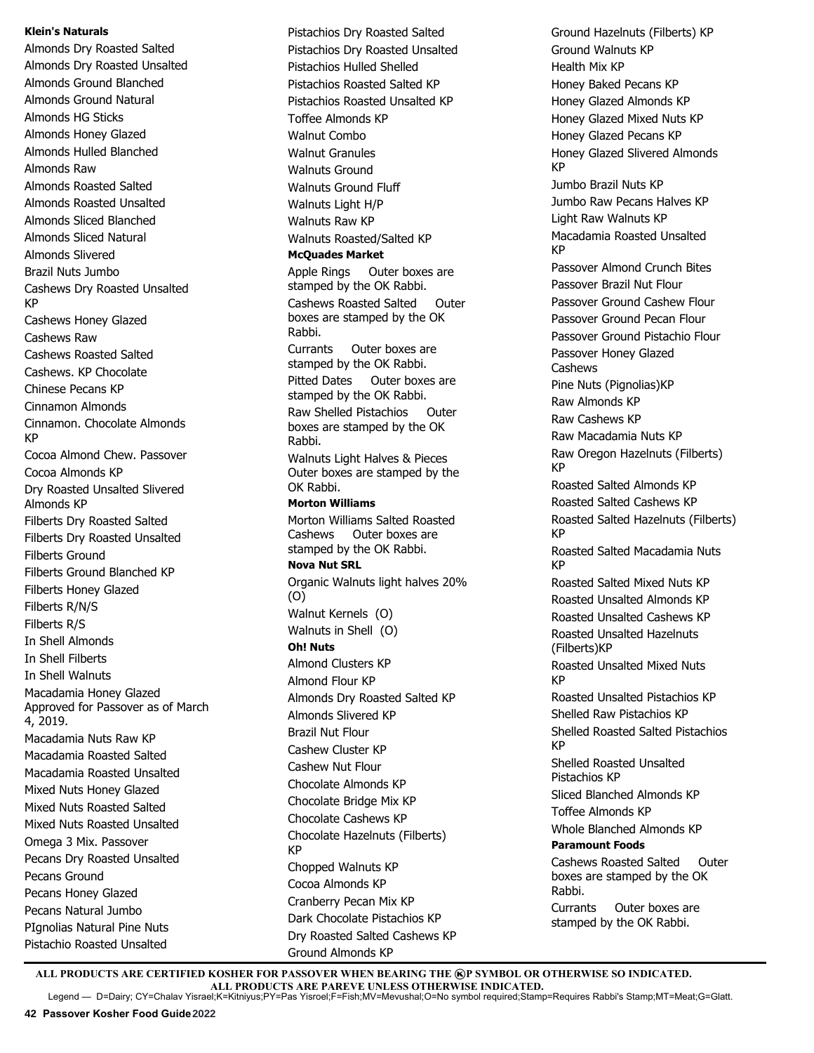**Klein's Naturals**

Almonds Dry Roasted Salted
Almonds Dry Roasted Unsalted
Almonds Ground Blanched
Almonds Ground Natural
Almonds HG Sticks
Almonds Honey Glazed
Almonds Hulled Blanched
Almonds Raw
Almonds Roasted Salted
Almonds Roasted Unsalted
Almonds Sliced Blanched
Almonds Sliced Natural
Almonds Slivered
Brazil Nuts Jumbo
Cashews Dry Roasted Unsalted KP
Cashews Honey Glazed
Cashews Raw
Cashews Roasted Salted
Cashews. KP Chocolate
Chinese Pecans KP
Cinnamon Almonds
Cinnamon. Chocolate Almonds KP
Cocoa Almond Chew. Passover
Cocoa Almonds KP
Dry Roasted Unsalted Slivered Almonds KP
Filberts Dry Roasted Salted
Filberts Dry Roasted Unsalted
Filberts Ground
Filberts Ground Blanched KP
Filberts Honey Glazed
Filberts R/N/S
Filberts R/S
In Shell Almonds
In Shell Filberts
In Shell Walnuts
Macadamia Honey Glazed Approved for Passover as of March 4, 2019.
Macadamia Nuts Raw KP
Macadamia Roasted Salted
Macadamia Roasted Unsalted
Mixed Nuts Honey Glazed
Mixed Nuts Roasted Salted
Mixed Nuts Roasted Unsalted
Omega 3 Mix. Passover
Pecans Dry Roasted Unsalted
Pecans Ground
Pecans Honey Glazed
Pecans Natural Jumbo
PIgnolias Natural Pine Nuts
Pistachio Roasted Unsalted
Pistachios Dry Roasted Salted
Pistachios Dry Roasted Unsalted
Pistachios Hulled Shelled
Pistachios Roasted Salted KP
Pistachios Roasted Unsalted KP
Toffee Almonds KP
Walnut Combo
Walnut Granules
Walnuts Ground
Walnuts Ground Fluff
Walnuts Light H/P
Walnuts Raw KP
Walnuts Roasted/Salted KP

**McQuades Market**

Apple Rings Outer boxes are stamped by the OK Rabbi.
Cashews Roasted Salted Outer boxes are stamped by the OK Rabbi.
Currants Outer boxes are stamped by the OK Rabbi.
Pitted Dates Outer boxes are stamped by the OK Rabbi.
Raw Shelled Pistachios Outer boxes are stamped by the OK Rabbi.
Walnuts Light Halves & Pieces Outer boxes are stamped by the OK Rabbi.

**Morton Williams**

Morton Williams Salted Roasted Cashews Outer boxes are stamped by the OK Rabbi.

**Nova Nut SRL**

Organic Walnuts light halves 20% (O)
Walnut Kernels (O)
Walnuts in Shell (O)

**Oh! Nuts**

Almond Clusters KP
Almond Flour KP
Almonds Dry Roasted Salted KP
Almonds Slivered KP
Brazil Nut Flour
Cashew Cluster KP
Cashew Nut Flour
Chocolate Almonds KP
Chocolate Bridge Mix KP
Chocolate Cashews KP
Chocolate Hazelnuts (Filberts) KP
Chopped Walnuts KP
Cocoa Almonds KP
Cranberry Pecan Mix KP
Dark Chocolate Pistachios KP
Dry Roasted Salted Cashews KP
Ground Almonds KP
Ground Hazelnuts (Filberts) KP
Ground Walnuts KP
Health Mix KP
Honey Baked Pecans KP
Honey Glazed Almonds KP
Honey Glazed Mixed Nuts KP
Honey Glazed Pecans KP
Honey Glazed Slivered Almonds KP
Jumbo Brazil Nuts KP
Jumbo Raw Pecans Halves KP
Light Raw Walnuts KP
Macadamia Roasted Unsalted KP
Passover Almond Crunch Bites
Passover Brazil Nut Flour
Passover Ground Cashew Flour
Passover Ground Pecan Flour
Passover Ground Pistachio Flour
Passover Honey Glazed Cashews
Pine Nuts (Pignolias)KP
Raw Almonds KP
Raw Cashews KP
Raw Macadamia Nuts KP
Raw Oregon Hazelnuts (Filberts) KP
Roasted Salted Almonds KP
Roasted Salted Cashews KP
Roasted Salted Hazelnuts (Filberts) KP
Roasted Salted Macadamia Nuts KP
Roasted Salted Mixed Nuts KP
Roasted Unsalted Almonds KP
Roasted Unsalted Cashews KP
Roasted Unsalted Hazelnuts (Filberts)KP
Roasted Unsalted Mixed Nuts KP
Roasted Unsalted Pistachios KP
Shelled Raw Pistachios KP
Shelled Roasted Salted Pistachios KP
Shelled Roasted Unsalted Pistachios KP
Sliced Blanched Almonds KP
Toffee Almonds KP
Whole Blanched Almonds KP

**Paramount Foods**

Cashews Roasted Salted Outer boxes are stamped by the OK Rabbi.
Currants Outer boxes are stamped by the OK Rabbi.

**ALL PRODUCTS ARE CERTIFIED KOSHER FOR PASSOVER WHEN BEARING THE ⓀP SYMBOL OR OTHERWISE SO INDICATED.**
**ALL PRODUCTS ARE PAREVE UNLESS OTHERWISE INDICATED.**
Legend — D=Dairy; CY=Chalav Yisrael;K=Kitniyus;PY=Pas Yisroel;F=Fish;MV=Mevushal;O=No symbol required;Stamp=Requires Rabbi's Stamp;MT=Meat;G=Glatt.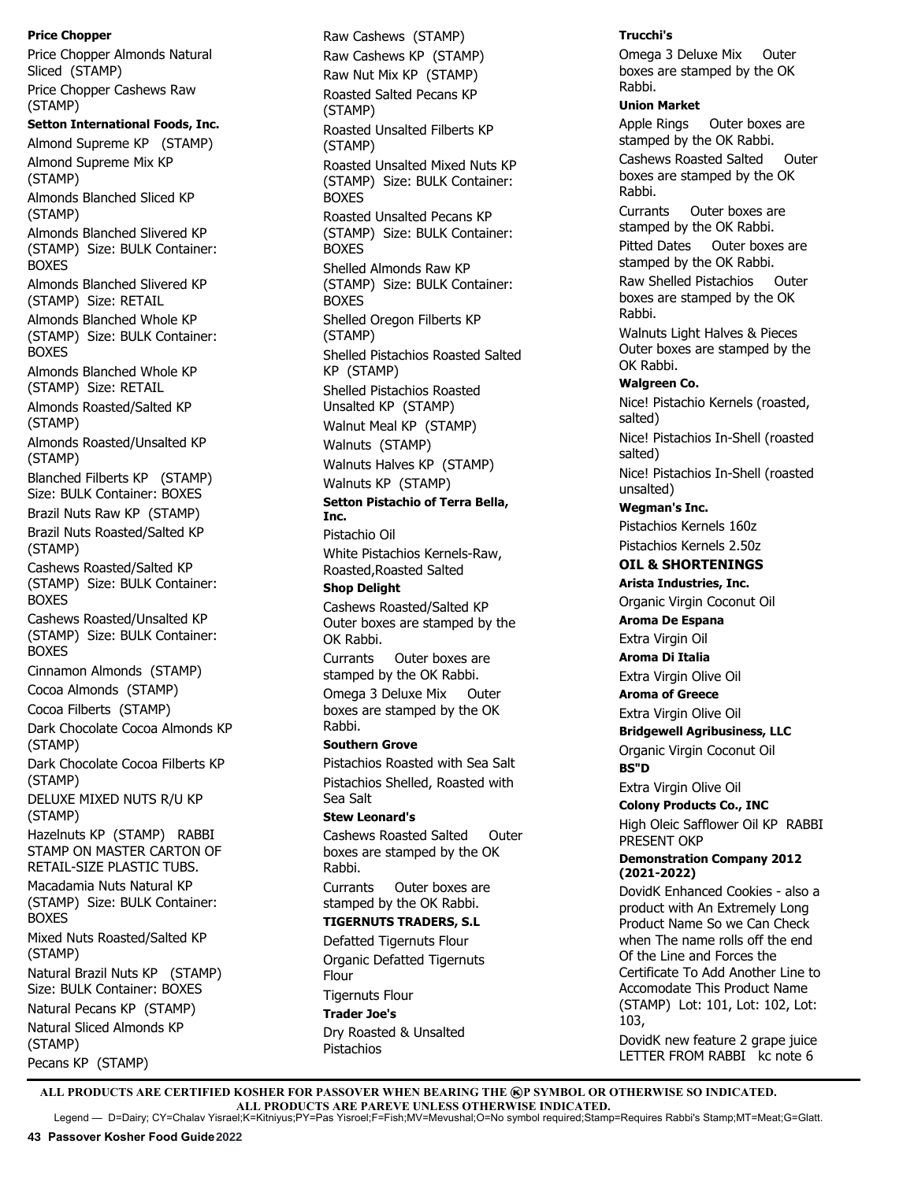**Price Chopper**

Price Chopper Almonds Natural Sliced (STAMP)

Price Chopper Cashews Raw (STAMP)

**Setton International Foods, Inc.**

Almond Supreme KP (STAMP)

Almond Supreme Mix KP (STAMP)

Almonds Blanched Sliced KP (STAMP)

Almonds Blanched Slivered KP (STAMP) Size: BULK Container: BOXES

Almonds Blanched Slivered KP (STAMP) Size: RETAIL

Almonds Blanched Whole KP (STAMP) Size: BULK Container: BOXES

Almonds Blanched Whole KP (STAMP) Size: RETAIL

Almonds Roasted/Salted KP (STAMP)

Almonds Roasted/Unsalted KP (STAMP)

Blanched Filberts KP (STAMP) Size: BULK Container: BOXES

Brazil Nuts Raw KP (STAMP)

Brazil Nuts Roasted/Salted KP (STAMP)

Cashews Roasted/Salted KP (STAMP) Size: BULK Container: BOXES

Cashews Roasted/Unsalted KP (STAMP) Size: BULK Container: BOXES

Cinnamon Almonds (STAMP)

Cocoa Almonds (STAMP)

Cocoa Filberts (STAMP)

Dark Chocolate Cocoa Almonds KP (STAMP)

Dark Chocolate Cocoa Filberts KP (STAMP)

DELUXE MIXED NUTS R/U KP (STAMP)

Hazelnuts KP (STAMP) RABBI STAMP ON MASTER CARTON OF RETAIL-SIZE PLASTIC TUBS.

Macadamia Nuts Natural KP (STAMP) Size: BULK Container: BOXES

Mixed Nuts Roasted/Salted KP (STAMP)

Natural Brazil Nuts KP (STAMP) Size: BULK Container: BOXES

Natural Pecans KP (STAMP)

Natural Sliced Almonds KP (STAMP)

Pecans KP (STAMP)

Raw Cashews (STAMP)

Raw Cashews KP (STAMP)

Raw Nut Mix KP (STAMP)

Roasted Salted Pecans KP (STAMP)

Roasted Unsalted Filberts KP (STAMP)

Roasted Unsalted Mixed Nuts KP (STAMP) Size: BULK Container: BOXES

Roasted Unsalted Pecans KP (STAMP) Size: BULK Container: BOXES

Shelled Almonds Raw KP (STAMP) Size: BULK Container: BOXES

Shelled Oregon Filberts KP (STAMP)

Shelled Pistachios Roasted Salted KP (STAMP)

Shelled Pistachios Roasted Unsalted KP (STAMP)

Walnut Meal KP (STAMP)

Walnuts (STAMP)

Walnuts Halves KP (STAMP)

Walnuts KP (STAMP)

**Setton Pistachio of Terra Bella, Inc.**

Pistachio Oil

White Pistachios Kernels-Raw, Roasted,Roasted Salted

**Shop Delight**

Cashews Roasted/Salted KP Outer boxes are stamped by the OK Rabbi.

Currants Outer boxes are stamped by the OK Rabbi.

Omega 3 Deluxe Mix Outer boxes are stamped by the OK Rabbi.

**Southern Grove**

Pistachios Roasted with Sea Salt

Pistachios Shelled, Roasted with Sea Salt

**Stew Leonard's**

Cashews Roasted Salted Outer boxes are stamped by the OK Rabbi.

Currants Outer boxes are stamped by the OK Rabbi.

**TIGERNUTS TRADERS, S.L**

Defatted Tigernuts Flour

Organic Defatted Tigernuts Flour

Tigernuts Flour

**Trader Joe's**

Dry Roasted & Unsalted Pistachios

**Trucchi's**

Omega 3 Deluxe Mix Outer boxes are stamped by the OK Rabbi.

**Union Market**

Apple Rings Outer boxes are stamped by the OK Rabbi.

Cashews Roasted Salted Outer boxes are stamped by the OK Rabbi.

Currants Outer boxes are stamped by the OK Rabbi.

Pitted Dates Outer boxes are stamped by the OK Rabbi.

Raw Shelled Pistachios Outer boxes are stamped by the OK Rabbi.

Walnuts Light Halves & Pieces Outer boxes are stamped by the OK Rabbi.

**Walgreen Co.**

Nice! Pistachio Kernels (roasted, salted)

Nice! Pistachios In-Shell (roasted salted)

Nice! Pistachios In-Shell (roasted unsalted)

**Wegman's Inc.**

Pistachios Kernels 160z

Pistachios Kernels 2.50z

## OIL & SHORTENINGS

**Arista Industries, Inc.**

Organic Virgin Coconut Oil

**Aroma De Espana**

Extra Virgin Oil

**Aroma Di Italia**

Extra Virgin Olive Oil

**Aroma of Greece**

Extra Virgin Olive Oil

**Bridgewell Agribusiness, LLC**

Organic Virgin Coconut Oil

**BS"D**

Extra Virgin Olive Oil

**Colony Products Co., INC**

High Oleic Safflower Oil KP RABBI PRESENT OKP

**Demonstration Company 2012 (2021-2022)**

DovidK Enhanced Cookies - also a product with An Extremely Long Product Name So we Can Check when The name rolls off the end Of the Line and Forces the Certificate To Add Another Line to Accomodate This Product Name (STAMP) Lot: 101, Lot: 102, Lot: 103,

DovidK new feature 2 grape juice LETTER FROM RABBI kc note 6

**ALL PRODUCTS ARE CERTIFIED KOSHER FOR PASSOVER WHEN BEARING THE ⓀP SYMBOL OR OTHERWISE SO INDICATED.**
**ALL PRODUCTS ARE PAREVE UNLESS OTHERWISE INDICATED.**

Legend — D=Dairy; CY=Chalav Yisrael;K=Kitniyus;PY=Pas Yisroel;F=Fish;MV=Mevushal;O=No symbol required;Stamp=Requires Rabbi's Stamp;MT=Meat;G=Glatt.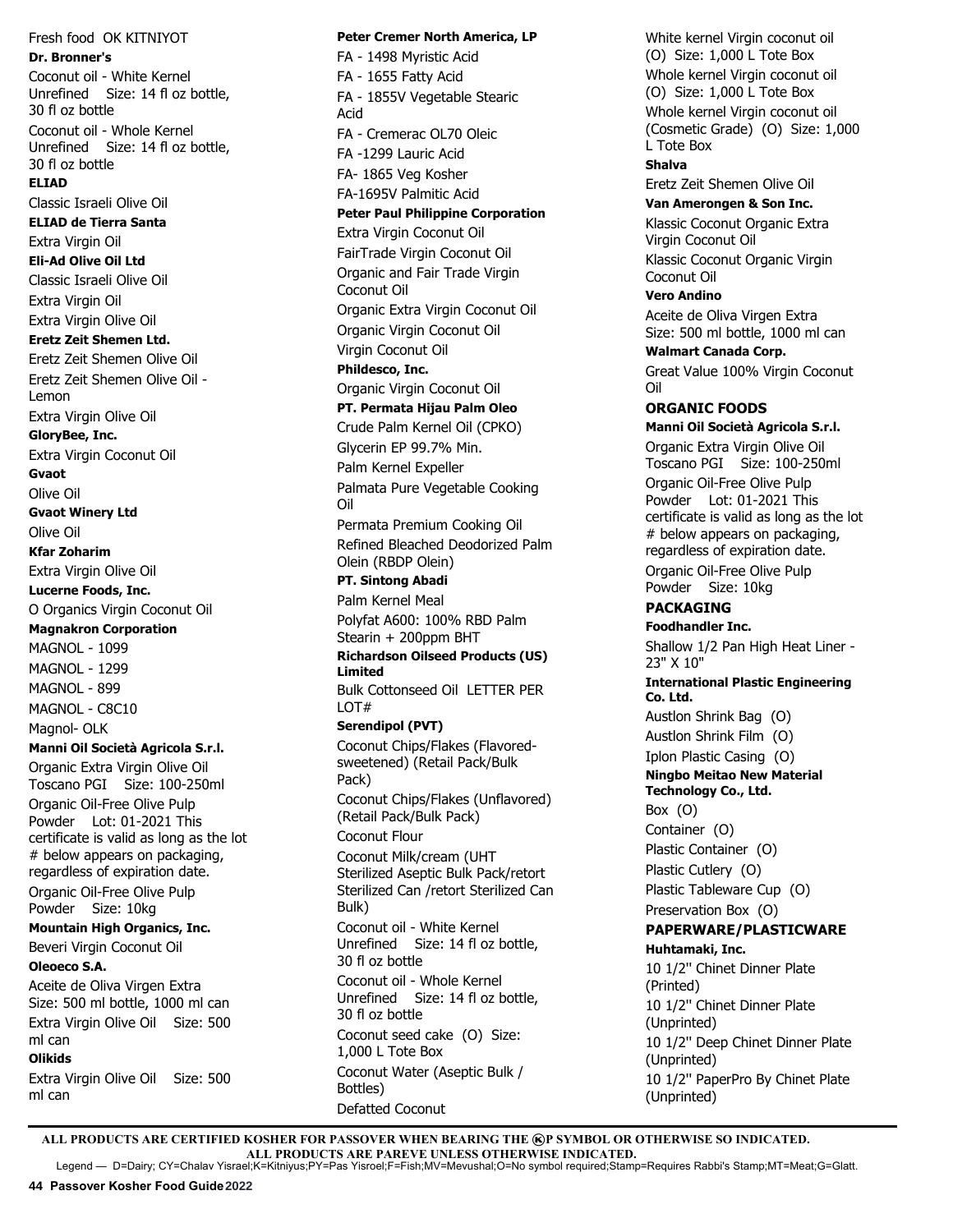Fresh food OK KITNIYOT

**Dr. Bronner's**

Coconut oil - White Kernel Unrefined Size: 14 fl oz bottle, 30 fl oz bottle

Coconut oil - Whole Kernel Unrefined Size: 14 fl oz bottle, 30 fl oz bottle

**ELIAD**

Classic Israeli Olive Oil

**ELIAD de Tierra Santa**

Extra Virgin Oil

**Eli-Ad Olive Oil Ltd**

Classic Israeli Olive Oil

Extra Virgin Oil

Extra Virgin Olive Oil

**Eretz Zeit Shemen Ltd.**

Eretz Zeit Shemen Olive Oil

Eretz Zeit Shemen Olive Oil - Lemon

Extra Virgin Olive Oil

**GloryBee, Inc.**

Extra Virgin Coconut Oil

**Gvaot**

Olive Oil

**Gvaot Winery Ltd**

Olive Oil

**Kfar Zoharim**

Extra Virgin Olive Oil

**Lucerne Foods, Inc.**

O Organics Virgin Coconut Oil

**Magnakron Corporation**

MAGNOL - 1099

MAGNOL - 1299

MAGNOL - 899

MAGNOL - C8C10

Magnol- OLK

**Manni Oil Società Agricola S.r.l.**

Organic Extra Virgin Olive Oil Toscano PGI Size: 100-250ml

Organic Oil-Free Olive Pulp Powder Lot: 01-2021 This certificate is valid as long as the lot # below appears on packaging, regardless of expiration date.

Organic Oil-Free Olive Pulp Powder Size: 10kg

**Mountain High Organics, Inc.**

Beveri Virgin Coconut Oil

**Oleoeco S.A.**

Aceite de Oliva Virgen Extra Size: 500 ml bottle, 1000 ml can

Extra Virgin Olive Oil Size: 500 ml can

**Olikids**

Extra Virgin Olive Oil Size: 500 ml can

**Peter Cremer North America, LP**

FA - 1498 Myristic Acid

FA - 1655 Fatty Acid

FA - 1855V Vegetable Stearic Acid

FA - Cremerac OL70 Oleic

FA -1299 Lauric Acid

FA- 1865 Veg Kosher

FA-1695V Palmitic Acid

**Peter Paul Philippine Corporation**

Extra Virgin Coconut Oil

FairTrade Virgin Coconut Oil

Organic and Fair Trade Virgin Coconut Oil

Organic Extra Virgin Coconut Oil

Organic Virgin Coconut Oil

Virgin Coconut Oil

**Phildesco, Inc.**

Organic Virgin Coconut Oil

**PT. Permata Hijau Palm Oleo**

Crude Palm Kernel Oil (CPKO)

Glycerin EP 99.7% Min.

Palm Kernel Expeller

Palmata Pure Vegetable Cooking Oil

Permata Premium Cooking Oil

Refined Bleached Deodorized Palm Olein (RBDP Olein)

**PT. Sintong Abadi**

Palm Kernel Meal

Polyfat A600: 100% RBD Palm Stearin + 200ppm BHT

**Richardson Oilseed Products (US) Limited**

Bulk Cottonseed Oil LETTER PER LOT#

**Serendipol (PVT)**

Coconut Chips/Flakes (Flavored-sweetened) (Retail Pack/Bulk Pack)

Coconut Chips/Flakes (Unflavored) (Retail Pack/Bulk Pack)

Coconut Flour

Coconut Milk/cream (UHT Sterilized Aseptic Bulk Pack/retort Sterilized Can /retort Sterilized Can Bulk)

Coconut oil - White Kernel Unrefined Size: 14 fl oz bottle, 30 fl oz bottle

Coconut oil - Whole Kernel Unrefined Size: 14 fl oz bottle, 30 fl oz bottle

Coconut seed cake (O) Size: 1,000 L Tote Box

Coconut Water (Aseptic Bulk / Bottles)

Defatted Coconut

White kernel Virgin coconut oil (O) Size: 1,000 L Tote Box

Whole kernel Virgin coconut oil (O) Size: 1,000 L Tote Box

Whole kernel Virgin coconut oil (Cosmetic Grade) (O) Size: 1,000 L Tote Box

**Shalva**

Eretz Zeit Shemen Olive Oil

**Van Amerongen & Son Inc.**

Klassic Coconut Organic Extra Virgin Coconut Oil

Klassic Coconut Organic Virgin Coconut Oil

**Vero Andino**

Aceite de Oliva Virgen Extra Size: 500 ml bottle, 1000 ml can

**Walmart Canada Corp.**

Great Value 100% Virgin Coconut Oil

## ORGANIC FOODS

**Manni Oil Società Agricola S.r.l.**

Organic Extra Virgin Olive Oil Toscano PGI Size: 100-250ml

Organic Oil-Free Olive Pulp Powder Lot: 01-2021 This certificate is valid as long as the lot # below appears on packaging, regardless of expiration date.

Organic Oil-Free Olive Pulp Powder Size: 10kg

## PACKAGING

**Foodhandler Inc.**

Shallow 1/2 Pan High Heat Liner - 23" X 10"

**International Plastic Engineering Co. Ltd.**

Austlon Shrink Bag (O)

Austlon Shrink Film (O)

Iplon Plastic Casing (O)

**Ningbo Meitao New Material Technology Co., Ltd.**

Box (O)

Container (O)

Plastic Container (O)

Plastic Cutlery (O)

Plastic Tableware Cup (O)

Preservation Box (O)

## PAPERWARE/PLASTICWARE

**Huhtamaki, Inc.**

10 1/2" Chinet Dinner Plate (Printed)

10 1/2" Chinet Dinner Plate (Unprinted)

10 1/2" Deep Chinet Dinner Plate (Unprinted)

10 1/2" PaperPro By Chinet Plate (Unprinted)

---

**ALL PRODUCTS ARE CERTIFIED KOSHER FOR PASSOVER WHEN BEARING THE ⓚP SYMBOL OR OTHERWISE SO INDICATED.**
**ALL PRODUCTS ARE PAREVE UNLESS OTHERWISE INDICATED.**

Legend — D=Dairy; CY=Chalav Yisrael;K=Kitniyus;PY=Pas Yisroel;F=Fish;MV=Mevushal;O=No symbol required;Stamp=Requires Rabbi's Stamp;MT=Meat;G=Glatt.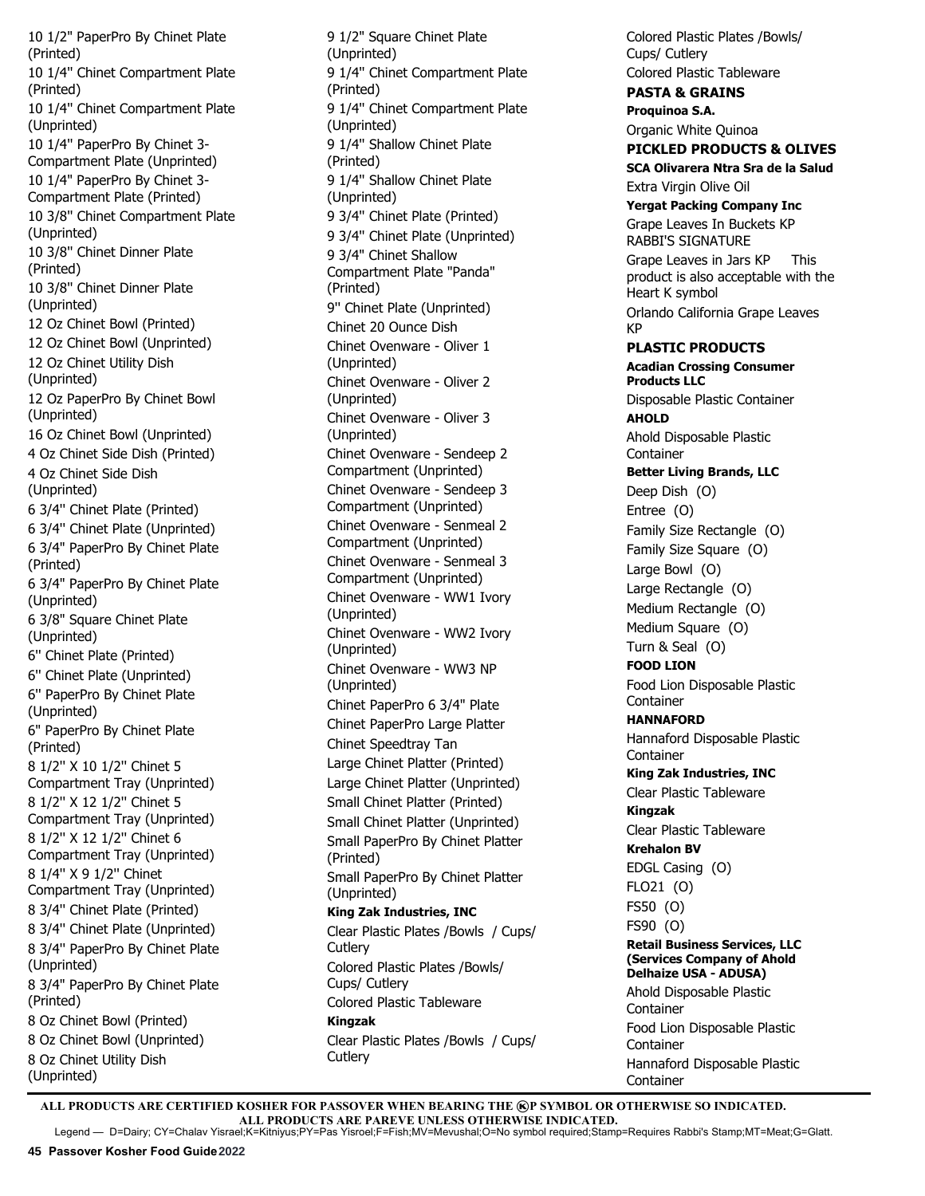10 1/2" PaperPro By Chinet Plate (Printed)
10 1/4" Chinet Compartment Plate (Printed)
10 1/4" Chinet Compartment Plate (Unprinted)
10 1/4" PaperPro By Chinet 3-Compartment Plate (Unprinted)
10 1/4" PaperPro By Chinet 3-Compartment Plate (Printed)
10 3/8" Chinet Compartment Plate (Unprinted)
10 3/8" Chinet Dinner Plate (Printed)
10 3/8" Chinet Dinner Plate (Unprinted)
12 Oz Chinet Bowl (Printed)
12 Oz Chinet Bowl (Unprinted)
12 Oz Chinet Utility Dish (Unprinted)
12 Oz PaperPro By Chinet Bowl (Unprinted)
16 Oz Chinet Bowl (Unprinted)
4 Oz Chinet Side Dish (Printed)
4 Oz Chinet Side Dish (Unprinted)
6 3/4'' Chinet Plate (Printed)
6 3/4'' Chinet Plate (Unprinted)
6 3/4" PaperPro By Chinet Plate (Printed)
6 3/4" PaperPro By Chinet Plate (Unprinted)
6 3/8" Square Chinet Plate (Unprinted)
6'' Chinet Plate (Printed)
6'' Chinet Plate (Unprinted)
6'' PaperPro By Chinet Plate (Unprinted)
6" PaperPro By Chinet Plate (Printed)
8 1/2'' X 10 1/2'' Chinet 5 Compartment Tray (Unprinted)
8 1/2'' X 12 1/2'' Chinet 5 Compartment Tray (Unprinted)
8 1/2'' X 12 1/2'' Chinet 6 Compartment Tray (Unprinted)
8 1/4'' X 9 1/2'' Chinet Compartment Tray (Unprinted)
8 3/4'' Chinet Plate (Printed)
8 3/4'' Chinet Plate (Unprinted)
8 3/4" PaperPro By Chinet Plate (Unprinted)
8 3/4" PaperPro By Chinet Plate (Printed)
8 Oz Chinet Bowl (Printed)
8 Oz Chinet Bowl (Unprinted)
8 Oz Chinet Utility Dish (Unprinted)
9 1/2" Square Chinet Plate (Unprinted)
9 1/4" Chinet Compartment Plate (Printed)
9 1/4" Chinet Compartment Plate (Unprinted)
9 1/4" Shallow Chinet Plate (Printed)
9 1/4" Shallow Chinet Plate (Unprinted)
9 3/4" Chinet Plate (Printed)
9 3/4" Chinet Plate (Unprinted)
9 3/4" Chinet Shallow Compartment Plate "Panda" (Printed)
9'' Chinet Plate (Unprinted)
Chinet 20 Ounce Dish
Chinet Ovenware - Oliver 1 (Unprinted)
Chinet Ovenware - Oliver 2 (Unprinted)
Chinet Ovenware - Oliver 3 (Unprinted)
Chinet Ovenware - Sendeep 2 Compartment (Unprinted)
Chinet Ovenware - Sendeep 3 Compartment (Unprinted)
Chinet Ovenware - Senmeal 2 Compartment (Unprinted)
Chinet Ovenware - Senmeal 3 Compartment (Unprinted)
Chinet Ovenware - WW1 Ivory (Unprinted)
Chinet Ovenware - WW2 Ivory (Unprinted)
Chinet Ovenware - WW3 NP (Unprinted)
Chinet PaperPro 6 3/4" Plate
Chinet PaperPro Large Platter
Chinet Speedtray Tan
Large Chinet Platter (Printed)
Large Chinet Platter (Unprinted)
Small Chinet Platter (Printed)
Small Chinet Platter (Unprinted)
Small PaperPro By Chinet Platter (Printed)
Small PaperPro By Chinet Platter (Unprinted)

**King Zak Industries, INC**

Clear Plastic Plates /Bowls / Cups/ Cutlery
Colored Plastic Plates /Bowls/ Cups/ Cutlery
Colored Plastic Tableware

**Kingzak**

Clear Plastic Plates /Bowls / Cups/ Cutlery
Colored Plastic Plates /Bowls/ Cups/ Cutlery
Colored Plastic Tableware

## PASTA & GRAINS

**Proquinoa S.A.**

Organic White Quinoa

## PICKLED PRODUCTS & OLIVES

**SCA Olivarera Ntra Sra de la Salud**

Extra Virgin Olive Oil

**Yergat Packing Company Inc**

Grape Leaves In Buckets KP RABBI'S SIGNATURE
Grape Leaves in Jars KP This product is also acceptable with the Heart K symbol
Orlando California Grape Leaves KP

## PLASTIC PRODUCTS

**Acadian Crossing Consumer Products LLC**

Disposable Plastic Container

**AHOLD**

Ahold Disposable Plastic Container

**Better Living Brands, LLC**

Deep Dish (O)
Entree (O)
Family Size Rectangle (O)
Family Size Square (O)
Large Bowl (O)
Large Rectangle (O)
Medium Rectangle (O)
Medium Square (O)
Turn & Seal (O)

**FOOD LION**

Food Lion Disposable Plastic Container

**HANNAFORD**

Hannaford Disposable Plastic Container

**King Zak Industries, INC**

Clear Plastic Tableware

**Kingzak**

Clear Plastic Tableware

**Krehalon BV**

EDGL Casing (O)
FLO21 (O)
FS50 (O)
FS90 (O)

**Retail Business Services, LLC (Services Company of Ahold Delhaize USA - ADUSA)**

Ahold Disposable Plastic Container
Food Lion Disposable Plastic Container
Hannaford Disposable Plastic Container

**ALL PRODUCTS ARE CERTIFIED KOSHER FOR PASSOVER WHEN BEARING THE ⓀP SYMBOL OR OTHERWISE SO INDICATED.**
**ALL PRODUCTS ARE PAREVE UNLESS OTHERWISE INDICATED.**

Legend — D=Dairy; CY=Chalav Yisrael;K=Kitniyus;PY=Pas Yisroel;F=Fish;MV=Mevushal;O=No symbol required;Stamp=Requires Rabbi's Stamp;MT=Meat;G=Glatt.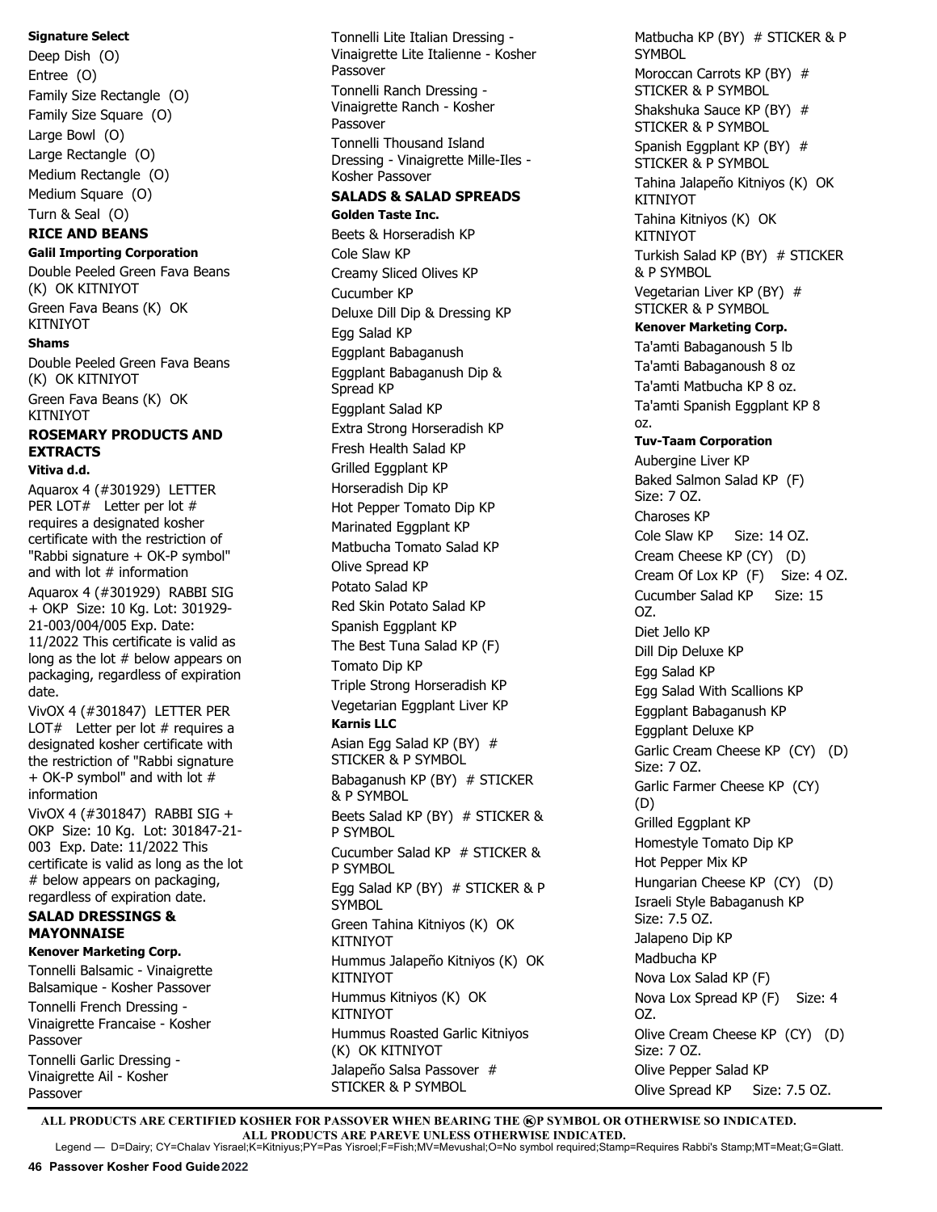**Signature Select**

Deep Dish (O)

Entree (O)

Family Size Rectangle (O)

Family Size Square (O)

Large Bowl (O)

Large Rectangle (O)

Medium Rectangle (O)

Medium Square (O)

Turn & Seal (O)

## RICE AND BEANS

**Galil Importing Corporation**

Double Peeled Green Fava Beans (K) OK KITNIYOT

Green Fava Beans (K) OK KITNIYOT

**Shams**

Double Peeled Green Fava Beans (K) OK KITNIYOT

Green Fava Beans (K) OK KITNIYOT

## ROSEMARY PRODUCTS AND EXTRACTS

**Vitiva d.d.**

Aquarox 4 (#301929) LETTER PER LOT# Letter per lot # requires a designated kosher certificate with the restriction of "Rabbi signature + OK-P symbol" and with lot # information

Aquarox 4 (#301929) RABBI SIG + OKP Size: 10 Kg. Lot: 301929-21-003/004/005 Exp. Date: 11/2022 This certificate is valid as long as the lot # below appears on packaging, regardless of expiration date.

VivOX 4 (#301847) LETTER PER LOT# Letter per lot # requires a designated kosher certificate with the restriction of "Rabbi signature + OK-P symbol" and with lot # information

VivOX 4 (#301847) RABBI SIG + OKP Size: 10 Kg. Lot: 301847-21-003 Exp. Date: 11/2022 This certificate is valid as long as the lot # below appears on packaging, regardless of expiration date.

## SALAD DRESSINGS & MAYONNAISE

**Kenover Marketing Corp.**

Tonnelli Balsamic - Vinaigrette Balsamique - Kosher Passover

Tonnelli French Dressing - Vinaigrette Francaise - Kosher Passover

Tonnelli Garlic Dressing - Vinaigrette Ail - Kosher Passover

Tonnelli Lite Italian Dressing - Vinaigrette Lite Italienne - Kosher Passover

Tonnelli Ranch Dressing - Vinaigrette Ranch - Kosher Passover

Tonnelli Thousand Island Dressing - Vinaigrette Mille-Iles - Kosher Passover

## SALADS & SALAD SPREADS

**Golden Taste Inc.**

Beets & Horseradish KP

Cole Slaw KP

Creamy Sliced Olives KP

Cucumber KP

Deluxe Dill Dip & Dressing KP

Egg Salad KP

Eggplant Babaganush

Eggplant Babaganush Dip & Spread KP

Eggplant Salad KP

Extra Strong Horseradish KP

Fresh Health Salad KP

Grilled Eggplant KP

Horseradish Dip KP

Hot Pepper Tomato Dip KP

Marinated Eggplant KP

Matbucha Tomato Salad KP

Olive Spread KP

Potato Salad KP

Red Skin Potato Salad KP

Spanish Eggplant KP

The Best Tuna Salad KP (F)

Tomato Dip KP

Triple Strong Horseradish KP

Vegetarian Eggplant Liver KP

**Karnis LLC**

Asian Egg Salad KP (BY) # STICKER & P SYMBOL

Babaganush KP (BY) # STICKER & P SYMBOL

Beets Salad KP (BY) # STICKER & P SYMBOL

Cucumber Salad KP # STICKER & P SYMBOL

Egg Salad KP (BY) # STICKER & P SYMBOL

Green Tahina Kitniyos (K) OK KITNIYOT

Hummus Jalapeño Kitniyos (K) OK KITNIYOT

Hummus Kitniyos (K) OK KITNIYOT

Hummus Roasted Garlic Kitniyos (K) OK KITNIYOT

Jalapeño Salsa Passover # STICKER & P SYMBOL

Matbucha KP (BY) # STICKER & P SYMBOL

Moroccan Carrots KP (BY) # STICKER & P SYMBOL

Shakshuka Sauce KP (BY) # STICKER & P SYMBOL

Spanish Eggplant KP (BY) # STICKER & P SYMBOL

Tahina Jalapeño Kitniyos (K) OK KITNIYOT

Tahina Kitniyos (K) OK KITNIYOT

Turkish Salad KP (BY) # STICKER & P SYMBOL

Vegetarian Liver KP (BY) # STICKER & P SYMBOL

**Kenover Marketing Corp.**

Ta'amti Babaganoush 5 lb

Ta'amti Babaganoush 8 oz

Ta'amti Matbucha KP 8 oz.

Ta'amti Spanish Eggplant KP 8 oz.

**Tuv-Taam Corporation**

Aubergine Liver KP

Baked Salmon Salad KP (F) Size: 7 OZ.

Charoses KP

Cole Slaw KP Size: 14 OZ.

Cream Cheese KP (CY) (D)

Cream Of Lox KP (F) Size: 4 OZ.

Cucumber Salad KP Size: 15 OZ.

Diet Jello KP

Dill Dip Deluxe KP

Egg Salad KP

Egg Salad With Scallions KP

Eggplant Babaganush KP

Eggplant Deluxe KP

Garlic Cream Cheese KP (CY) (D) Size: 7 OZ.

Garlic Farmer Cheese KP (CY) (D)

Grilled Eggplant KP

Homestyle Tomato Dip KP

Hot Pepper Mix KP

Hungarian Cheese KP (CY) (D)

Israeli Style Babaganush KP Size: 7.5 OZ.

Jalapeno Dip KP

Madbucha KP

Nova Lox Salad KP (F)

Nova Lox Spread KP (F) Size: 4 OZ.

Olive Cream Cheese KP (CY) (D) Size: 7 OZ.

Olive Pepper Salad KP

Olive Spread KP Size: 7.5 OZ.

**ALL PRODUCTS ARE CERTIFIED KOSHER FOR PASSOVER WHEN BEARING THE ⓚP SYMBOL OR OTHERWISE SO INDICATED. ALL PRODUCTS ARE PAREVE UNLESS OTHERWISE INDICATED.**

Legend — D=Dairy; CY=Chalav Yisrael;K=Kitniyus;PY=Pas Yisroel;F=Fish;MV=Mevushal;O=No symbol required;Stamp=Requires Rabbi's Stamp;MT=Meat;G=Glatt.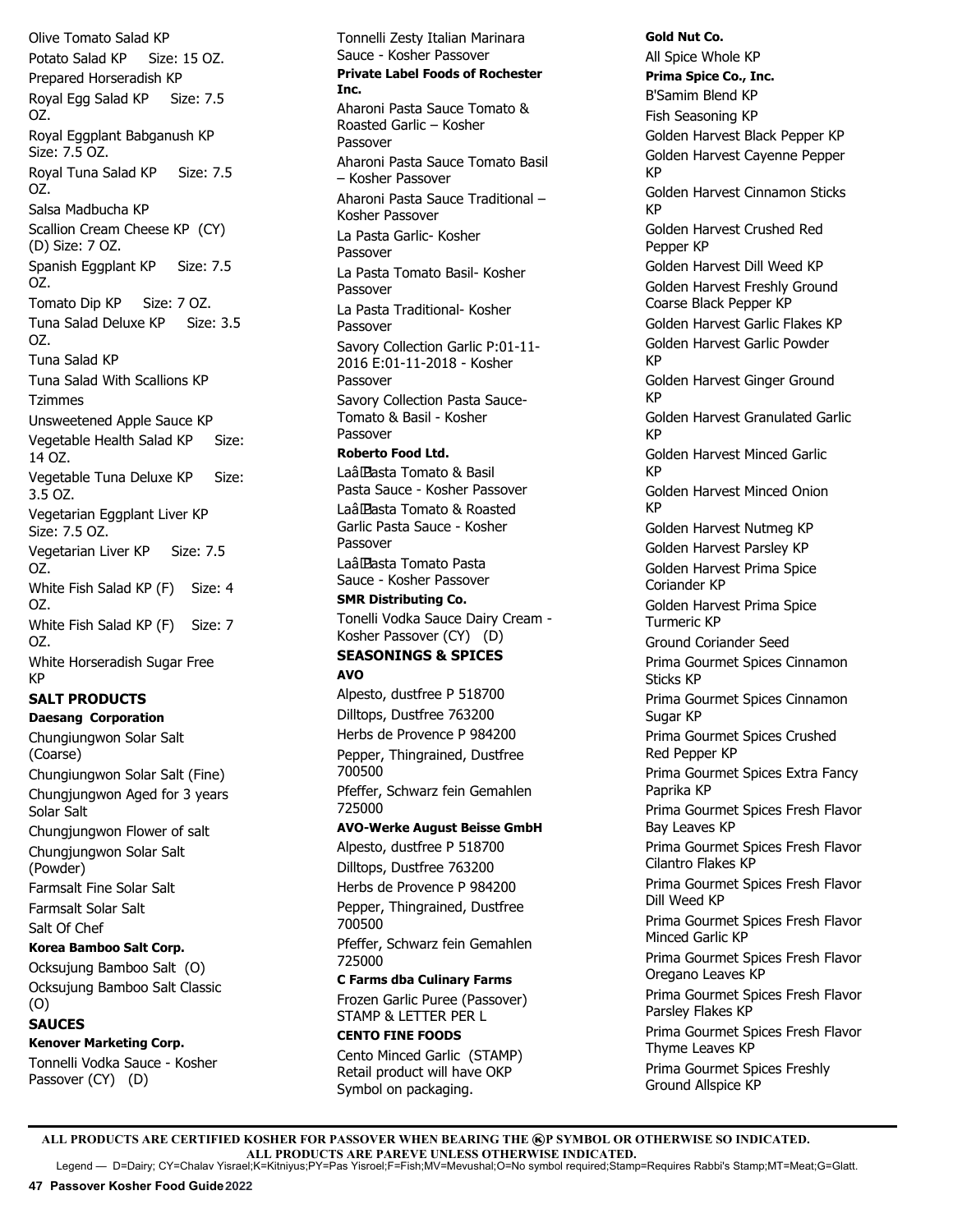Olive Tomato Salad KP

Potato Salad KP Size: 15 OZ.

Prepared Horseradish KP

Royal Egg Salad KP Size: 7.5 OZ.

Royal Eggplant Babganush KP Size: 7.5 OZ.

Royal Tuna Salad KP Size: 7.5 OZ.

Salsa Madbucha KP

Scallion Cream Cheese KP (CY) (D) Size: 7 OZ.

Spanish Eggplant KP Size: 7.5 OZ.

Tomato Dip KP Size: 7 OZ.

Tuna Salad Deluxe KP Size: 3.5 OZ.

Tuna Salad KP

Tuna Salad With Scallions KP

Tzimmes

Unsweetened Apple Sauce KP

Vegetable Health Salad KP Size: 14 OZ.

Vegetable Tuna Deluxe KP Size: 3.5 OZ.

Vegetarian Eggplant Liver KP Size: 7.5 OZ.

Vegetarian Liver KP Size: 7.5 OZ.

White Fish Salad KP (F) Size: 4 OZ.

White Fish Salad KP (F) Size: 7 OZ.

White Horseradish Sugar Free KP

## SALT PRODUCTS

**Daesang Corporation**

Chungiungwon Solar Salt (Coarse)

Chungiungwon Solar Salt (Fine)

Chungjungwon Aged for 3 years Solar Salt

Chungjungwon Flower of salt

Chungjungwon Solar Salt (Powder)

Farmsalt Fine Solar Salt

Farmsalt Solar Salt

Salt Of Chef

**Korea Bamboo Salt Corp.**

Ocksujung Bamboo Salt (O)

Ocksujung Bamboo Salt Classic (O)

## SAUCES

**Kenover Marketing Corp.**

Tonnelli Vodka Sauce - Kosher Passover (CY) (D)

Tonnelli Zesty Italian Marinara Sauce - Kosher Passover

**Private Label Foods of Rochester Inc.**

Aharoni Pasta Sauce Tomato & Roasted Garlic – Kosher Passover

Aharoni Pasta Sauce Tomato Basil – Kosher Passover

Aharoni Pasta Sauce Traditional – Kosher Passover

La Pasta Garlic- Kosher Passover

La Pasta Tomato Basil- Kosher Passover

La Pasta Traditional- Kosher Passover

Savory Collection Garlic P:01-11-2016 E:01-11-2018 - Kosher Passover

Savory Collection Pasta Sauce- Tomato & Basil - Kosher Passover

**Roberto Food Ltd.**

Laâ Pasta Tomato & Basil Pasta Sauce - Kosher Passover

Laâ Pasta Tomato & Roasted Garlic Pasta Sauce - Kosher Passover

Laâ Pasta Tomato Pasta Sauce - Kosher Passover

**SMR Distributing Co.**

Tonelli Vodka Sauce Dairy Cream - Kosher Passover (CY) (D)

## SEASONINGS & SPICES

**AVO**

Alpesto, dustfree P 518700

Dilltops, Dustfree 763200

Herbs de Provence P 984200

Pepper, Thingrained, Dustfree 700500

Pfeffer, Schwarz fein Gemahlen 725000

**AVO-Werke August Beisse GmbH**

Alpesto, dustfree P 518700

Dilltops, Dustfree 763200

Herbs de Provence P 984200

Pepper, Thingrained, Dustfree 700500

Pfeffer, Schwarz fein Gemahlen 725000

**C Farms dba Culinary Farms**

Frozen Garlic Puree (Passover) STAMP & LETTER PER L

**CENTO FINE FOODS**

Cento Minced Garlic (STAMP) Retail product will have OKP Symbol on packaging.

**Gold Nut Co.**

All Spice Whole KP

**Prima Spice Co., Inc.**

B'Samim Blend KP

Fish Seasoning KP

Golden Harvest Black Pepper KP

Golden Harvest Cayenne Pepper KP

Golden Harvest Cinnamon Sticks KP

Golden Harvest Crushed Red Pepper KP

Golden Harvest Dill Weed KP

Golden Harvest Freshly Ground Coarse Black Pepper KP

Golden Harvest Garlic Flakes KP

Golden Harvest Garlic Powder KP

Golden Harvest Ginger Ground KP

Golden Harvest Granulated Garlic KP

Golden Harvest Minced Garlic KP

Golden Harvest Minced Onion KP

Golden Harvest Nutmeg KP

Golden Harvest Parsley KP

Golden Harvest Prima Spice Coriander KP

Golden Harvest Prima Spice Turmeric KP

Ground Coriander Seed

Prima Gourmet Spices Cinnamon Sticks KP

Prima Gourmet Spices Cinnamon Sugar KP

Prima Gourmet Spices Crushed Red Pepper KP

Prima Gourmet Spices Extra Fancy Paprika KP

Prima Gourmet Spices Fresh Flavor Bay Leaves KP

Prima Gourmet Spices Fresh Flavor Cilantro Flakes KP

Prima Gourmet Spices Fresh Flavor Dill Weed KP

Prima Gourmet Spices Fresh Flavor Minced Garlic KP

Prima Gourmet Spices Fresh Flavor Oregano Leaves KP

Prima Gourmet Spices Fresh Flavor Parsley Flakes KP

Prima Gourmet Spices Fresh Flavor Thyme Leaves KP

Prima Gourmet Spices Freshly Ground Allspice KP

**ALL PRODUCTS ARE CERTIFIED KOSHER FOR PASSOVER WHEN BEARING THE Ⓚ P SYMBOL OR OTHERWISE SO INDICATED. ALL PRODUCTS ARE PAREVE UNLESS OTHERWISE INDICATED.**

Legend — D=Dairy; CY=Chalav Yisrael;K=Kitniyus;PY=Pas Yisroel;F=Fish;MV=Mevushal;O=No symbol required;Stamp=Requires Rabbi's Stamp;MT=Meat;G=Glatt.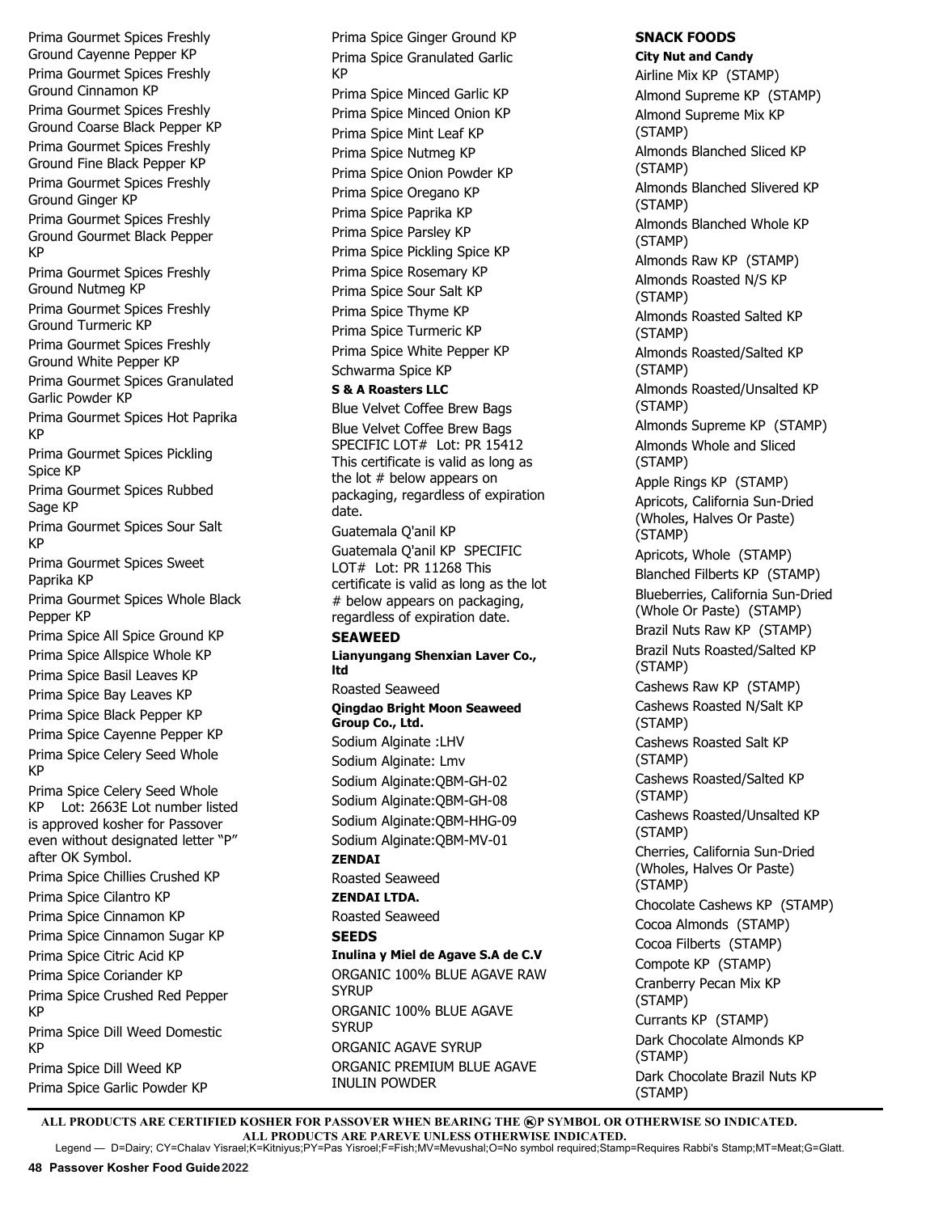Prima Gourmet Spices Freshly Ground Cayenne Pepper KP

Prima Gourmet Spices Freshly Ground Cinnamon KP

Prima Gourmet Spices Freshly Ground Coarse Black Pepper KP

Prima Gourmet Spices Freshly Ground Fine Black Pepper KP

Prima Gourmet Spices Freshly Ground Ginger KP

Prima Gourmet Spices Freshly Ground Gourmet Black Pepper KP

Prima Gourmet Spices Freshly Ground Nutmeg KP

Prima Gourmet Spices Freshly Ground Turmeric KP

Prima Gourmet Spices Freshly Ground White Pepper KP

Prima Gourmet Spices Granulated Garlic Powder KP

Prima Gourmet Spices Hot Paprika KP

Prima Gourmet Spices Pickling Spice KP

Prima Gourmet Spices Rubbed Sage KP

Prima Gourmet Spices Sour Salt KP

Prima Gourmet Spices Sweet Paprika KP

Prima Gourmet Spices Whole Black Pepper KP

Prima Spice All Spice Ground KP

Prima Spice Allspice Whole KP

Prima Spice Basil Leaves KP

Prima Spice Bay Leaves KP

Prima Spice Black Pepper KP

Prima Spice Cayenne Pepper KP

Prima Spice Celery Seed Whole KP

Prima Spice Celery Seed Whole KP Lot: 2663E Lot number listed is approved kosher for Passover even without designated letter "P" after OK Symbol.

Prima Spice Chillies Crushed KP

Prima Spice Cilantro KP

Prima Spice Cinnamon KP

Prima Spice Cinnamon Sugar KP

Prima Spice Citric Acid KP

Prima Spice Coriander KP

Prima Spice Crushed Red Pepper KP

Prima Spice Dill Weed Domestic KP

Prima Spice Dill Weed KP

Prima Spice Garlic Powder KP

Prima Spice Ginger Ground KP

Prima Spice Granulated Garlic KP

Prima Spice Minced Garlic KP

Prima Spice Minced Onion KP

Prima Spice Mint Leaf KP

Prima Spice Nutmeg KP

Prima Spice Onion Powder KP

Prima Spice Oregano KP

Prima Spice Paprika KP

Prima Spice Parsley KP

Prima Spice Pickling Spice KP

Prima Spice Rosemary KP

Prima Spice Sour Salt KP

Prima Spice Thyme KP

Prima Spice Turmeric KP

Prima Spice White Pepper KP

Schwarma Spice KP

**S & A Roasters LLC**

Blue Velvet Coffee Brew Bags

Blue Velvet Coffee Brew Bags SPECIFIC LOT# Lot: PR 15412 This certificate is valid as long as the lot # below appears on packaging, regardless of expiration date.

Guatemala Q'anil KP

Guatemala Q'anil KP SPECIFIC LOT# Lot: PR 11268 This certificate is valid as long as the lot # below appears on packaging, regardless of expiration date.

## SEAWEED

**Lianyungang Shenxian Laver Co., ltd**

Roasted Seaweed

**Qingdao Bright Moon Seaweed Group Co., Ltd.**

Sodium Alginate :LHV

Sodium Alginate: Lmv

Sodium Alginate:QBM-GH-02

Sodium Alginate:QBM-GH-08

Sodium Alginate:QBM-HHG-09

Sodium Alginate:QBM-MV-01

**ZENDAI**

Roasted Seaweed

**ZENDAI LTDA.**

Roasted Seaweed

## SEEDS

**Inulina y Miel de Agave S.A de C.V**

ORGANIC 100% BLUE AGAVE RAW SYRUP

ORGANIC 100% BLUE AGAVE SYRUP

ORGANIC AGAVE SYRUP

ORGANIC PREMIUM BLUE AGAVE INULIN POWDER

## SNACK FOODS

**City Nut and Candy**

Airline Mix KP (STAMP)

Almond Supreme KP (STAMP)

Almond Supreme Mix KP (STAMP)

Almonds Blanched Sliced KP (STAMP)

Almonds Blanched Slivered KP (STAMP)

Almonds Blanched Whole KP (STAMP)

Almonds Raw KP (STAMP)

Almonds Roasted N/S KP (STAMP)

Almonds Roasted Salted KP (STAMP)

Almonds Roasted/Salted KP (STAMP)

Almonds Roasted/Unsalted KP (STAMP)

Almonds Supreme KP (STAMP)

Almonds Whole and Sliced (STAMP)

Apple Rings KP (STAMP)

Apricots, California Sun-Dried (Wholes, Halves Or Paste) (STAMP)

Apricots, Whole (STAMP)

Blanched Filberts KP (STAMP)

Blueberries, California Sun-Dried (Whole Or Paste) (STAMP)

Brazil Nuts Raw KP (STAMP)

Brazil Nuts Roasted/Salted KP (STAMP)

Cashews Raw KP (STAMP)

Cashews Roasted N/Salt KP (STAMP)

Cashews Roasted Salt KP (STAMP)

Cashews Roasted/Salted KP (STAMP)

Cashews Roasted/Unsalted KP (STAMP)

Cherries, California Sun-Dried (Wholes, Halves Or Paste) (STAMP)

Chocolate Cashews KP (STAMP)

Cocoa Almonds (STAMP)

Cocoa Filberts (STAMP)

Compote KP (STAMP)

Cranberry Pecan Mix KP (STAMP)

Currants KP (STAMP)

Dark Chocolate Almonds KP (STAMP)

Dark Chocolate Brazil Nuts KP (STAMP)

**ALL PRODUCTS ARE CERTIFIED KOSHER FOR PASSOVER WHEN BEARING THE ⓚP SYMBOL OR OTHERWISE SO INDICATED. ALL PRODUCTS ARE PAREVE UNLESS OTHERWISE INDICATED.**

Legend — D=Dairy; CY=Chalav Yisrael;K=Kitniyus;PY=Pas Yisroel;F=Fish;MV=Mevushal;O=No symbol required;Stamp=Requires Rabbi's Stamp;MT=Meat;G=Glatt.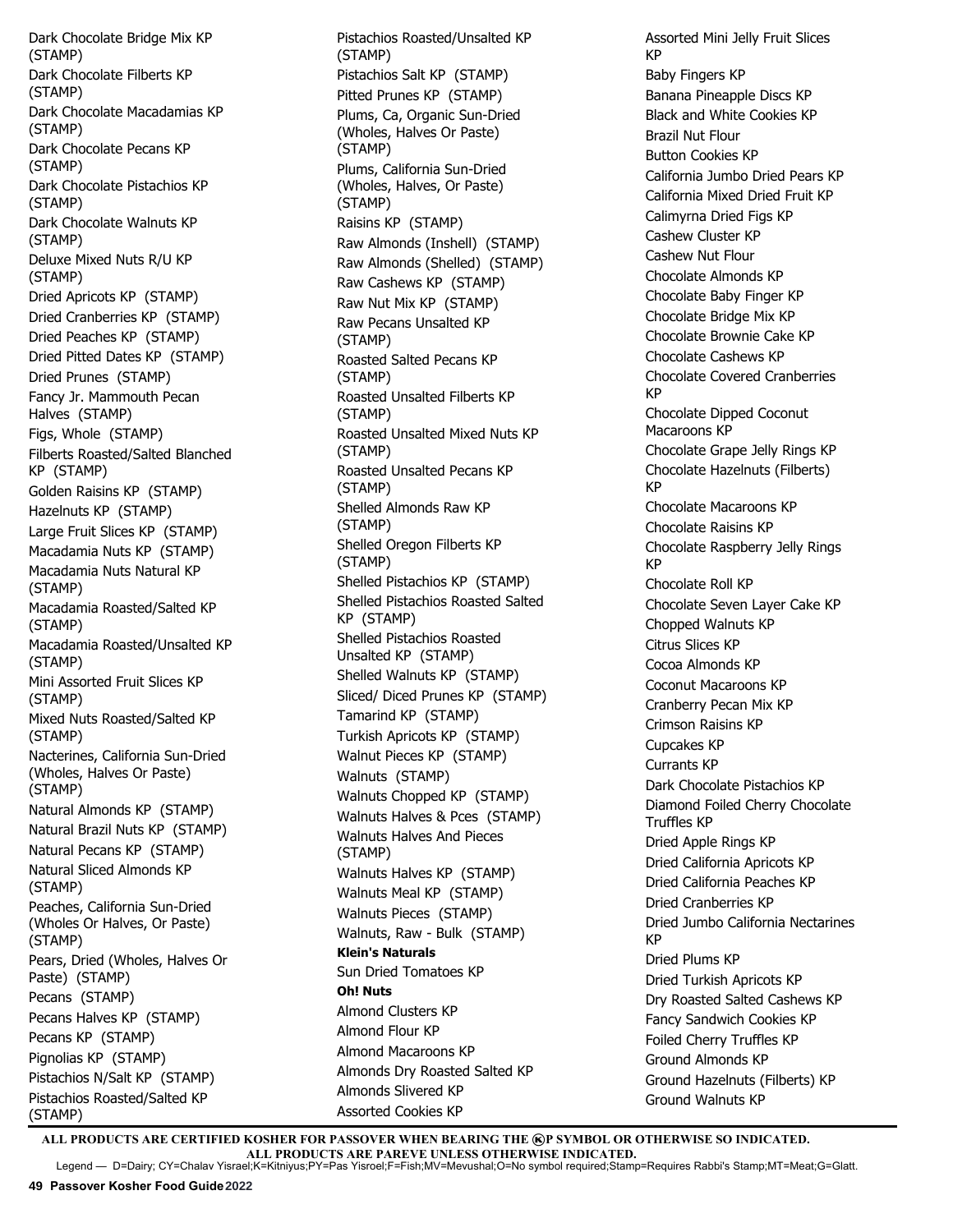Dark Chocolate Bridge Mix KP (STAMP)
Dark Chocolate Filberts KP (STAMP)
Dark Chocolate Macadamias KP (STAMP)
Dark Chocolate Pecans KP (STAMP)
Dark Chocolate Pistachios KP (STAMP)
Dark Chocolate Walnuts KP (STAMP)
Deluxe Mixed Nuts R/U KP (STAMP)
Dried Apricots KP (STAMP)
Dried Cranberries KP (STAMP)
Dried Peaches KP (STAMP)
Dried Pitted Dates KP (STAMP)
Dried Prunes (STAMP)
Fancy Jr. Mammouth Pecan Halves (STAMP)
Figs, Whole (STAMP)
Filberts Roasted/Salted Blanched KP (STAMP)
Golden Raisins KP (STAMP)
Hazelnuts KP (STAMP)
Large Fruit Slices KP (STAMP)
Macadamia Nuts KP (STAMP)
Macadamia Nuts Natural KP (STAMP)
Macadamia Roasted/Salted KP (STAMP)
Macadamia Roasted/Unsalted KP (STAMP)
Mini Assorted Fruit Slices KP (STAMP)
Mixed Nuts Roasted/Salted KP (STAMP)
Nacterines, California Sun-Dried (Wholes, Halves Or Paste) (STAMP)
Natural Almonds KP (STAMP)
Natural Brazil Nuts KP (STAMP)
Natural Pecans KP (STAMP)
Natural Sliced Almonds KP (STAMP)
Peaches, California Sun-Dried (Wholes Or Halves, Or Paste) (STAMP)
Pears, Dried (Wholes, Halves Or Paste) (STAMP)
Pecans (STAMP)
Pecans Halves KP (STAMP)
Pecans KP (STAMP)
Pignolias KP (STAMP)
Pistachios N/Salt KP (STAMP)
Pistachios Roasted/Salted KP (STAMP)
Pistachios Roasted/Unsalted KP (STAMP)
Pistachios Salt KP (STAMP)
Pitted Prunes KP (STAMP)
Plums, Ca, Organic Sun-Dried (Wholes, Halves Or Paste) (STAMP)
Plums, California Sun-Dried (Wholes, Halves, Or Paste) (STAMP)
Raisins KP (STAMP)
Raw Almonds (Inshell) (STAMP)
Raw Almonds (Shelled) (STAMP)
Raw Cashews KP (STAMP)
Raw Nut Mix KP (STAMP)
Raw Pecans Unsalted KP (STAMP)
Roasted Salted Pecans KP (STAMP)
Roasted Unsalted Filberts KP (STAMP)
Roasted Unsalted Mixed Nuts KP (STAMP)
Roasted Unsalted Pecans KP (STAMP)
Shelled Almonds Raw KP (STAMP)
Shelled Oregon Filberts KP (STAMP)
Shelled Pistachios KP (STAMP)
Shelled Pistachios Roasted Salted KP (STAMP)
Shelled Pistachios Roasted Unsalted KP (STAMP)
Shelled Walnuts KP (STAMP)
Sliced/ Diced Prunes KP (STAMP)
Tamarind KP (STAMP)
Turkish Apricots KP (STAMP)
Walnut Pieces KP (STAMP)
Walnuts (STAMP)
Walnuts Chopped KP (STAMP)
Walnuts Halves & Pces (STAMP)
Walnuts Halves And Pieces (STAMP)
Walnuts Halves KP (STAMP)
Walnuts Meal KP (STAMP)
Walnuts Pieces (STAMP)
Walnuts, Raw - Bulk (STAMP)

**Klein's Naturals**

Sun Dried Tomatoes KP

**Oh! Nuts**

Almond Clusters KP
Almond Flour KP
Almond Macaroons KP
Almonds Dry Roasted Salted KP
Almonds Slivered KP
Assorted Cookies KP
Assorted Mini Jelly Fruit Slices KP
Baby Fingers KP
Banana Pineapple Discs KP
Black and White Cookies KP
Brazil Nut Flour
Button Cookies KP
California Jumbo Dried Pears KP
California Mixed Dried Fruit KP
Calimyrna Dried Figs KP
Cashew Cluster KP
Cashew Nut Flour
Chocolate Almonds KP
Chocolate Baby Finger KP
Chocolate Bridge Mix KP
Chocolate Brownie Cake KP
Chocolate Cashews KP
Chocolate Covered Cranberries KP
Chocolate Dipped Coconut Macaroons KP
Chocolate Grape Jelly Rings KP
Chocolate Hazelnuts (Filberts) KP
Chocolate Macaroons KP
Chocolate Raisins KP
Chocolate Raspberry Jelly Rings KP
Chocolate Roll KP
Chocolate Seven Layer Cake KP
Chopped Walnuts KP
Citrus Slices KP
Cocoa Almonds KP
Coconut Macaroons KP
Cranberry Pecan Mix KP
Crimson Raisins KP
Cupcakes KP
Currants KP
Dark Chocolate Pistachios KP
Diamond Foiled Cherry Chocolate Truffles KP
Dried Apple Rings KP
Dried California Apricots KP
Dried California Peaches KP
Dried Cranberries KP
Dried Jumbo California Nectarines KP
Dried Plums KP
Dried Turkish Apricots KP
Dry Roasted Salted Cashews KP
Fancy Sandwich Cookies KP
Foiled Cherry Truffles KP
Ground Almonds KP
Ground Hazelnuts (Filberts) KP
Ground Walnuts KP

**ALL PRODUCTS ARE CERTIFIED KOSHER FOR PASSOVER WHEN BEARING THE ⓀP SYMBOL OR OTHERWISE SO INDICATED.**
**ALL PRODUCTS ARE PAREVE UNLESS OTHERWISE INDICATED.**
Legend — D=Dairy; CY=Chalav Yisrael;K=Kitniyus;PY=Pas Yisroel;F=Fish;MV=Mevushal;O=No symbol required;Stamp=Requires Rabbi's Stamp;MT=Meat;G=Glatt.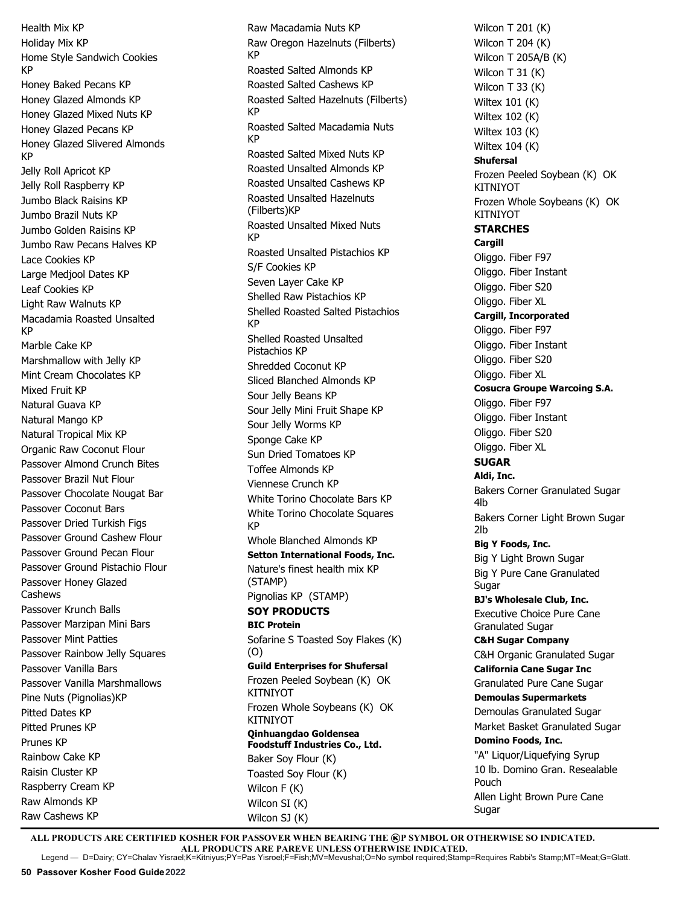Health Mix KP
Holiday Mix KP
Home Style Sandwich Cookies KP
Honey Baked Pecans KP
Honey Glazed Almonds KP
Honey Glazed Mixed Nuts KP
Honey Glazed Pecans KP
Honey Glazed Slivered Almonds KP
Jelly Roll Apricot KP
Jelly Roll Raspberry KP
Jumbo Black Raisins KP
Jumbo Brazil Nuts KP
Jumbo Golden Raisins KP
Jumbo Raw Pecans Halves KP
Lace Cookies KP
Large Medjool Dates KP
Leaf Cookies KP
Light Raw Walnuts KP
Macadamia Roasted Unsalted KP
Marble Cake KP
Marshmallow with Jelly KP
Mint Cream Chocolates KP
Mixed Fruit KP
Natural Guava KP
Natural Mango KP
Natural Tropical Mix KP
Organic Raw Coconut Flour
Passover Almond Crunch Bites
Passover Brazil Nut Flour
Passover Chocolate Nougat Bar
Passover Coconut Bars
Passover Dried Turkish Figs
Passover Ground Cashew Flour
Passover Ground Pecan Flour
Passover Ground Pistachio Flour
Passover Honey Glazed Cashews
Passover Krunch Balls
Passover Marzipan Mini Bars
Passover Mint Patties
Passover Rainbow Jelly Squares
Passover Vanilla Bars
Passover Vanilla Marshmallows
Pine Nuts (Pignolias)KP
Pitted Dates KP
Pitted Prunes KP
Prunes KP
Rainbow Cake KP
Raisin Cluster KP
Raspberry Cream KP
Raw Almonds KP
Raw Cashews KP
Raw Macadamia Nuts KP
Raw Oregon Hazelnuts (Filberts) KP
Roasted Salted Almonds KP
Roasted Salted Cashews KP
Roasted Salted Hazelnuts (Filberts) KP
Roasted Salted Macadamia Nuts KP
Roasted Salted Mixed Nuts KP
Roasted Unsalted Almonds KP
Roasted Unsalted Cashews KP
Roasted Unsalted Hazelnuts (Filberts)KP
Roasted Unsalted Mixed Nuts KP
Roasted Unsalted Pistachios KP
S/F Cookies KP
Seven Layer Cake KP
Shelled Raw Pistachios KP
Shelled Roasted Salted Pistachios KP
Shelled Roasted Unsalted Pistachios KP
Shredded Coconut KP
Sliced Blanched Almonds KP
Sour Jelly Beans KP
Sour Jelly Mini Fruit Shape KP
Sour Jelly Worms KP
Sponge Cake KP
Sun Dried Tomatoes KP
Toffee Almonds KP
Viennese Crunch KP
White Torino Chocolate Bars KP
White Torino Chocolate Squares KP
Whole Blanched Almonds KP

**Setton International Foods, Inc.**

Nature's finest health mix KP (STAMP)
Pignolias KP (STAMP)

## SOY PRODUCTS

**BIC Protein**

Sofarine S Toasted Soy Flakes (K) (O)

**Guild Enterprises for Shufersal**

Frozen Peeled Soybean (K) OK KITNIYOT
Frozen Whole Soybeans (K) OK KITNIYOT

**Qinhuangdao Goldensea Foodstuff Industries Co., Ltd.**

Baker Soy Flour (K)
Toasted Soy Flour (K)
Wilcon F (K)
Wilcon SI (K)
Wilcon SJ (K)
Wilcon T 201 (K)
Wilcon T 204 (K)
Wilcon T 205A/B (K)
Wilcon T 31 (K)
Wilcon T 33 (K)
Wiltex 101 (K)
Wiltex 102 (K)
Wiltex 103 (K)
Wiltex 104 (K)

**Shufersal**

Frozen Peeled Soybean (K) OK KITNIYOT
Frozen Whole Soybeans (K) OK KITNIYOT

## STARCHES

**Cargill**

Oliggo. Fiber F97
Oliggo. Fiber Instant
Oliggo. Fiber S20
Oliggo. Fiber XL

**Cargill, Incorporated**

Oliggo. Fiber F97
Oliggo. Fiber Instant
Oliggo. Fiber S20
Oliggo. Fiber XL

**Cosucra Groupe Warcoing S.A.**

Oliggo. Fiber F97
Oliggo. Fiber Instant
Oliggo. Fiber S20
Oliggo. Fiber XL

## SUGAR

**Aldi, Inc.**

Bakers Corner Granulated Sugar 4lb
Bakers Corner Light Brown Sugar 2lb

**Big Y Foods, Inc.**

Big Y Light Brown Sugar
Big Y Pure Cane Granulated Sugar

**BJ's Wholesale Club, Inc.**

Executive Choice Pure Cane Granulated Sugar

**C&H Sugar Company**

C&H Organic Granulated Sugar

**California Cane Sugar Inc**

Granulated Pure Cane Sugar

**Demoulas Supermarkets**

Demoulas Granulated Sugar
Market Basket Granulated Sugar

**Domino Foods, Inc.**

"A" Liquor/Liquefying Syrup
10 lb. Domino Gran. Resealable Pouch
Allen Light Brown Pure Cane Sugar

**ALL PRODUCTS ARE CERTIFIED KOSHER FOR PASSOVER WHEN BEARING THE ⓀP SYMBOL OR OTHERWISE SO INDICATED. ALL PRODUCTS ARE PAREVE UNLESS OTHERWISE INDICATED.**

Legend — D=Dairy; CY=Chalav Yisrael;K=Kitniyus;PY=Pas Yisroel;F=Fish;MV=Mevushal;O=No symbol required;Stamp=Requires Rabbi's Stamp;MT=Meat;G=Glatt.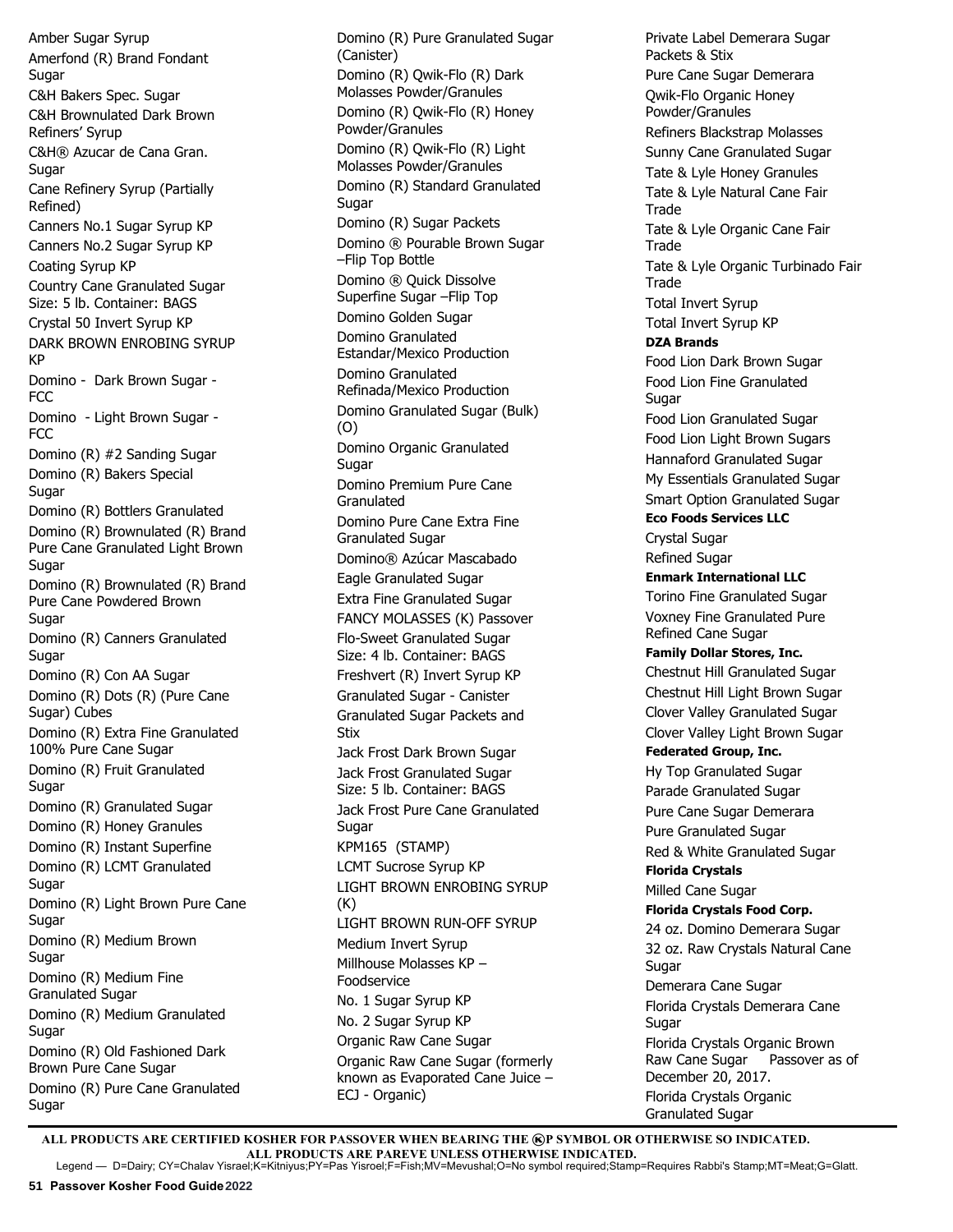Amber Sugar Syrup
Amerfond (R) Brand Fondant Sugar
C&H Bakers Spec. Sugar
C&H Brownulated Dark Brown Refiners' Syrup
C&H® Azucar de Cana Gran. Sugar
Cane Refinery Syrup (Partially Refined)
Canners No.1 Sugar Syrup KP
Canners No.2 Sugar Syrup KP
Coating Syrup KP
Country Cane Granulated Sugar Size: 5 lb. Container: BAGS
Crystal 50 Invert Syrup KP
DARK BROWN ENROBING SYRUP KP
Domino - Dark Brown Sugar - FCC
Domino - Light Brown Sugar - FCC
Domino (R) #2 Sanding Sugar
Domino (R) Bakers Special Sugar
Domino (R) Bottlers Granulated
Domino (R) Brownulated (R) Brand Pure Cane Granulated Light Brown Sugar
Domino (R) Brownulated (R) Brand Pure Cane Powdered Brown Sugar
Domino (R) Canners Granulated Sugar
Domino (R) Con AA Sugar
Domino (R) Dots (R) (Pure Cane Sugar) Cubes
Domino (R) Extra Fine Granulated 100% Pure Cane Sugar
Domino (R) Fruit Granulated Sugar
Domino (R) Granulated Sugar
Domino (R) Honey Granules
Domino (R) Instant Superfine
Domino (R) LCMT Granulated Sugar
Domino (R) Light Brown Pure Cane Sugar
Domino (R) Medium Brown Sugar
Domino (R) Medium Fine Granulated Sugar
Domino (R) Medium Granulated Sugar
Domino (R) Old Fashioned Dark Brown Pure Cane Sugar
Domino (R) Pure Cane Granulated Sugar
Domino (R) Pure Granulated Sugar (Canister)
Domino (R) Qwik-Flo (R) Dark Molasses Powder/Granules
Domino (R) Qwik-Flo (R) Honey Powder/Granules
Domino (R) Qwik-Flo (R) Light Molasses Powder/Granules
Domino (R) Standard Granulated Sugar
Domino (R) Sugar Packets
Domino ® Pourable Brown Sugar –Flip Top Bottle
Domino ® Quick Dissolve Superfine Sugar –Flip Top
Domino Golden Sugar
Domino Granulated Estandar/Mexico Production
Domino Granulated Refinada/Mexico Production
Domino Granulated Sugar (Bulk) (O)
Domino Organic Granulated Sugar
Domino Premium Pure Cane Granulated
Domino Pure Cane Extra Fine Granulated Sugar
Domino® Azúcar Mascabado
Eagle Granulated Sugar
Extra Fine Granulated Sugar
FANCY MOLASSES (K) Passover
Flo-Sweet Granulated Sugar Size: 4 lb. Container: BAGS
Freshvert (R) Invert Syrup KP
Granulated Sugar - Canister
Granulated Sugar Packets and Stix
Jack Frost Dark Brown Sugar
Jack Frost Granulated Sugar Size: 5 lb. Container: BAGS
Jack Frost Pure Cane Granulated Sugar
KPM165 (STAMP)
LCMT Sucrose Syrup KP
LIGHT BROWN ENROBING SYRUP (K)
LIGHT BROWN RUN-OFF SYRUP
Medium Invert Syrup
Millhouse Molasses KP – Foodservice
No. 1 Sugar Syrup KP
No. 2 Sugar Syrup KP
Organic Raw Cane Sugar
Organic Raw Cane Sugar (formerly known as Evaporated Cane Juice – ECJ - Organic)
Private Label Demerara Sugar Packets & Stix
Pure Cane Sugar Demerara
Qwik-Flo Organic Honey Powder/Granules
Refiners Blackstrap Molasses
Sunny Cane Granulated Sugar
Tate & Lyle Honey Granules
Tate & Lyle Natural Cane Fair Trade
Tate & Lyle Organic Cane Fair Trade
Tate & Lyle Organic Turbinado Fair Trade
Total Invert Syrup
Total Invert Syrup KP

**DZA Brands**

Food Lion Dark Brown Sugar
Food Lion Fine Granulated Sugar
Food Lion Granulated Sugar
Food Lion Light Brown Sugars
Hannaford Granulated Sugar
My Essentials Granulated Sugar
Smart Option Granulated Sugar

**Eco Foods Services LLC**

Crystal Sugar
Refined Sugar

**Enmark International LLC**

Torino Fine Granulated Sugar
Voxney Fine Granulated Pure Refined Cane Sugar

**Family Dollar Stores, Inc.**

Chestnut Hill Granulated Sugar
Chestnut Hill Light Brown Sugar
Clover Valley Granulated Sugar
Clover Valley Light Brown Sugar

**Federated Group, Inc.**

Hy Top Granulated Sugar
Parade Granulated Sugar
Pure Cane Sugar Demerara
Pure Granulated Sugar
Red & White Granulated Sugar

**Florida Crystals**

Milled Cane Sugar

**Florida Crystals Food Corp.**

24 oz. Domino Demerara Sugar
32 oz. Raw Crystals Natural Cane Sugar
Demerara Cane Sugar
Florida Crystals Demerara Cane Sugar
Florida Crystals Organic Brown Raw Cane Sugar Passover as of December 20, 2017.
Florida Crystals Organic Granulated Sugar

**ALL PRODUCTS ARE CERTIFIED KOSHER FOR PASSOVER WHEN BEARING THE ⓀP SYMBOL OR OTHERWISE SO INDICATED. ALL PRODUCTS ARE PAREVE UNLESS OTHERWISE INDICATED.**

Legend — D=Dairy; CY=Chalav Yisrael;K=Kitniyus;PY=Pas Yisroel;F=Fish;MV=Mevushal;O=No symbol required;Stamp=Requires Rabbi's Stamp;MT=Meat;G=Glatt.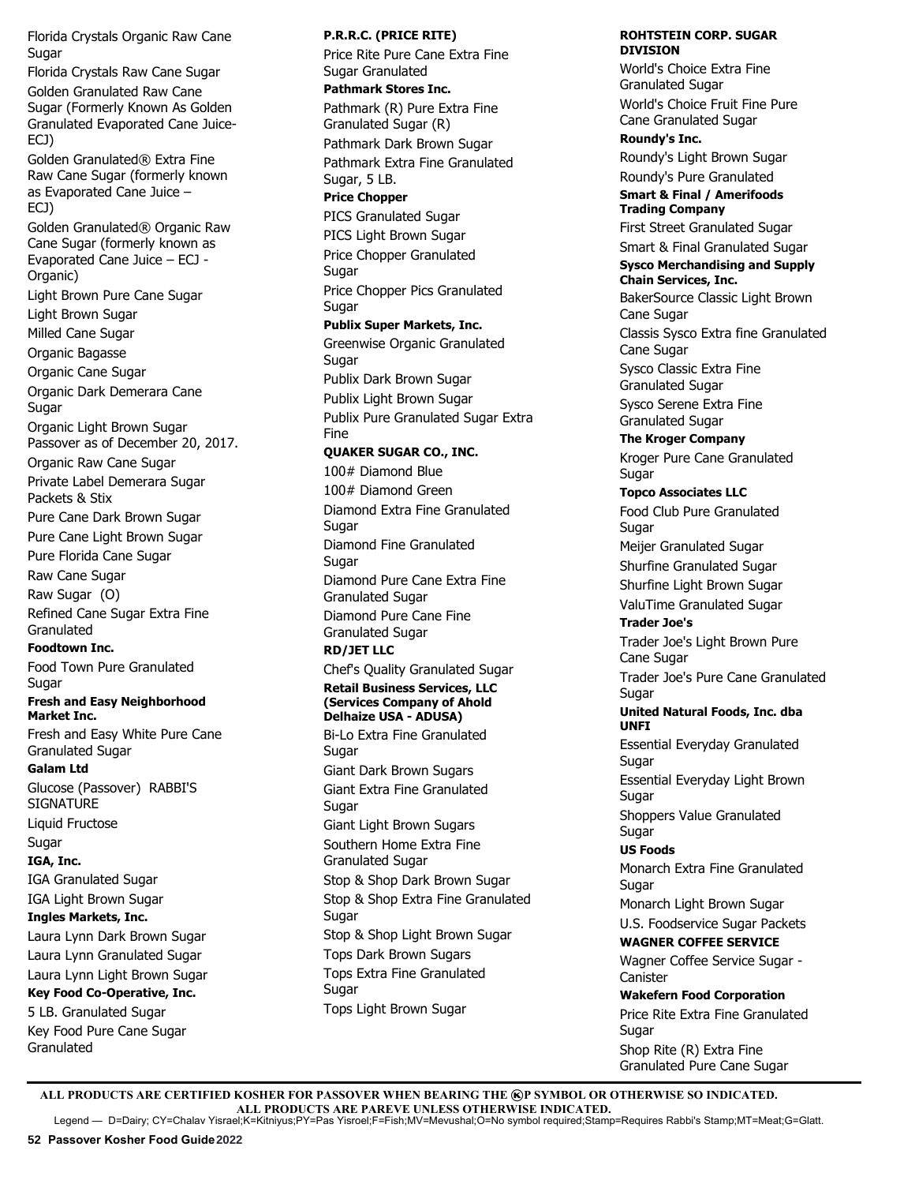Florida Crystals Organic Raw Cane Sugar

Florida Crystals Raw Cane Sugar

Golden Granulated Raw Cane Sugar (Formerly Known As Golden Granulated Evaporated Cane Juice-ECJ)

Golden Granulated® Extra Fine Raw Cane Sugar (formerly known as Evaporated Cane Juice – ECJ)

Golden Granulated® Organic Raw Cane Sugar (formerly known as Evaporated Cane Juice – ECJ - Organic)

Light Brown Pure Cane Sugar

Light Brown Sugar

Milled Cane Sugar

Organic Bagasse

Organic Cane Sugar

Organic Dark Demerara Cane Sugar

Organic Light Brown Sugar Passover as of December 20, 2017.

Organic Raw Cane Sugar

Private Label Demerara Sugar Packets & Stix

Pure Cane Dark Brown Sugar

Pure Cane Light Brown Sugar

Pure Florida Cane Sugar

Raw Cane Sugar

Raw Sugar (O)

Refined Cane Sugar Extra Fine Granulated

**Foodtown Inc.**

Food Town Pure Granulated Sugar

**Fresh and Easy Neighborhood Market Inc.**

Fresh and Easy White Pure Cane Granulated Sugar

**Galam Ltd**

Glucose (Passover) RABBI'S SIGNATURE

Liquid Fructose

Sugar

**IGA, Inc.**

IGA Granulated Sugar

IGA Light Brown Sugar

**Ingles Markets, Inc.**

Laura Lynn Dark Brown Sugar

Laura Lynn Granulated Sugar

Laura Lynn Light Brown Sugar

**Key Food Co-Operative, Inc.**

5 LB. Granulated Sugar

Key Food Pure Cane Sugar Granulated

**P.R.R.C. (PRICE RITE)**

Price Rite Pure Cane Extra Fine Sugar Granulated

**Pathmark Stores Inc.**

Pathmark (R) Pure Extra Fine Granulated Sugar (R)

Pathmark Dark Brown Sugar

Pathmark Extra Fine Granulated Sugar, 5 LB.

**Price Chopper**

PICS Granulated Sugar

PICS Light Brown Sugar

Price Chopper Granulated Sugar

Price Chopper Pics Granulated Sugar

**Publix Super Markets, Inc.**

Greenwise Organic Granulated Sugar

Publix Dark Brown Sugar

Publix Light Brown Sugar

Publix Pure Granulated Sugar Extra Fine

**QUAKER SUGAR CO., INC.**

100# Diamond Blue

100# Diamond Green

Diamond Extra Fine Granulated Sugar

Diamond Fine Granulated Sugar

Diamond Pure Cane Extra Fine Granulated Sugar

Diamond Pure Cane Fine Granulated Sugar

**RD/JET LLC**

Chef's Quality Granulated Sugar

**Retail Business Services, LLC (Services Company of Ahold Delhaize USA - ADUSA)**

Bi-Lo Extra Fine Granulated Sugar

Giant Dark Brown Sugars

Giant Extra Fine Granulated Sugar

Giant Light Brown Sugars

Southern Home Extra Fine Granulated Sugar

Stop & Shop Dark Brown Sugar

Stop & Shop Extra Fine Granulated Sugar

Stop & Shop Light Brown Sugar

Tops Dark Brown Sugars

Tops Extra Fine Granulated Sugar

Tops Light Brown Sugar

**ROHTSTEIN CORP. SUGAR DIVISION**

World's Choice Extra Fine Granulated Sugar

World's Choice Fruit Fine Pure Cane Granulated Sugar

**Roundy's Inc.**

Roundy's Light Brown Sugar

Roundy's Pure Granulated

**Smart & Final / Amerifoods Trading Company**

First Street Granulated Sugar

Smart & Final Granulated Sugar

**Sysco Merchandising and Supply Chain Services, Inc.**

BakerSource Classic Light Brown Cane Sugar

Classis Sysco Extra fine Granulated Cane Sugar

Sysco Classic Extra Fine Granulated Sugar

Sysco Serene Extra Fine Granulated Sugar

**The Kroger Company**

Kroger Pure Cane Granulated Sugar

**Topco Associates LLC**

Food Club Pure Granulated Sugar

Meijer Granulated Sugar

Shurfine Granulated Sugar

Shurfine Light Brown Sugar

ValuTime Granulated Sugar

**Trader Joe's**

Trader Joe's Light Brown Pure Cane Sugar

Trader Joe's Pure Cane Granulated Sugar

**United Natural Foods, Inc. dba UNFI**

Essential Everyday Granulated Sugar

Essential Everyday Light Brown Sugar

Shoppers Value Granulated Sugar

**US Foods**

Monarch Extra Fine Granulated Sugar

Monarch Light Brown Sugar

U.S. Foodservice Sugar Packets

**WAGNER COFFEE SERVICE**

Wagner Coffee Service Sugar - Canister

**Wakefern Food Corporation**

Price Rite Extra Fine Granulated Sugar

Shop Rite (R) Extra Fine Granulated Pure Cane Sugar

**ALL PRODUCTS ARE CERTIFIED KOSHER FOR PASSOVER WHEN BEARING THE ⓚP SYMBOL OR OTHERWISE SO INDICATED. ALL PRODUCTS ARE PAREVE UNLESS OTHERWISE INDICATED.**

Legend — D=Dairy; CY=Chalav Yisrael;K=Kitniyus;PY=Pas Yisroel;F=Fish;MV=Mevushal;O=No symbol required;Stamp=Requires Rabbi's Stamp;MT=Meat;G=Glatt.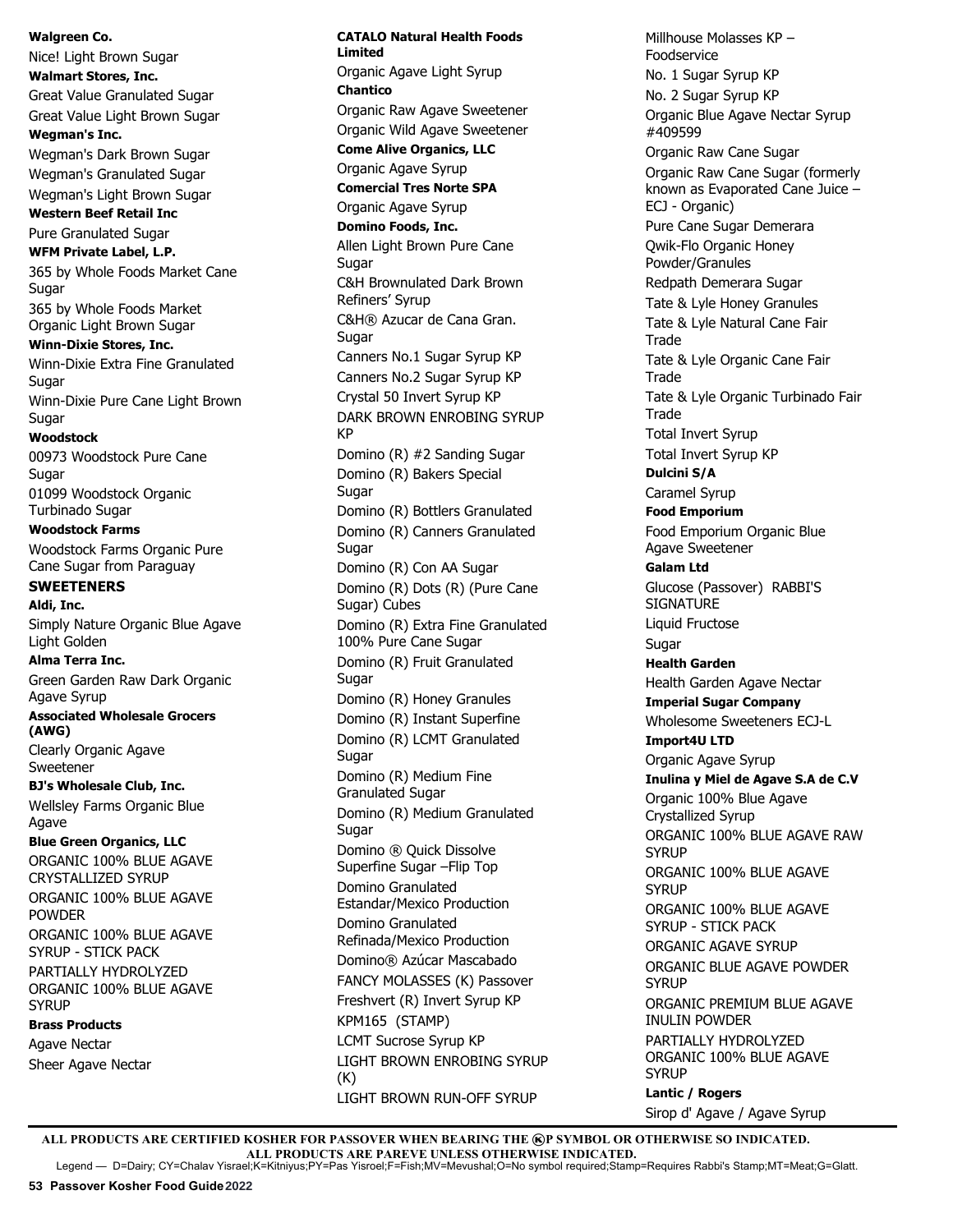**Walgreen Co.**

Nice! Light Brown Sugar

**Walmart Stores, Inc.**

Great Value Granulated Sugar

Great Value Light Brown Sugar

**Wegman's Inc.**

Wegman's Dark Brown Sugar

Wegman's Granulated Sugar

Wegman's Light Brown Sugar

**Western Beef Retail Inc**

Pure Granulated Sugar

**WFM Private Label, L.P.**

365 by Whole Foods Market Cane Sugar

365 by Whole Foods Market Organic Light Brown Sugar

**Winn-Dixie Stores, Inc.**

Winn-Dixie Extra Fine Granulated Sugar

Winn-Dixie Pure Cane Light Brown Sugar

**Woodstock**

00973 Woodstock Pure Cane Sugar

01099 Woodstock Organic Turbinado Sugar

**Woodstock Farms**

Woodstock Farms Organic Pure Cane Sugar from Paraguay

## SWEETENERS

**Aldi, Inc.**

Simply Nature Organic Blue Agave Light Golden

**Alma Terra Inc.**

Green Garden Raw Dark Organic Agave Syrup

**Associated Wholesale Grocers (AWG)**

Clearly Organic Agave Sweetener

**BJ's Wholesale Club, Inc.**

Wellsley Farms Organic Blue Agave

**Blue Green Organics, LLC**

ORGANIC 100% BLUE AGAVE CRYSTALLIZED SYRUP

ORGANIC 100% BLUE AGAVE POWDER

ORGANIC 100% BLUE AGAVE SYRUP - STICK PACK

PARTIALLY HYDROLYZED ORGANIC 100% BLUE AGAVE SYRUP

**Brass Products**

Agave Nectar

Sheer Agave Nectar

**CATALO Natural Health Foods Limited**

Organic Agave Light Syrup

**Chantico**

Organic Raw Agave Sweetener

Organic Wild Agave Sweetener

**Come Alive Organics, LLC**

Organic Agave Syrup

**Comercial Tres Norte SPA**

Organic Agave Syrup

**Domino Foods, Inc.**

Allen Light Brown Pure Cane Sugar

C&H Brownulated Dark Brown Refiners' Syrup

C&H® Azucar de Cana Gran. Sugar

Canners No.1 Sugar Syrup KP

Canners No.2 Sugar Syrup KP

Crystal 50 Invert Syrup KP

DARK BROWN ENROBING SYRUP KP

Domino (R) #2 Sanding Sugar

Domino (R) Bakers Special Sugar

Domino (R) Bottlers Granulated

Domino (R) Canners Granulated Sugar

Domino (R) Con AA Sugar

Domino (R) Dots (R) (Pure Cane Sugar) Cubes

Domino (R) Extra Fine Granulated 100% Pure Cane Sugar

Domino (R) Fruit Granulated Sugar

Domino (R) Honey Granules

Domino (R) Instant Superfine

Domino (R) LCMT Granulated Sugar

Domino (R) Medium Fine Granulated Sugar

Domino (R) Medium Granulated Sugar

Domino ® Quick Dissolve Superfine Sugar –Flip Top

Domino Granulated Estandar/Mexico Production

Domino Granulated Refinada/Mexico Production

Domino® Azúcar Mascabado

FANCY MOLASSES (K) Passover

Freshvert (R) Invert Syrup KP

KPM165 (STAMP)

LCMT Sucrose Syrup KP

LIGHT BROWN ENROBING SYRUP (K)

LIGHT BROWN RUN-OFF SYRUP

Millhouse Molasses KP – Foodservice

No. 1 Sugar Syrup KP

No. 2 Sugar Syrup KP

Organic Blue Agave Nectar Syrup #409599

Organic Raw Cane Sugar

Organic Raw Cane Sugar (formerly known as Evaporated Cane Juice – ECJ - Organic)

Pure Cane Sugar Demerara

Qwik-Flo Organic Honey Powder/Granules

Redpath Demerara Sugar

Tate & Lyle Honey Granules

Tate & Lyle Natural Cane Fair Trade

Tate & Lyle Organic Cane Fair Trade

Tate & Lyle Organic Turbinado Fair Trade

Total Invert Syrup

Total Invert Syrup KP

**Dulcini S/A**

Caramel Syrup

**Food Emporium**

Food Emporium Organic Blue Agave Sweetener

**Galam Ltd**

Glucose (Passover) RABBI'S SIGNATURE

Liquid Fructose

Sugar

**Health Garden**

Health Garden Agave Nectar

**Imperial Sugar Company**

Wholesome Sweeteners ECJ-L

**Import4U LTD**

Organic Agave Syrup

**Inulina y Miel de Agave S.A de C.V**

Organic 100% Blue Agave Crystallized Syrup

ORGANIC 100% BLUE AGAVE RAW SYRUP

ORGANIC 100% BLUE AGAVE SYRUP

ORGANIC 100% BLUE AGAVE SYRUP - STICK PACK

ORGANIC AGAVE SYRUP

ORGANIC BLUE AGAVE POWDER SYRUP

ORGANIC PREMIUM BLUE AGAVE INULIN POWDER

PARTIALLY HYDROLYZED ORGANIC 100% BLUE AGAVE SYRUP

**Lantic / Rogers**

Sirop d' Agave / Agave Syrup

**ALL PRODUCTS ARE CERTIFIED KOSHER FOR PASSOVER WHEN BEARING THE ⓀP SYMBOL OR OTHERWISE SO INDICATED.**
**ALL PRODUCTS ARE PAREVE UNLESS OTHERWISE INDICATED.**

Legend — D=Dairy; CY=Chalav Yisrael;K=Kitniyus;PY=Pas Yisroel;F=Fish;MV=Mevushal;O=No symbol required;Stamp=Requires Rabbi's Stamp;MT=Meat;G=Glatt.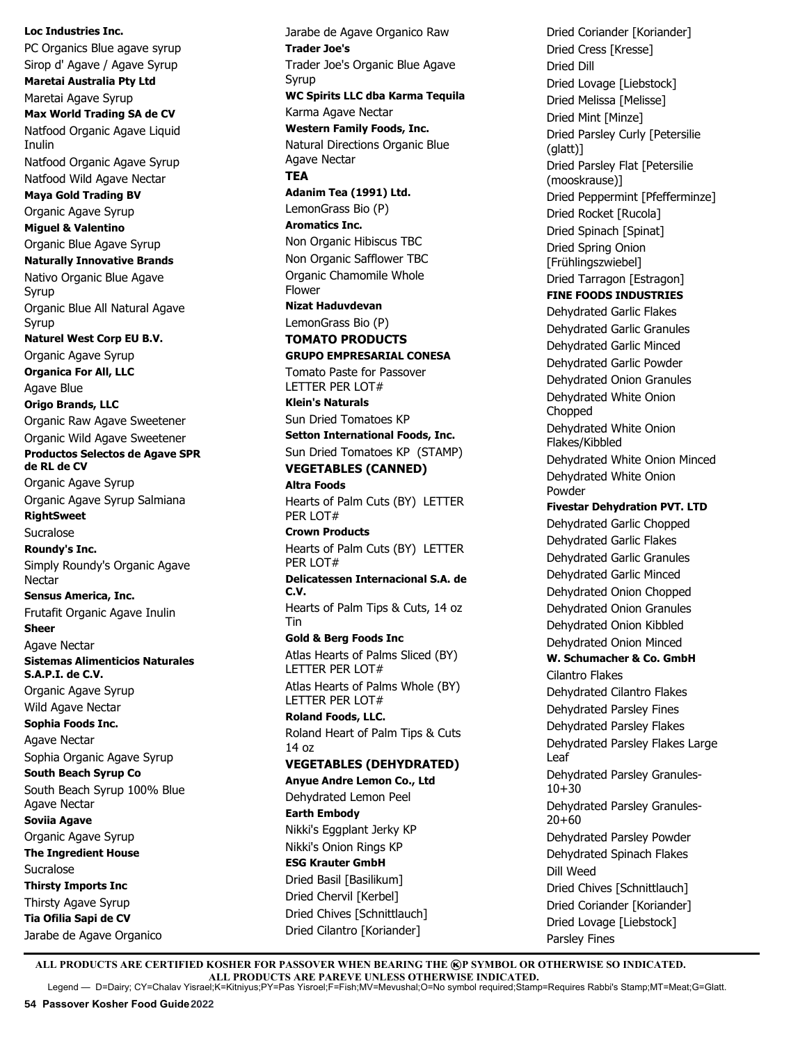**Loc Industries Inc.**

PC Organics Blue agave syrup

Sirop d' Agave / Agave Syrup

**Maretai Australia Pty Ltd**

Maretai Agave Syrup

**Max World Trading SA de CV**

Natfood Organic Agave Liquid Inulin

Natfood Organic Agave Syrup

Natfood Wild Agave Nectar

**Maya Gold Trading BV**

Organic Agave Syrup

**Miguel & Valentino**

Organic Blue Agave Syrup

**Naturally Innovative Brands**

Nativo Organic Blue Agave Syrup

Organic Blue All Natural Agave Syrup

**Naturel West Corp EU B.V.**

Organic Agave Syrup

**Organica For All, LLC**

Agave Blue

**Origo Brands, LLC**

Organic Raw Agave Sweetener

Organic Wild Agave Sweetener

**Productos Selectos de Agave SPR de RL de CV**

Organic Agave Syrup

Organic Agave Syrup Salmiana

**RightSweet**

Sucralose

**Roundy's Inc.**

Simply Roundy's Organic Agave Nectar

**Sensus America, Inc.**

Frutafit Organic Agave Inulin

**Sheer**

Agave Nectar

**Sistemas Alimenticios Naturales S.A.P.I. de C.V.**

Organic Agave Syrup

Wild Agave Nectar

**Sophia Foods Inc.**

Agave Nectar

Sophia Organic Agave Syrup

**South Beach Syrup Co**

South Beach Syrup 100% Blue Agave Nectar

**Soviia Agave**

Organic Agave Syrup

**The Ingredient House**

Sucralose

**Thirsty Imports Inc**

Thirsty Agave Syrup

**Tia Ofilia Sapi de CV**

Jarabe de Agave Organico

Jarabe de Agave Organico Raw

**Trader Joe's**

Trader Joe's Organic Blue Agave Syrup

**WC Spirits LLC dba Karma Tequila**

Karma Agave Nectar

**Western Family Foods, Inc.**

Natural Directions Organic Blue Agave Nectar

## TEA

**Adanim Tea (1991) Ltd.**

LemonGrass Bio (P)

**Aromatics Inc.**

Non Organic Hibiscus TBC

Non Organic Safflower TBC

Organic Chamomile Whole Flower

**Nizat Haduvdevan**

LemonGrass Bio (P)

## TOMATO PRODUCTS

**GRUPO EMPRESARIAL CONESA**

Tomato Paste for Passover LETTER PER LOT#

**Klein's Naturals**

Sun Dried Tomatoes KP

**Setton International Foods, Inc.**

Sun Dried Tomatoes KP (STAMP)

## VEGETABLES (CANNED)

**Altra Foods**

Hearts of Palm Cuts (BY) LETTER PER LOT#

**Crown Products**

Hearts of Palm Cuts (BY) LETTER PER LOT#

**Delicatessen Internacional S.A. de C.V.**

Hearts of Palm Tips & Cuts, 14 oz Tin

**Gold & Berg Foods Inc**

Atlas Hearts of Palms Sliced (BY) LETTER PER LOT#

Atlas Hearts of Palms Whole (BY) LETTER PER LOT#

**Roland Foods, LLC.**

Roland Heart of Palm Tips & Cuts 14 oz

## VEGETABLES (DEHYDRATED)

**Anyue Andre Lemon Co., Ltd**

Dehydrated Lemon Peel

**Earth Embody**

Nikki's Eggplant Jerky KP

Nikki's Onion Rings KP

**ESG Krauter GmbH**

Dried Basil [Basilikum]

Dried Chervil [Kerbel]

Dried Chives [Schnittlauch]

Dried Cilantro [Koriander]

Dried Coriander [Koriander]

Dried Cress [Kresse]

Dried Dill

Dried Lovage [Liebstock]

Dried Melissa [Melisse]

Dried Mint [Minze]

Dried Parsley Curly [Petersilie (glatt)]

Dried Parsley Flat [Petersilie (mooskrause)]

Dried Peppermint [Pfefferminze]

Dried Rocket [Rucola]

Dried Spinach [Spinat]

Dried Spring Onion [Frühlingszwiebel]

Dried Tarragon [Estragon]

**FINE FOODS INDUSTRIES**

Dehydrated Garlic Flakes

Dehydrated Garlic Granules

Dehydrated Garlic Minced

Dehydrated Garlic Powder

Dehydrated Onion Granules

Dehydrated White Onion Chopped

Dehydrated White Onion Flakes/Kibbled

Dehydrated White Onion Minced

Dehydrated White Onion Powder

**Fivestar Dehydration PVT. LTD**

Dehydrated Garlic Chopped

Dehydrated Garlic Flakes

Dehydrated Garlic Granules

Dehydrated Garlic Minced

Dehydrated Onion Chopped

Dehydrated Onion Granules

Dehydrated Onion Kibbled

Dehydrated Onion Minced

**W. Schumacher & Co. GmbH**

Cilantro Flakes

Dehydrated Cilantro Flakes

Dehydrated Parsley Fines

Dehydrated Parsley Flakes

Dehydrated Parsley Flakes Large Leaf

Dehydrated Parsley Granules-10+30

Dehydrated Parsley Granules-20+60

Dehydrated Parsley Powder

Dehydrated Spinach Flakes

Dill Weed

Dried Chives [Schnittlauch]

Dried Coriander [Koriander]

Dried Lovage [Liebstock]

Parsley Fines

**ALL PRODUCTS ARE CERTIFIED KOSHER FOR PASSOVER WHEN BEARING THE ⓚP SYMBOL OR OTHERWISE SO INDICATED.**
**ALL PRODUCTS ARE PAREVE UNLESS OTHERWISE INDICATED.**

Legend — D=Dairy; CY=Chalav Yisrael;K=Kitniyus;PY=Pas Yisroel;F=Fish;MV=Mevushal;O=No symbol required;Stamp=Requires Rabbi's Stamp;MT=Meat;G=Glatt.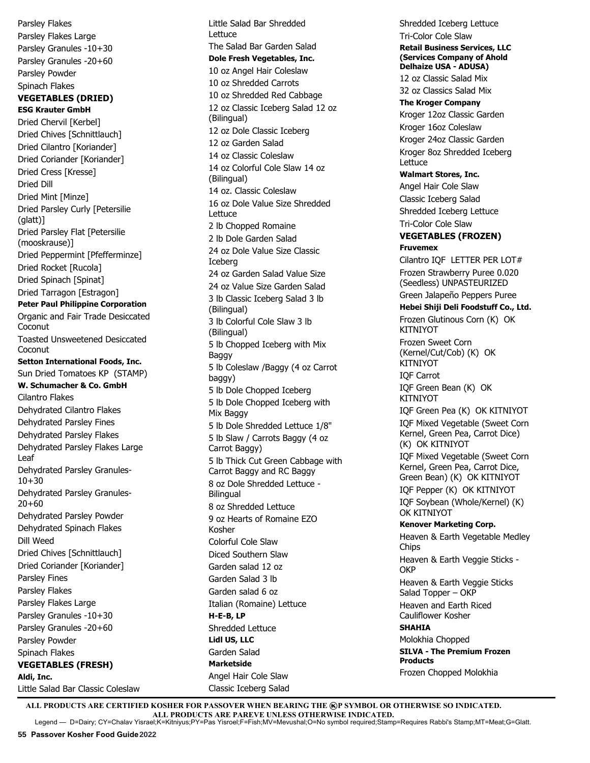Parsley Flakes
Parsley Flakes Large
Parsley Granules -10+30
Parsley Granules -20+60
Parsley Powder
Spinach Flakes

## VEGETABLES (DRIED)

**ESG Krauter GmbH**

Dried Chervil [Kerbel]
Dried Chives [Schnittlauch]
Dried Cilantro [Koriander]
Dried Coriander [Koriander]
Dried Cress [Kresse]
Dried Dill
Dried Mint [Minze]
Dried Parsley Curly [Petersilie (glatt)]
Dried Parsley Flat [Petersilie (mooskrause)]
Dried Peppermint [Pfefferminze]
Dried Rocket [Rucola]
Dried Spinach [Spinat]
Dried Tarragon [Estragon]

**Peter Paul Philippine Corporation**

Organic and Fair Trade Desiccated Coconut
Toasted Unsweetened Desiccated Coconut

**Setton International Foods, Inc.**

Sun Dried Tomatoes KP (STAMP)

**W. Schumacher & Co. GmbH**

Cilantro Flakes
Dehydrated Cilantro Flakes
Dehydrated Parsley Fines
Dehydrated Parsley Flakes
Dehydrated Parsley Flakes Large Leaf
Dehydrated Parsley Granules-10+30
Dehydrated Parsley Granules-20+60
Dehydrated Parsley Powder
Dehydrated Spinach Flakes
Dill Weed
Dried Chives [Schnittlauch]
Dried Coriander [Koriander]
Parsley Fines
Parsley Flakes
Parsley Flakes Large
Parsley Granules -10+30
Parsley Granules -20+60
Parsley Powder
Spinach Flakes

## VEGETABLES (FRESH)

**Aldi, Inc.**

Little Salad Bar Classic Coleslaw
Little Salad Bar Shredded Lettuce
The Salad Bar Garden Salad

**Dole Fresh Vegetables, Inc.**

10 oz Angel Hair Coleslaw
10 oz Shredded Carrots
10 oz Shredded Red Cabbage
12 oz Classic Iceberg Salad 12 oz (Bilingual)
12 oz Dole Classic Iceberg
12 oz Garden Salad
14 oz Classic Coleslaw
14 oz Colorful Cole Slaw 14 oz (Bilingual)
14 oz. Classic Coleslaw
16 oz Dole Value Size Shredded Lettuce
2 lb Chopped Romaine
2 lb Dole Garden Salad
24 oz Dole Value Size Classic Iceberg
24 oz Garden Salad Value Size
24 oz Value Size Garden Salad
3 lb Classic Iceberg Salad 3 lb (Bilingual)
3 lb Colorful Cole Slaw 3 lb (Bilingual)
5 lb Chopped Iceberg with Mix Baggy
5 lb Coleslaw /Baggy (4 oz Carrot baggy)
5 lb Dole Chopped Iceberg
5 lb Dole Chopped Iceberg with Mix Baggy
5 lb Dole Shredded Lettuce 1/8"
5 lb Slaw / Carrots Baggy (4 oz Carrot Baggy)
5 lb Thick Cut Green Cabbage with Carrot Baggy and RC Baggy
8 oz Dole Shredded Lettuce - Bilingual
8 oz Shredded Lettuce
9 oz Hearts of Romaine EZO Kosher
Colorful Cole Slaw
Diced Southern Slaw
Garden salad 12 oz
Garden Salad 3 lb
Garden salad 6 oz
Italian (Romaine) Lettuce

**H-E-B, LP**

Shredded Lettuce

**Lidl US, LLC**

Garden Salad

**Marketside**

Angel Hair Cole Slaw
Classic Iceberg Salad
Shredded Iceberg Lettuce
Tri-Color Cole Slaw

**Retail Business Services, LLC (Services Company of Ahold Delhaize USA - ADUSA)**

12 oz Classic Salad Mix
32 oz Classics Salad Mix

**The Kroger Company**

Kroger 12oz Classic Garden
Kroger 16oz Coleslaw
Kroger 24oz Classic Garden
Kroger 8oz Shredded Iceberg Lettuce

**Walmart Stores, Inc.**

Angel Hair Cole Slaw
Classic Iceberg Salad
Shredded Iceberg Lettuce
Tri-Color Cole Slaw

## VEGETABLES (FROZEN)

**Fruvemex**

Cilantro IQF LETTER PER LOT#
Frozen Strawberry Puree 0.020 (Seedless) UNPASTEURIZED
Green Jalapeño Peppers Puree

**Hebei Shiji Deli Foodstuff Co., Ltd.**

Frozen Glutinous Corn (K) OK KITNIYOT
Frozen Sweet Corn (Kernel/Cut/Cob) (K) OK KITNIYOT
IQF Carrot
IQF Green Bean (K) OK KITNIYOT
IQF Green Pea (K) OK KITNIYOT
IQF Mixed Vegetable (Sweet Corn Kernel, Green Pea, Carrot Dice) (K) OK KITNIYOT
IQF Mixed Vegetable (Sweet Corn Kernel, Green Pea, Carrot Dice, Green Bean) (K) OK KITNIYOT
IQF Pepper (K) OK KITNIYOT
IQF Soybean (Whole/Kernel) (K) OK KITNIYOT

**Kenover Marketing Corp.**

Heaven & Earth Vegetable Medley Chips
Heaven & Earth Veggie Sticks - OKP
Heaven & Earth Veggie Sticks Salad Topper – OKP
Heaven and Earth Riced Cauliflower Kosher

**SHAHIA**

Molokhia Chopped

**SILVA - The Premium Frozen Products**

Frozen Chopped Molokhia

**ALL PRODUCTS ARE CERTIFIED KOSHER FOR PASSOVER WHEN BEARING THE ⓀP SYMBOL OR OTHERWISE SO INDICATED.**
**ALL PRODUCTS ARE PAREVE UNLESS OTHERWISE INDICATED.**

Legend — D=Dairy; CY=Chalav Yisrael;K=Kitniyus;PY=Pas Yisroel;F=Fish;MV=Mevushal;O=No symbol required;Stamp=Requires Rabbi's Stamp;MT=Meat;G=Glatt.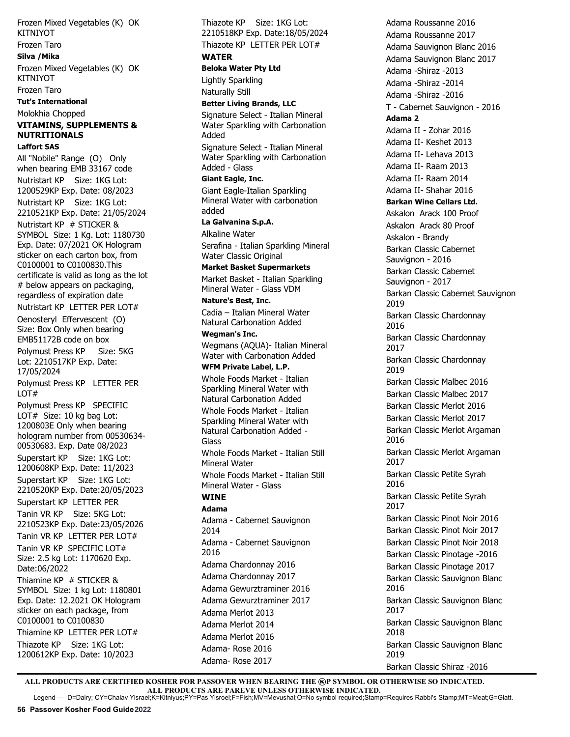Frozen Mixed Vegetables (K) OK KITNIYOT

Frozen Taro

**Silva /Mika**

Frozen Mixed Vegetables (K) OK KITNIYOT

Frozen Taro

**Tut's International**

Molokhia Chopped

## VITAMINS, SUPPLEMENTS & NUTRITIONALS

**Laffort SAS**

All "Nobile" Range (O) Only when bearing EMB 33167 code

Nutristart KP Size: 1KG Lot: 1200529KP Exp. Date: 08/2023

Nutristart KP Size: 1KG Lot: 2210521KP Exp. Date: 21/05/2024

Nutristart KP # STICKER & SYMBOL Size: 1 Kg. Lot: 1180730 Exp. Date: 07/2021 OK Hologram sticker on each carton box, from C0100001 to C0100830.This certificate is valid as long as the lot # below appears on packaging, regardless of expiration date

Nutristart KP LETTER PER LOT#

Oenosteryl Effervescent (O) Size: Box Only when bearing EMB51172B code on box

Polymust Press KP Size: 5KG Lot: 2210517KP Exp. Date: 17/05/2024

Polymust Press KP LETTER PER LOT#

Polymust Press KP SPECIFIC LOT# Size: 10 kg bag Lot: 1200803E Only when bearing hologram number from 00530634-00530683. Exp. Date 08/2023

Superstart KP Size: 1KG Lot: 1200608KP Exp. Date: 11/2023

Superstart KP Size: 1KG Lot: 2210520KP Exp. Date:20/05/2023

Superstart KP LETTER PER

Tanin VR KP Size: 5KG Lot: 2210523KP Exp. Date:23/05/2026

Tanin VR KP LETTER PER LOT#

Tanin VR KP SPECIFIC LOT# Size: 2.5 kg Lot: 1170620 Exp. Date:06/2022

Thiamine KP # STICKER & SYMBOL Size: 1 kg Lot: 1180801 Exp. Date: 12.2021 OK Hologram sticker on each package, from C0100001 to C0100830

Thiamine KP LETTER PER LOT#

Thiazote KP Size: 1KG Lot: 1200612KP Exp. Date: 10/2023

Thiazote KP Size: 1KG Lot: 2210518KP Exp. Date:18/05/2024

Thiazote KP LETTER PER LOT#

## WATER

**Beloka Water Pty Ltd**

Lightly Sparkling

Naturally Still

**Better Living Brands, LLC**

Signature Select - Italian Mineral Water Sparkling with Carbonation Added

Signature Select - Italian Mineral Water Sparkling with Carbonation Added - Glass

**Giant Eagle, Inc.**

Giant Eagle-Italian Sparkling Mineral Water with carbonation added

**La Galvanina S.p.A.**

Alkaline Water

Serafina - Italian Sparkling Mineral Water Classic Original

**Market Basket Supermarkets**

Market Basket - Italian Sparkling Mineral Water - Glass VDM

**Nature's Best, Inc.**

Cadia – Italian Mineral Water Natural Carbonation Added

**Wegman's Inc.**

Wegmans (AQUA)- Italian Mineral Water with Carbonation Added

**WFM Private Label, L.P.**

Whole Foods Market - Italian Sparkling Mineral Water with Natural Carbonation Added

Whole Foods Market - Italian Sparkling Mineral Water with Natural Carbonation Added - Glass

Whole Foods Market - Italian Still Mineral Water

Whole Foods Market - Italian Still Mineral Water - Glass

## WINE

**Adama**

Adama - Cabernet Sauvignon 2014

Adama - Cabernet Sauvignon 2016

Adama Chardonnay 2016

Adama Chardonnay 2017

Adama Gewurztraminer 2016

Adama Gewurztraminer 2017

Adama Merlot 2013

Adama Merlot 2014

Adama Merlot 2016

Adama- Rose 2016

Adama- Rose 2017

Adama Roussanne 2016

Adama Roussanne 2017

Adama Sauvignon Blanc 2016

Adama Sauvignon Blanc 2017

Adama -Shiraz -2013

Adama -Shiraz -2014

Adama -Shiraz -2016

T - Cabernet Sauvignon - 2016

**Adama 2**

Adama II - Zohar 2016

Adama II- Keshet 2013

Adama II- Lehava 2013

Adama II- Raam 2013

Adama II- Raam 2014

Adama II- Shahar 2016

**Barkan Wine Cellars Ltd.**

Askalon Arack 100 Proof

Askalon Arack 80 Proof

Askalon - Brandy

Barkan Classic Cabernet Sauvignon - 2016

Barkan Classic Cabernet Sauvignon - 2017

Barkan Classic Cabernet Sauvignon 2019

Barkan Classic Chardonnay 2016

Barkan Classic Chardonnay 2017

Barkan Classic Chardonnay 2019

Barkan Classic Malbec 2016

Barkan Classic Malbec 2017

Barkan Classic Merlot 2016

Barkan Classic Merlot 2017

Barkan Classic Merlot Argaman 2016

Barkan Classic Merlot Argaman 2017

Barkan Classic Petite Syrah 2016

Barkan Classic Petite Syrah 2017

Barkan Classic Pinot Noir 2016

Barkan Classic Pinot Noir 2017

Barkan Classic Pinot Noir 2018

Barkan Classic Pinotage -2016

Barkan Classic Pinotage 2017

Barkan Classic Sauvignon Blanc 2016

Barkan Classic Sauvignon Blanc 2017

Barkan Classic Sauvignon Blanc 2018

Barkan Classic Sauvignon Blanc 2019

Barkan Classic Shiraz -2016

**ALL PRODUCTS ARE CERTIFIED KOSHER FOR PASSOVER WHEN BEARING THE ⓀP SYMBOL OR OTHERWISE SO INDICATED. ALL PRODUCTS ARE PAREVE UNLESS OTHERWISE INDICATED.**

Legend — D=Dairy; CY=Chalav Yisrael;K=Kitniyus;PY=Pas Yisroel;F=Fish;MV=Mevushal;O=No symbol required;Stamp=Requires Rabbi's Stamp;MT=Meat;G=Glatt.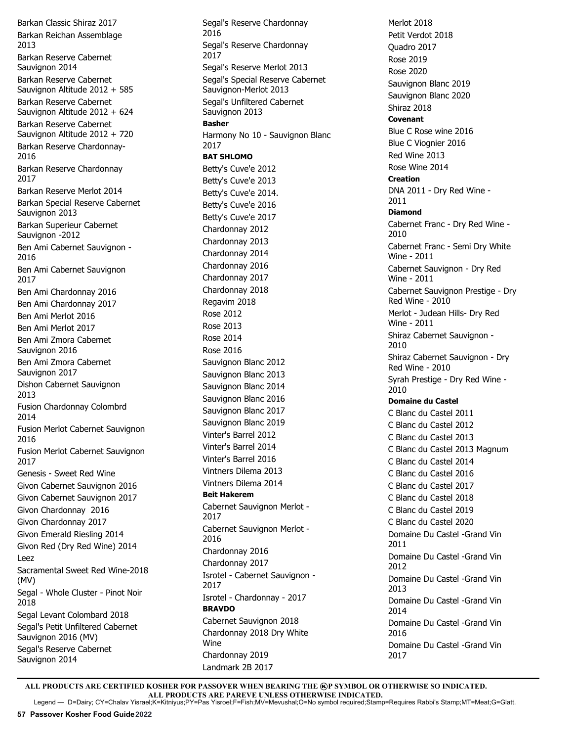Barkan Classic Shiraz 2017
Barkan Reichan Assemblage 2013
Barkan Reserve Cabernet Sauvignon 2014
Barkan Reserve Cabernet Sauvignon Altitude 2012 + 585
Barkan Reserve Cabernet Sauvignon Altitude 2012 + 624
Barkan Reserve Cabernet Sauvignon Altitude 2012 + 720
Barkan Reserve Chardonnay-2016
Barkan Reserve Chardonnay 2017
Barkan Reserve Merlot 2014
Barkan Special Reserve Cabernet Sauvignon 2013
Barkan Superieur Cabernet Sauvignon -2012
Ben Ami Cabernet Sauvignon - 2016
Ben Ami Cabernet Sauvignon 2017
Ben Ami Chardonnay 2016
Ben Ami Chardonnay 2017
Ben Ami Merlot 2016
Ben Ami Merlot 2017
Ben Ami Zmora Cabernet Sauvignon 2016
Ben Ami Zmora Cabernet Sauvignon 2017
Dishon Cabernet Sauvignon 2013
Fusion Chardonnay Colombrd 2014
Fusion Merlot Cabernet Sauvignon 2016
Fusion Merlot Cabernet Sauvignon 2017
Genesis - Sweet Red Wine
Givon Cabernet Sauvignon 2016
Givon Cabernet Sauvignon 2017
Givon Chardonnay 2016
Givon Chardonnay 2017
Givon Emerald Riesling 2014
Givon Red (Dry Red Wine) 2014
Leez
Sacramental Sweet Red Wine-2018 (MV)
Segal - Whole Cluster - Pinot Noir 2018
Segal Levant Colombard 2018
Segal's Petit Unfiltered Cabernet Sauvignon 2016 (MV)
Segal's Reserve Cabernet Sauvignon 2014
Segal's Reserve Chardonnay 2016
Segal's Reserve Chardonnay 2017
Segal's Reserve Merlot 2013
Segal's Special Reserve Cabernet Sauvignon-Merlot 2013
Segal's Unfiltered Cabernet Sauvignon 2013

**Basher**

Harmony No 10 - Sauvignon Blanc 2017

**BAT SHLOMO**

Betty's Cuve'e 2012
Betty's Cuve'e 2013
Betty's Cuve'e 2014.
Betty's Cuve'e 2016
Betty's Cuve'e 2017
Chardonnay 2012
Chardonnay 2013
Chardonnay 2014
Chardonnay 2016
Chardonnay 2017
Chardonnay 2018
Regavim 2018
Rose 2012
Rose 2013
Rose 2014
Rose 2016
Sauvignon Blanc 2012
Sauvignon Blanc 2013
Sauvignon Blanc 2014
Sauvignon Blanc 2016
Sauvignon Blanc 2017
Sauvignon Blanc 2019
Vinter's Barrel 2012
Vinter's Barrel 2014
Vinter's Barrel 2016
Vintners Dilema 2013
Vintners Dilema 2014

**Beit Hakerem**

Cabernet Sauvignon Merlot - 2017
Cabernet Sauvignon Merlot - 2016
Chardonnay 2016
Chardonnay 2017
Isrotel - Cabernet Sauvignon - 2017
Isrotel - Chardonnay - 2017

**BRAVDO**

Cabernet Sauvignon 2018
Chardonnay 2018 Dry White Wine
Chardonnay 2019
Landmark 2B 2017
Merlot 2018
Petit Verdot 2018
Quadro 2017
Rose 2019
Rose 2020
Sauvignon Blanc 2019
Sauvignon Blanc 2020
Shiraz 2018

**Covenant**

Blue C Rose wine 2016
Blue C Viognier 2016
Red Wine 2013
Rose Wine 2014

**Creation**

DNA 2011 - Dry Red Wine - 2011

**Diamond**

Cabernet Franc - Dry Red Wine - 2010
Cabernet Franc - Semi Dry White Wine - 2011
Cabernet Sauvignon - Dry Red Wine - 2011
Cabernet Sauvignon Prestige - Dry Red Wine - 2010
Merlot - Judean Hills- Dry Red Wine - 2011
Shiraz Cabernet Sauvignon - 2010
Shiraz Cabernet Sauvignon - Dry Red Wine - 2010
Syrah Prestige - Dry Red Wine - 2010

**Domaine du Castel**

C Blanc du Castel 2011
C Blanc du Castel 2012
C Blanc du Castel 2013
C Blanc du Castel 2013 Magnum
C Blanc du Castel 2014
C Blanc du Castel 2016
C Blanc du Castel 2017
C Blanc du Castel 2018
C Blanc du Castel 2019
C Blanc du Castel 2020
Domaine Du Castel -Grand Vin 2011
Domaine Du Castel -Grand Vin 2012
Domaine Du Castel -Grand Vin 2013
Domaine Du Castel -Grand Vin 2014
Domaine Du Castel -Grand Vin 2016
Domaine Du Castel -Grand Vin 2017

**ALL PRODUCTS ARE CERTIFIED KOSHER FOR PASSOVER WHEN BEARING THE ⓀP SYMBOL OR OTHERWISE SO INDICATED.**
**ALL PRODUCTS ARE PAREVE UNLESS OTHERWISE INDICATED.**

Legend — D=Dairy; CY=Chalav Yisrael;K=Kitniyus;PY=Pas Yisroel;F=Fish;MV=Mevushal;O=No symbol required;Stamp=Requires Rabbi's Stamp;MT=Meat;G=Glatt.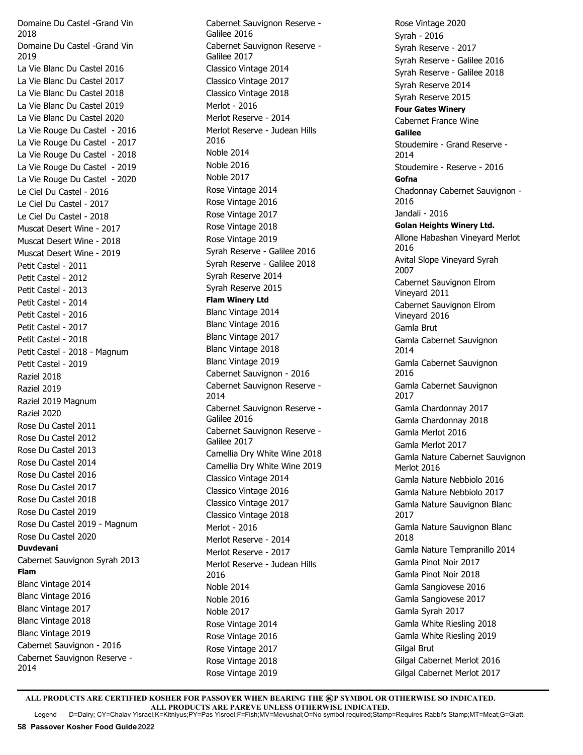Domaine Du Castel -Grand Vin 2018
Domaine Du Castel -Grand Vin 2019
La Vie Blanc Du Castel 2016
La Vie Blanc Du Castel 2017
La Vie Blanc Du Castel 2018
La Vie Blanc Du Castel 2019
La Vie Blanc Du Castel 2020
La Vie Rouge Du Castel - 2016
La Vie Rouge Du Castel - 2017
La Vie Rouge Du Castel - 2018
La Vie Rouge Du Castel - 2019
La Vie Rouge Du Castel - 2020
Le Ciel Du Castel - 2016
Le Ciel Du Castel - 2017
Le Ciel Du Castel - 2018
Muscat Desert Wine - 2017
Muscat Desert Wine - 2018
Muscat Desert Wine - 2019
Petit Castel - 2011
Petit Castel - 2012
Petit Castel - 2013
Petit Castel - 2014
Petit Castel - 2016
Petit Castel - 2017
Petit Castel - 2018
Petit Castel - 2018 - Magnum
Petit Castel - 2019
Raziel 2018
Raziel 2019
Raziel 2019 Magnum
Raziel 2020
Rose Du Castel 2011
Rose Du Castel 2012
Rose Du Castel 2013
Rose Du Castel 2014
Rose Du Castel 2016
Rose Du Castel 2017
Rose Du Castel 2018
Rose Du Castel 2019
Rose Du Castel 2019 - Magnum
Rose Du Castel 2020

**Duvdevani**

Cabernet Sauvignon Syrah 2013

**Flam**

Blanc Vintage 2014
Blanc Vintage 2016
Blanc Vintage 2017
Blanc Vintage 2018
Blanc Vintage 2019
Cabernet Sauvignon - 2016
Cabernet Sauvignon Reserve - 2014
Cabernet Sauvignon Reserve - Galilee 2016
Cabernet Sauvignon Reserve - Galilee 2017
Classico Vintage 2014
Classico Vintage 2017
Classico Vintage 2018
Merlot - 2016
Merlot Reserve - 2014
Merlot Reserve - Judean Hills 2016
Noble 2014
Noble 2016
Noble 2017
Rose Vintage 2014
Rose Vintage 2016
Rose Vintage 2017
Rose Vintage 2018
Rose Vintage 2019
Syrah Reserve - Galilee 2016
Syrah Reserve - Galilee 2018
Syrah Reserve 2014
Syrah Reserve 2015

**Flam Winery Ltd**

Blanc Vintage 2014
Blanc Vintage 2016
Blanc Vintage 2017
Blanc Vintage 2018
Blanc Vintage 2019
Cabernet Sauvignon - 2016
Cabernet Sauvignon Reserve - 2014
Cabernet Sauvignon Reserve - Galilee 2016
Cabernet Sauvignon Reserve - Galilee 2017
Camellia Dry White Wine 2018
Camellia Dry White Wine 2019
Classico Vintage 2014
Classico Vintage 2016
Classico Vintage 2017
Classico Vintage 2018
Merlot - 2016
Merlot Reserve - 2014
Merlot Reserve - 2017
Merlot Reserve - Judean Hills 2016
Noble 2014
Noble 2016
Noble 2017
Rose Vintage 2014
Rose Vintage 2016
Rose Vintage 2017
Rose Vintage 2018
Rose Vintage 2019
Rose Vintage 2020
Syrah - 2016
Syrah Reserve - 2017
Syrah Reserve - Galilee 2016
Syrah Reserve - Galilee 2018
Syrah Reserve 2014
Syrah Reserve 2015

**Four Gates Winery**

Cabernet France Wine

**Galilee**

Stoudemire - Grand Reserve - 2014
Stoudemire - Reserve - 2016

**Gofna**

Chadonnay Cabernet Sauvignon - 2016
Jandali - 2016

**Golan Heights Winery Ltd.**

Allone Habashan Vineyard Merlot 2016
Avital Slope Vineyard Syrah 2007
Cabernet Sauvignon Elrom Vineyard 2011
Cabernet Sauvignon Elrom Vineyard 2016
Gamla Brut
Gamla Cabernet Sauvignon 2014
Gamla Cabernet Sauvignon 2016
Gamla Cabernet Sauvignon 2017
Gamla Chardonnay 2017
Gamla Chardonnay 2018
Gamla Merlot 2016
Gamla Merlot 2017
Gamla Nature Cabernet Sauvignon Merlot 2016
Gamla Nature Nebbiolo 2016
Gamla Nature Nebbiolo 2017
Gamla Nature Sauvignon Blanc 2017
Gamla Nature Sauvignon Blanc 2018
Gamla Nature Tempranillo 2014
Gamla Pinot Noir 2017
Gamla Pinot Noir 2018
Gamla Sangiovese 2016
Gamla Sangiovese 2017
Gamla Syrah 2017
Gamla White Riesling 2018
Gamla White Riesling 2019
Gilgal Brut
Gilgal Cabernet Merlot 2016
Gilgal Cabernet Merlot 2017

**ALL PRODUCTS ARE CERTIFIED KOSHER FOR PASSOVER WHEN BEARING THE ⓀP SYMBOL OR OTHERWISE SO INDICATED.**
**ALL PRODUCTS ARE PAREVE UNLESS OTHERWISE INDICATED.**
Legend — D=Dairy; CY=Chalav Yisrael;K=Kitniyus;PY=Pas Yisroel;F=Fish;MV=Mevushal;O=No symbol required;Stamp=Requires Rabbi's Stamp;MT=Meat;G=Glatt.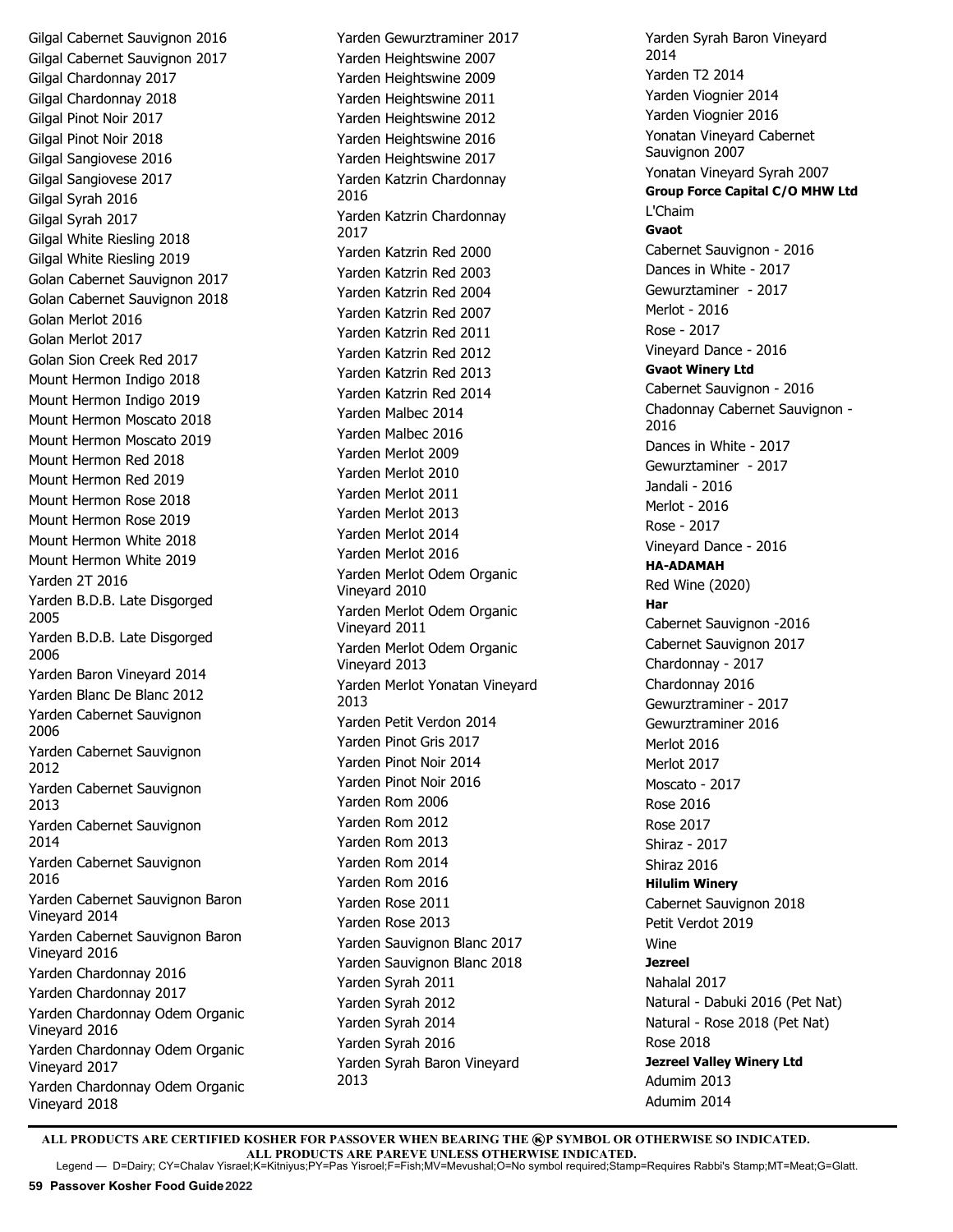Gilgal Cabernet Sauvignon 2016
Gilgal Cabernet Sauvignon 2017
Gilgal Chardonnay 2017
Gilgal Chardonnay 2018
Gilgal Pinot Noir 2017
Gilgal Pinot Noir 2018
Gilgal Sangiovese 2016
Gilgal Sangiovese 2017
Gilgal Syrah 2016
Gilgal Syrah 2017
Gilgal White Riesling 2018
Gilgal White Riesling 2019
Golan Cabernet Sauvignon 2017
Golan Cabernet Sauvignon 2018
Golan Merlot 2016
Golan Merlot 2017
Golan Sion Creek Red 2017
Mount Hermon Indigo 2018
Mount Hermon Indigo 2019
Mount Hermon Moscato 2018
Mount Hermon Moscato 2019
Mount Hermon Red 2018
Mount Hermon Red 2019
Mount Hermon Rose 2018
Mount Hermon Rose 2019
Mount Hermon White 2018
Mount Hermon White 2019
Yarden 2T 2016
Yarden B.D.B. Late Disgorged 2005
Yarden B.D.B. Late Disgorged 2006
Yarden Baron Vineyard 2014
Yarden Blanc De Blanc 2012
Yarden Cabernet Sauvignon 2006
Yarden Cabernet Sauvignon 2012
Yarden Cabernet Sauvignon 2013
Yarden Cabernet Sauvignon 2014
Yarden Cabernet Sauvignon 2016
Yarden Cabernet Sauvignon Baron Vineyard 2014
Yarden Cabernet Sauvignon Baron Vineyard 2016
Yarden Chardonnay 2016
Yarden Chardonnay 2017
Yarden Chardonnay Odem Organic Vineyard 2016
Yarden Chardonnay Odem Organic Vineyard 2017
Yarden Chardonnay Odem Organic Vineyard 2018
Yarden Gewurztraminer 2017
Yarden Heightswine 2007
Yarden Heightswine 2009
Yarden Heightswine 2011
Yarden Heightswine 2012
Yarden Heightswine 2016
Yarden Heightswine 2017
Yarden Katzrin Chardonnay 2016
Yarden Katzrin Chardonnay 2017
Yarden Katzrin Red 2000
Yarden Katzrin Red 2003
Yarden Katzrin Red 2004
Yarden Katzrin Red 2007
Yarden Katzrin Red 2011
Yarden Katzrin Red 2012
Yarden Katzrin Red 2013
Yarden Katzrin Red 2014
Yarden Malbec 2014
Yarden Malbec 2016
Yarden Merlot 2009
Yarden Merlot 2010
Yarden Merlot 2011
Yarden Merlot 2013
Yarden Merlot 2014
Yarden Merlot 2016
Yarden Merlot Odem Organic Vineyard 2010
Yarden Merlot Odem Organic Vineyard 2011
Yarden Merlot Odem Organic Vineyard 2013
Yarden Merlot Yonatan Vineyard 2013
Yarden Petit Verdon 2014
Yarden Pinot Gris 2017
Yarden Pinot Noir 2014
Yarden Pinot Noir 2016
Yarden Rom 2006
Yarden Rom 2012
Yarden Rom 2013
Yarden Rom 2014
Yarden Rom 2016
Yarden Rose 2011
Yarden Rose 2013
Yarden Sauvignon Blanc 2017
Yarden Sauvignon Blanc 2018
Yarden Syrah 2011
Yarden Syrah 2012
Yarden Syrah 2014
Yarden Syrah 2016
Yarden Syrah Baron Vineyard 2013
Yarden Syrah Baron Vineyard 2014
Yarden T2 2014
Yarden Viognier 2014
Yarden Viognier 2016
Yonatan Vineyard Cabernet Sauvignon 2007
Yonatan Vineyard Syrah 2007

**Group Force Capital C/O MHW Ltd**

L'Chaim

**Gvaot**

Cabernet Sauvignon - 2016
Dances in White - 2017
Gewurztaminer - 2017
Merlot - 2016
Rose - 2017
Vineyard Dance - 2016

**Gvaot Winery Ltd**

Cabernet Sauvignon - 2016
Chadonnay Cabernet Sauvignon - 2016
Dances in White - 2017
Gewurztaminer - 2017
Jandali - 2016
Merlot - 2016
Rose - 2017
Vineyard Dance - 2016

**HA-ADAMAH**

Red Wine (2020)

**Har**

Cabernet Sauvignon -2016
Cabernet Sauvignon 2017
Chardonnay - 2017
Chardonnay 2016
Gewurztraminer - 2017
Gewurztraminer 2016
Merlot 2016
Merlot 2017
Moscato - 2017
Rose 2016
Rose 2017
Shiraz - 2017
Shiraz 2016

**Hilulim Winery**

Cabernet Sauvignon 2018
Petit Verdot 2019
Wine

**Jezreel**

Nahalal 2017
Natural - Dabuki 2016 (Pet Nat)
Natural - Rose 2018 (Pet Nat)
Rose 2018

**Jezreel Valley Winery Ltd**

Adumim 2013
Adumim 2014

**ALL PRODUCTS ARE CERTIFIED KOSHER FOR PASSOVER WHEN BEARING THE ⓀP SYMBOL OR OTHERWISE SO INDICATED.**
**ALL PRODUCTS ARE PAREVE UNLESS OTHERWISE INDICATED.**

Legend — D=Dairy; CY=Chalav Yisrael;K=Kitniyus;PY=Pas Yisroel;F=Fish;MV=Mevushal;O=No symbol required;Stamp=Requires Rabbi's Stamp;MT=Meat;G=Glatt.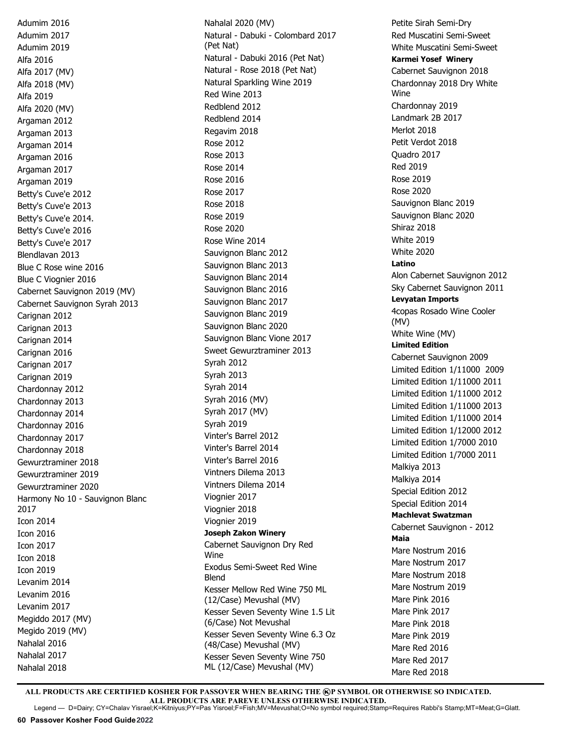Adumim 2016
Adumim 2017
Adumim 2019
Alfa 2016
Alfa 2017 (MV)
Alfa 2018 (MV)
Alfa 2019
Alfa 2020 (MV)
Argaman 2012
Argaman 2013
Argaman 2014
Argaman 2016
Argaman 2017
Argaman 2019
Betty's Cuve'e 2012
Betty's Cuve'e 2013
Betty's Cuve'e 2014.
Betty's Cuve'e 2016
Betty's Cuve'e 2017
Blendlavan 2013
Blue C Rose wine 2016
Blue C Viognier 2016
Cabernet Sauvignon 2019 (MV)
Cabernet Sauvignon Syrah 2013
Carignan 2012
Carignan 2013
Carignan 2014
Carignan 2016
Carignan 2017
Carignan 2019
Chardonnay 2012
Chardonnay 2013
Chardonnay 2014
Chardonnay 2016
Chardonnay 2017
Chardonnay 2018
Gewurztraminer 2018
Gewurztraminer 2019
Gewurztraminer 2020
Harmony No 10 - Sauvignon Blanc 2017
Icon 2014
Icon 2016
Icon 2017
Icon 2018
Icon 2019
Levanim 2014
Levanim 2016
Levanim 2017
Megiddo 2017 (MV)
Megido 2019 (MV)
Nahalal 2016
Nahalal 2017
Nahalal 2018
Nahalal 2020 (MV)
Natural - Dabuki - Colombard 2017 (Pet Nat)
Natural - Dabuki 2016 (Pet Nat)
Natural - Rose 2018 (Pet Nat)
Natural Sparkling Wine 2019
Red Wine 2013
Redblend 2012
Redblend 2014
Regavim 2018
Rose 2012
Rose 2013
Rose 2014
Rose 2016
Rose 2017
Rose 2018
Rose 2019
Rose 2020
Rose Wine 2014
Sauvignon Blanc 2012
Sauvignon Blanc 2013
Sauvignon Blanc 2014
Sauvignon Blanc 2016
Sauvignon Blanc 2017
Sauvignon Blanc 2019
Sauvignon Blanc 2020
Sauvignon Blanc Vione 2017
Sweet Gewurztraminer 2013
Syrah 2012
Syrah 2013
Syrah 2014
Syrah 2016 (MV)
Syrah 2017 (MV)
Syrah 2019
Vinter's Barrel 2012
Vinter's Barrel 2014
Vinter's Barrel 2016
Vintners Dilema 2013
Vintners Dilema 2014
Viognier 2017
Viognier 2018
Viognier 2019

**Joseph Zakon Winery**

Cabernet Sauvignon Dry Red Wine
Exodus Semi-Sweet Red Wine Blend
Kesser Mellow Red Wine 750 ML (12/Case) Mevushal (MV)
Kesser Seven Seventy Wine 1.5 Lit (6/Case) Not Mevushal
Kesser Seven Seventy Wine 6.3 Oz (48/Case) Mevushal (MV)
Kesser Seven Seventy Wine 750 ML (12/Case) Mevushal (MV)
Petite Sirah Semi-Dry
Red Muscatini Semi-Sweet
White Muscatini Semi-Sweet

**Karmei Yosef Winery**

Cabernet Sauvignon 2018
Chardonnay 2018 Dry White Wine
Chardonnay 2019
Landmark 2B 2017
Merlot 2018
Petit Verdot 2018
Quadro 2017
Red 2019
Rose 2019
Rose 2020
Sauvignon Blanc 2019
Sauvignon Blanc 2020
Shiraz 2018
White 2019
White 2020

**Latino**

Alon Cabernet Sauvignon 2012
Sky Cabernet Sauvignon 2011

**Levyatan Imports**

4copas Rosado Wine Cooler (MV)
White Wine (MV)

**Limited Edition**

Cabernet Sauvignon 2009
Limited Edition 1/11000 2009
Limited Edition 1/11000 2011
Limited Edition 1/11000 2012
Limited Edition 1/11000 2013
Limited Edition 1/11000 2014
Limited Edition 1/12000 2012
Limited Edition 1/7000 2010
Limited Edition 1/7000 2011
Malkiya 2013
Malkiya 2014
Special Edition 2012
Special Edition 2014

**Machlevat Swatzman**

Cabernet Sauvignon - 2012

**Maia**

Mare Nostrum 2016
Mare Nostrum 2017
Mare Nostrum 2018
Mare Nostrum 2019
Mare Pink 2016
Mare Pink 2017
Mare Pink 2018
Mare Pink 2019
Mare Red 2016
Mare Red 2017
Mare Red 2018

**ALL PRODUCTS ARE CERTIFIED KOSHER FOR PASSOVER WHEN BEARING THE ⓀP SYMBOL OR OTHERWISE SO INDICATED. ALL PRODUCTS ARE PAREVE UNLESS OTHERWISE INDICATED.**

Legend — D=Dairy; CY=Chalav Yisrael;K=Kitniyus;PY=Pas Yisroel;F=Fish;MV=Mevushal;O=No symbol required;Stamp=Requires Rabbi's Stamp;MT=Meat;G=Glatt.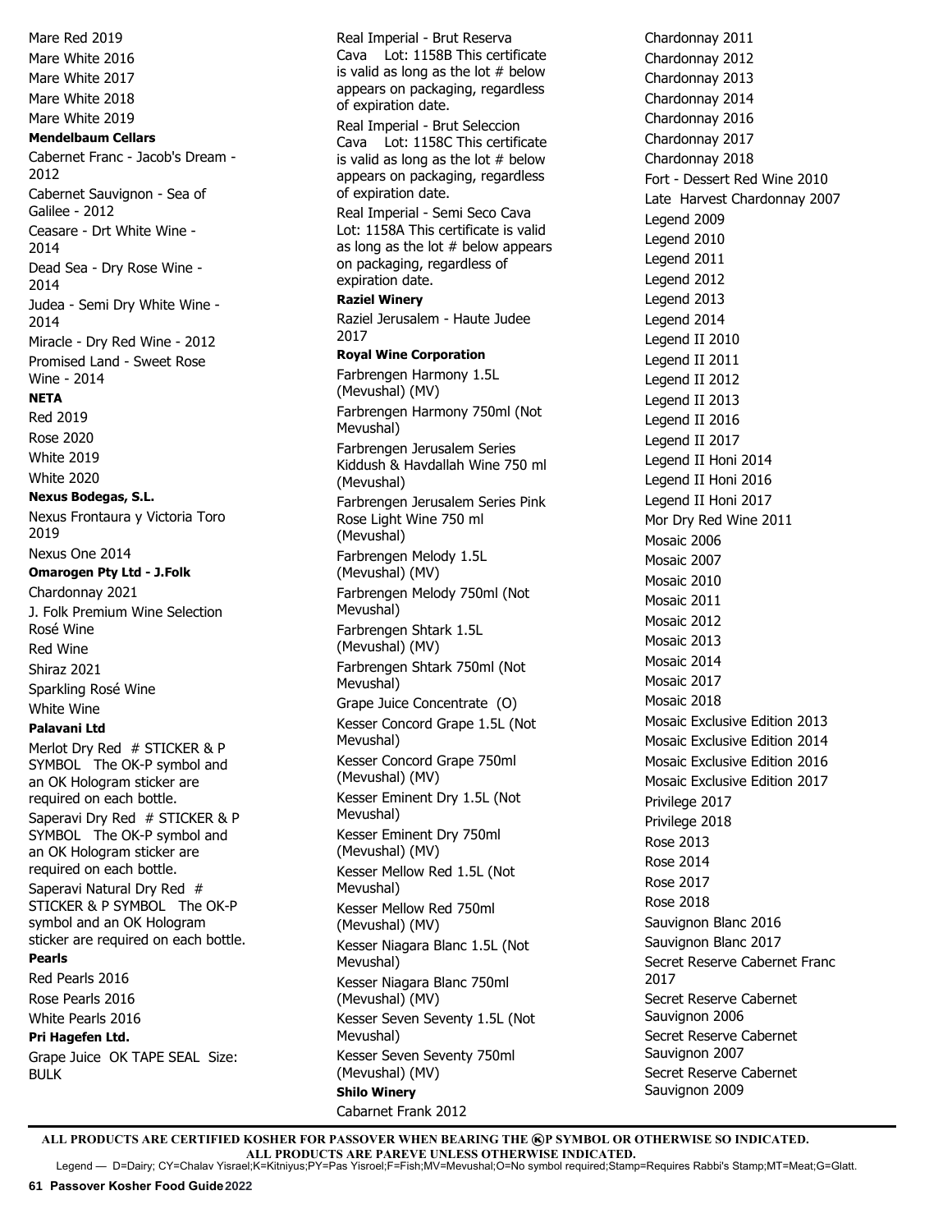Mare Red 2019

Mare White 2016

Mare White 2017

Mare White 2018

Mare White 2019

**Mendelbaum Cellars**

Cabernet Franc - Jacob's Dream - 2012

Cabernet Sauvignon - Sea of Galilee - 2012

Ceasare - Drt White Wine - 2014

Dead Sea - Dry Rose Wine - 2014

Judea - Semi Dry White Wine - 2014

Miracle - Dry Red Wine - 2012

Promised Land - Sweet Rose Wine - 2014

**NETA**

Red 2019

Rose 2020

White 2019

White 2020

**Nexus Bodegas, S.L.**

Nexus Frontaura y Victoria Toro 2019

Nexus One 2014

**Omarogen Pty Ltd - J.Folk**

Chardonnay 2021

J. Folk Premium Wine Selection Rosé Wine

Red Wine

Shiraz 2021

Sparkling Rosé Wine

White Wine

**Palavani Ltd**

Merlot Dry Red # STICKER & P SYMBOL The OK-P symbol and an OK Hologram sticker are required on each bottle.

Saperavi Dry Red # STICKER & P SYMBOL The OK-P symbol and an OK Hologram sticker are required on each bottle.

Saperavi Natural Dry Red # STICKER & P SYMBOL The OK-P symbol and an OK Hologram sticker are required on each bottle.

**Pearls**

Red Pearls 2016

Rose Pearls 2016

White Pearls 2016

**Pri Hagefen Ltd.**

Grape Juice OK TAPE SEAL Size: BULK

Real Imperial - Brut Reserva Cava Lot: 1158B This certificate is valid as long as the lot # below appears on packaging, regardless of expiration date.

Real Imperial - Brut Seleccion Cava Lot: 1158C This certificate is valid as long as the lot # below appears on packaging, regardless of expiration date.

Real Imperial - Semi Seco Cava Lot: 1158A This certificate is valid as long as the lot # below appears on packaging, regardless of expiration date.

**Raziel Winery**

Raziel Jerusalem - Haute Judee 2017

**Royal Wine Corporation**

Farbrengen Harmony 1.5L (Mevushal) (MV)

Farbrengen Harmony 750ml (Not Mevushal)

Farbrengen Jerusalem Series Kiddush & Havdallah Wine 750 ml (Mevushal)

Farbrengen Jerusalem Series Pink Rose Light Wine 750 ml (Mevushal)

Farbrengen Melody 1.5L (Mevushal) (MV)

Farbrengen Melody 750ml (Not Mevushal)

Farbrengen Shtark 1.5L (Mevushal) (MV)

Farbrengen Shtark 750ml (Not Mevushal)

Grape Juice Concentrate (O)

Kesser Concord Grape 1.5L (Not Mevushal)

Kesser Concord Grape 750ml (Mevushal) (MV)

Kesser Eminent Dry 1.5L (Not Mevushal)

Kesser Eminent Dry 750ml (Mevushal) (MV)

Kesser Mellow Red 1.5L (Not Mevushal)

Kesser Mellow Red 750ml (Mevushal) (MV)

Kesser Niagara Blanc 1.5L (Not Mevushal)

Kesser Niagara Blanc 750ml (Mevushal) (MV)

Kesser Seven Seventy 1.5L (Not Mevushal)

Kesser Seven Seventy 750ml (Mevushal) (MV)

**Shilo Winery**

Cabarnet Frank 2012

Chardonnay 2011

Chardonnay 2012

Chardonnay 2013

Chardonnay 2014

Chardonnay 2016

Chardonnay 2017

Chardonnay 2018

Fort - Dessert Red Wine 2010

Late Harvest Chardonnay 2007

Legend 2009

Legend 2010

Legend 2011

Legend 2012

Legend 2013

Legend 2014

Legend II 2010

Legend II 2011

Legend II 2012

Legend II 2013

Legend II 2016

Legend II 2017

Legend II Honi 2014

Legend II Honi 2016

Legend II Honi 2017

Mor Dry Red Wine 2011

Mosaic 2006

Mosaic 2007

Mosaic 2010

Mosaic 2011

Mosaic 2012

Mosaic 2013

Mosaic 2014

Mosaic 2017

Mosaic 2018

Mosaic Exclusive Edition 2013

Mosaic Exclusive Edition 2014

Mosaic Exclusive Edition 2016

Mosaic Exclusive Edition 2017

Privilege 2017

Privilege 2018

Rose 2013

Rose 2014

Rose 2017

Rose 2018

Sauvignon Blanc 2016

Sauvignon Blanc 2017

Secret Reserve Cabernet Franc 2017

Secret Reserve Cabernet Sauvignon 2006

Secret Reserve Cabernet Sauvignon 2007

Secret Reserve Cabernet Sauvignon 2009

**ALL PRODUCTS ARE CERTIFIED KOSHER FOR PASSOVER WHEN BEARING THE ⓚP SYMBOL OR OTHERWISE SO INDICATED.**
**ALL PRODUCTS ARE PAREVE UNLESS OTHERWISE INDICATED.**

Legend — D=Dairy; CY=Chalav Yisrael; K=Kitniyus; PY=Pas Yisroel; F=Fish; MV=Mevushal; O=No symbol required; Stamp=Requires Rabbi's Stamp; MT=Meat; G=Glatt.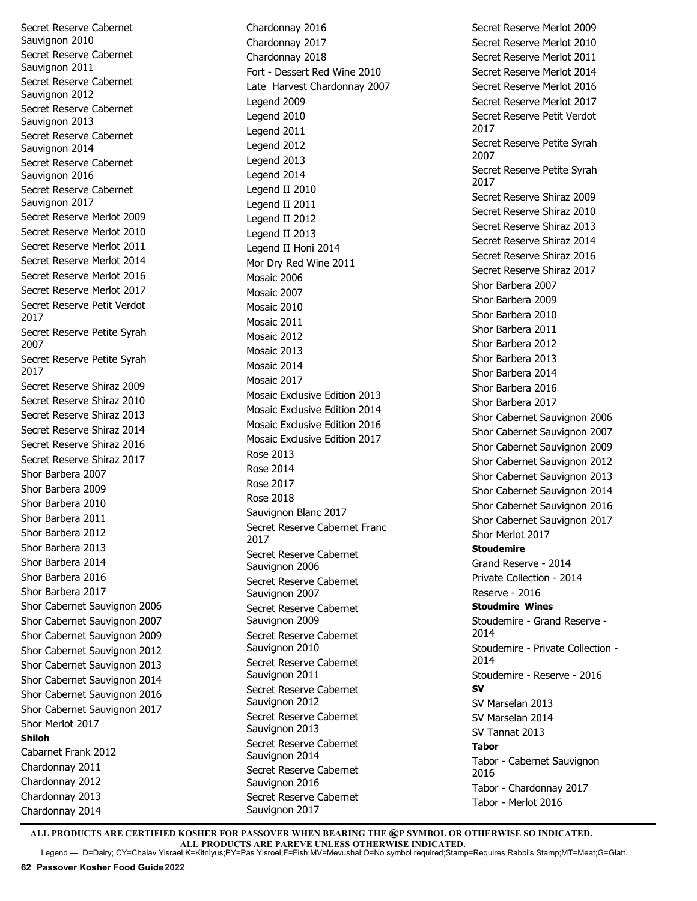Secret Reserve Cabernet Sauvignon 2010
Secret Reserve Cabernet Sauvignon 2011
Secret Reserve Cabernet Sauvignon 2012
Secret Reserve Cabernet Sauvignon 2013
Secret Reserve Cabernet Sauvignon 2014
Secret Reserve Cabernet Sauvignon 2016
Secret Reserve Cabernet Sauvignon 2017
Secret Reserve Merlot 2009
Secret Reserve Merlot 2010
Secret Reserve Merlot 2011
Secret Reserve Merlot 2014
Secret Reserve Merlot 2016
Secret Reserve Merlot 2017
Secret Reserve Petit Verdot 2017
Secret Reserve Petite Syrah 2007
Secret Reserve Petite Syrah 2017
Secret Reserve Shiraz 2009
Secret Reserve Shiraz 2010
Secret Reserve Shiraz 2013
Secret Reserve Shiraz 2014
Secret Reserve Shiraz 2016
Secret Reserve Shiraz 2017
Shor Barbera 2007
Shor Barbera 2009
Shor Barbera 2010
Shor Barbera 2011
Shor Barbera 2012
Shor Barbera 2013
Shor Barbera 2014
Shor Barbera 2016
Shor Barbera 2017
Shor Cabernet Sauvignon 2006
Shor Cabernet Sauvignon 2007
Shor Cabernet Sauvignon 2009
Shor Cabernet Sauvignon 2012
Shor Cabernet Sauvignon 2013
Shor Cabernet Sauvignon 2014
Shor Cabernet Sauvignon 2016
Shor Cabernet Sauvignon 2017
Shor Merlot 2017

**Shiloh**

Cabarnet Frank 2012
Chardonnay 2011
Chardonnay 2012
Chardonnay 2013
Chardonnay 2014
Chardonnay 2016
Chardonnay 2017
Chardonnay 2018
Fort - Dessert Red Wine 2010
Late Harvest Chardonnay 2007
Legend 2009
Legend 2010
Legend 2011
Legend 2012
Legend 2013
Legend 2014
Legend II 2010
Legend II 2011
Legend II 2012
Legend II 2013
Legend II Honi 2014
Mor Dry Red Wine 2011
Mosaic 2006
Mosaic 2007
Mosaic 2010
Mosaic 2011
Mosaic 2012
Mosaic 2013
Mosaic 2014
Mosaic 2017
Mosaic Exclusive Edition 2013
Mosaic Exclusive Edition 2014
Mosaic Exclusive Edition 2016
Mosaic Exclusive Edition 2017
Rose 2013
Rose 2014
Rose 2017
Rose 2018
Sauvignon Blanc 2017
Secret Reserve Cabernet Franc 2017
Secret Reserve Cabernet Sauvignon 2006
Secret Reserve Cabernet Sauvignon 2007
Secret Reserve Cabernet Sauvignon 2009
Secret Reserve Cabernet Sauvignon 2010
Secret Reserve Cabernet Sauvignon 2011
Secret Reserve Cabernet Sauvignon 2012
Secret Reserve Cabernet Sauvignon 2013
Secret Reserve Cabernet Sauvignon 2014
Secret Reserve Cabernet Sauvignon 2016
Secret Reserve Cabernet Sauvignon 2017
Secret Reserve Merlot 2009
Secret Reserve Merlot 2010
Secret Reserve Merlot 2011
Secret Reserve Merlot 2014
Secret Reserve Merlot 2016
Secret Reserve Merlot 2017
Secret Reserve Petit Verdot 2017
Secret Reserve Petite Syrah 2007
Secret Reserve Petite Syrah 2017
Secret Reserve Shiraz 2009
Secret Reserve Shiraz 2010
Secret Reserve Shiraz 2013
Secret Reserve Shiraz 2014
Secret Reserve Shiraz 2016
Secret Reserve Shiraz 2017
Shor Barbera 2007
Shor Barbera 2009
Shor Barbera 2010
Shor Barbera 2011
Shor Barbera 2012
Shor Barbera 2013
Shor Barbera 2014
Shor Barbera 2016
Shor Barbera 2017
Shor Cabernet Sauvignon 2006
Shor Cabernet Sauvignon 2007
Shor Cabernet Sauvignon 2009
Shor Cabernet Sauvignon 2012
Shor Cabernet Sauvignon 2013
Shor Cabernet Sauvignon 2014
Shor Cabernet Sauvignon 2016
Shor Cabernet Sauvignon 2017
Shor Merlot 2017

**Stoudemire**

Grand Reserve - 2014
Private Collection - 2014
Reserve - 2016

**Stoudmire Wines**

Stoudemire - Grand Reserve - 2014
Stoudemire - Private Collection - 2014
Stoudemire - Reserve - 2016

**SV**

SV Marselan 2013
SV Marselan 2014
SV Tannat 2013

**Tabor**

Tabor - Cabernet Sauvignon 2016
Tabor - Chardonnay 2017
Tabor - Merlot 2016

**ALL PRODUCTS ARE CERTIFIED KOSHER FOR PASSOVER WHEN BEARING THE ⓀP SYMBOL OR OTHERWISE SO INDICATED.**
**ALL PRODUCTS ARE PAREVE UNLESS OTHERWISE INDICATED.**
Legend — D=Dairy; CY=Chalav Yisrael;K=Kitniyus;PY=Pas Yisroel;F=Fish;MV=Mevushal;O=No symbol required;Stamp=Requires Rabbi's Stamp;MT=Meat;G=Glatt.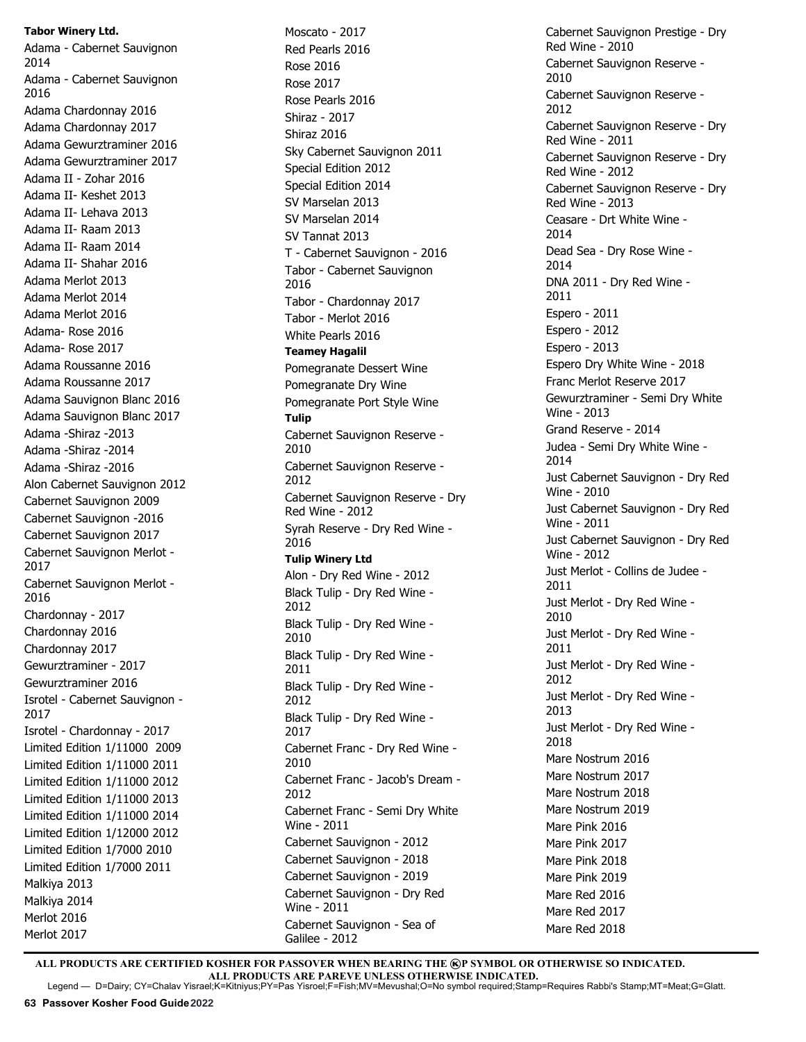**Tabor Winery Ltd.**

Adama - Cabernet Sauvignon 2014
Adama - Cabernet Sauvignon 2016
Adama Chardonnay 2016
Adama Chardonnay 2017
Adama Gewurztraminer 2016
Adama Gewurztraminer 2017
Adama II - Zohar 2016
Adama II- Keshet 2013
Adama II- Lehava 2013
Adama II- Raam 2013
Adama II- Raam 2014
Adama II- Shahar 2016
Adama Merlot 2013
Adama Merlot 2014
Adama Merlot 2016
Adama- Rose 2016
Adama- Rose 2017
Adama Roussanne 2016
Adama Roussanne 2017
Adama Sauvignon Blanc 2016
Adama Sauvignon Blanc 2017
Adama -Shiraz -2013
Adama -Shiraz -2014
Adama -Shiraz -2016
Alon Cabernet Sauvignon 2012
Cabernet Sauvignon 2009
Cabernet Sauvignon -2016
Cabernet Sauvignon 2017
Cabernet Sauvignon Merlot - 2017
Cabernet Sauvignon Merlot - 2016
Chardonnay - 2017
Chardonnay 2016
Chardonnay 2017
Gewurztraminer - 2017
Gewurztraminer 2016
Isrotel - Cabernet Sauvignon - 2017
Isrotel - Chardonnay - 2017
Limited Edition 1/11000 2009
Limited Edition 1/11000 2011
Limited Edition 1/11000 2012
Limited Edition 1/11000 2013
Limited Edition 1/11000 2014
Limited Edition 1/12000 2012
Limited Edition 1/7000 2010
Limited Edition 1/7000 2011
Malkiya 2013
Malkiya 2014
Merlot 2016
Merlot 2017
Moscato - 2017
Red Pearls 2016
Rose 2016
Rose 2017
Rose Pearls 2016
Shiraz - 2017
Shiraz 2016
Sky Cabernet Sauvignon 2011
Special Edition 2012
Special Edition 2014
SV Marselan 2013
SV Marselan 2014
SV Tannat 2013
T - Cabernet Sauvignon - 2016
Tabor - Cabernet Sauvignon 2016
Tabor - Chardonnay 2017
Tabor - Merlot 2016
White Pearls 2016

**Teamey Hagalil**

Pomegranate Dessert Wine
Pomegranate Dry Wine
Pomegranate Port Style Wine

**Tulip**

Cabernet Sauvignon Reserve - 2010
Cabernet Sauvignon Reserve - 2012
Cabernet Sauvignon Reserve - Dry Red Wine - 2012
Syrah Reserve - Dry Red Wine - 2016

**Tulip Winery Ltd**

Alon - Dry Red Wine - 2012
Black Tulip - Dry Red Wine - 2012
Black Tulip - Dry Red Wine - 2010
Black Tulip - Dry Red Wine - 2011
Black Tulip - Dry Red Wine - 2012
Black Tulip - Dry Red Wine - 2017
Cabernet Franc - Dry Red Wine - 2010
Cabernet Franc - Jacob's Dream - 2012
Cabernet Franc - Semi Dry White Wine - 2011
Cabernet Sauvignon - 2012
Cabernet Sauvignon - 2018
Cabernet Sauvignon - 2019
Cabernet Sauvignon - Dry Red Wine - 2011
Cabernet Sauvignon - Sea of Galilee - 2012
Cabernet Sauvignon Prestige - Dry Red Wine - 2010
Cabernet Sauvignon Reserve - 2010
Cabernet Sauvignon Reserve - 2012
Cabernet Sauvignon Reserve - Dry Red Wine - 2011
Cabernet Sauvignon Reserve - Dry Red Wine - 2012
Cabernet Sauvignon Reserve - Dry Red Wine - 2013
Ceasare - Drt White Wine - 2014
Dead Sea - Dry Rose Wine - 2014
DNA 2011 - Dry Red Wine - 2011
Espero - 2011
Espero - 2012
Espero - 2013
Espero Dry White Wine - 2018
Franc Merlot Reserve 2017
Gewurztraminer - Semi Dry White Wine - 2013
Grand Reserve - 2014
Judea - Semi Dry White Wine - 2014
Just Cabernet Sauvignon - Dry Red Wine - 2010
Just Cabernet Sauvignon - Dry Red Wine - 2011
Just Cabernet Sauvignon - Dry Red Wine - 2012
Just Merlot - Collins de Judee - 2011
Just Merlot - Dry Red Wine - 2010
Just Merlot - Dry Red Wine - 2011
Just Merlot - Dry Red Wine - 2012
Just Merlot - Dry Red Wine - 2013
Just Merlot - Dry Red Wine - 2018
Mare Nostrum 2016
Mare Nostrum 2017
Mare Nostrum 2018
Mare Nostrum 2019
Mare Pink 2016
Mare Pink 2017
Mare Pink 2018
Mare Pink 2019
Mare Red 2016
Mare Red 2017
Mare Red 2018

**ALL PRODUCTS ARE CERTIFIED KOSHER FOR PASSOVER WHEN BEARING THE ⓀP SYMBOL OR OTHERWISE SO INDICATED.**
**ALL PRODUCTS ARE PAREVE UNLESS OTHERWISE INDICATED.**

Legend — D=Dairy; CY=Chalav Yisrael;K=Kitniyus;PY=Pas Yisroel;F=Fish;MV=Mevushal;O=No symbol required;Stamp=Requires Rabbi's Stamp;MT=Meat;G=Glatt.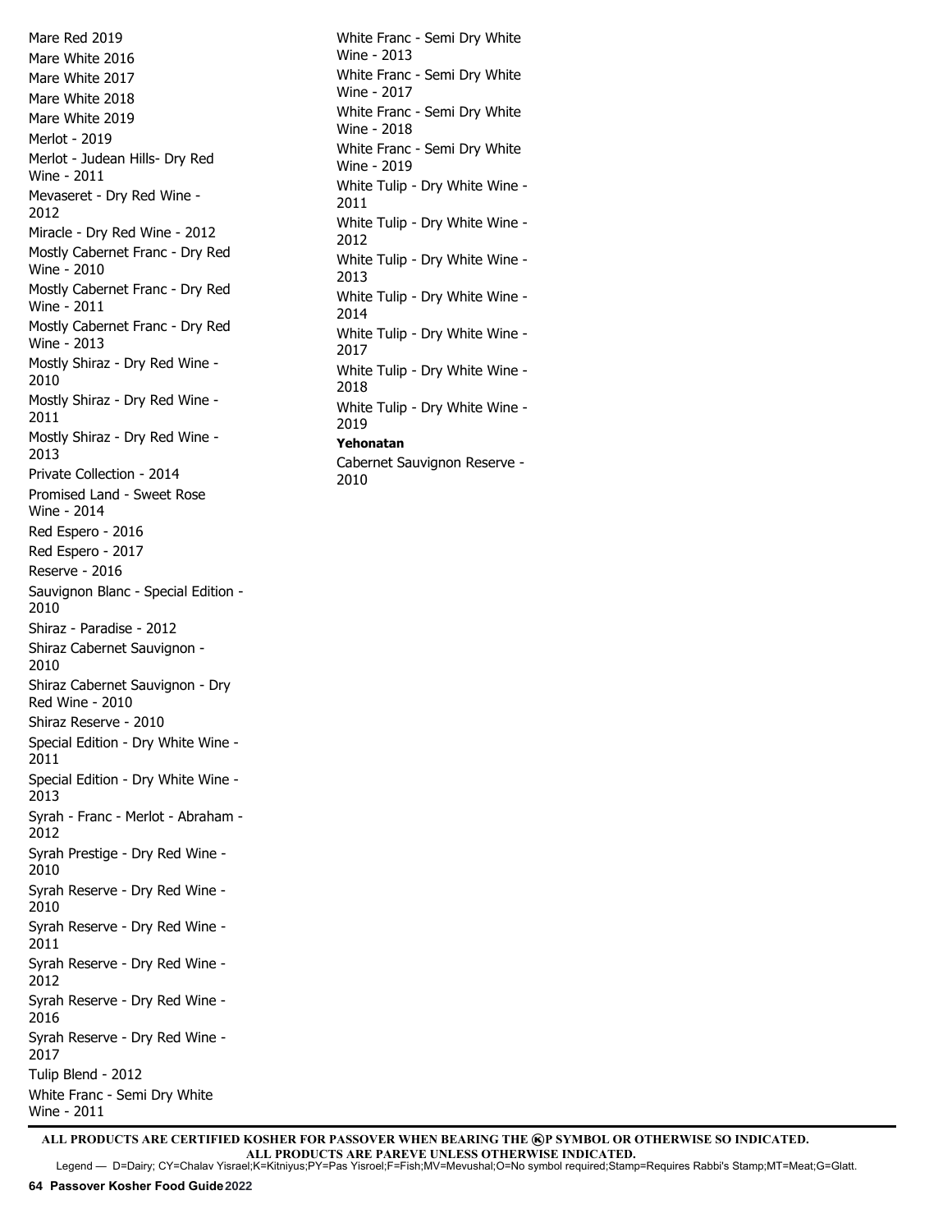Mare Red 2019
Mare White 2016
Mare White 2017
Mare White 2018
Mare White 2019
Merlot - 2019
Merlot - Judean Hills- Dry Red Wine - 2011
Mevaseret - Dry Red Wine - 2012
Miracle - Dry Red Wine - 2012
Mostly Cabernet Franc - Dry Red Wine - 2010
Mostly Cabernet Franc - Dry Red Wine - 2011
Mostly Cabernet Franc - Dry Red Wine - 2013
Mostly Shiraz - Dry Red Wine - 2010
Mostly Shiraz - Dry Red Wine - 2011
Mostly Shiraz - Dry Red Wine - 2013
Private Collection - 2014
Promised Land - Sweet Rose Wine - 2014
Red Espero - 2016
Red Espero - 2017
Reserve - 2016
Sauvignon Blanc - Special Edition - 2010
Shiraz - Paradise - 2012
Shiraz Cabernet Sauvignon - 2010
Shiraz Cabernet Sauvignon - Dry Red Wine - 2010
Shiraz Reserve - 2010
Special Edition - Dry White Wine - 2011
Special Edition - Dry White Wine - 2013
Syrah - Franc - Merlot - Abraham - 2012
Syrah Prestige - Dry Red Wine - 2010
Syrah Reserve - Dry Red Wine - 2010
Syrah Reserve - Dry Red Wine - 2011
Syrah Reserve - Dry Red Wine - 2012
Syrah Reserve - Dry Red Wine - 2016
Syrah Reserve - Dry Red Wine - 2017
Tulip Blend - 2012
White Franc - Semi Dry White Wine - 2011
White Franc - Semi Dry White Wine - 2013
White Franc - Semi Dry White Wine - 2017
White Franc - Semi Dry White Wine - 2018
White Franc - Semi Dry White Wine - 2019
White Tulip - Dry White Wine - 2011
White Tulip - Dry White Wine - 2012
White Tulip - Dry White Wine - 2013
White Tulip - Dry White Wine - 2014
White Tulip - Dry White Wine - 2017
White Tulip - Dry White Wine - 2018
White Tulip - Dry White Wine - 2019

**Yehonatan**

Cabernet Sauvignon Reserve - 2010

**ALL PRODUCTS ARE CERTIFIED KOSHER FOR PASSOVER WHEN BEARING THE ⓀP SYMBOL OR OTHERWISE SO INDICATED.**
**ALL PRODUCTS ARE PAREVE UNLESS OTHERWISE INDICATED.**

Legend — D=Dairy; CY=Chalav Yisrael;K=Kitniyus;PY=Pas Yisroel;F=Fish;MV=Mevushal;O=No symbol required;Stamp=Requires Rabbi's Stamp;MT=Meat;G=Glatt.